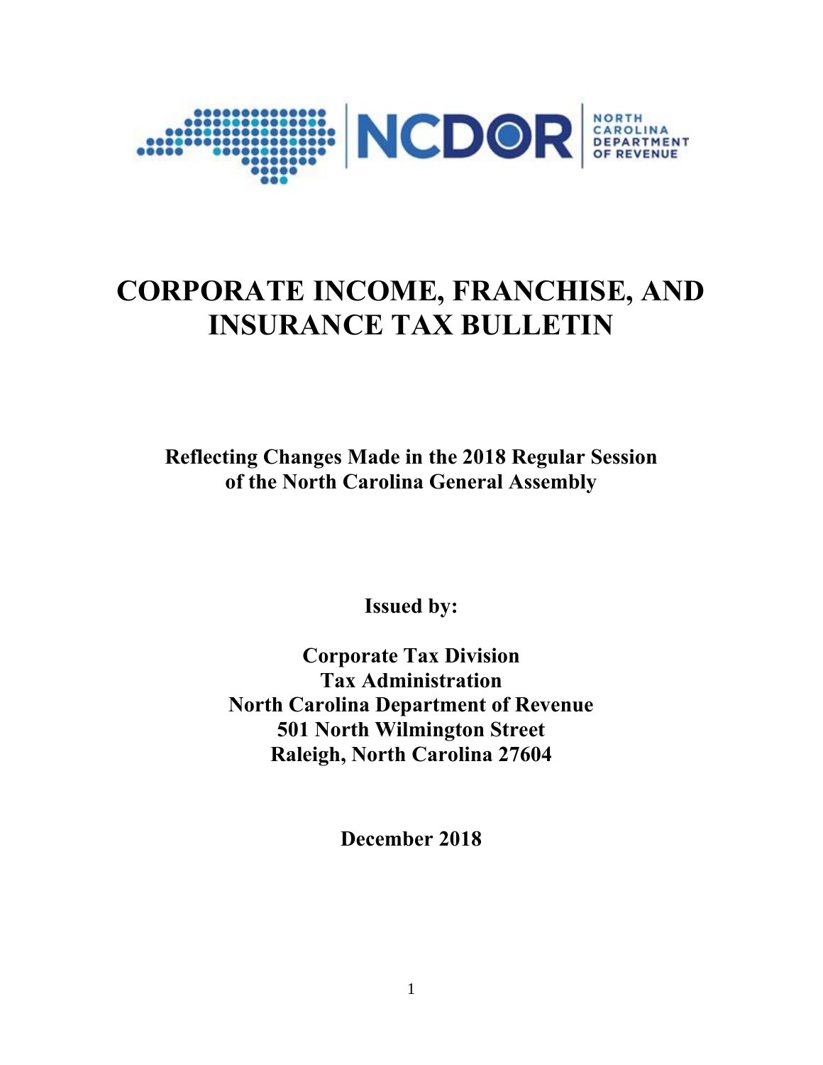NCDOR NORTH CAROLINA DEPARTMENT OF REVENUE

# CORPORATE INCOME, FRANCHISE, AND INSURANCE TAX BULLETIN

**Reflecting Changes Made in the 2018 Regular Session of the North Carolina General Assembly**

**Issued by:**

**Corporate Tax Division**
**Tax Administration**
**North Carolina Department of Revenue**
**501 North Wilmington Street**
**Raleigh, North Carolina 27604**

**December 2018**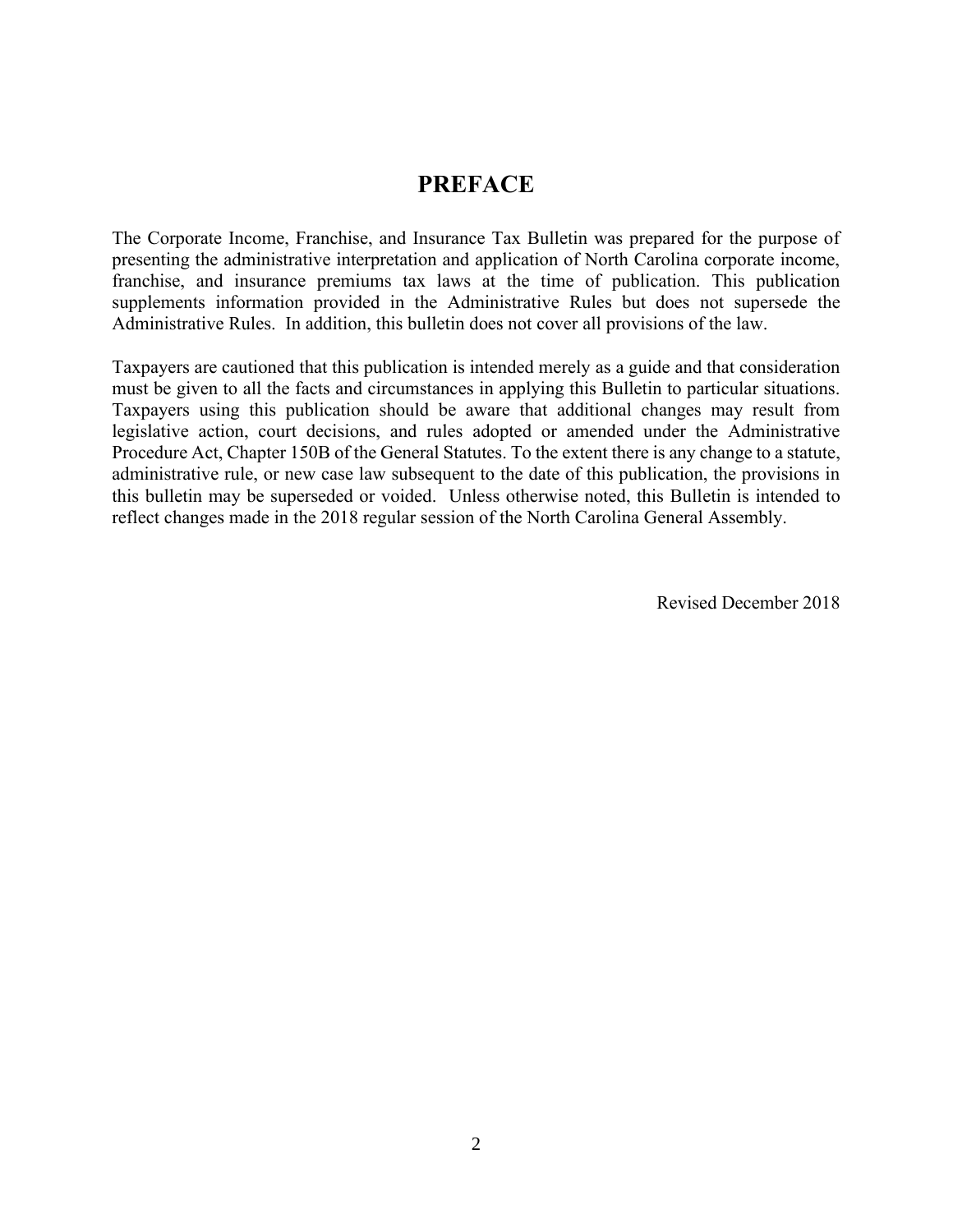# PREFACE

The Corporate Income, Franchise, and Insurance Tax Bulletin was prepared for the purpose of presenting the administrative interpretation and application of North Carolina corporate income, franchise, and insurance premiums tax laws at the time of publication. This publication supplements information provided in the Administrative Rules but does not supersede the Administrative Rules. In addition, this bulletin does not cover all provisions of the law.

Taxpayers are cautioned that this publication is intended merely as a guide and that consideration must be given to all the facts and circumstances in applying this Bulletin to particular situations. Taxpayers using this publication should be aware that additional changes may result from legislative action, court decisions, and rules adopted or amended under the Administrative Procedure Act, Chapter 150B of the General Statutes. To the extent there is any change to a statute, administrative rule, or new case law subsequent to the date of this publication, the provisions in this bulletin may be superseded or voided. Unless otherwise noted, this Bulletin is intended to reflect changes made in the 2018 regular session of the North Carolina General Assembly.

Revised December 2018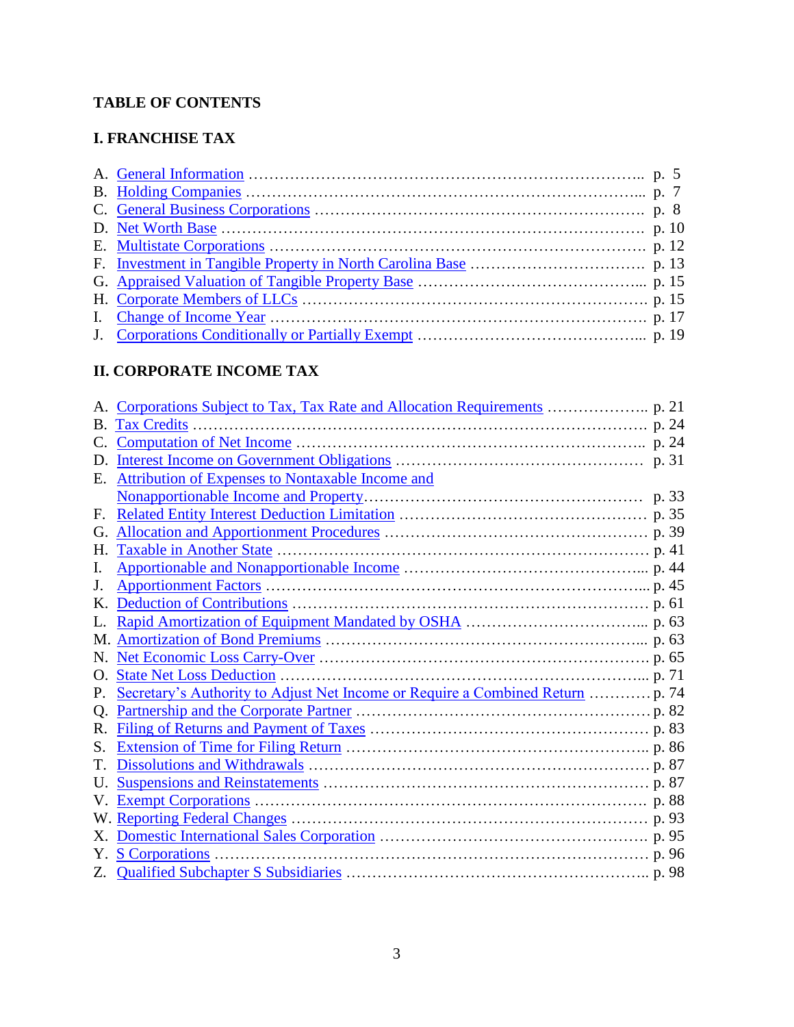**TABLE OF CONTENTS**

**I. FRANCHISE TAX**

A. General Information ........ p. 5
B. Holding Companies ........ p. 7
C. General Business Corporations ........ p. 8
D. Net Worth Base ........ p. 10
E. Multistate Corporations ........ p. 12
F. Investment in Tangible Property in North Carolina Base ........ p. 13
G. Appraised Valuation of Tangible Property Base ........ p. 15
H. Corporate Members of LLCs ........ p. 15
I. Change of Income Year ........ p. 17
J. Corporations Conditionally or Partially Exempt ........ p. 19

**II. CORPORATE INCOME TAX**

A. Corporations Subject to Tax, Tax Rate and Allocation Requirements ........ p. 21
B. Tax Credits ........ p. 24
C. Computation of Net Income ........ p. 24
D. Interest Income on Government Obligations ........ p. 31
E. Attribution of Expenses to Nontaxable Income and Nonapportionable Income and Property ........ p. 33
F. Related Entity Interest Deduction Limitation ........ p. 35
G. Allocation and Apportionment Procedures ........ p. 39
H. Taxable in Another State ........ p. 41
I. Apportionable and Nonapportionable Income ........ p. 44
J. Apportionment Factors ........ p. 45
K. Deduction of Contributions ........ p. 61
L. Rapid Amortization of Equipment Mandated by OSHA ........ p. 63
M. Amortization of Bond Premiums ........ p. 63
N. Net Economic Loss Carry-Over ........ p. 65
O. State Net Loss Deduction ........ p. 71
P. Secretary's Authority to Adjust Net Income or Require a Combined Return ........ p. 74
Q. Partnership and the Corporate Partner ........ p. 82
R. Filing of Returns and Payment of Taxes ........ p. 83
S. Extension of Time for Filing Return ........ p. 86
T. Dissolutions and Withdrawals ........ p. 87
U. Suspensions and Reinstatements ........ p. 87
V. Exempt Corporations ........ p. 88
W. Reporting Federal Changes ........ p. 93
X. Domestic International Sales Corporation ........ p. 95
Y. S Corporations ........ p. 96
Z. Qualified Subchapter S Subsidiaries ........ p. 98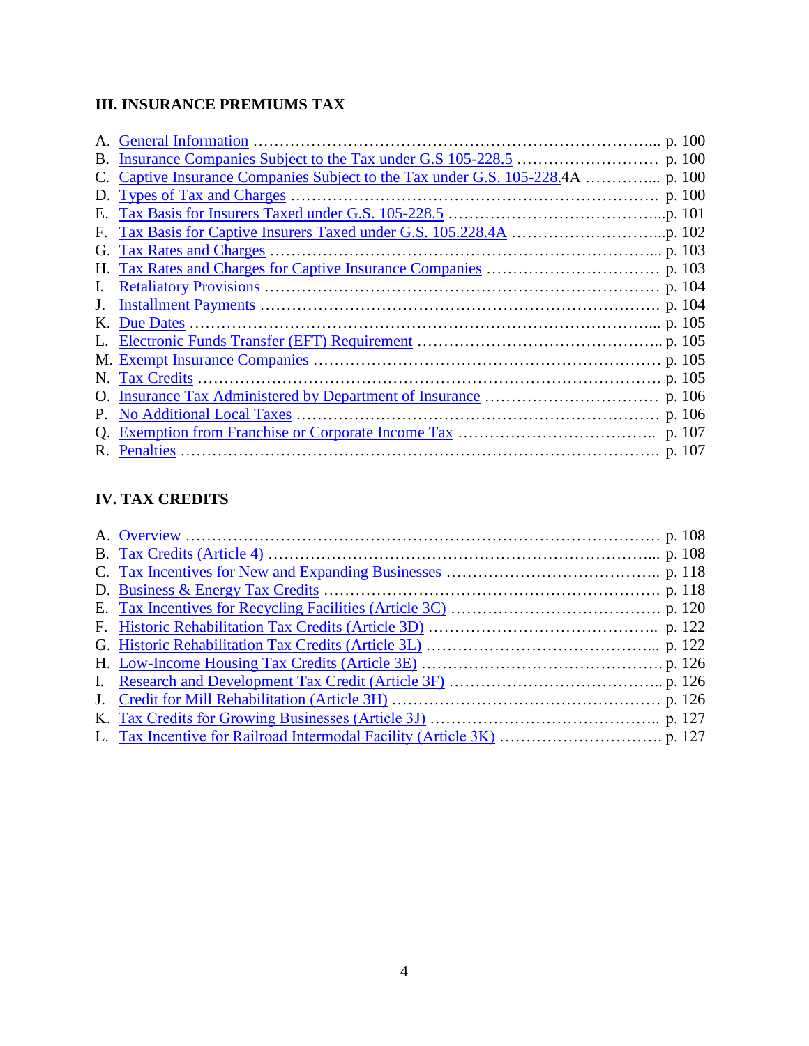## III. INSURANCE PREMIUMS TAX

A. General Information ………………………………………………………………... p. 100
B. Insurance Companies Subject to the Tax under G.S 105-228.5 ……………………… p. 100
C. Captive Insurance Companies Subject to the Tax under G.S. 105-228.4A ………….. p. 100
D. Types of Tax and Charges …………………………………………………………… p. 100
E. Tax Basis for Insurers Taxed under G.S. 105-228.5 ……………………………………...p. 101
F. Tax Basis for Captive Insurers Taxed under G.S. 105.228.4A ………………………...p. 102
G. Tax Rates and Charges ……………………………………………………………... p. 103
H. Tax Rates and Charges for Captive Insurance Companies …………………………… p. 103
I. Retaliatory Provisions ………………………………………………………………… p. 104
J. Installment Payments ………………………………………………………………… p. 104
K. Due Dates ……………………………………………………………………………... p. 105
L. Electronic Funds Transfer (EFT) Requirement ………………………………………. p. 105
M. Exempt Insurance Companies ………………………………………………………… p. 105
N. Tax Credits …………………………………………………………………………… p. 105
O. Insurance Tax Administered by Department of Insurance …………………………… p. 106
P. No Additional Local Taxes …………………………………………………………… p. 106
Q. Exemption from Franchise or Corporate Income Tax ………………………………... p. 107
R. Penalties ……………………………………………………………………………… p. 107

## IV. TAX CREDITS

A. Overview ……………………………………………………………………………… p. 108
B. Tax Credits (Article 4) ………………………………………………………………... p. 108
C. Tax Incentives for New and Expanding Businesses ………………………………….. p. 118
D. Business & Energy Tax Credits ……………………………………………………… p. 118
E. Tax Incentives for Recycling Facilities (Article 3C) ………………………………….. p. 120
F. Historic Rehabilitation Tax Credits (Article 3D) …………………………………….. p. 122
G. Historic Rehabilitation Tax Credits (Article 3L) ……………………………………... p. 122
H. Low-Income Housing Tax Credits (Article 3E) ……………………………………… p. 126
I. Research and Development Tax Credit (Article 3F) ………………………………….. p. 126
J. Credit for Mill Rehabilitation (Article 3H) …………………………………………… p. 126
K. Tax Credits for Growing Businesses (Article 3J) ……………………………………... p. 127
L. Tax Incentive for Railroad Intermodal Facility (Article 3K) ………………………… p. 127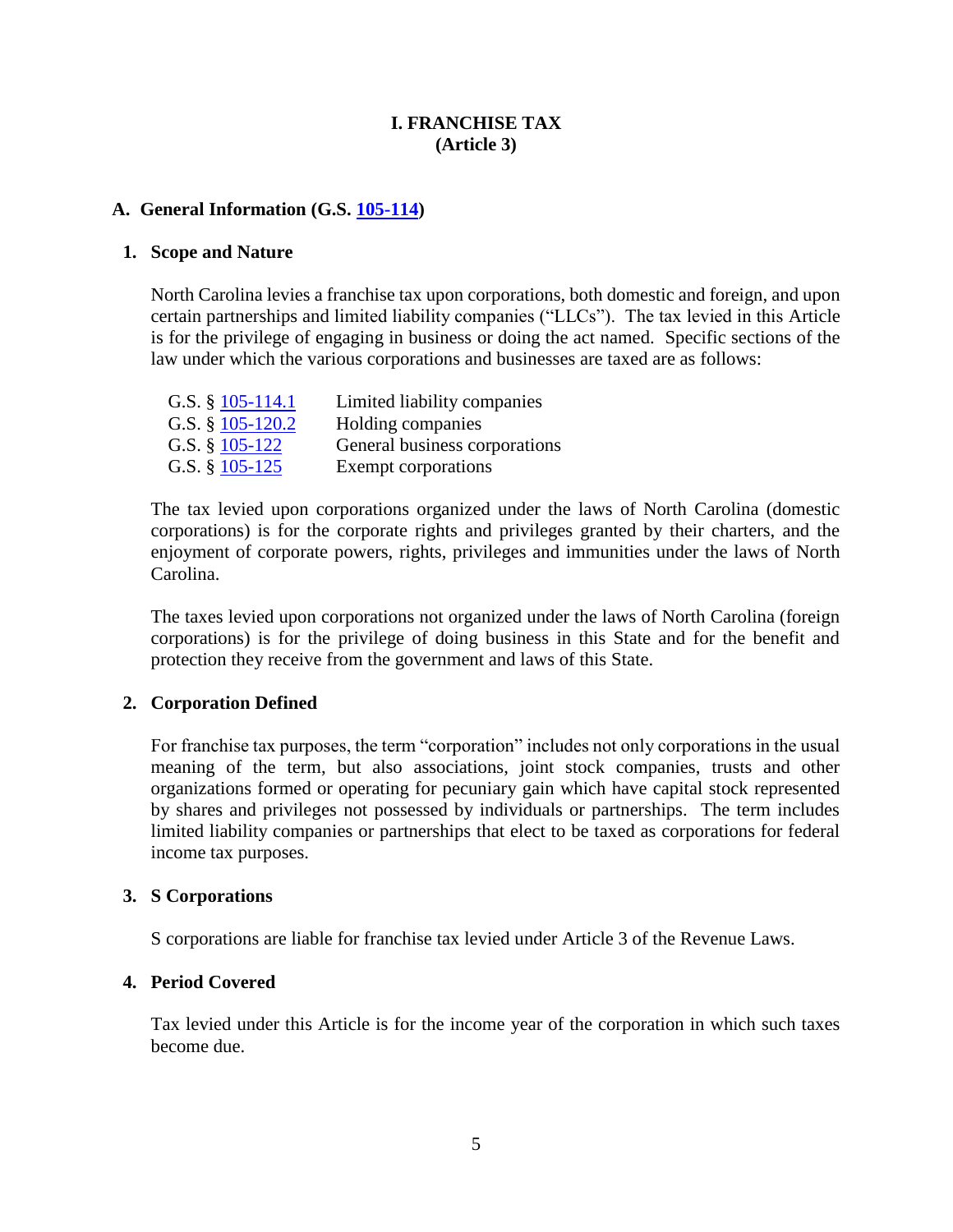# I. FRANCHISE TAX
# (Article 3)

## A. General Information (G.S. 105-114)

### 1. Scope and Nature

North Carolina levies a franchise tax upon corporations, both domestic and foreign, and upon certain partnerships and limited liability companies ("LLCs"). The tax levied in this Article is for the privilege of engaging in business or doing the act named. Specific sections of the law under which the various corporations and businesses are taxed are as follows:

| | |
|---|---|
| G.S. § 105-114.1 | Limited liability companies |
| G.S. § 105-120.2 | Holding companies |
| G.S. § 105-122 | General business corporations |
| G.S. § 105-125 | Exempt corporations |

The tax levied upon corporations organized under the laws of North Carolina (domestic corporations) is for the corporate rights and privileges granted by their charters, and the enjoyment of corporate powers, rights, privileges and immunities under the laws of North Carolina.

The taxes levied upon corporations not organized under the laws of North Carolina (foreign corporations) is for the privilege of doing business in this State and for the benefit and protection they receive from the government and laws of this State.

### 2. Corporation Defined

For franchise tax purposes, the term "corporation" includes not only corporations in the usual meaning of the term, but also associations, joint stock companies, trusts and other organizations formed or operating for pecuniary gain which have capital stock represented by shares and privileges not possessed by individuals or partnerships. The term includes limited liability companies or partnerships that elect to be taxed as corporations for federal income tax purposes.

### 3. S Corporations

S corporations are liable for franchise tax levied under Article 3 of the Revenue Laws.

### 4. Period Covered

Tax levied under this Article is for the income year of the corporation in which such taxes become due.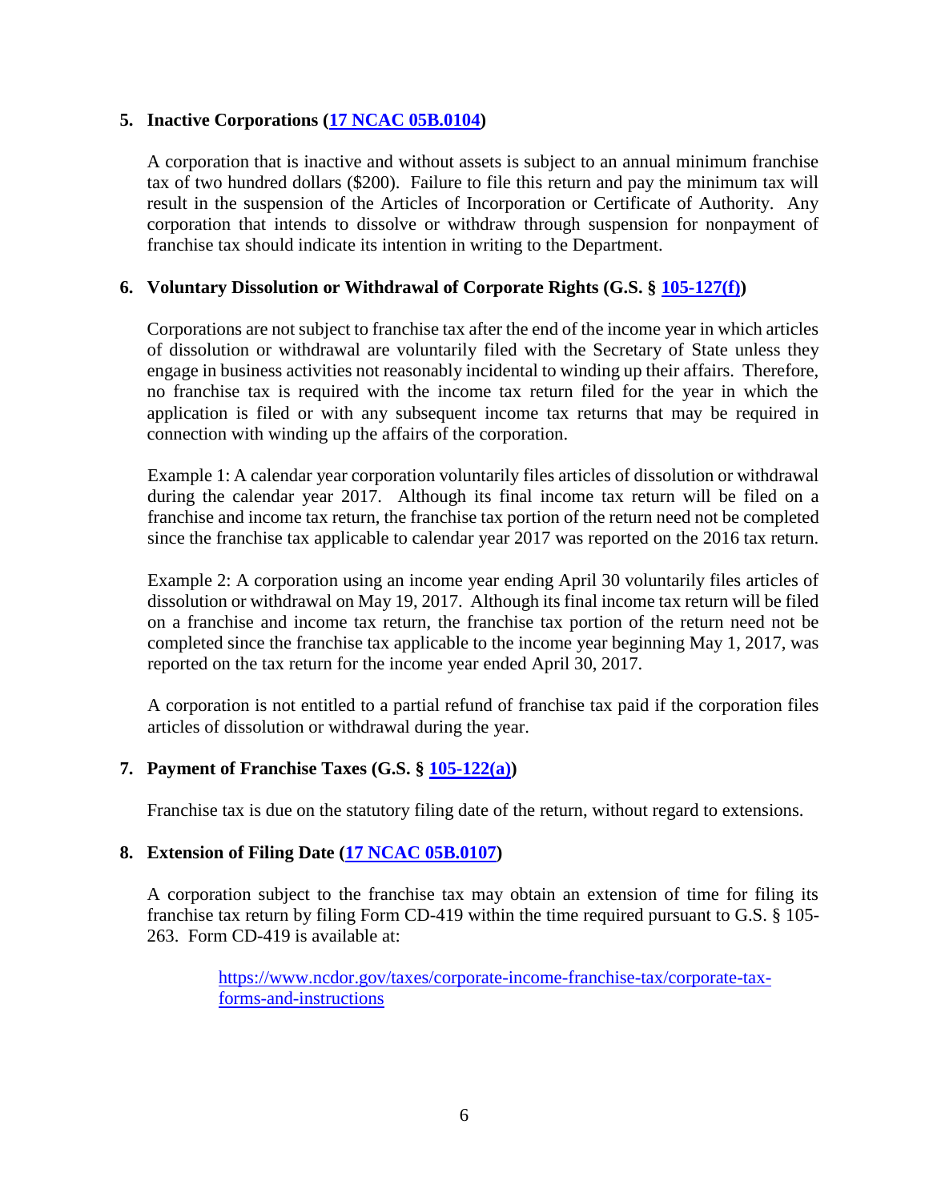### 5. Inactive Corporations ([17 NCAC 05B.0104])

A corporation that is inactive and without assets is subject to an annual minimum franchise tax of two hundred dollars ($200). Failure to file this return and pay the minimum tax will result in the suspension of the Articles of Incorporation or Certificate of Authority. Any corporation that intends to dissolve or withdraw through suspension for nonpayment of franchise tax should indicate its intention in writing to the Department.

### 6. Voluntary Dissolution or Withdrawal of Corporate Rights (G.S. § [105-127(f)])

Corporations are not subject to franchise tax after the end of the income year in which articles of dissolution or withdrawal are voluntarily filed with the Secretary of State unless they engage in business activities not reasonably incidental to winding up their affairs. Therefore, no franchise tax is required with the income tax return filed for the year in which the application is filed or with any subsequent income tax returns that may be required in connection with winding up the affairs of the corporation.

Example 1: A calendar year corporation voluntarily files articles of dissolution or withdrawal during the calendar year 2017. Although its final income tax return will be filed on a franchise and income tax return, the franchise tax portion of the return need not be completed since the franchise tax applicable to calendar year 2017 was reported on the 2016 tax return.

Example 2: A corporation using an income year ending April 30 voluntarily files articles of dissolution or withdrawal on May 19, 2017. Although its final income tax return will be filed on a franchise and income tax return, the franchise tax portion of the return need not be completed since the franchise tax applicable to the income year beginning May 1, 2017, was reported on the tax return for the income year ended April 30, 2017.

A corporation is not entitled to a partial refund of franchise tax paid if the corporation files articles of dissolution or withdrawal during the year.

### 7. Payment of Franchise Taxes (G.S. § [105-122(a)])

Franchise tax is due on the statutory filing date of the return, without regard to extensions.

### 8. Extension of Filing Date ([17 NCAC 05B.0107])

A corporation subject to the franchise tax may obtain an extension of time for filing its franchise tax return by filing Form CD-419 within the time required pursuant to G.S. § 105-263. Form CD-419 is available at:

> https://www.ncdor.gov/taxes/corporate-income-franchise-tax/corporate-tax-forms-and-instructions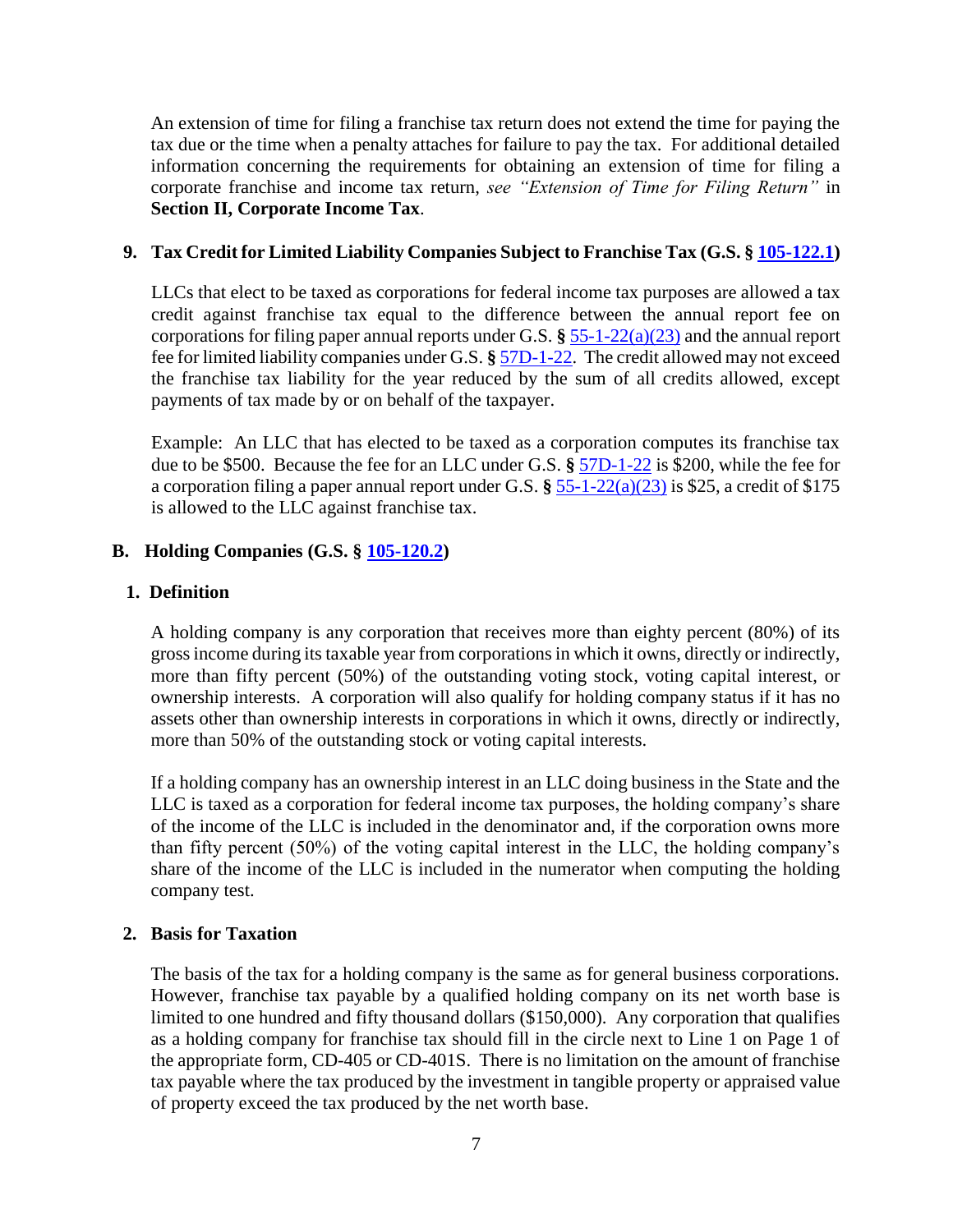An extension of time for filing a franchise tax return does not extend the time for paying the tax due or the time when a penalty attaches for failure to pay the tax. For additional detailed information concerning the requirements for obtaining an extension of time for filing a corporate franchise and income tax return, *see "Extension of Time for Filing Return"* in **Section II, Corporate Income Tax**.

### 9. Tax Credit for Limited Liability Companies Subject to Franchise Tax (G.S. § 105-122.1)

LLCs that elect to be taxed as corporations for federal income tax purposes are allowed a tax credit against franchise tax equal to the difference between the annual report fee on corporations for filing paper annual reports under G.S. **§** 55-1-22(a)(23) and the annual report fee for limited liability companies under G.S. **§** 57D-1-22. The credit allowed may not exceed the franchise tax liability for the year reduced by the sum of all credits allowed, except payments of tax made by or on behalf of the taxpayer.

Example: An LLC that has elected to be taxed as a corporation computes its franchise tax due to be $500. Because the fee for an LLC under G.S. **§** 57D-1-22 is $200, while the fee for a corporation filing a paper annual report under G.S. **§** 55-1-22(a)(23) is $25, a credit of $175 is allowed to the LLC against franchise tax.

## B. Holding Companies (G.S. § 105-120.2)

### 1. Definition

A holding company is any corporation that receives more than eighty percent (80%) of its gross income during its taxable year from corporations in which it owns, directly or indirectly, more than fifty percent (50%) of the outstanding voting stock, voting capital interest, or ownership interests. A corporation will also qualify for holding company status if it has no assets other than ownership interests in corporations in which it owns, directly or indirectly, more than 50% of the outstanding stock or voting capital interests.

If a holding company has an ownership interest in an LLC doing business in the State and the LLC is taxed as a corporation for federal income tax purposes, the holding company's share of the income of the LLC is included in the denominator and, if the corporation owns more than fifty percent (50%) of the voting capital interest in the LLC, the holding company's share of the income of the LLC is included in the numerator when computing the holding company test.

### 2. Basis for Taxation

The basis of the tax for a holding company is the same as for general business corporations. However, franchise tax payable by a qualified holding company on its net worth base is limited to one hundred and fifty thousand dollars ($150,000). Any corporation that qualifies as a holding company for franchise tax should fill in the circle next to Line 1 on Page 1 of the appropriate form, CD-405 or CD-401S. There is no limitation on the amount of franchise tax payable where the tax produced by the investment in tangible property or appraised value of property exceed the tax produced by the net worth base.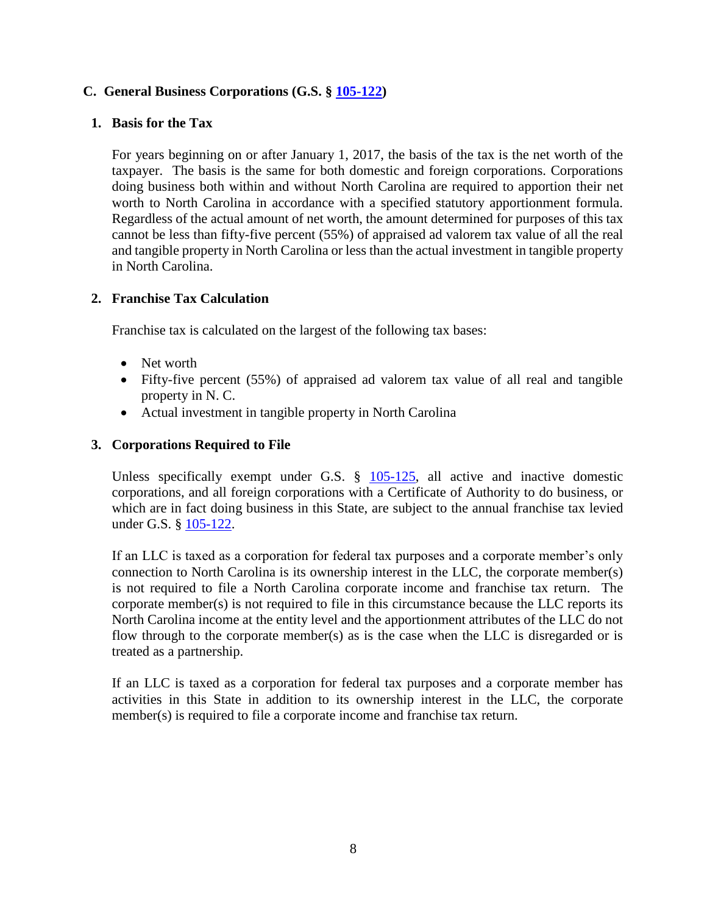### C. General Business Corporations (G.S. § 105-122)

#### 1. Basis for the Tax

For years beginning on or after January 1, 2017, the basis of the tax is the net worth of the taxpayer. The basis is the same for both domestic and foreign corporations. Corporations doing business both within and without North Carolina are required to apportion their net worth to North Carolina in accordance with a specified statutory apportionment formula. Regardless of the actual amount of net worth, the amount determined for purposes of this tax cannot be less than fifty-five percent (55%) of appraised ad valorem tax value of all the real and tangible property in North Carolina or less than the actual investment in tangible property in North Carolina.

#### 2. Franchise Tax Calculation

Franchise tax is calculated on the largest of the following tax bases:

- Net worth
- Fifty-five percent (55%) of appraised ad valorem tax value of all real and tangible property in N. C.
- Actual investment in tangible property in North Carolina

#### 3. Corporations Required to File

Unless specifically exempt under G.S. § 105-125, all active and inactive domestic corporations, and all foreign corporations with a Certificate of Authority to do business, or which are in fact doing business in this State, are subject to the annual franchise tax levied under G.S. § 105-122.

If an LLC is taxed as a corporation for federal tax purposes and a corporate member's only connection to North Carolina is its ownership interest in the LLC, the corporate member(s) is not required to file a North Carolina corporate income and franchise tax return. The corporate member(s) is not required to file in this circumstance because the LLC reports its North Carolina income at the entity level and the apportionment attributes of the LLC do not flow through to the corporate member(s) as is the case when the LLC is disregarded or is treated as a partnership.

If an LLC is taxed as a corporation for federal tax purposes and a corporate member has activities in this State in addition to its ownership interest in the LLC, the corporate member(s) is required to file a corporate income and franchise tax return.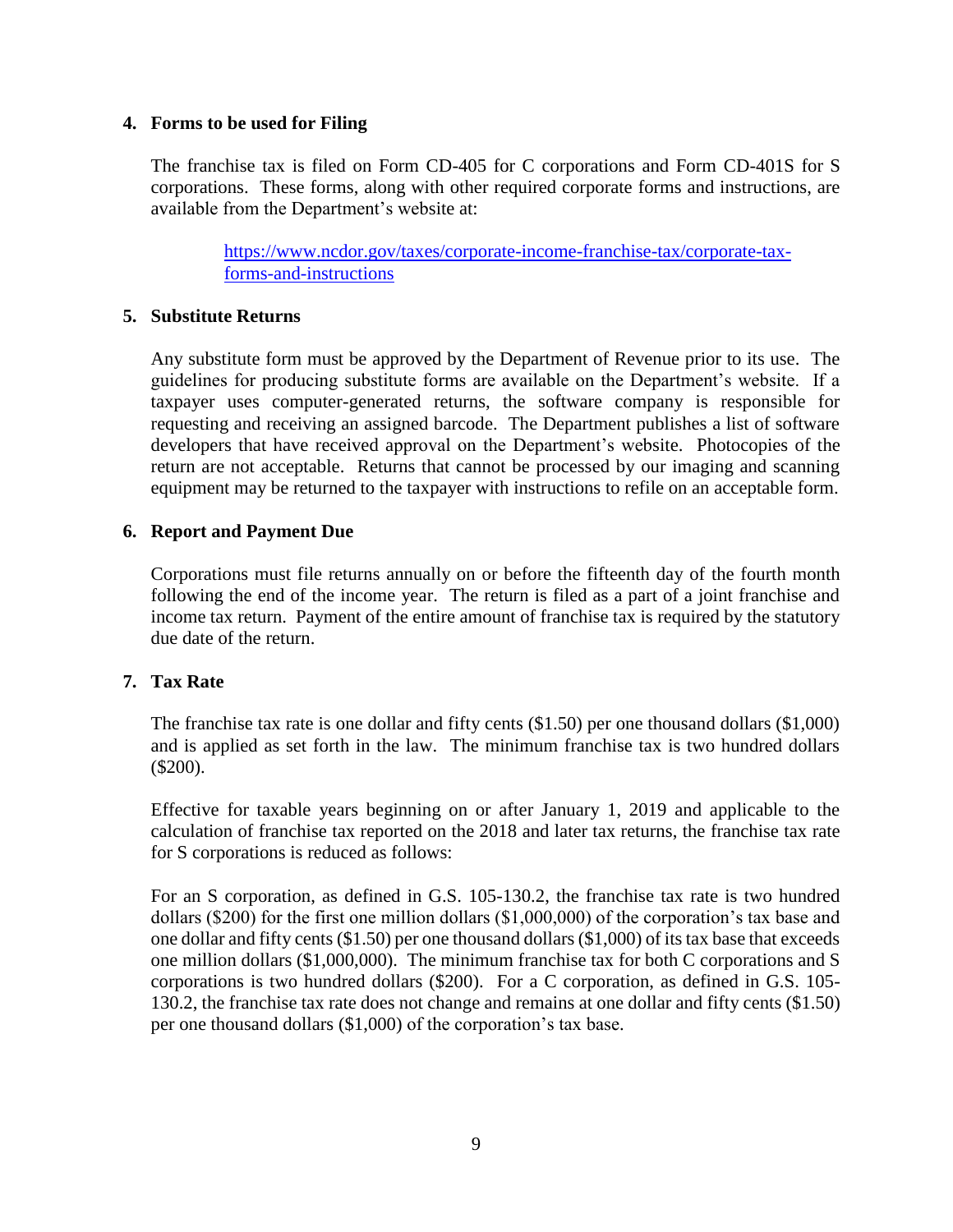### 4. Forms to be used for Filing

The franchise tax is filed on Form CD-405 for C corporations and Form CD-401S for S corporations. These forms, along with other required corporate forms and instructions, are available from the Department's website at:

> [https://www.ncdor.gov/taxes/corporate-income-franchise-tax/corporate-tax-forms-and-instructions](https://www.ncdor.gov/taxes/corporate-income-franchise-tax/corporate-tax-forms-and-instructions)

### 5. Substitute Returns

Any substitute form must be approved by the Department of Revenue prior to its use. The guidelines for producing substitute forms are available on the Department's website. If a taxpayer uses computer-generated returns, the software company is responsible for requesting and receiving an assigned barcode. The Department publishes a list of software developers that have received approval on the Department's website. Photocopies of the return are not acceptable. Returns that cannot be processed by our imaging and scanning equipment may be returned to the taxpayer with instructions to refile on an acceptable form.

### 6. Report and Payment Due

Corporations must file returns annually on or before the fifteenth day of the fourth month following the end of the income year. The return is filed as a part of a joint franchise and income tax return. Payment of the entire amount of franchise tax is required by the statutory due date of the return.

### 7. Tax Rate

The franchise tax rate is one dollar and fifty cents ($1.50) per one thousand dollars ($1,000) and is applied as set forth in the law. The minimum franchise tax is two hundred dollars ($200).

Effective for taxable years beginning on or after January 1, 2019 and applicable to the calculation of franchise tax reported on the 2018 and later tax returns, the franchise tax rate for S corporations is reduced as follows:

For an S corporation, as defined in G.S. 105-130.2, the franchise tax rate is two hundred dollars ($200) for the first one million dollars ($1,000,000) of the corporation's tax base and one dollar and fifty cents ($1.50) per one thousand dollars ($1,000) of its tax base that exceeds one million dollars ($1,000,000). The minimum franchise tax for both C corporations and S corporations is two hundred dollars ($200). For a C corporation, as defined in G.S. 105-130.2, the franchise tax rate does not change and remains at one dollar and fifty cents ($1.50) per one thousand dollars ($1,000) of the corporation's tax base.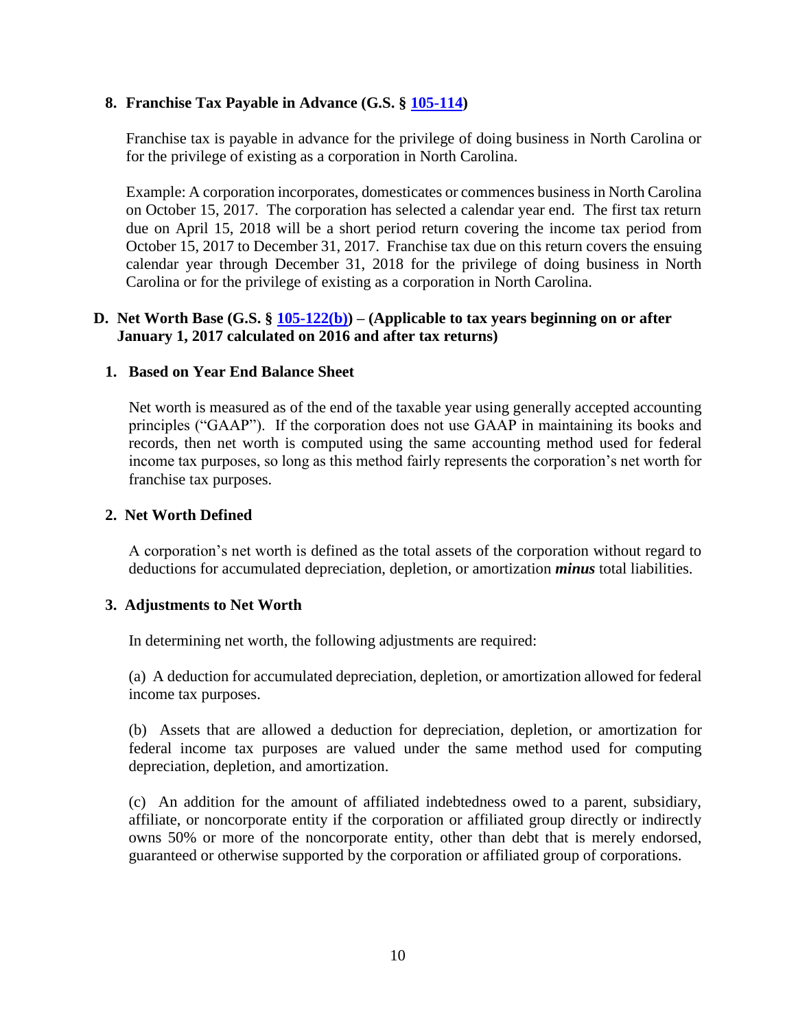### 8. Franchise Tax Payable in Advance (G.S. § [105-114](105-114))

Franchise tax is payable in advance for the privilege of doing business in North Carolina or for the privilege of existing as a corporation in North Carolina.

Example: A corporation incorporates, domesticates or commences business in North Carolina on October 15, 2017. The corporation has selected a calendar year end. The first tax return due on April 15, 2018 will be a short period return covering the income tax period from October 15, 2017 to December 31, 2017. Franchise tax due on this return covers the ensuing calendar year through December 31, 2018 for the privilege of doing business in North Carolina or for the privilege of existing as a corporation in North Carolina.

## D. Net Worth Base (G.S. § [105-122(b)](105-122(b))) – (Applicable to tax years beginning on or after January 1, 2017 calculated on 2016 and after tax returns)

### 1. Based on Year End Balance Sheet

Net worth is measured as of the end of the taxable year using generally accepted accounting principles ("GAAP"). If the corporation does not use GAAP in maintaining its books and records, then net worth is computed using the same accounting method used for federal income tax purposes, so long as this method fairly represents the corporation's net worth for franchise tax purposes.

### 2. Net Worth Defined

A corporation's net worth is defined as the total assets of the corporation without regard to deductions for accumulated depreciation, depletion, or amortization ***minus*** total liabilities.

### 3. Adjustments to Net Worth

In determining net worth, the following adjustments are required:

(a) A deduction for accumulated depreciation, depletion, or amortization allowed for federal income tax purposes.

(b) Assets that are allowed a deduction for depreciation, depletion, or amortization for federal income tax purposes are valued under the same method used for computing depreciation, depletion, and amortization.

(c) An addition for the amount of affiliated indebtedness owed to a parent, subsidiary, affiliate, or noncorporate entity if the corporation or affiliated group directly or indirectly owns 50% or more of the noncorporate entity, other than debt that is merely endorsed, guaranteed or otherwise supported by the corporation or affiliated group of corporations.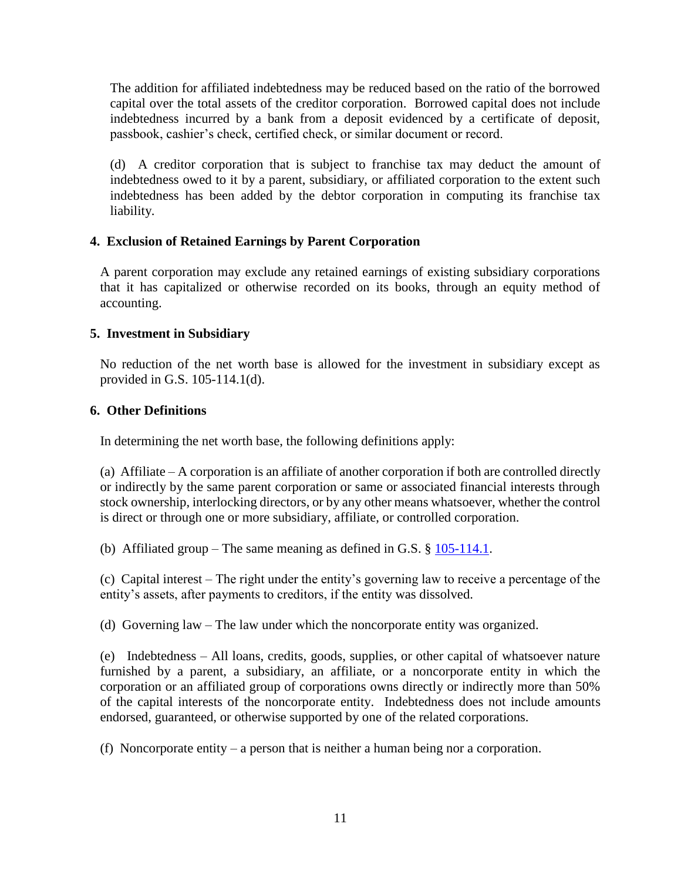The addition for affiliated indebtedness may be reduced based on the ratio of the borrowed capital over the total assets of the creditor corporation. Borrowed capital does not include indebtedness incurred by a bank from a deposit evidenced by a certificate of deposit, passbook, cashier's check, certified check, or similar document or record.

(d) A creditor corporation that is subject to franchise tax may deduct the amount of indebtedness owed to it by a parent, subsidiary, or affiliated corporation to the extent such indebtedness has been added by the debtor corporation in computing its franchise tax liability.

**4. Exclusion of Retained Earnings by Parent Corporation**

A parent corporation may exclude any retained earnings of existing subsidiary corporations that it has capitalized or otherwise recorded on its books, through an equity method of accounting.

**5. Investment in Subsidiary**

No reduction of the net worth base is allowed for the investment in subsidiary except as provided in G.S. 105-114.1(d).

**6. Other Definitions**

In determining the net worth base, the following definitions apply:

(a) Affiliate – A corporation is an affiliate of another corporation if both are controlled directly or indirectly by the same parent corporation or same or associated financial interests through stock ownership, interlocking directors, or by any other means whatsoever, whether the control is direct or through one or more subsidiary, affiliate, or controlled corporation.

(b) Affiliated group – The same meaning as defined in G.S. § 105-114.1.

(c) Capital interest – The right under the entity's governing law to receive a percentage of the entity's assets, after payments to creditors, if the entity was dissolved.

(d) Governing law – The law under which the noncorporate entity was organized.

(e) Indebtedness – All loans, credits, goods, supplies, or other capital of whatsoever nature furnished by a parent, a subsidiary, an affiliate, or a noncorporate entity in which the corporation or an affiliated group of corporations owns directly or indirectly more than 50% of the capital interests of the noncorporate entity. Indebtedness does not include amounts endorsed, guaranteed, or otherwise supported by one of the related corporations.

(f) Noncorporate entity – a person that is neither a human being nor a corporation.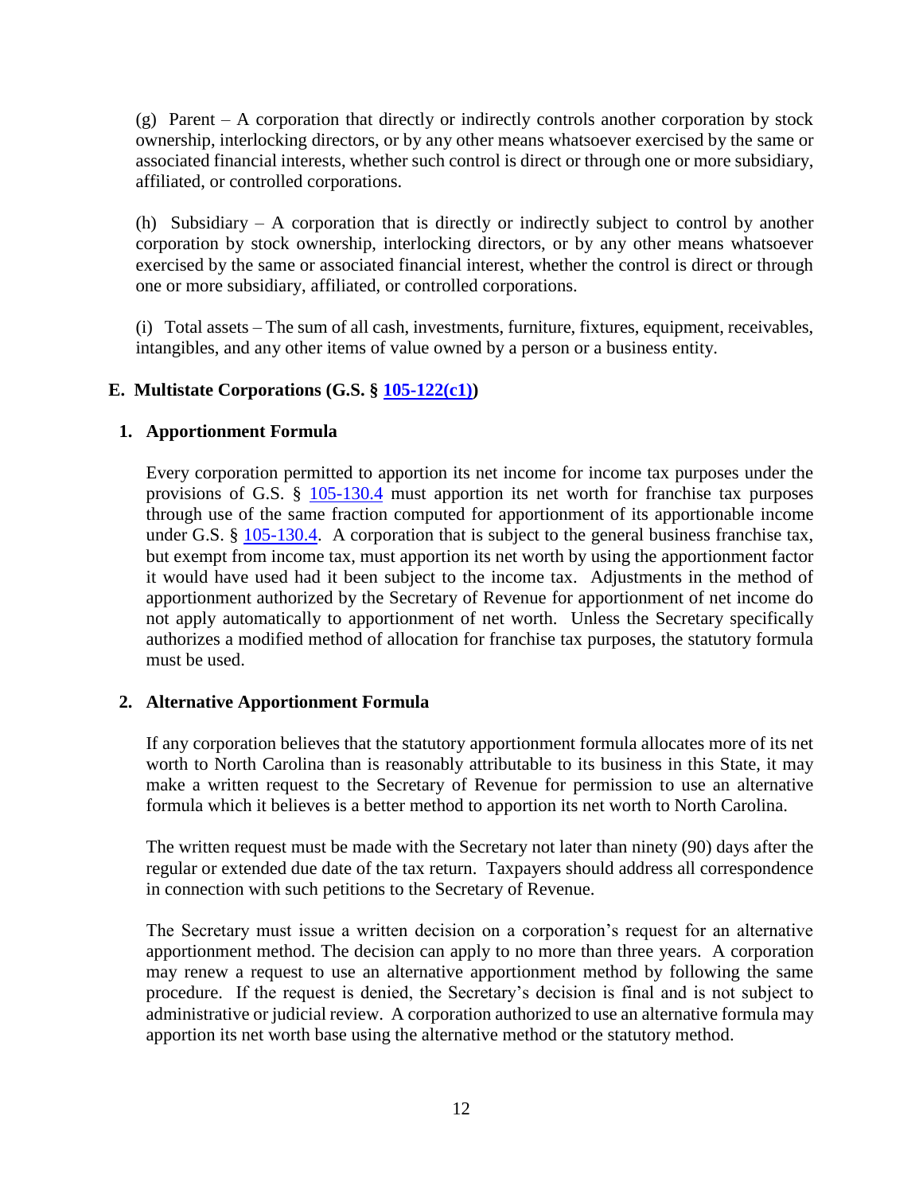(g) Parent – A corporation that directly or indirectly controls another corporation by stock ownership, interlocking directors, or by any other means whatsoever exercised by the same or associated financial interests, whether such control is direct or through one or more subsidiary, affiliated, or controlled corporations.

(h) Subsidiary – A corporation that is directly or indirectly subject to control by another corporation by stock ownership, interlocking directors, or by any other means whatsoever exercised by the same or associated financial interest, whether the control is direct or through one or more subsidiary, affiliated, or controlled corporations.

(i) Total assets – The sum of all cash, investments, furniture, fixtures, equipment, receivables, intangibles, and any other items of value owned by a person or a business entity.

## E. Multistate Corporations (G.S. § 105-122(c1))

### 1. Apportionment Formula

Every corporation permitted to apportion its net income for income tax purposes under the provisions of G.S. § 105-130.4 must apportion its net worth for franchise tax purposes through use of the same fraction computed for apportionment of its apportionable income under G.S. § 105-130.4. A corporation that is subject to the general business franchise tax, but exempt from income tax, must apportion its net worth by using the apportionment factor it would have used had it been subject to the income tax. Adjustments in the method of apportionment authorized by the Secretary of Revenue for apportionment of net income do not apply automatically to apportionment of net worth. Unless the Secretary specifically authorizes a modified method of allocation for franchise tax purposes, the statutory formula must be used.

### 2. Alternative Apportionment Formula

If any corporation believes that the statutory apportionment formula allocates more of its net worth to North Carolina than is reasonably attributable to its business in this State, it may make a written request to the Secretary of Revenue for permission to use an alternative formula which it believes is a better method to apportion its net worth to North Carolina.

The written request must be made with the Secretary not later than ninety (90) days after the regular or extended due date of the tax return. Taxpayers should address all correspondence in connection with such petitions to the Secretary of Revenue.

The Secretary must issue a written decision on a corporation's request for an alternative apportionment method. The decision can apply to no more than three years. A corporation may renew a request to use an alternative apportionment method by following the same procedure. If the request is denied, the Secretary's decision is final and is not subject to administrative or judicial review. A corporation authorized to use an alternative formula may apportion its net worth base using the alternative method or the statutory method.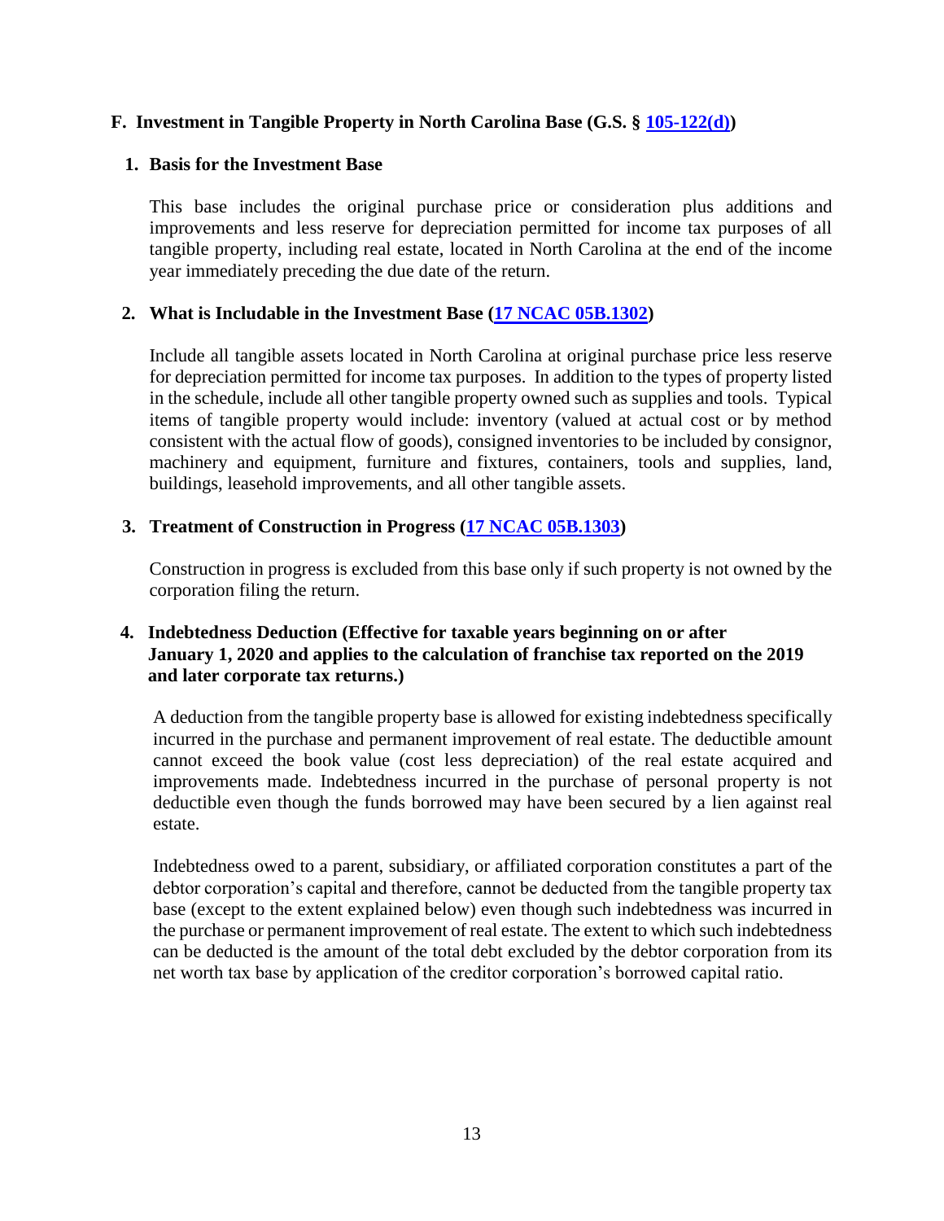### F. Investment in Tangible Property in North Carolina Base (G.S. § [105-122(d)](105-122(d)))

#### 1. Basis for the Investment Base

This base includes the original purchase price or consideration plus additions and improvements and less reserve for depreciation permitted for income tax purposes of all tangible property, including real estate, located in North Carolina at the end of the income year immediately preceding the due date of the return.

#### 2. What is Includable in the Investment Base (17 NCAC 05B.1302)

Include all tangible assets located in North Carolina at original purchase price less reserve for depreciation permitted for income tax purposes. In addition to the types of property listed in the schedule, include all other tangible property owned such as supplies and tools. Typical items of tangible property would include: inventory (valued at actual cost or by method consistent with the actual flow of goods), consigned inventories to be included by consignor, machinery and equipment, furniture and fixtures, containers, tools and supplies, land, buildings, leasehold improvements, and all other tangible assets.

#### 3. Treatment of Construction in Progress (17 NCAC 05B.1303)

Construction in progress is excluded from this base only if such property is not owned by the corporation filing the return.

#### 4. Indebtedness Deduction (Effective for taxable years beginning on or after January 1, 2020 and applies to the calculation of franchise tax reported on the 2019 and later corporate tax returns.)

A deduction from the tangible property base is allowed for existing indebtedness specifically incurred in the purchase and permanent improvement of real estate. The deductible amount cannot exceed the book value (cost less depreciation) of the real estate acquired and improvements made. Indebtedness incurred in the purchase of personal property is not deductible even though the funds borrowed may have been secured by a lien against real estate.

Indebtedness owed to a parent, subsidiary, or affiliated corporation constitutes a part of the debtor corporation's capital and therefore, cannot be deducted from the tangible property tax base (except to the extent explained below) even though such indebtedness was incurred in the purchase or permanent improvement of real estate. The extent to which such indebtedness can be deducted is the amount of the total debt excluded by the debtor corporation from its net worth tax base by application of the creditor corporation's borrowed capital ratio.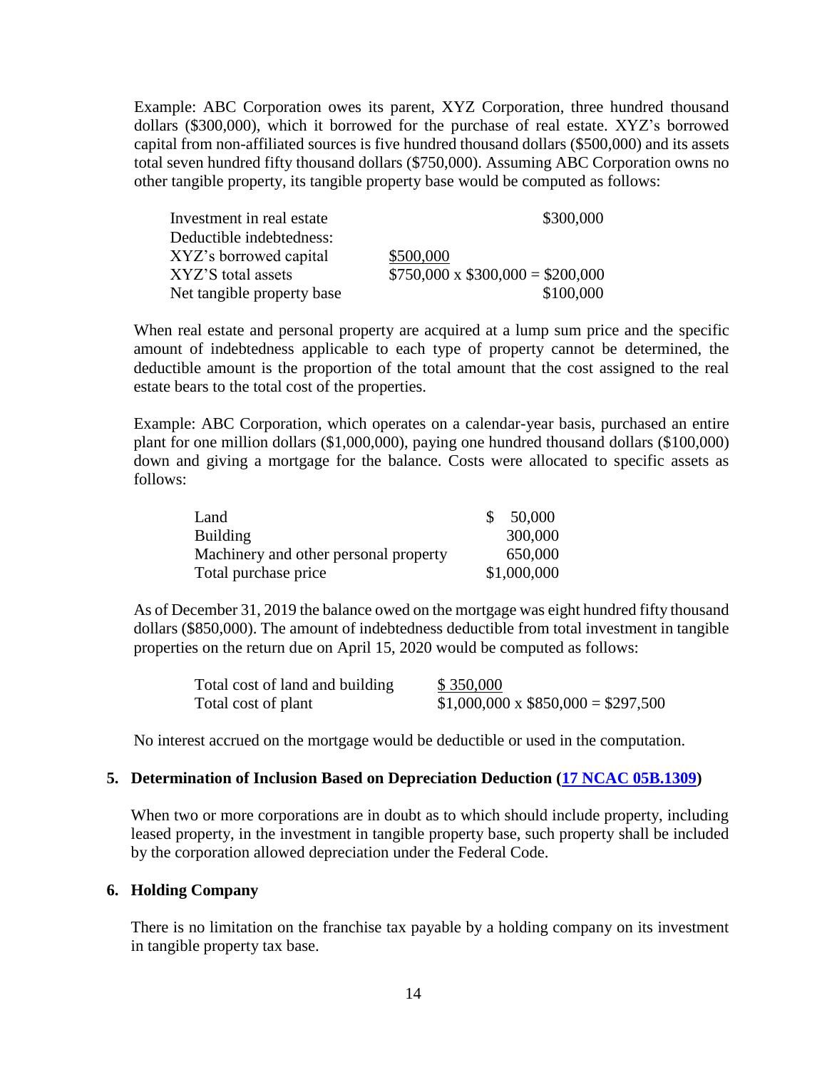Example: ABC Corporation owes its parent, XYZ Corporation, three hundred thousand dollars ($300,000), which it borrowed for the purchase of real estate. XYZ's borrowed capital from non-affiliated sources is five hundred thousand dollars ($500,000) and its assets total seven hundred fifty thousand dollars ($750,000). Assuming ABC Corporation owns no other tangible property, its tangible property base would be computed as follows:

| | | |
|---|---|---|
| Investment in real estate | | $300,000 |
| Deductible indebtedness: | | |
| XYZ's borrowed capital | $500,000 | |
| XYZ'S total assets | $750,000 x $300,000 = | $200,000 |
| Net tangible property base | | $100,000 |

When real estate and personal property are acquired at a lump sum price and the specific amount of indebtedness applicable to each type of property cannot be determined, the deductible amount is the proportion of the total amount that the cost assigned to the real estate bears to the total cost of the properties.

Example: ABC Corporation, which operates on a calendar-year basis, purchased an entire plant for one million dollars ($1,000,000), paying one hundred thousand dollars ($100,000) down and giving a mortgage for the balance. Costs were allocated to specific assets as follows:

| | |
|---|---|
| Land | $ 50,000 |
| Building | 300,000 |
| Machinery and other personal property | 650,000 |
| Total purchase price | $1,000,000 |

As of December 31, 2019 the balance owed on the mortgage was eight hundred fifty thousand dollars ($850,000). The amount of indebtedness deductible from total investment in tangible properties on the return due on April 15, 2020 would be computed as follows:

| | |
|---|---|
| Total cost of land and building | $ 350,000 |
| Total cost of plant | $1,000,000 x $850,000 = $297,500 |

No interest accrued on the mortgage would be deductible or used in the computation.

**5. Determination of Inclusion Based on Depreciation Deduction (17 NCAC 05B.1309)**

When two or more corporations are in doubt as to which should include property, including leased property, in the investment in tangible property base, such property shall be included by the corporation allowed depreciation under the Federal Code.

**6. Holding Company**

There is no limitation on the franchise tax payable by a holding company on its investment in tangible property tax base.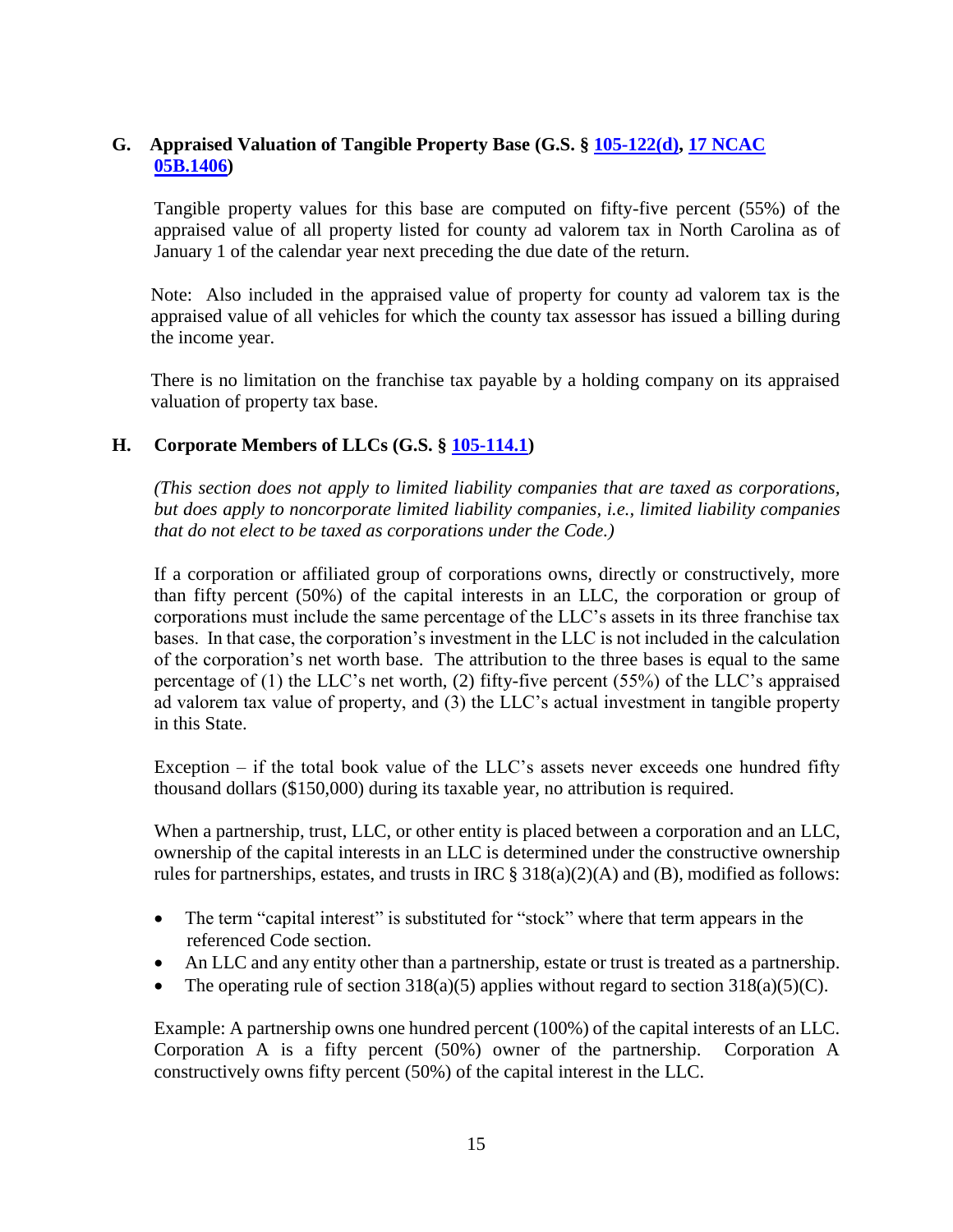### G. Appraised Valuation of Tangible Property Base (G.S. § [105-122(d)](), [17 NCAC 05B.1406]())

Tangible property values for this base are computed on fifty-five percent (55%) of the appraised value of all property listed for county ad valorem tax in North Carolina as of January 1 of the calendar year next preceding the due date of the return.

Note: Also included in the appraised value of property for county ad valorem tax is the appraised value of all vehicles for which the county tax assessor has issued a billing during the income year.

There is no limitation on the franchise tax payable by a holding company on its appraised valuation of property tax base.

### H. Corporate Members of LLCs (G.S. § [105-114.1]())

*(This section does not apply to limited liability companies that are taxed as corporations, but does apply to noncorporate limited liability companies, i.e., limited liability companies that do not elect to be taxed as corporations under the Code.)*

If a corporation or affiliated group of corporations owns, directly or constructively, more than fifty percent (50%) of the capital interests in an LLC, the corporation or group of corporations must include the same percentage of the LLC's assets in its three franchise tax bases. In that case, the corporation's investment in the LLC is not included in the calculation of the corporation's net worth base. The attribution to the three bases is equal to the same percentage of (1) the LLC's net worth, (2) fifty-five percent (55%) of the LLC's appraised ad valorem tax value of property, and (3) the LLC's actual investment in tangible property in this State.

Exception – if the total book value of the LLC's assets never exceeds one hundred fifty thousand dollars ($150,000) during its taxable year, no attribution is required.

When a partnership, trust, LLC, or other entity is placed between a corporation and an LLC, ownership of the capital interests in an LLC is determined under the constructive ownership rules for partnerships, estates, and trusts in IRC § 318(a)(2)(A) and (B), modified as follows:

- The term "capital interest" is substituted for "stock" where that term appears in the referenced Code section.
- An LLC and any entity other than a partnership, estate or trust is treated as a partnership.
- The operating rule of section 318(a)(5) applies without regard to section 318(a)(5)(C).

Example: A partnership owns one hundred percent (100%) of the capital interests of an LLC. Corporation A is a fifty percent (50%) owner of the partnership. Corporation A constructively owns fifty percent (50%) of the capital interest in the LLC.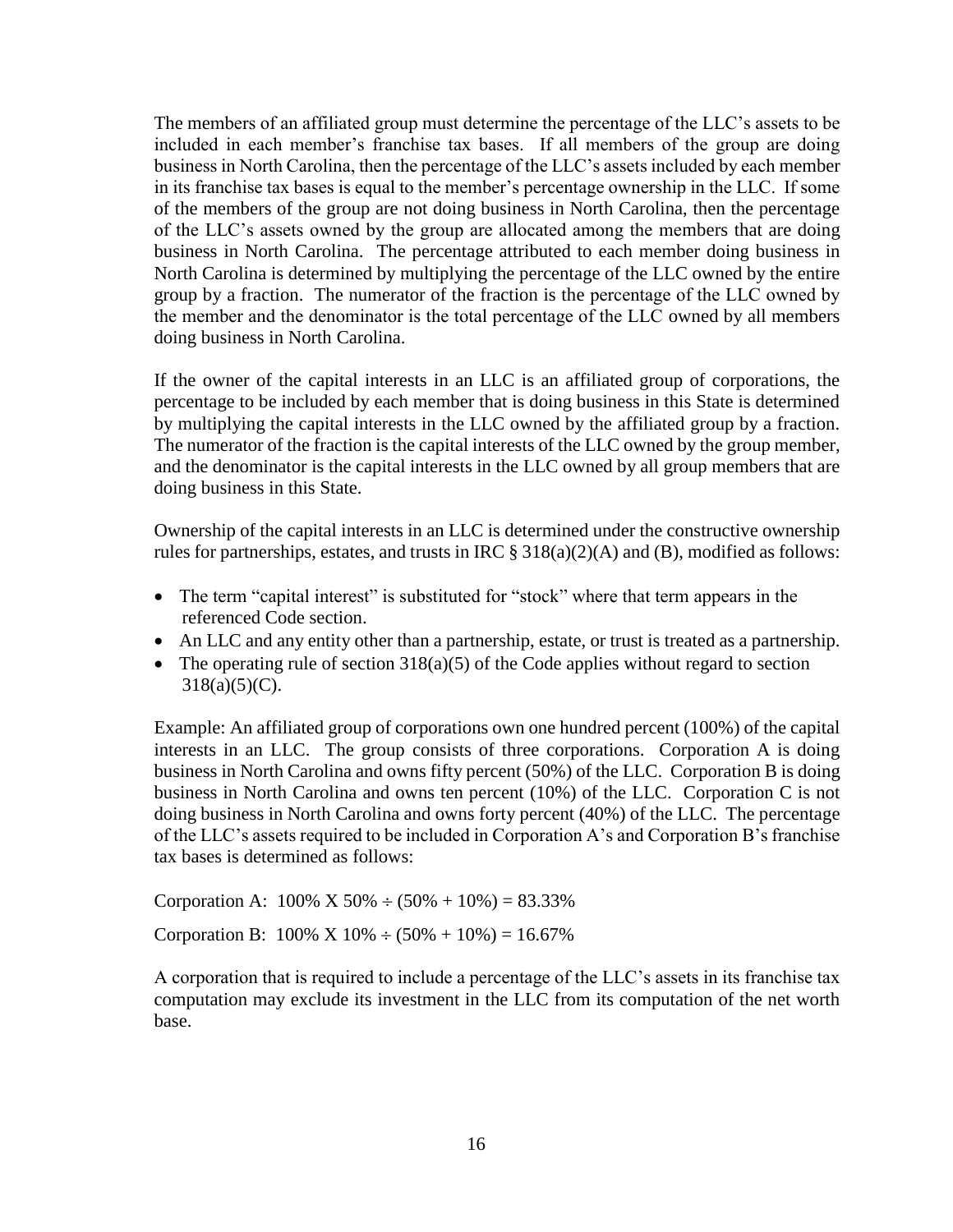The members of an affiliated group must determine the percentage of the LLC's assets to be included in each member's franchise tax bases. If all members of the group are doing business in North Carolina, then the percentage of the LLC's assets included by each member in its franchise tax bases is equal to the member's percentage ownership in the LLC. If some of the members of the group are not doing business in North Carolina, then the percentage of the LLC's assets owned by the group are allocated among the members that are doing business in North Carolina. The percentage attributed to each member doing business in North Carolina is determined by multiplying the percentage of the LLC owned by the entire group by a fraction. The numerator of the fraction is the percentage of the LLC owned by the member and the denominator is the total percentage of the LLC owned by all members doing business in North Carolina.

If the owner of the capital interests in an LLC is an affiliated group of corporations, the percentage to be included by each member that is doing business in this State is determined by multiplying the capital interests in the LLC owned by the affiliated group by a fraction. The numerator of the fraction is the capital interests of the LLC owned by the group member, and the denominator is the capital interests in the LLC owned by all group members that are doing business in this State.

Ownership of the capital interests in an LLC is determined under the constructive ownership rules for partnerships, estates, and trusts in IRC § 318(a)(2)(A) and (B), modified as follows:

- The term "capital interest" is substituted for "stock" where that term appears in the referenced Code section.
- An LLC and any entity other than a partnership, estate, or trust is treated as a partnership.
- The operating rule of section 318(a)(5) of the Code applies without regard to section 318(a)(5)(C).

Example: An affiliated group of corporations own one hundred percent (100%) of the capital interests in an LLC. The group consists of three corporations. Corporation A is doing business in North Carolina and owns fifty percent (50%) of the LLC. Corporation B is doing business in North Carolina and owns ten percent (10%) of the LLC. Corporation C is not doing business in North Carolina and owns forty percent (40%) of the LLC. The percentage of the LLC's assets required to be included in Corporation A's and Corporation B's franchise tax bases is determined as follows:

Corporation A: 100% X 50% ÷ (50% + 10%) = 83.33%

Corporation B: 100% X 10% ÷ (50% + 10%) = 16.67%

A corporation that is required to include a percentage of the LLC's assets in its franchise tax computation may exclude its investment in the LLC from its computation of the net worth base.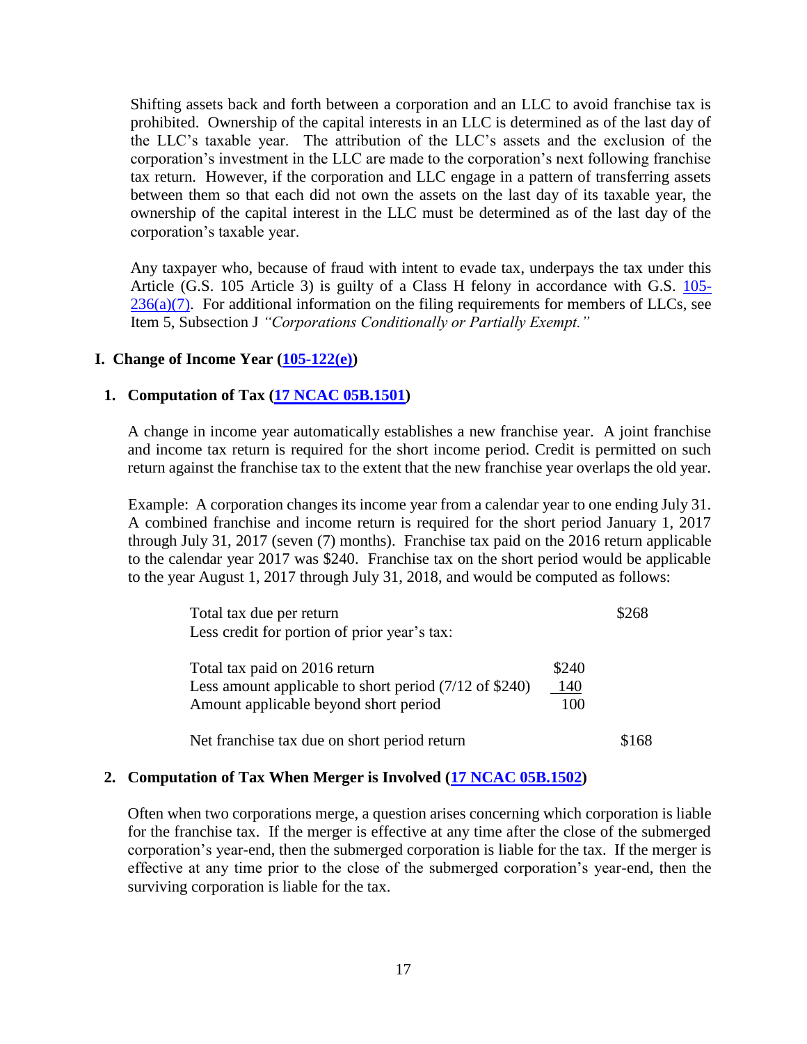Shifting assets back and forth between a corporation and an LLC to avoid franchise tax is prohibited. Ownership of the capital interests in an LLC is determined as of the last day of the LLC's taxable year. The attribution of the LLC's assets and the exclusion of the corporation's investment in the LLC are made to the corporation's next following franchise tax return. However, if the corporation and LLC engage in a pattern of transferring assets between them so that each did not own the assets on the last day of its taxable year, the ownership of the capital interest in the LLC must be determined as of the last day of the corporation's taxable year.

Any taxpayer who, because of fraud with intent to evade tax, underpays the tax under this Article (G.S. 105 Article 3) is guilty of a Class H felony in accordance with G.S. 105-236(a)(7). For additional information on the filing requirements for members of LLCs, see Item 5, Subsection J *"Corporations Conditionally or Partially Exempt."*

## I. Change of Income Year (105-122(e))

### 1. Computation of Tax (17 NCAC 05B.1501)

A change in income year automatically establishes a new franchise year. A joint franchise and income tax return is required for the short income period. Credit is permitted on such return against the franchise tax to the extent that the new franchise year overlaps the old year.

Example: A corporation changes its income year from a calendar year to one ending July 31. A combined franchise and income return is required for the short period January 1, 2017 through July 31, 2017 (seven (7) months). Franchise tax paid on the 2016 return applicable to the calendar year 2017 was $240. Franchise tax on the short period would be applicable to the year August 1, 2017 through July 31, 2018, and would be computed as follows:

| | | |
|---|---|---|
| Total tax due per return | | $268 |
| Less credit for portion of prior year's tax: | | |
| Total tax paid on 2016 return | $240 | |
| Less amount applicable to short period (7/12 of $240) | 140 | |
| Amount applicable beyond short period | 100 | |
| Net franchise tax due on short period return | | $168 |

### 2. Computation of Tax When Merger is Involved (17 NCAC 05B.1502)

Often when two corporations merge, a question arises concerning which corporation is liable for the franchise tax. If the merger is effective at any time after the close of the submerged corporation's year-end, then the submerged corporation is liable for the tax. If the merger is effective at any time prior to the close of the submerged corporation's year-end, then the surviving corporation is liable for the tax.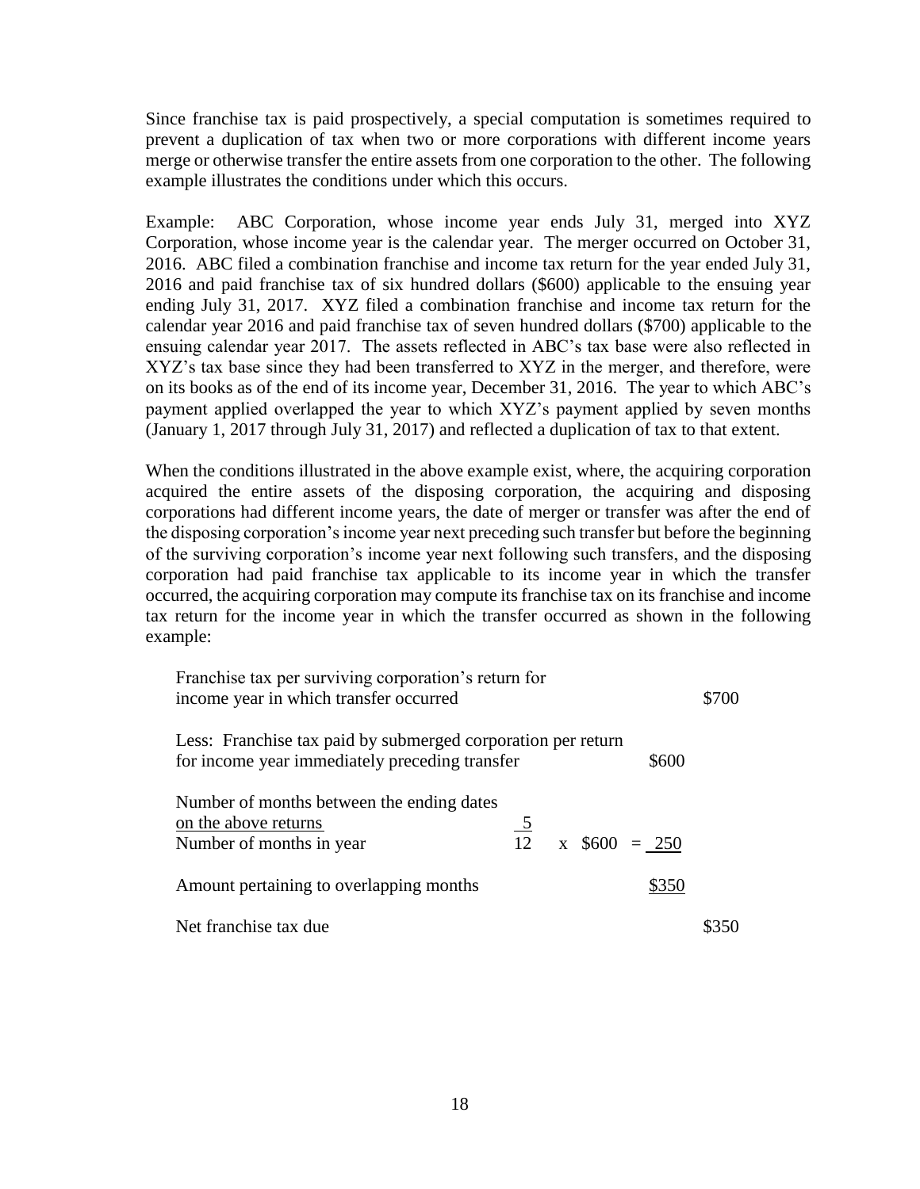Since franchise tax is paid prospectively, a special computation is sometimes required to prevent a duplication of tax when two or more corporations with different income years merge or otherwise transfer the entire assets from one corporation to the other. The following example illustrates the conditions under which this occurs.

Example: ABC Corporation, whose income year ends July 31, merged into XYZ Corporation, whose income year is the calendar year. The merger occurred on October 31, 2016. ABC filed a combination franchise and income tax return for the year ended July 31, 2016 and paid franchise tax of six hundred dollars ($600) applicable to the ensuing year ending July 31, 2017. XYZ filed a combination franchise and income tax return for the calendar year 2016 and paid franchise tax of seven hundred dollars ($700) applicable to the ensuing calendar year 2017. The assets reflected in ABC's tax base were also reflected in XYZ's tax base since they had been transferred to XYZ in the merger, and therefore, were on its books as of the end of its income year, December 31, 2016. The year to which ABC's payment applied overlapped the year to which XYZ's payment applied by seven months (January 1, 2017 through July 31, 2017) and reflected a duplication of tax to that extent.

When the conditions illustrated in the above example exist, where, the acquiring corporation acquired the entire assets of the disposing corporation, the acquiring and disposing corporations had different income years, the date of merger or transfer was after the end of the disposing corporation's income year next preceding such transfer but before the beginning of the surviving corporation's income year next following such transfers, and the disposing corporation had paid franchise tax applicable to its income year in which the transfer occurred, the acquiring corporation may compute its franchise tax on its franchise and income tax return for the income year in which the transfer occurred as shown in the following example:

| | | | |
|---|---|---|---|
| Franchise tax per surviving corporation's return for income year in which transfer occurred | | | $700 |
| Less: Franchise tax paid by submerged corporation per return for income year immediately preceding transfer | | $600 | |
| Number of months between the ending dates on the above returns / Number of months in year | $\frac{5}{12}$ x $600 = | 250 | |
| Amount pertaining to overlapping months | | $350 | |
| Net franchise tax due | | | $350 |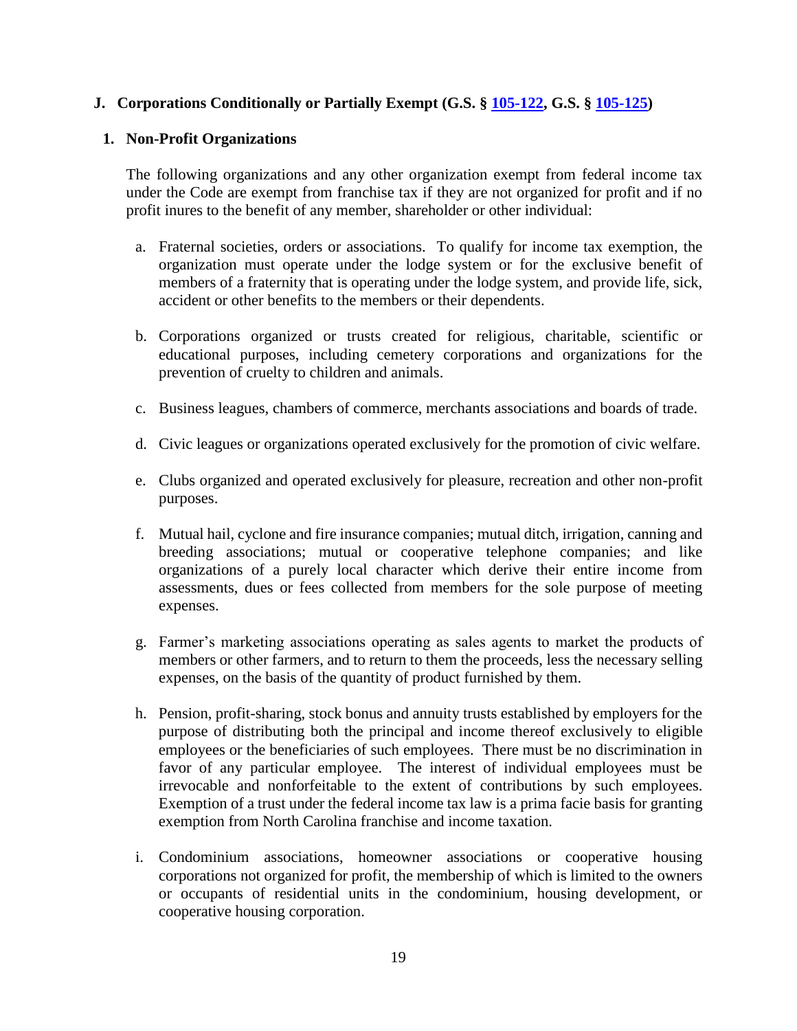## J. Corporations Conditionally or Partially Exempt (G.S. § 105-122, G.S. § 105-125)

### 1. Non-Profit Organizations

The following organizations and any other organization exempt from federal income tax under the Code are exempt from franchise tax if they are not organized for profit and if no profit inures to the benefit of any member, shareholder or other individual:

a. Fraternal societies, orders or associations. To qualify for income tax exemption, the organization must operate under the lodge system or for the exclusive benefit of members of a fraternity that is operating under the lodge system, and provide life, sick, accident or other benefits to the members or their dependents.

b. Corporations organized or trusts created for religious, charitable, scientific or educational purposes, including cemetery corporations and organizations for the prevention of cruelty to children and animals.

c. Business leagues, chambers of commerce, merchants associations and boards of trade.

d. Civic leagues or organizations operated exclusively for the promotion of civic welfare.

e. Clubs organized and operated exclusively for pleasure, recreation and other non-profit purposes.

f. Mutual hail, cyclone and fire insurance companies; mutual ditch, irrigation, canning and breeding associations; mutual or cooperative telephone companies; and like organizations of a purely local character which derive their entire income from assessments, dues or fees collected from members for the sole purpose of meeting expenses.

g. Farmer's marketing associations operating as sales agents to market the products of members or other farmers, and to return to them the proceeds, less the necessary selling expenses, on the basis of the quantity of product furnished by them.

h. Pension, profit-sharing, stock bonus and annuity trusts established by employers for the purpose of distributing both the principal and income thereof exclusively to eligible employees or the beneficiaries of such employees. There must be no discrimination in favor of any particular employee. The interest of individual employees must be irrevocable and nonforfeitable to the extent of contributions by such employees. Exemption of a trust under the federal income tax law is a prima facie basis for granting exemption from North Carolina franchise and income taxation.

i. Condominium associations, homeowner associations or cooperative housing corporations not organized for profit, the membership of which is limited to the owners or occupants of residential units in the condominium, housing development, or cooperative housing corporation.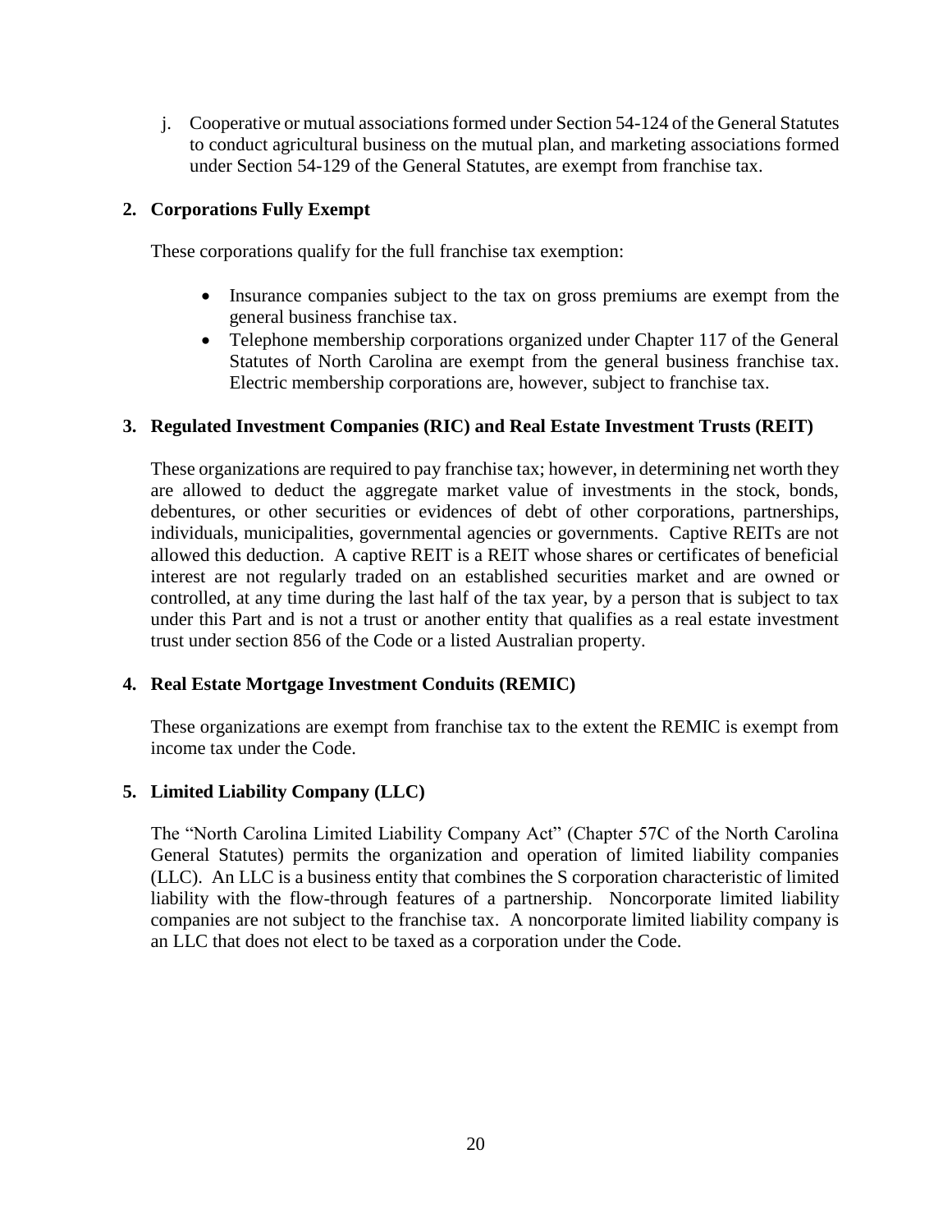j. Cooperative or mutual associations formed under Section 54-124 of the General Statutes to conduct agricultural business on the mutual plan, and marketing associations formed under Section 54-129 of the General Statutes, are exempt from franchise tax.

### 2. Corporations Fully Exempt

These corporations qualify for the full franchise tax exemption:

- Insurance companies subject to the tax on gross premiums are exempt from the general business franchise tax.
- Telephone membership corporations organized under Chapter 117 of the General Statutes of North Carolina are exempt from the general business franchise tax. Electric membership corporations are, however, subject to franchise tax.

### 3. Regulated Investment Companies (RIC) and Real Estate Investment Trusts (REIT)

These organizations are required to pay franchise tax; however, in determining net worth they are allowed to deduct the aggregate market value of investments in the stock, bonds, debentures, or other securities or evidences of debt of other corporations, partnerships, individuals, municipalities, governmental agencies or governments. Captive REITs are not allowed this deduction. A captive REIT is a REIT whose shares or certificates of beneficial interest are not regularly traded on an established securities market and are owned or controlled, at any time during the last half of the tax year, by a person that is subject to tax under this Part and is not a trust or another entity that qualifies as a real estate investment trust under section 856 of the Code or a listed Australian property.

### 4. Real Estate Mortgage Investment Conduits (REMIC)

These organizations are exempt from franchise tax to the extent the REMIC is exempt from income tax under the Code.

### 5. Limited Liability Company (LLC)

The "North Carolina Limited Liability Company Act" (Chapter 57C of the North Carolina General Statutes) permits the organization and operation of limited liability companies (LLC). An LLC is a business entity that combines the S corporation characteristic of limited liability with the flow-through features of a partnership. Noncorporate limited liability companies are not subject to the franchise tax. A noncorporate limited liability company is an LLC that does not elect to be taxed as a corporation under the Code.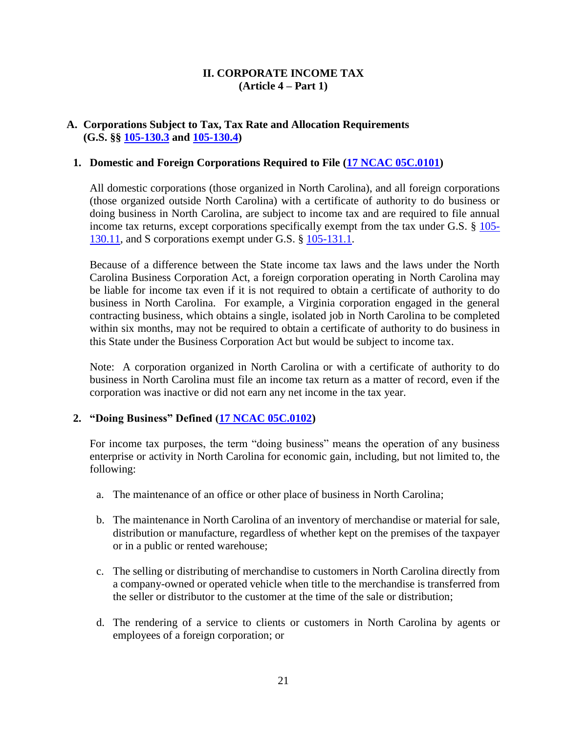# II. CORPORATE INCOME TAX
## (Article 4 – Part 1)

## A. Corporations Subject to Tax, Tax Rate and Allocation Requirements (G.S. §§ 105-130.3 and 105-130.4)

### 1. Domestic and Foreign Corporations Required to File (17 NCAC 05C.0101)

All domestic corporations (those organized in North Carolina), and all foreign corporations (those organized outside North Carolina) with a certificate of authority to do business or doing business in North Carolina, are subject to income tax and are required to file annual income tax returns, except corporations specifically exempt from the tax under G.S. § 105-130.11, and S corporations exempt under G.S. § 105-131.1.

Because of a difference between the State income tax laws and the laws under the North Carolina Business Corporation Act, a foreign corporation operating in North Carolina may be liable for income tax even if it is not required to obtain a certificate of authority to do business in North Carolina. For example, a Virginia corporation engaged in the general contracting business, which obtains a single, isolated job in North Carolina to be completed within six months, may not be required to obtain a certificate of authority to do business in this State under the Business Corporation Act but would be subject to income tax.

Note: A corporation organized in North Carolina or with a certificate of authority to do business in North Carolina must file an income tax return as a matter of record, even if the corporation was inactive or did not earn any net income in the tax year.

### 2. "Doing Business" Defined (17 NCAC 05C.0102)

For income tax purposes, the term "doing business" means the operation of any business enterprise or activity in North Carolina for economic gain, including, but not limited to, the following:

a. The maintenance of an office or other place of business in North Carolina;

b. The maintenance in North Carolina of an inventory of merchandise or material for sale, distribution or manufacture, regardless of whether kept on the premises of the taxpayer or in a public or rented warehouse;

c. The selling or distributing of merchandise to customers in North Carolina directly from a company-owned or operated vehicle when title to the merchandise is transferred from the seller or distributor to the customer at the time of the sale or distribution;

d. The rendering of a service to clients or customers in North Carolina by agents or employees of a foreign corporation; or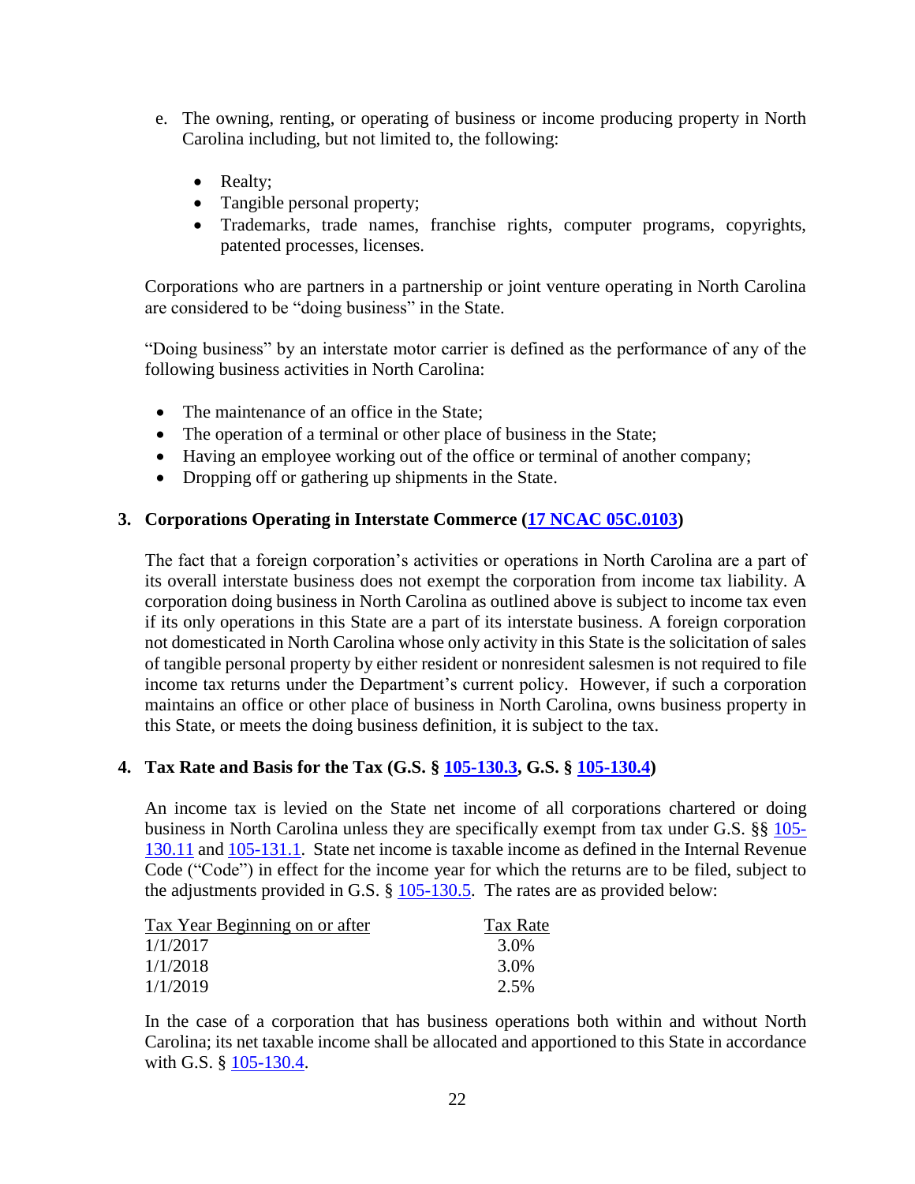e. The owning, renting, or operating of business or income producing property in North Carolina including, but not limited to, the following:

   - Realty;
   - Tangible personal property;
   - Trademarks, trade names, franchise rights, computer programs, copyrights, patented processes, licenses.

Corporations who are partners in a partnership or joint venture operating in North Carolina are considered to be "doing business" in the State.

"Doing business" by an interstate motor carrier is defined as the performance of any of the following business activities in North Carolina:

- The maintenance of an office in the State;
- The operation of a terminal or other place of business in the State;
- Having an employee working out of the office or terminal of another company;
- Dropping off or gathering up shipments in the State.

### 3. Corporations Operating in Interstate Commerce (17 NCAC 05C.0103)

The fact that a foreign corporation's activities or operations in North Carolina are a part of its overall interstate business does not exempt the corporation from income tax liability. A corporation doing business in North Carolina as outlined above is subject to income tax even if its only operations in this State are a part of its interstate business. A foreign corporation not domesticated in North Carolina whose only activity in this State is the solicitation of sales of tangible personal property by either resident or nonresident salesmen is not required to file income tax returns under the Department's current policy. However, if such a corporation maintains an office or other place of business in North Carolina, owns business property in this State, or meets the doing business definition, it is subject to the tax.

### 4. Tax Rate and Basis for the Tax (G.S. § 105-130.3, G.S. § 105-130.4)

An income tax is levied on the State net income of all corporations chartered or doing business in North Carolina unless they are specifically exempt from tax under G.S. §§ 105-130.11 and 105-131.1. State net income is taxable income as defined in the Internal Revenue Code ("Code") in effect for the income year for which the returns are to be filed, subject to the adjustments provided in G.S. § 105-130.5. The rates are as provided below:

| Tax Year Beginning on or after | Tax Rate |
|---|---|
| 1/1/2017 | 3.0% |
| 1/1/2018 | 3.0% |
| 1/1/2019 | 2.5% |

In the case of a corporation that has business operations both within and without North Carolina; its net taxable income shall be allocated and apportioned to this State in accordance with G.S. § 105-130.4.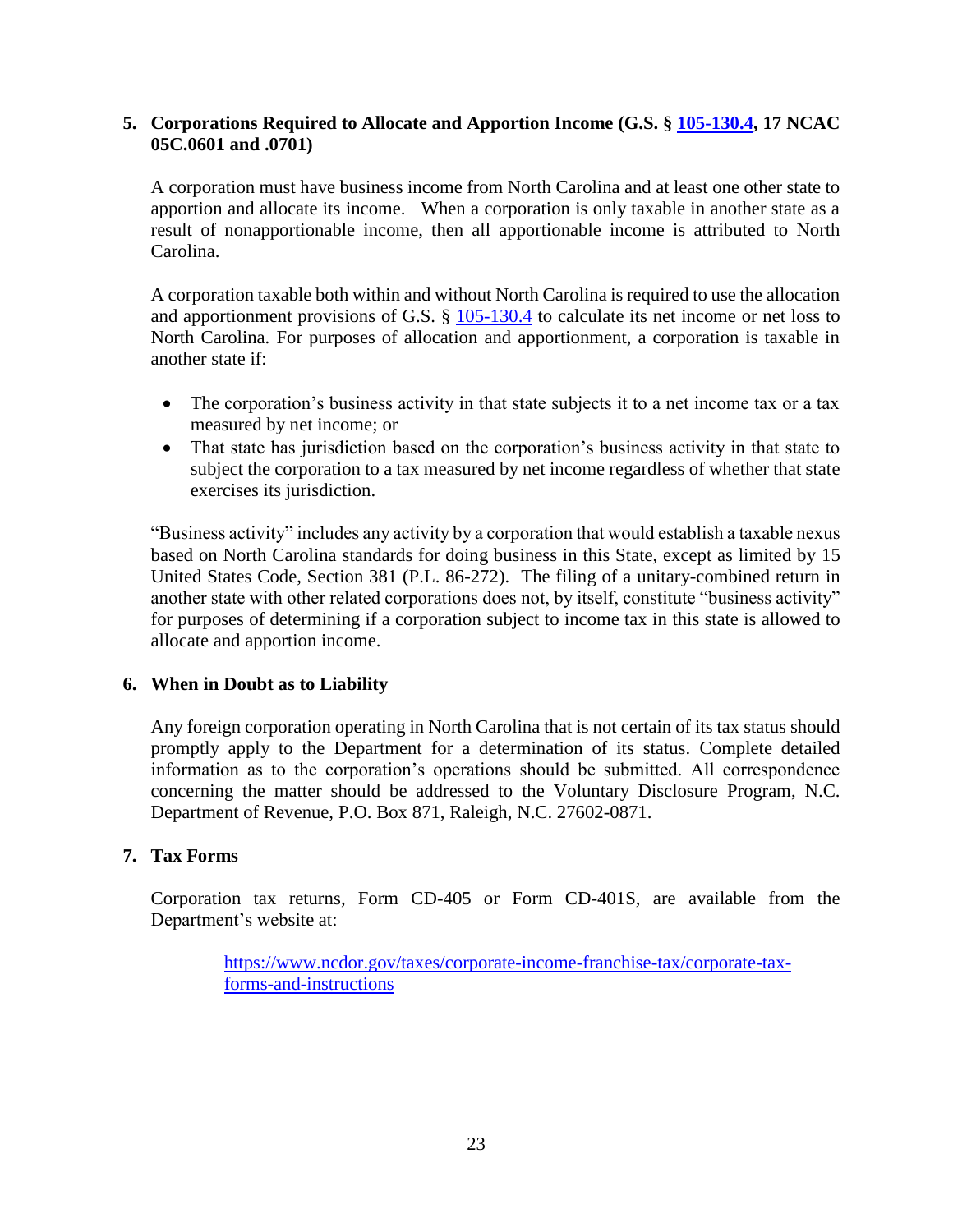**5. Corporations Required to Allocate and Apportion Income (G.S. § [105-130.4](), 17 NCAC 05C.0601 and .0701)**

A corporation must have business income from North Carolina and at least one other state to apportion and allocate its income. When a corporation is only taxable in another state as a result of nonapportionable income, then all apportionable income is attributed to North Carolina.

A corporation taxable both within and without North Carolina is required to use the allocation and apportionment provisions of G.S. § 105-130.4 to calculate its net income or net loss to North Carolina. For purposes of allocation and apportionment, a corporation is taxable in another state if:

- The corporation's business activity in that state subjects it to a net income tax or a tax measured by net income; or
- That state has jurisdiction based on the corporation's business activity in that state to subject the corporation to a tax measured by net income regardless of whether that state exercises its jurisdiction.

"Business activity" includes any activity by a corporation that would establish a taxable nexus based on North Carolina standards for doing business in this State, except as limited by 15 United States Code, Section 381 (P.L. 86-272). The filing of a unitary-combined return in another state with other related corporations does not, by itself, constitute "business activity" for purposes of determining if a corporation subject to income tax in this state is allowed to allocate and apportion income.

**6. When in Doubt as to Liability**

Any foreign corporation operating in North Carolina that is not certain of its tax status should promptly apply to the Department for a determination of its status. Complete detailed information as to the corporation's operations should be submitted. All correspondence concerning the matter should be addressed to the Voluntary Disclosure Program, N.C. Department of Revenue, P.O. Box 871, Raleigh, N.C. 27602-0871.

**7. Tax Forms**

Corporation tax returns, Form CD-405 or Form CD-401S, are available from the Department's website at:

https://www.ncdor.gov/taxes/corporate-income-franchise-tax/corporate-tax-forms-and-instructions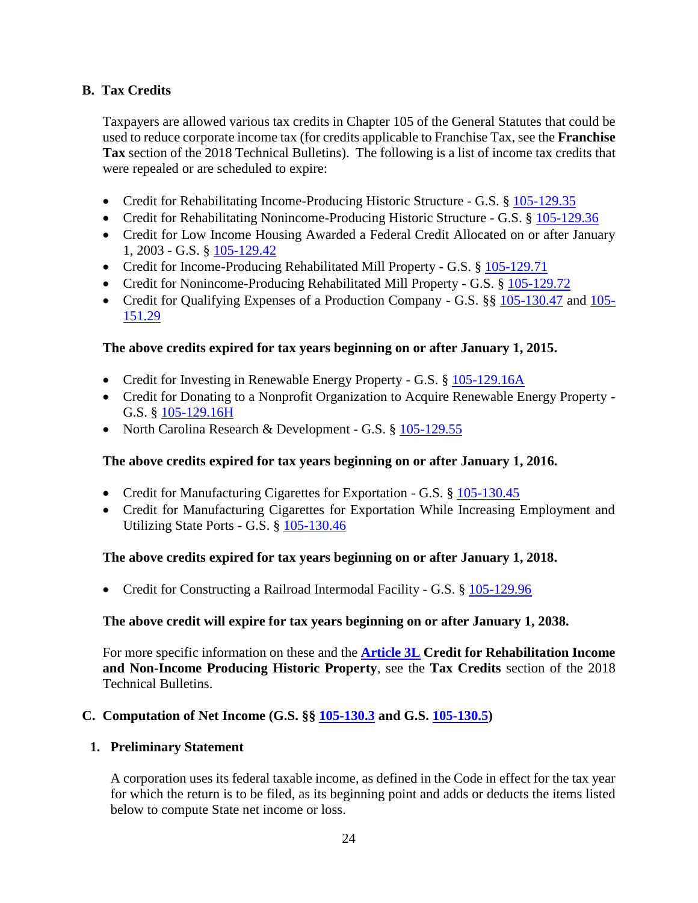## B. Tax Credits

Taxpayers are allowed various tax credits in Chapter 105 of the General Statutes that could be used to reduce corporate income tax (for credits applicable to Franchise Tax, see the **Franchise Tax** section of the 2018 Technical Bulletins). The following is a list of income tax credits that were repealed or are scheduled to expire:

- Credit for Rehabilitating Income-Producing Historic Structure - G.S. § 105-129.35
- Credit for Rehabilitating Nonincome-Producing Historic Structure - G.S. § 105-129.36
- Credit for Low Income Housing Awarded a Federal Credit Allocated on or after January 1, 2003 - G.S. § 105-129.42
- Credit for Income-Producing Rehabilitated Mill Property - G.S. § 105-129.71
- Credit for Nonincome-Producing Rehabilitated Mill Property - G.S. § 105-129.72
- Credit for Qualifying Expenses of a Production Company - G.S. §§ 105-130.47 and 105-151.29

**The above credits expired for tax years beginning on or after January 1, 2015.**

- Credit for Investing in Renewable Energy Property - G.S. § 105-129.16A
- Credit for Donating to a Nonprofit Organization to Acquire Renewable Energy Property - G.S. § 105-129.16H
- North Carolina Research & Development - G.S. § 105-129.55

**The above credits expired for tax years beginning on or after January 1, 2016.**

- Credit for Manufacturing Cigarettes for Exportation - G.S. § 105-130.45
- Credit for Manufacturing Cigarettes for Exportation While Increasing Employment and Utilizing State Ports - G.S. § 105-130.46

**The above credits expired for tax years beginning on or after January 1, 2018.**

- Credit for Constructing a Railroad Intermodal Facility - G.S. § 105-129.96

**The above credit will expire for tax years beginning on or after January 1, 2038.**

For more specific information on these and the **Article 3L Credit for Rehabilitation Income and Non-Income Producing Historic Property**, see the **Tax Credits** section of the 2018 Technical Bulletins.

## C. Computation of Net Income (G.S. §§ 105-130.3 and G.S. 105-130.5)

### 1. Preliminary Statement

A corporation uses its federal taxable income, as defined in the Code in effect for the tax year for which the return is to be filed, as its beginning point and adds or deducts the items listed below to compute State net income or loss.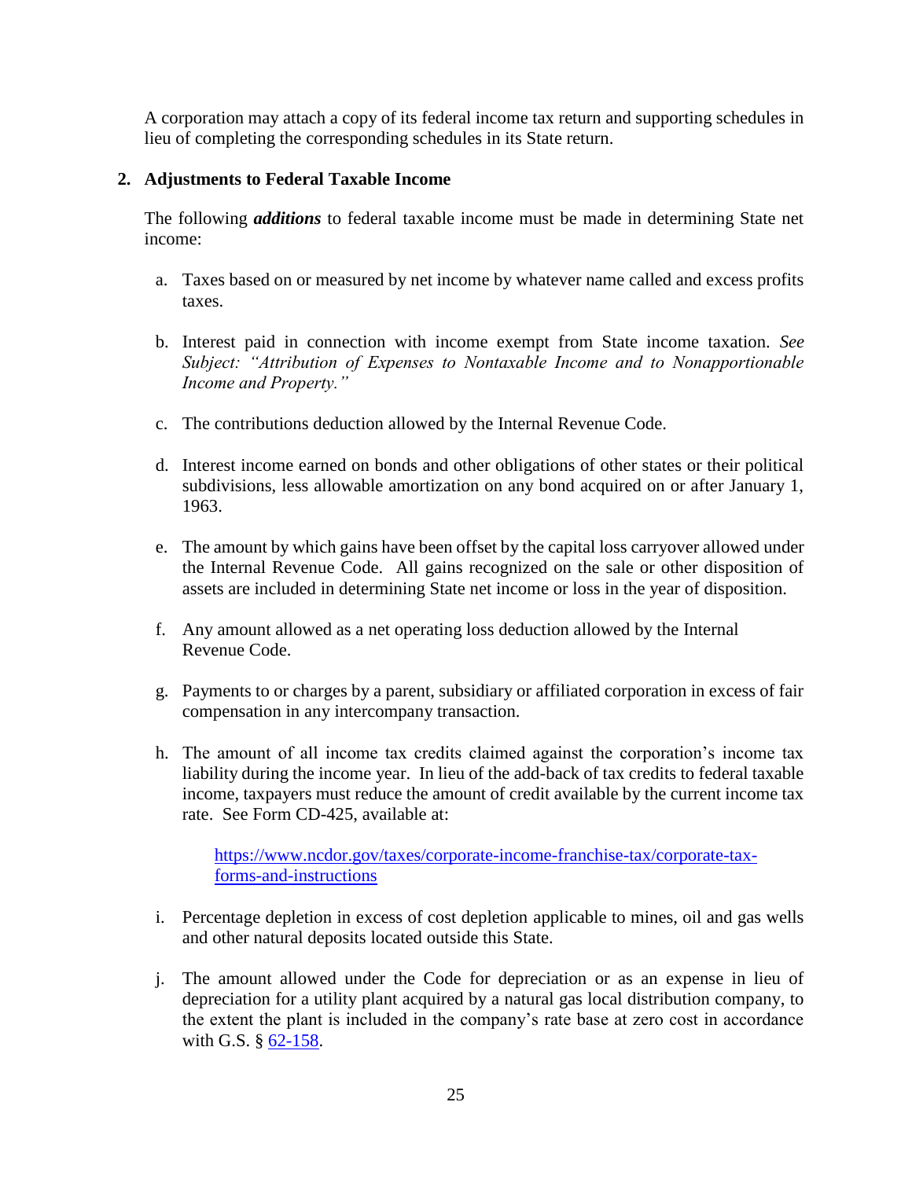A corporation may attach a copy of its federal income tax return and supporting schedules in lieu of completing the corresponding schedules in its State return.

**2. Adjustments to Federal Taxable Income**

The following ***additions*** to federal taxable income must be made in determining State net income:

a. Taxes based on or measured by net income by whatever name called and excess profits taxes.

b. Interest paid in connection with income exempt from State income taxation. *See Subject: "Attribution of Expenses to Nontaxable Income and to Nonapportionable Income and Property."*

c. The contributions deduction allowed by the Internal Revenue Code.

d. Interest income earned on bonds and other obligations of other states or their political subdivisions, less allowable amortization on any bond acquired on or after January 1, 1963.

e. The amount by which gains have been offset by the capital loss carryover allowed under the Internal Revenue Code. All gains recognized on the sale or other disposition of assets are included in determining State net income or loss in the year of disposition.

f. Any amount allowed as a net operating loss deduction allowed by the Internal Revenue Code.

g. Payments to or charges by a parent, subsidiary or affiliated corporation in excess of fair compensation in any intercompany transaction.

h. The amount of all income tax credits claimed against the corporation's income tax liability during the income year. In lieu of the add-back of tax credits to federal taxable income, taxpayers must reduce the amount of credit available by the current income tax rate. See Form CD-425, available at:

   [https://www.ncdor.gov/taxes/corporate-income-franchise-tax/corporate-tax-forms-and-instructions](https://www.ncdor.gov/taxes/corporate-income-franchise-tax/corporate-tax-forms-and-instructions)

i. Percentage depletion in excess of cost depletion applicable to mines, oil and gas wells and other natural deposits located outside this State.

j. The amount allowed under the Code for depreciation or as an expense in lieu of depreciation for a utility plant acquired by a natural gas local distribution company, to the extent the plant is included in the company's rate base at zero cost in accordance with G.S. § [62-158](62-158).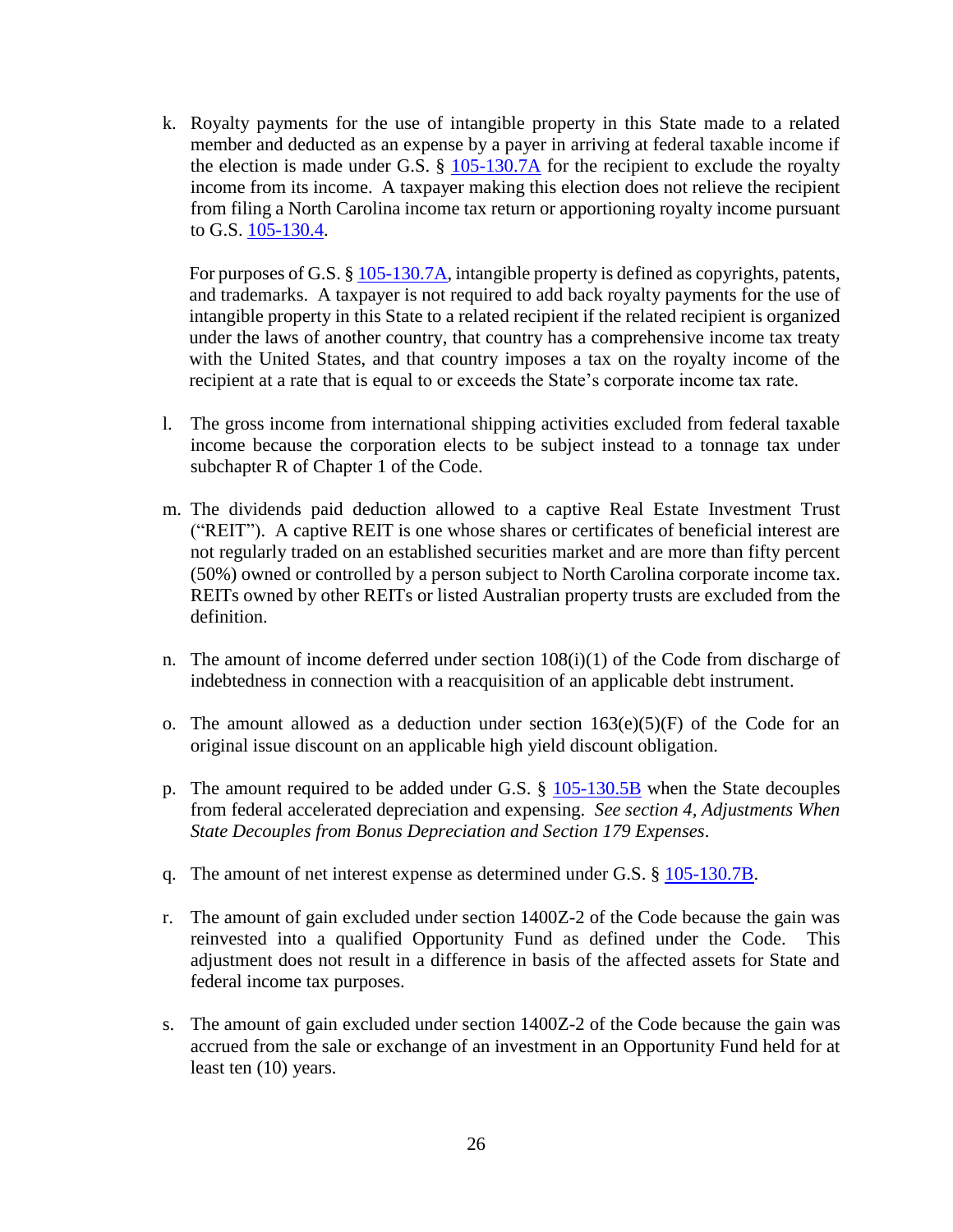k. Royalty payments for the use of intangible property in this State made to a related member and deducted as an expense by a payer in arriving at federal taxable income if the election is made under G.S. § 105-130.7A for the recipient to exclude the royalty income from its income. A taxpayer making this election does not relieve the recipient from filing a North Carolina income tax return or apportioning royalty income pursuant to G.S. 105-130.4.

   For purposes of G.S. § 105-130.7A, intangible property is defined as copyrights, patents, and trademarks. A taxpayer is not required to add back royalty payments for the use of intangible property in this State to a related recipient if the related recipient is organized under the laws of another country, that country has a comprehensive income tax treaty with the United States, and that country imposes a tax on the royalty income of the recipient at a rate that is equal to or exceeds the State's corporate income tax rate.

l. The gross income from international shipping activities excluded from federal taxable income because the corporation elects to be subject instead to a tonnage tax under subchapter R of Chapter 1 of the Code.

m. The dividends paid deduction allowed to a captive Real Estate Investment Trust ("REIT"). A captive REIT is one whose shares or certificates of beneficial interest are not regularly traded on an established securities market and are more than fifty percent (50%) owned or controlled by a person subject to North Carolina corporate income tax. REITs owned by other REITs or listed Australian property trusts are excluded from the definition.

n. The amount of income deferred under section 108(i)(1) of the Code from discharge of indebtedness in connection with a reacquisition of an applicable debt instrument.

o. The amount allowed as a deduction under section 163(e)(5)(F) of the Code for an original issue discount on an applicable high yield discount obligation.

p. The amount required to be added under G.S. § 105-130.5B when the State decouples from federal accelerated depreciation and expensing. *See section 4, Adjustments When State Decouples from Bonus Depreciation and Section 179 Expenses*.

q. The amount of net interest expense as determined under G.S. § 105-130.7B.

r. The amount of gain excluded under section 1400Z-2 of the Code because the gain was reinvested into a qualified Opportunity Fund as defined under the Code. This adjustment does not result in a difference in basis of the affected assets for State and federal income tax purposes.

s. The amount of gain excluded under section 1400Z-2 of the Code because the gain was accrued from the sale or exchange of an investment in an Opportunity Fund held for at least ten (10) years.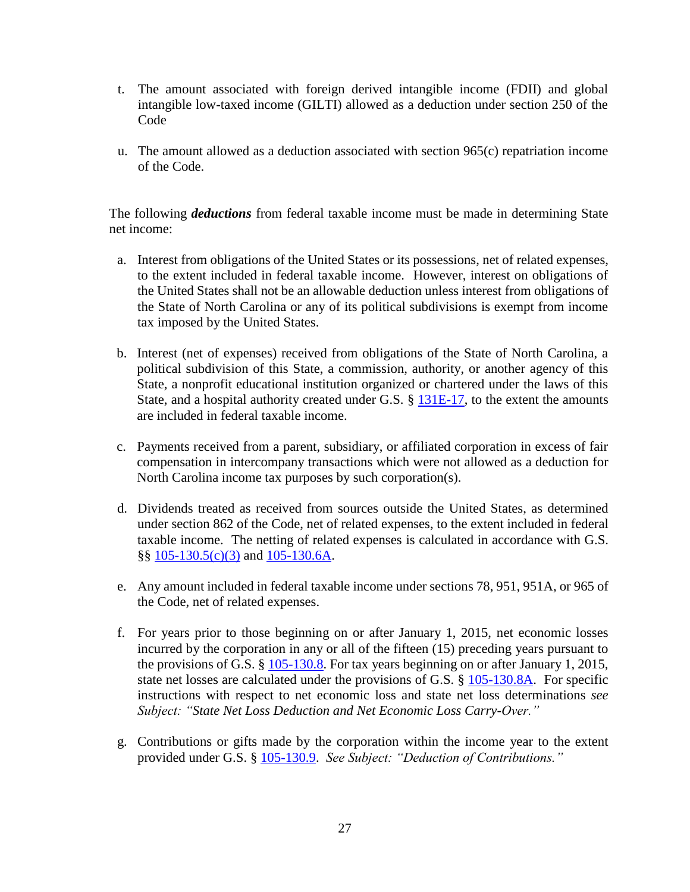t. The amount associated with foreign derived intangible income (FDII) and global intangible low-taxed income (GILTI) allowed as a deduction under section 250 of the Code

u. The amount allowed as a deduction associated with section 965(c) repatriation income of the Code.

The following ***deductions*** from federal taxable income must be made in determining State net income:

a. Interest from obligations of the United States or its possessions, net of related expenses, to the extent included in federal taxable income. However, interest on obligations of the United States shall not be an allowable deduction unless interest from obligations of the State of North Carolina or any of its political subdivisions is exempt from income tax imposed by the United States.

b. Interest (net of expenses) received from obligations of the State of North Carolina, a political subdivision of this State, a commission, authority, or another agency of this State, a nonprofit educational institution organized or chartered under the laws of this State, and a hospital authority created under G.S. § 131E-17, to the extent the amounts are included in federal taxable income.

c. Payments received from a parent, subsidiary, or affiliated corporation in excess of fair compensation in intercompany transactions which were not allowed as a deduction for North Carolina income tax purposes by such corporation(s).

d. Dividends treated as received from sources outside the United States, as determined under section 862 of the Code, net of related expenses, to the extent included in federal taxable income. The netting of related expenses is calculated in accordance with G.S. §§ 105-130.5(c)(3) and 105-130.6A.

e. Any amount included in federal taxable income under sections 78, 951, 951A, or 965 of the Code, net of related expenses.

f. For years prior to those beginning on or after January 1, 2015, net economic losses incurred by the corporation in any or all of the fifteen (15) preceding years pursuant to the provisions of G.S. § 105-130.8. For tax years beginning on or after January 1, 2015, state net losses are calculated under the provisions of G.S. § 105-130.8A. For specific instructions with respect to net economic loss and state net loss determinations *see Subject: "State Net Loss Deduction and Net Economic Loss Carry-Over."*

g. Contributions or gifts made by the corporation within the income year to the extent provided under G.S. § 105-130.9. *See Subject: "Deduction of Contributions."*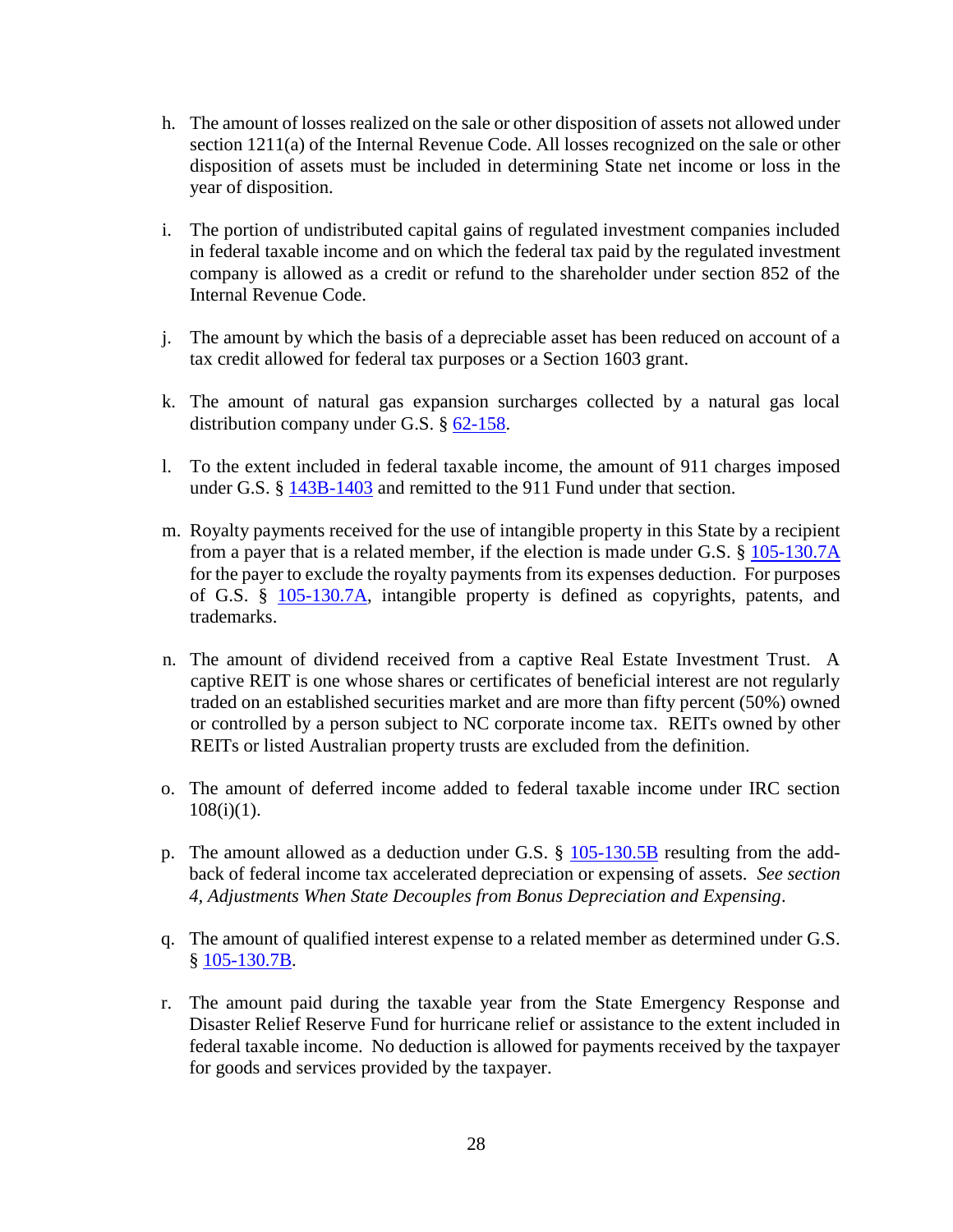h. The amount of losses realized on the sale or other disposition of assets not allowed under section 1211(a) of the Internal Revenue Code. All losses recognized on the sale or other disposition of assets must be included in determining State net income or loss in the year of disposition.

i. The portion of undistributed capital gains of regulated investment companies included in federal taxable income and on which the federal tax paid by the regulated investment company is allowed as a credit or refund to the shareholder under section 852 of the Internal Revenue Code.

j. The amount by which the basis of a depreciable asset has been reduced on account of a tax credit allowed for federal tax purposes or a Section 1603 grant.

k. The amount of natural gas expansion surcharges collected by a natural gas local distribution company under G.S. § 62-158.

l. To the extent included in federal taxable income, the amount of 911 charges imposed under G.S. § 143B-1403 and remitted to the 911 Fund under that section.

m. Royalty payments received for the use of intangible property in this State by a recipient from a payer that is a related member, if the election is made under G.S. § 105-130.7A for the payer to exclude the royalty payments from its expenses deduction. For purposes of G.S. § 105-130.7A, intangible property is defined as copyrights, patents, and trademarks.

n. The amount of dividend received from a captive Real Estate Investment Trust. A captive REIT is one whose shares or certificates of beneficial interest are not regularly traded on an established securities market and are more than fifty percent (50%) owned or controlled by a person subject to NC corporate income tax. REITs owned by other REITs or listed Australian property trusts are excluded from the definition.

o. The amount of deferred income added to federal taxable income under IRC section 108(i)(1).

p. The amount allowed as a deduction under G.S. § 105-130.5B resulting from the add-back of federal income tax accelerated depreciation or expensing of assets. *See section 4, Adjustments When State Decouples from Bonus Depreciation and Expensing*.

q. The amount of qualified interest expense to a related member as determined under G.S. § 105-130.7B.

r. The amount paid during the taxable year from the State Emergency Response and Disaster Relief Reserve Fund for hurricane relief or assistance to the extent included in federal taxable income. No deduction is allowed for payments received by the taxpayer for goods and services provided by the taxpayer.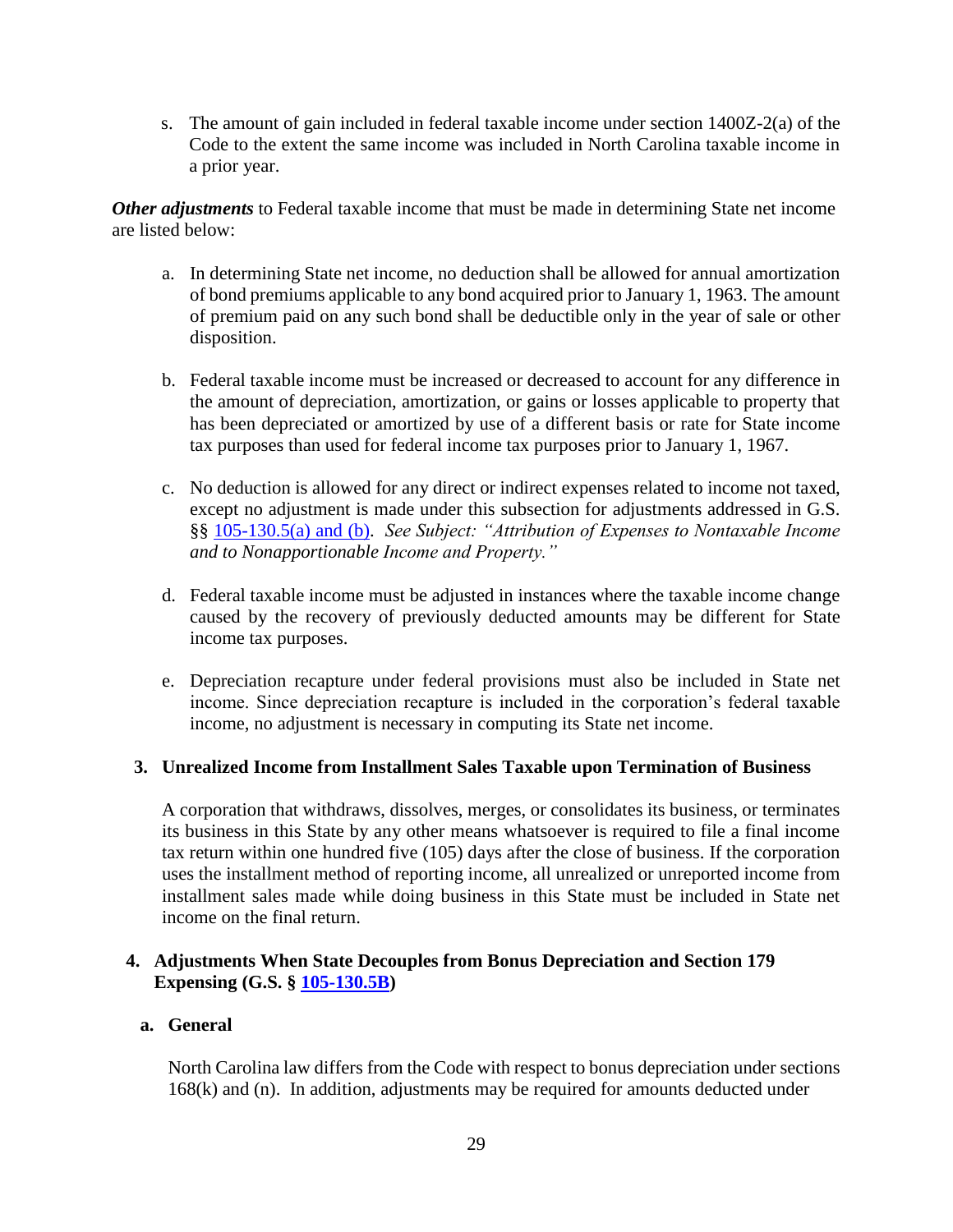s. The amount of gain included in federal taxable income under section 1400Z-2(a) of the Code to the extent the same income was included in North Carolina taxable income in a prior year.

***Other adjustments*** to Federal taxable income that must be made in determining State net income are listed below:

a. In determining State net income, no deduction shall be allowed for annual amortization of bond premiums applicable to any bond acquired prior to January 1, 1963. The amount of premium paid on any such bond shall be deductible only in the year of sale or other disposition.

b. Federal taxable income must be increased or decreased to account for any difference in the amount of depreciation, amortization, or gains or losses applicable to property that has been depreciated or amortized by use of a different basis or rate for State income tax purposes than used for federal income tax purposes prior to January 1, 1967.

c. No deduction is allowed for any direct or indirect expenses related to income not taxed, except no adjustment is made under this subsection for adjustments addressed in G.S. §§ 105-130.5(a) and (b). *See Subject: "Attribution of Expenses to Nontaxable Income and to Nonapportionable Income and Property."*

d. Federal taxable income must be adjusted in instances where the taxable income change caused by the recovery of previously deducted amounts may be different for State income tax purposes.

e. Depreciation recapture under federal provisions must also be included in State net income. Since depreciation recapture is included in the corporation's federal taxable income, no adjustment is necessary in computing its State net income.

### 3. Unrealized Income from Installment Sales Taxable upon Termination of Business

A corporation that withdraws, dissolves, merges, or consolidates its business, or terminates its business in this State by any other means whatsoever is required to file a final income tax return within one hundred five (105) days after the close of business. If the corporation uses the installment method of reporting income, all unrealized or unreported income from installment sales made while doing business in this State must be included in State net income on the final return.

### 4. Adjustments When State Decouples from Bonus Depreciation and Section 179 Expensing (G.S. § 105-130.5B)

#### a. General

North Carolina law differs from the Code with respect to bonus depreciation under sections 168(k) and (n). In addition, adjustments may be required for amounts deducted under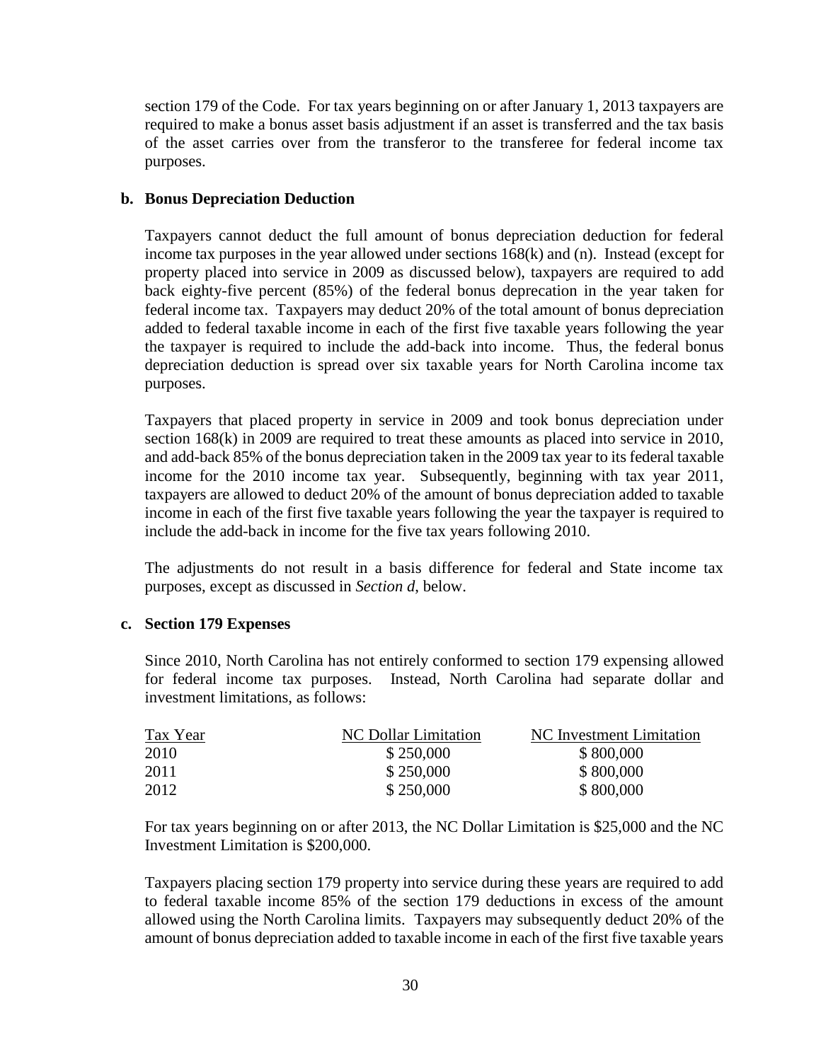section 179 of the Code. For tax years beginning on or after January 1, 2013 taxpayers are required to make a bonus asset basis adjustment if an asset is transferred and the tax basis of the asset carries over from the transferor to the transferee for federal income tax purposes.

**b. Bonus Depreciation Deduction**

Taxpayers cannot deduct the full amount of bonus depreciation deduction for federal income tax purposes in the year allowed under sections 168(k) and (n). Instead (except for property placed into service in 2009 as discussed below), taxpayers are required to add back eighty-five percent (85%) of the federal bonus deprecation in the year taken for federal income tax. Taxpayers may deduct 20% of the total amount of bonus depreciation added to federal taxable income in each of the first five taxable years following the year the taxpayer is required to include the add-back into income. Thus, the federal bonus depreciation deduction is spread over six taxable years for North Carolina income tax purposes.

Taxpayers that placed property in service in 2009 and took bonus depreciation under section 168(k) in 2009 are required to treat these amounts as placed into service in 2010, and add-back 85% of the bonus depreciation taken in the 2009 tax year to its federal taxable income for the 2010 income tax year. Subsequently, beginning with tax year 2011, taxpayers are allowed to deduct 20% of the amount of bonus depreciation added to taxable income in each of the first five taxable years following the year the taxpayer is required to include the add-back in income for the five tax years following 2010.

The adjustments do not result in a basis difference for federal and State income tax purposes, except as discussed in *Section d*, below.

**c. Section 179 Expenses**

Since 2010, North Carolina has not entirely conformed to section 179 expensing allowed for federal income tax purposes. Instead, North Carolina had separate dollar and investment limitations, as follows:

| Tax Year | NC Dollar Limitation | NC Investment Limitation |
|---|---|---|
| 2010 | $ 250,000 | $ 800,000 |
| 2011 | $ 250,000 | $ 800,000 |
| 2012 | $ 250,000 | $ 800,000 |

For tax years beginning on or after 2013, the NC Dollar Limitation is $25,000 and the NC Investment Limitation is $200,000.

Taxpayers placing section 179 property into service during these years are required to add to federal taxable income 85% of the section 179 deductions in excess of the amount allowed using the North Carolina limits. Taxpayers may subsequently deduct 20% of the amount of bonus depreciation added to taxable income in each of the first five taxable years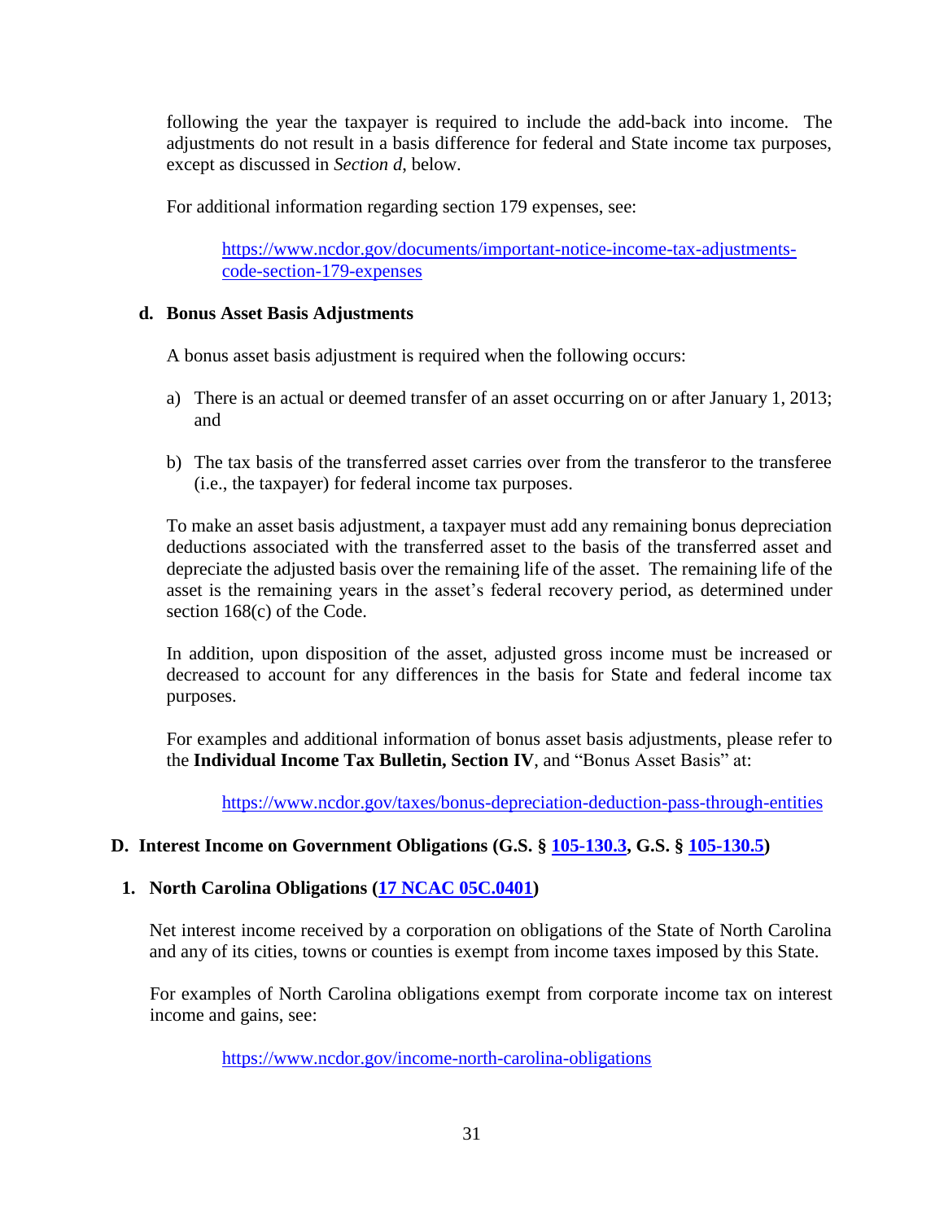following the year the taxpayer is required to include the add-back into income. The adjustments do not result in a basis difference for federal and State income tax purposes, except as discussed in *Section d*, below.

For additional information regarding section 179 expenses, see:

https://www.ncdor.gov/documents/important-notice-income-tax-adjustments-code-section-179-expenses

#### d. Bonus Asset Basis Adjustments

A bonus asset basis adjustment is required when the following occurs:

a) There is an actual or deemed transfer of an asset occurring on or after January 1, 2013; and

b) The tax basis of the transferred asset carries over from the transferor to the transferee (i.e., the taxpayer) for federal income tax purposes.

To make an asset basis adjustment, a taxpayer must add any remaining bonus depreciation deductions associated with the transferred asset to the basis of the transferred asset and depreciate the adjusted basis over the remaining life of the asset. The remaining life of the asset is the remaining years in the asset's federal recovery period, as determined under section 168(c) of the Code.

In addition, upon disposition of the asset, adjusted gross income must be increased or decreased to account for any differences in the basis for State and federal income tax purposes.

For examples and additional information of bonus asset basis adjustments, please refer to the **Individual Income Tax Bulletin, Section IV**, and "Bonus Asset Basis" at:

https://www.ncdor.gov/taxes/bonus-depreciation-deduction-pass-through-entities

## D. Interest Income on Government Obligations (G.S. § 105-130.3, G.S. § 105-130.5)

### 1. North Carolina Obligations (17 NCAC 05C.0401)

Net interest income received by a corporation on obligations of the State of North Carolina and any of its cities, towns or counties is exempt from income taxes imposed by this State.

For examples of North Carolina obligations exempt from corporate income tax on interest income and gains, see:

https://www.ncdor.gov/income-north-carolina-obligations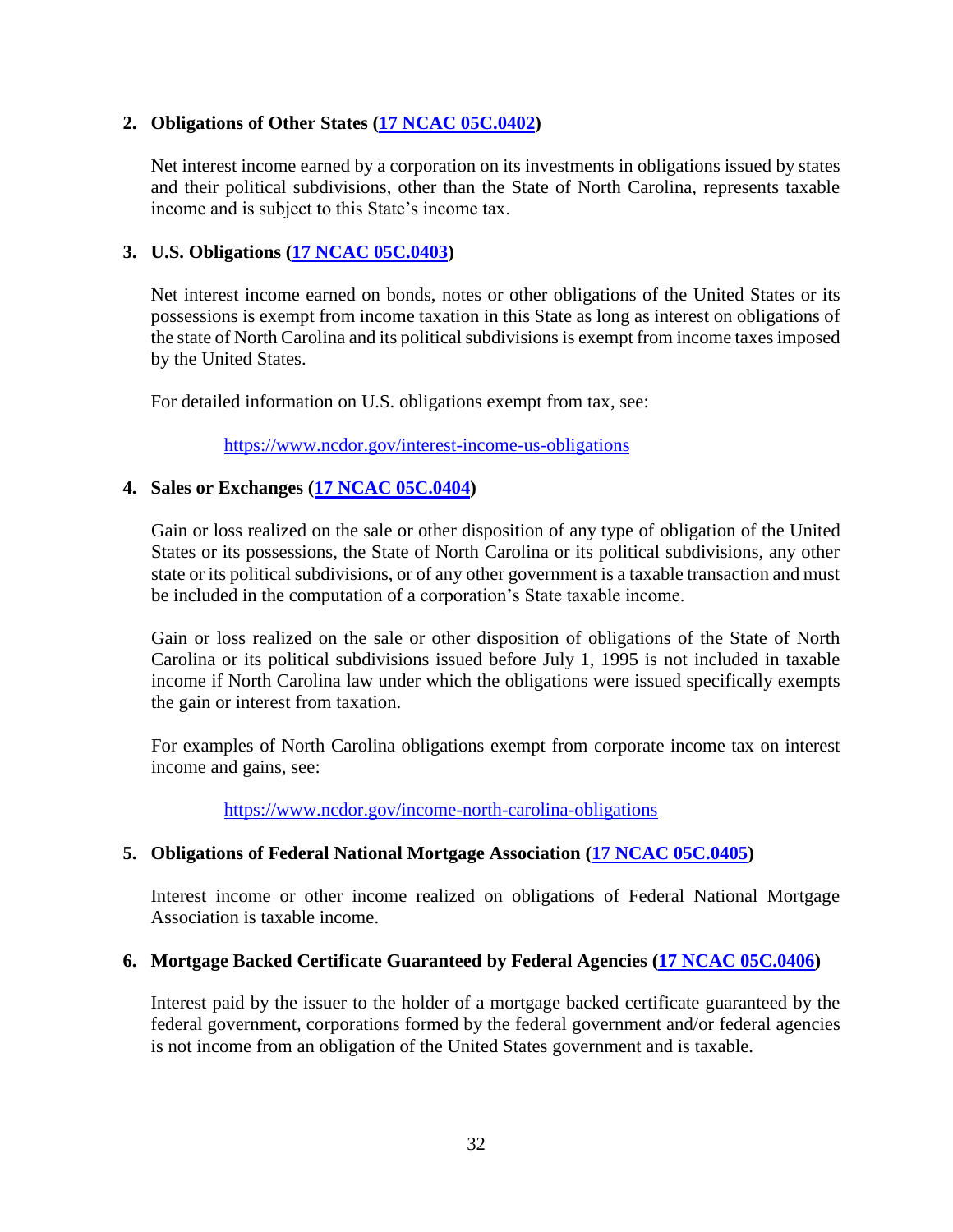**2. Obligations of Other States ([17 NCAC 05C.0402](17 NCAC 05C.0402))**

Net interest income earned by a corporation on its investments in obligations issued by states and their political subdivisions, other than the State of North Carolina, represents taxable income and is subject to this State's income tax.

**3. U.S. Obligations ([17 NCAC 05C.0403](17 NCAC 05C.0403))**

Net interest income earned on bonds, notes or other obligations of the United States or its possessions is exempt from income taxation in this State as long as interest on obligations of the state of North Carolina and its political subdivisions is exempt from income taxes imposed by the United States.

For detailed information on U.S. obligations exempt from tax, see:

https://www.ncdor.gov/interest-income-us-obligations

**4. Sales or Exchanges ([17 NCAC 05C.0404](17 NCAC 05C.0404))**

Gain or loss realized on the sale or other disposition of any type of obligation of the United States or its possessions, the State of North Carolina or its political subdivisions, any other state or its political subdivisions, or of any other government is a taxable transaction and must be included in the computation of a corporation's State taxable income.

Gain or loss realized on the sale or other disposition of obligations of the State of North Carolina or its political subdivisions issued before July 1, 1995 is not included in taxable income if North Carolina law under which the obligations were issued specifically exempts the gain or interest from taxation.

For examples of North Carolina obligations exempt from corporate income tax on interest income and gains, see:

https://www.ncdor.gov/income-north-carolina-obligations

**5. Obligations of Federal National Mortgage Association ([17 NCAC 05C.0405](17 NCAC 05C.0405))**

Interest income or other income realized on obligations of Federal National Mortgage Association is taxable income.

**6. Mortgage Backed Certificate Guaranteed by Federal Agencies ([17 NCAC 05C.0406](17 NCAC 05C.0406))**

Interest paid by the issuer to the holder of a mortgage backed certificate guaranteed by the federal government, corporations formed by the federal government and/or federal agencies is not income from an obligation of the United States government and is taxable.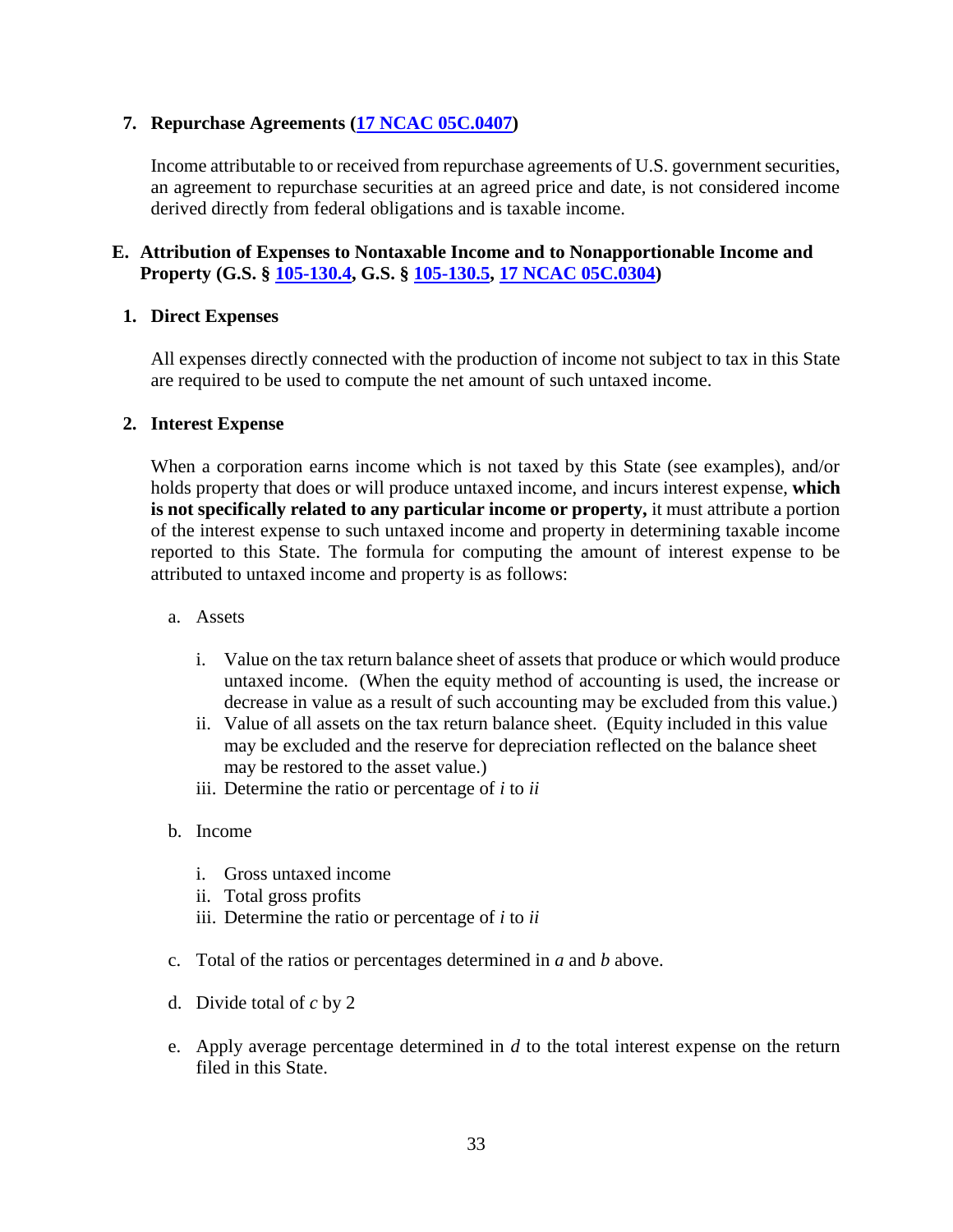### 7. Repurchase Agreements ([17 NCAC 05C.0407](17 NCAC 05C.0407))

Income attributable to or received from repurchase agreements of U.S. government securities, an agreement to repurchase securities at an agreed price and date, is not considered income derived directly from federal obligations and is taxable income.

## E. Attribution of Expenses to Nontaxable Income and to Nonapportionable Income and Property (G.S. § [105-130.4](105-130.4), G.S. § [105-130.5](105-130.5), [17 NCAC 05C.0304](17 NCAC 05C.0304))

### 1. Direct Expenses

All expenses directly connected with the production of income not subject to tax in this State are required to be used to compute the net amount of such untaxed income.

### 2. Interest Expense

When a corporation earns income which is not taxed by this State (see examples), and/or holds property that does or will produce untaxed income, and incurs interest expense, **which is not specifically related to any particular income or property,** it must attribute a portion of the interest expense to such untaxed income and property in determining taxable income reported to this State. The formula for computing the amount of interest expense to be attributed to untaxed income and property is as follows:

a. Assets

   i. Value on the tax return balance sheet of assets that produce or which would produce untaxed income. (When the equity method of accounting is used, the increase or decrease in value as a result of such accounting may be excluded from this value.)
   ii. Value of all assets on the tax return balance sheet. (Equity included in this value may be excluded and the reserve for depreciation reflected on the balance sheet may be restored to the asset value.)
   iii. Determine the ratio or percentage of *i* to *ii*

b. Income

   i. Gross untaxed income
   ii. Total gross profits
   iii. Determine the ratio or percentage of *i* to *ii*

c. Total of the ratios or percentages determined in *a* and *b* above.

d. Divide total of *c* by 2

e. Apply average percentage determined in *d* to the total interest expense on the return filed in this State.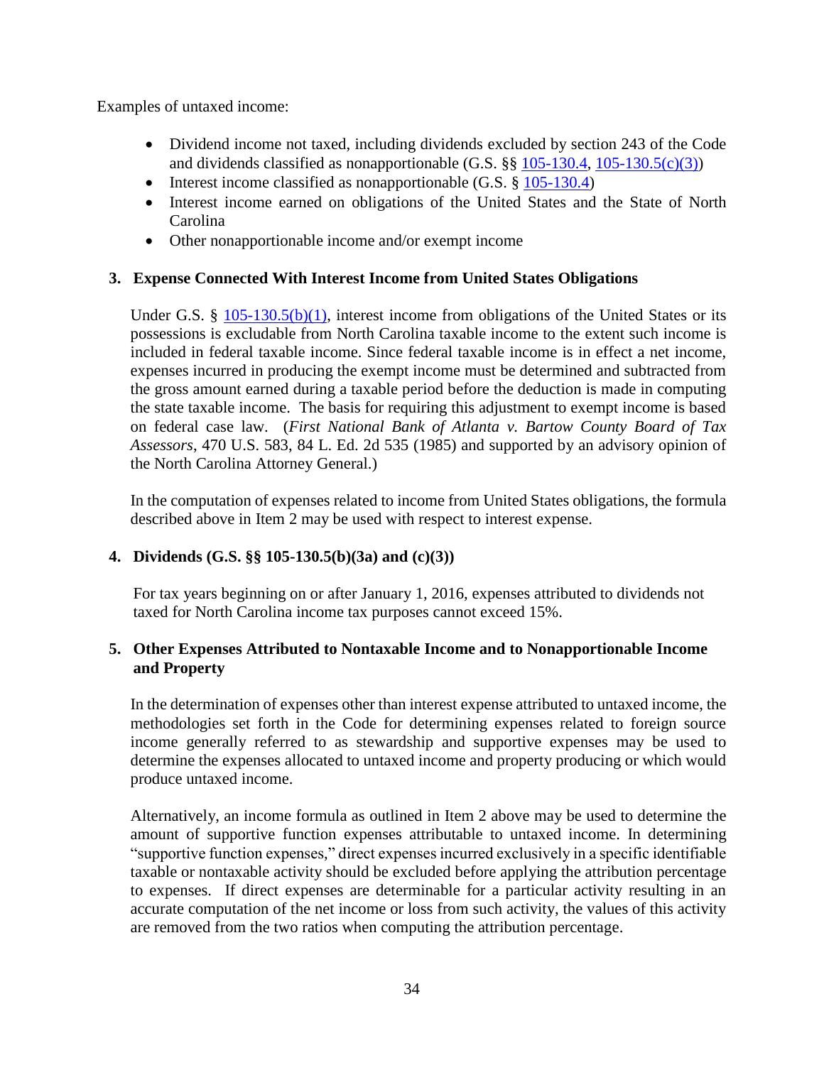Examples of untaxed income:

- Dividend income not taxed, including dividends excluded by section 243 of the Code and dividends classified as nonapportionable (G.S. §§ 105-130.4, 105-130.5(c)(3))
- Interest income classified as nonapportionable (G.S. § 105-130.4)
- Interest income earned on obligations of the United States and the State of North Carolina
- Other nonapportionable income and/or exempt income

### 3. Expense Connected With Interest Income from United States Obligations

Under G.S. § 105-130.5(b)(1), interest income from obligations of the United States or its possessions is excludable from North Carolina taxable income to the extent such income is included in federal taxable income. Since federal taxable income is in effect a net income, expenses incurred in producing the exempt income must be determined and subtracted from the gross amount earned during a taxable period before the deduction is made in computing the state taxable income. The basis for requiring this adjustment to exempt income is based on federal case law. (*First National Bank of Atlanta v. Bartow County Board of Tax Assessors*, 470 U.S. 583, 84 L. Ed. 2d 535 (1985) and supported by an advisory opinion of the North Carolina Attorney General.)

In the computation of expenses related to income from United States obligations, the formula described above in Item 2 may be used with respect to interest expense.

### 4. Dividends (G.S. §§ 105-130.5(b)(3a) and (c)(3))

For tax years beginning on or after January 1, 2016, expenses attributed to dividends not taxed for North Carolina income tax purposes cannot exceed 15%.

### 5. Other Expenses Attributed to Nontaxable Income and to Nonapportionable Income and Property

In the determination of expenses other than interest expense attributed to untaxed income, the methodologies set forth in the Code for determining expenses related to foreign source income generally referred to as stewardship and supportive expenses may be used to determine the expenses allocated to untaxed income and property producing or which would produce untaxed income.

Alternatively, an income formula as outlined in Item 2 above may be used to determine the amount of supportive function expenses attributable to untaxed income. In determining "supportive function expenses," direct expenses incurred exclusively in a specific identifiable taxable or nontaxable activity should be excluded before applying the attribution percentage to expenses. If direct expenses are determinable for a particular activity resulting in an accurate computation of the net income or loss from such activity, the values of this activity are removed from the two ratios when computing the attribution percentage.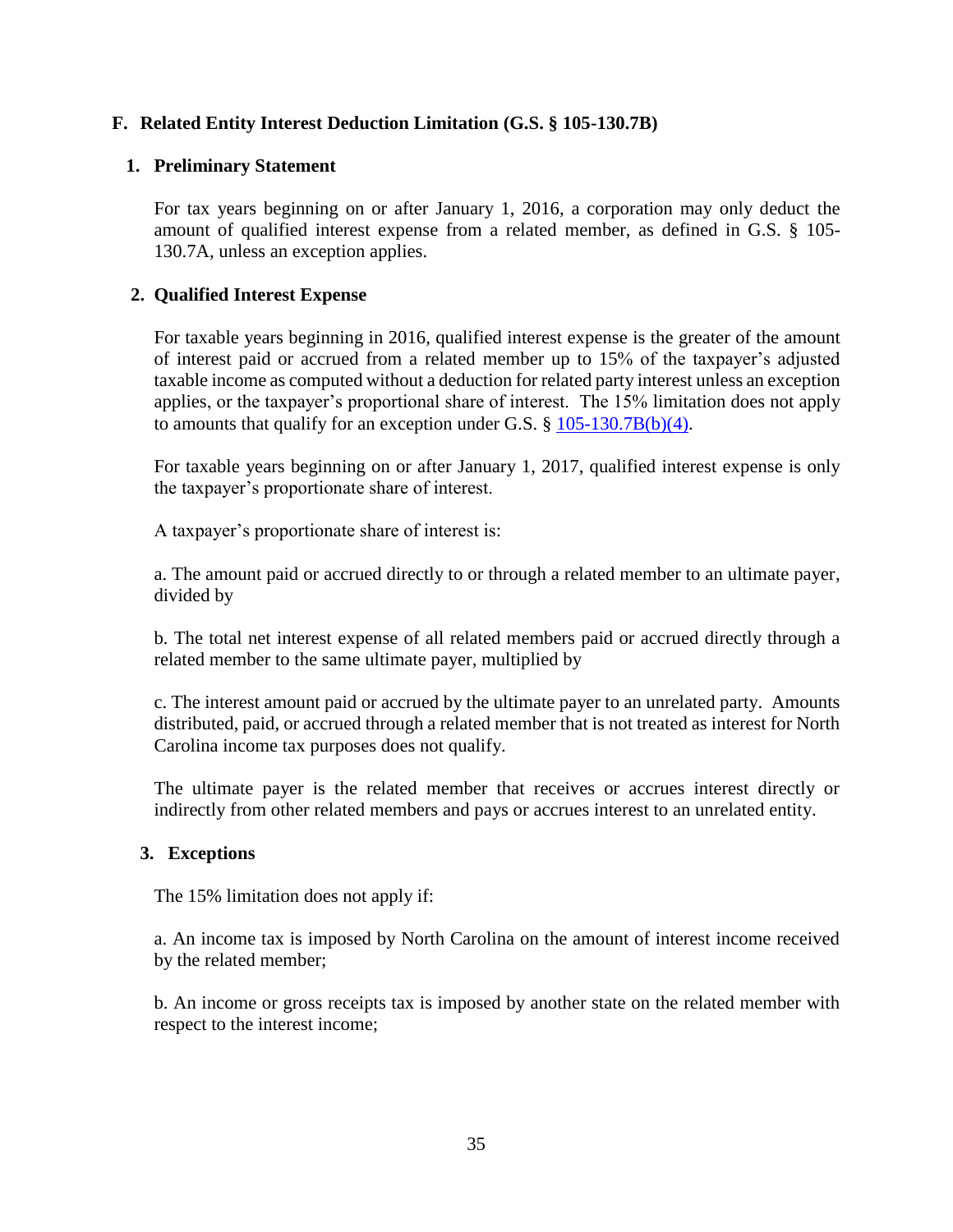## F. Related Entity Interest Deduction Limitation (G.S. § 105-130.7B)

### 1. Preliminary Statement

For tax years beginning on or after January 1, 2016, a corporation may only deduct the amount of qualified interest expense from a related member, as defined in G.S. § 105-130.7A, unless an exception applies.

### 2. Qualified Interest Expense

For taxable years beginning in 2016, qualified interest expense is the greater of the amount of interest paid or accrued from a related member up to 15% of the taxpayer's adjusted taxable income as computed without a deduction for related party interest unless an exception applies, or the taxpayer's proportional share of interest. The 15% limitation does not apply to amounts that qualify for an exception under G.S. § 105-130.7B(b)(4).

For taxable years beginning on or after January 1, 2017, qualified interest expense is only the taxpayer's proportionate share of interest.

A taxpayer's proportionate share of interest is:

a. The amount paid or accrued directly to or through a related member to an ultimate payer, divided by

b. The total net interest expense of all related members paid or accrued directly through a related member to the same ultimate payer, multiplied by

c. The interest amount paid or accrued by the ultimate payer to an unrelated party. Amounts distributed, paid, or accrued through a related member that is not treated as interest for North Carolina income tax purposes does not qualify.

The ultimate payer is the related member that receives or accrues interest directly or indirectly from other related members and pays or accrues interest to an unrelated entity.

### 3. Exceptions

The 15% limitation does not apply if:

a. An income tax is imposed by North Carolina on the amount of interest income received by the related member;

b. An income or gross receipts tax is imposed by another state on the related member with respect to the interest income;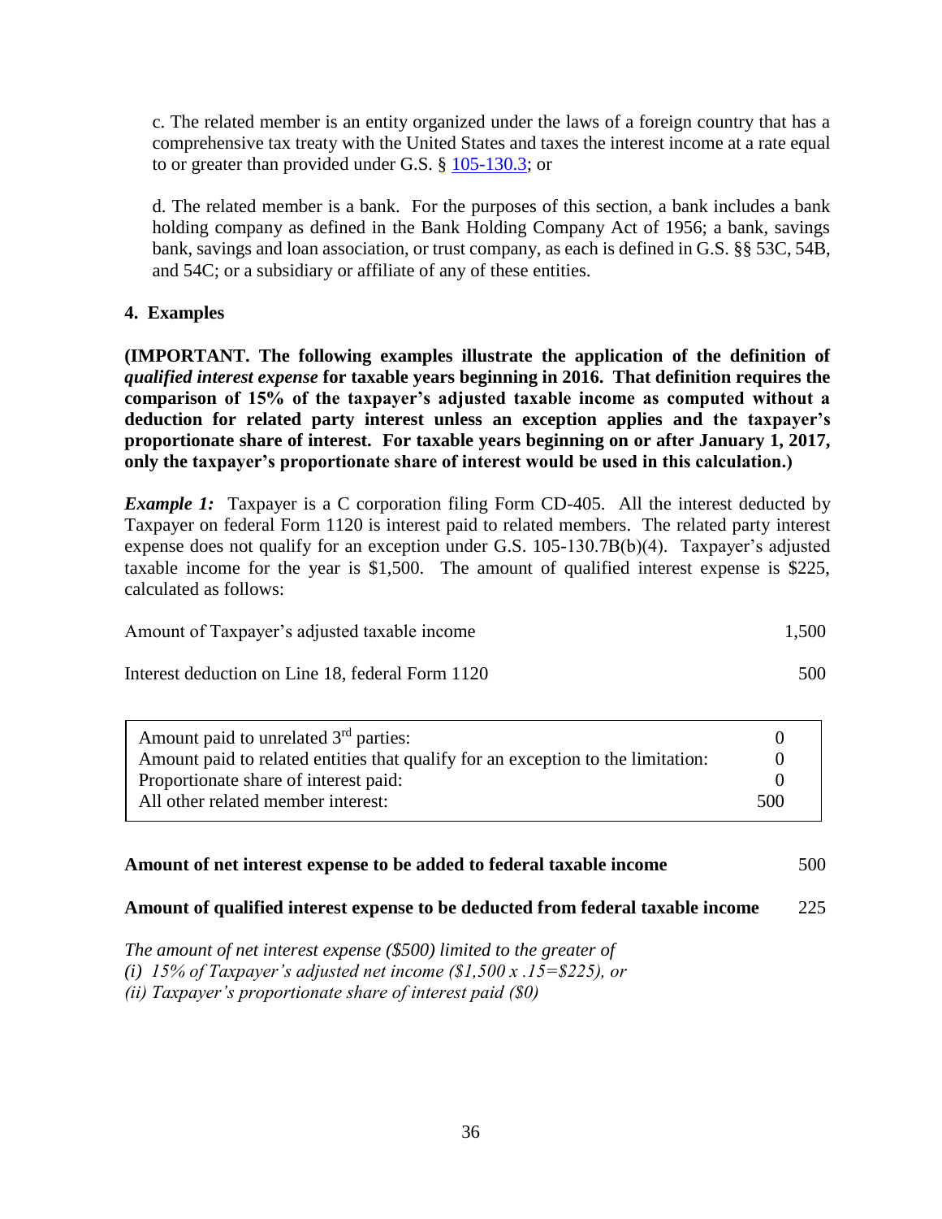c. The related member is an entity organized under the laws of a foreign country that has a comprehensive tax treaty with the United States and taxes the interest income at a rate equal to or greater than provided under G.S. § 105-130.3; or

d. The related member is a bank. For the purposes of this section, a bank includes a bank holding company as defined in the Bank Holding Company Act of 1956; a bank, savings bank, savings and loan association, or trust company, as each is defined in G.S. §§ 53C, 54B, and 54C; or a subsidiary or affiliate of any of these entities.

## 4. Examples

**(IMPORTANT. The following examples illustrate the application of the definition of *qualified interest expense* for taxable years beginning in 2016. That definition requires the comparison of 15% of the taxpayer's adjusted taxable income as computed without a deduction for related party interest unless an exception applies and the taxpayer's proportionate share of interest. For taxable years beginning on or after January 1, 2017, only the taxpayer's proportionate share of interest would be used in this calculation.)**

***Example 1:*** Taxpayer is a C corporation filing Form CD-405. All the interest deducted by Taxpayer on federal Form 1120 is interest paid to related members. The related party interest expense does not qualify for an exception under G.S. 105-130.7B(b)(4). Taxpayer's adjusted taxable income for the year is $1,500. The amount of qualified interest expense is $225, calculated as follows:

| | |
|---|---|
| Amount of Taxpayer's adjusted taxable income | 1,500 |
| Interest deduction on Line 18, federal Form 1120 | 500 |

| | |
|---|---|
| Amount paid to unrelated 3rd parties: | 0 |
| Amount paid to related entities that qualify for an exception to the limitation: | 0 |
| Proportionate share of interest paid: | 0 |
| All other related member interest: | 500 |

| | |
|---|---|
| **Amount of net interest expense to be added to federal taxable income** | 500 |
| **Amount of qualified interest expense to be deducted from federal taxable income** | 225 |

*The amount of net interest expense ($500) limited to the greater of*
*(i) 15% of Taxpayer's adjusted net income ($1,500 x .15=$225), or*
*(ii) Taxpayer's proportionate share of interest paid ($0)*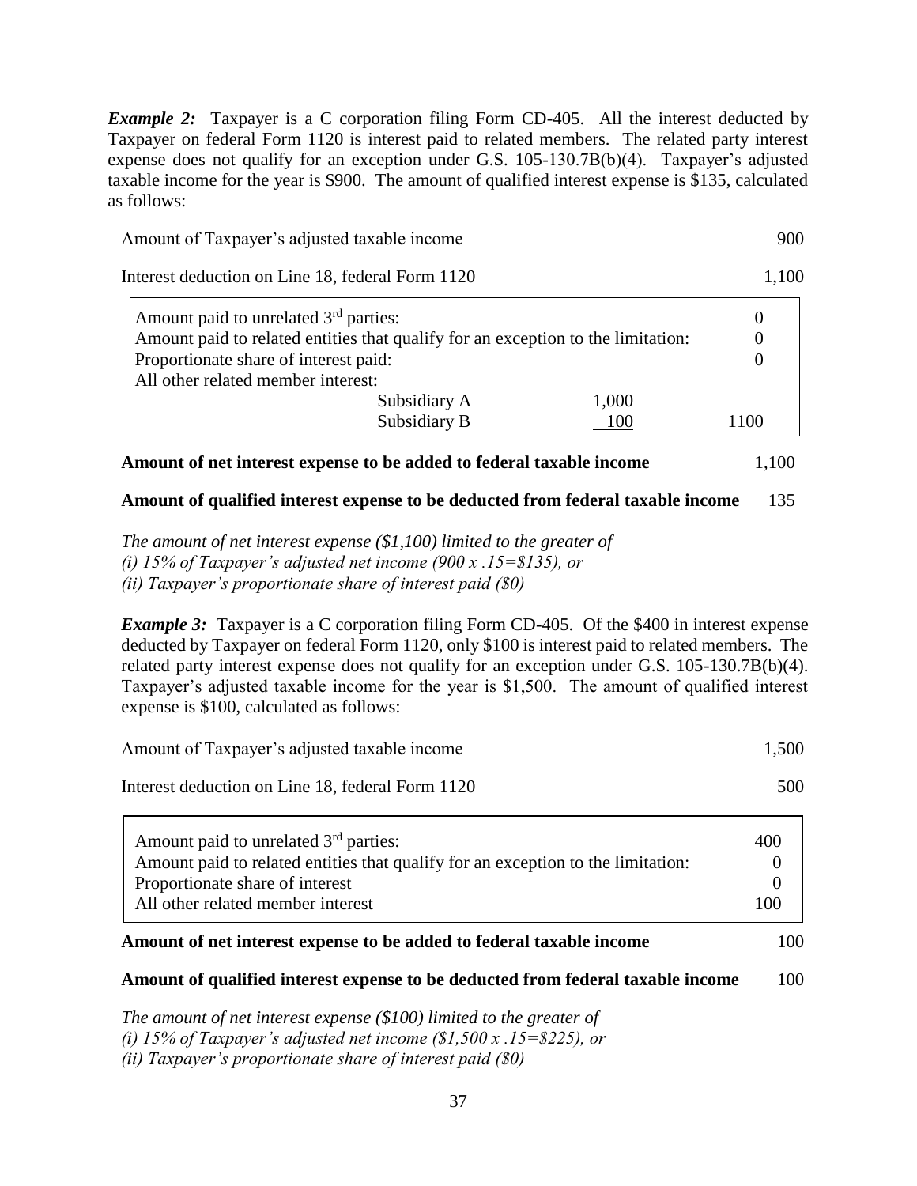***Example 2:*** Taxpayer is a C corporation filing Form CD-405. All the interest deducted by Taxpayer on federal Form 1120 is interest paid to related members. The related party interest expense does not qualify for an exception under G.S. 105-130.7B(b)(4). Taxpayer's adjusted taxable income for the year is $900. The amount of qualified interest expense is $135, calculated as follows:

| | | |
|---|---|---|
| Amount of Taxpayer's adjusted taxable income | | 900 |
| Interest deduction on Line 18, federal Form 1120 | | 1,100 |

| | | |
|---|---|---|
| Amount paid to unrelated 3rd parties: | | 0 |
| Amount paid to related entities that qualify for an exception to the limitation: | | 0 |
| Proportionate share of interest paid: | | 0 |
| All other related member interest: | | |
| Subsidiary A | 1,000 | |
| Subsidiary B | 100 | 1100 |

| | |
|---|---|
| **Amount of net interest expense to be added to federal taxable income** | 1,100 |
| **Amount of qualified interest expense to be deducted from federal taxable income** | 135 |

*The amount of net interest expense ($1,100) limited to the greater of*
*(i) 15% of Taxpayer's adjusted net income (900 x .15=$135), or*
*(ii) Taxpayer's proportionate share of interest paid ($0)*

***Example 3:*** Taxpayer is a C corporation filing Form CD-405. Of the $400 in interest expense deducted by Taxpayer on federal Form 1120, only $100 is interest paid to related members. The related party interest expense does not qualify for an exception under G.S. 105-130.7B(b)(4). Taxpayer's adjusted taxable income for the year is $1,500. The amount of qualified interest expense is $100, calculated as follows:

| | |
|---|---|
| Amount of Taxpayer's adjusted taxable income | 1,500 |
| Interest deduction on Line 18, federal Form 1120 | 500 |

| | |
|---|---|
| Amount paid to unrelated 3rd parties: | 400 |
| Amount paid to related entities that qualify for an exception to the limitation: | 0 |
| Proportionate share of interest | 0 |
| All other related member interest | 100 |

| | |
|---|---|
| **Amount of net interest expense to be added to federal taxable income** | 100 |
| **Amount of qualified interest expense to be deducted from federal taxable income** | 100 |

*The amount of net interest expense ($100) limited to the greater of*
*(i) 15% of Taxpayer's adjusted net income ($1,500 x .15=$225), or*
*(ii) Taxpayer's proportionate share of interest paid ($0)*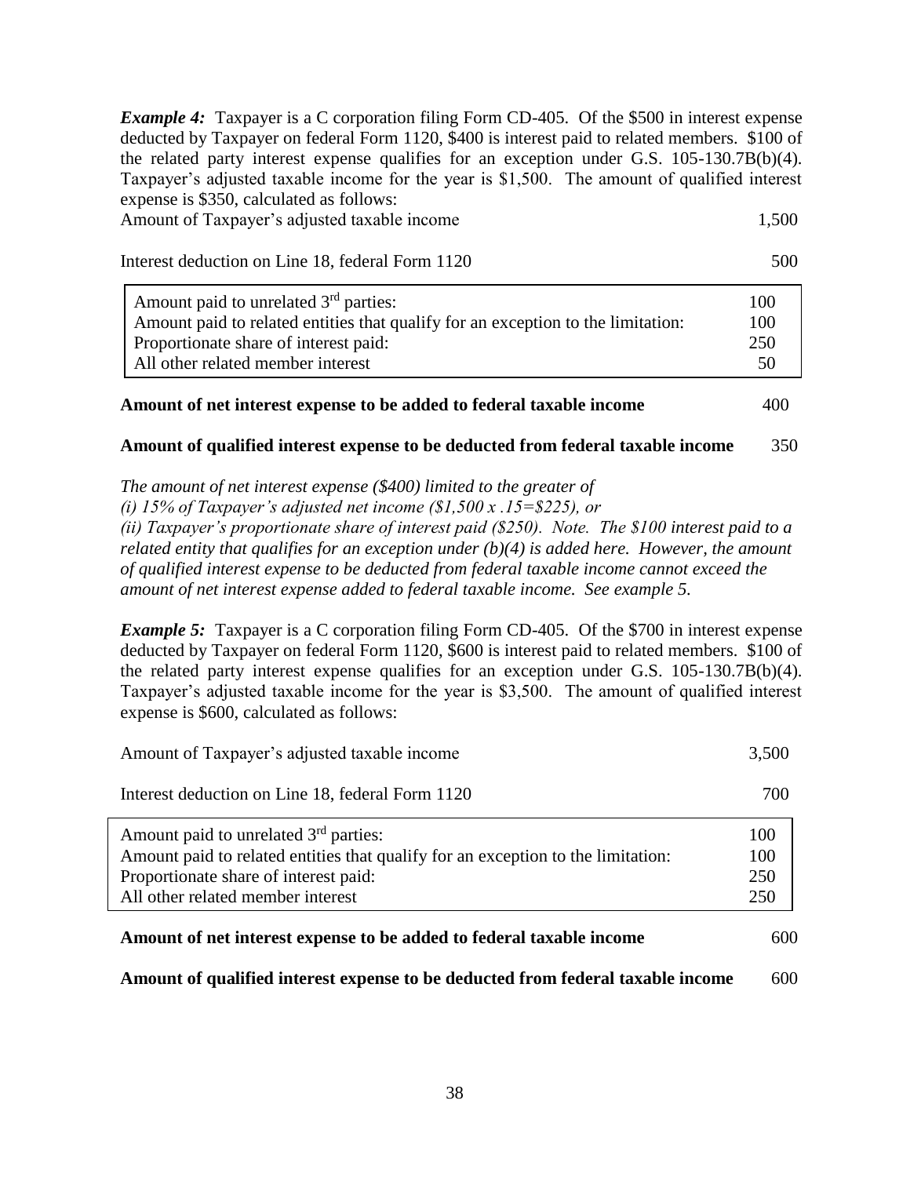***Example 4:*** Taxpayer is a C corporation filing Form CD-405. Of the $500 in interest expense deducted by Taxpayer on federal Form 1120, $400 is interest paid to related members. $100 of the related party interest expense qualifies for an exception under G.S. 105-130.7B(b)(4). Taxpayer's adjusted taxable income for the year is $1,500. The amount of qualified interest expense is $350, calculated as follows:

| | |
|---|---|
| Amount of Taxpayer's adjusted taxable income | 1,500 |
| Interest deduction on Line 18, federal Form 1120 | 500 |

| | |
|---|---|
| Amount paid to unrelated 3[rd] parties: | 100 |
| Amount paid to related entities that qualify for an exception to the limitation: | 100 |
| Proportionate share of interest paid: | 250 |
| All other related member interest | 50 |

| | |
|---|---|
| **Amount of net interest expense to be added to federal taxable income** | 400 |
| **Amount of qualified interest expense to be deducted from federal taxable income** | 350 |

*The amount of net interest expense ($400) limited to the greater of*
*(i) 15% of Taxpayer's adjusted net income ($1,500 x .15=$225), or*
*(ii) Taxpayer's proportionate share of interest paid ($250). Note. The $100 interest paid to a related entity that qualifies for an exception under (b)(4) is added here. However, the amount of qualified interest expense to be deducted from federal taxable income cannot exceed the amount of net interest expense added to federal taxable income. See example 5.*

***Example 5:*** Taxpayer is a C corporation filing Form CD-405. Of the $700 in interest expense deducted by Taxpayer on federal Form 1120, $600 is interest paid to related members. $100 of the related party interest expense qualifies for an exception under G.S. 105-130.7B(b)(4). Taxpayer's adjusted taxable income for the year is $3,500. The amount of qualified interest expense is $600, calculated as follows:

| | |
|---|---|
| Amount of Taxpayer's adjusted taxable income | 3,500 |
| Interest deduction on Line 18, federal Form 1120 | 700 |

| | |
|---|---|
| Amount paid to unrelated 3[rd] parties: | 100 |
| Amount paid to related entities that qualify for an exception to the limitation: | 100 |
| Proportionate share of interest paid: | 250 |
| All other related member interest | 250 |

| | |
|---|---|
| **Amount of net interest expense to be added to federal taxable income** | 600 |
| **Amount of qualified interest expense to be deducted from federal taxable income** | 600 |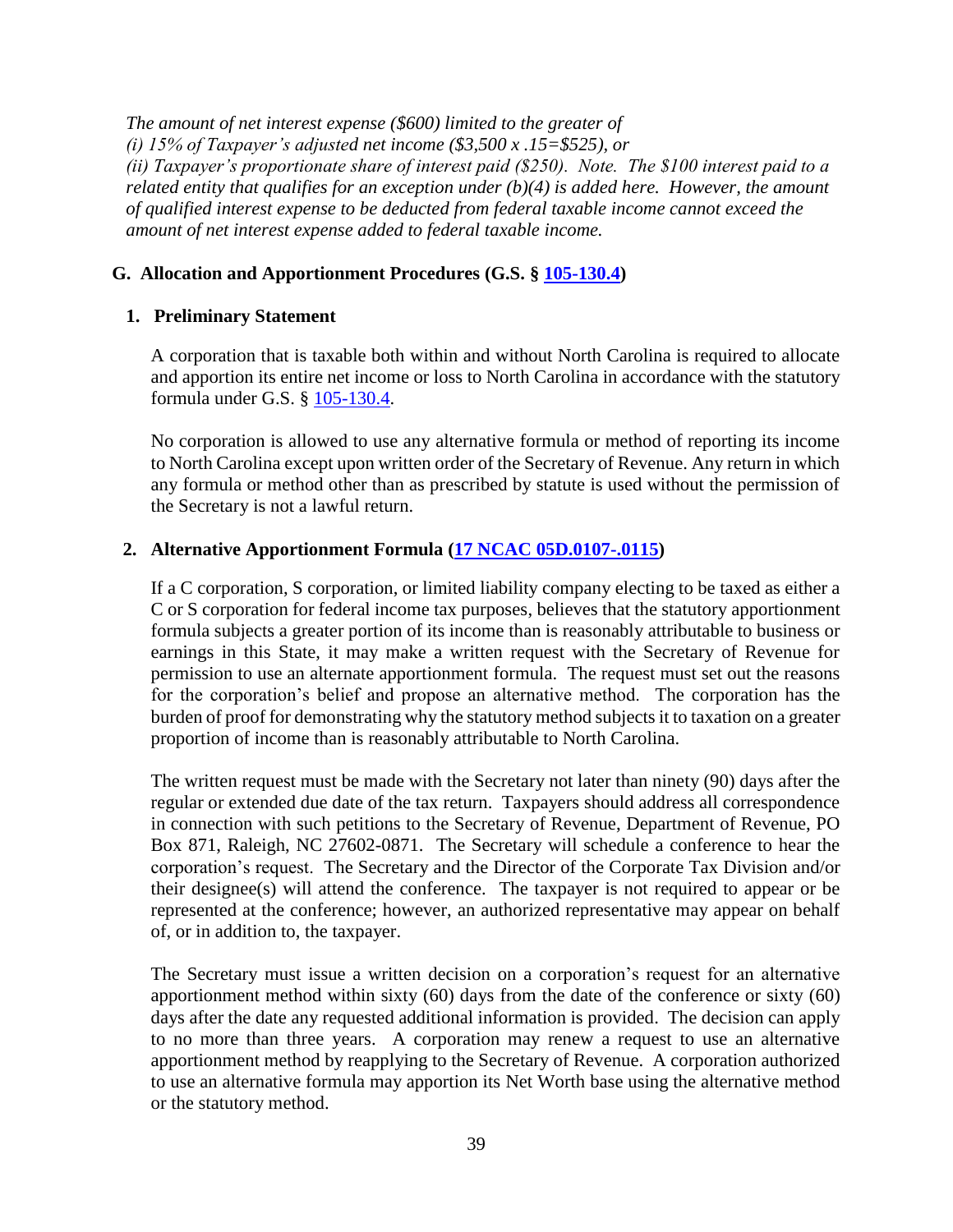*The amount of net interest expense ($600) limited to the greater of*
*(i) 15% of Taxpayer's adjusted net income ($3,500 x .15=$525), or*
*(ii) Taxpayer's proportionate share of interest paid ($250). Note. The $100 interest paid to a related entity that qualifies for an exception under (b)(4) is added here. However, the amount of qualified interest expense to be deducted from federal taxable income cannot exceed the amount of net interest expense added to federal taxable income.*

## G. Allocation and Apportionment Procedures (G.S. § 105-130.4)

### 1. Preliminary Statement

A corporation that is taxable both within and without North Carolina is required to allocate and apportion its entire net income or loss to North Carolina in accordance with the statutory formula under G.S. § 105-130.4.

No corporation is allowed to use any alternative formula or method of reporting its income to North Carolina except upon written order of the Secretary of Revenue. Any return in which any formula or method other than as prescribed by statute is used without the permission of the Secretary is not a lawful return.

### 2. Alternative Apportionment Formula (17 NCAC 05D.0107-.0115)

If a C corporation, S corporation, or limited liability company electing to be taxed as either a C or S corporation for federal income tax purposes, believes that the statutory apportionment formula subjects a greater portion of its income than is reasonably attributable to business or earnings in this State, it may make a written request with the Secretary of Revenue for permission to use an alternate apportionment formula. The request must set out the reasons for the corporation's belief and propose an alternative method. The corporation has the burden of proof for demonstrating why the statutory method subjects it to taxation on a greater proportion of income than is reasonably attributable to North Carolina.

The written request must be made with the Secretary not later than ninety (90) days after the regular or extended due date of the tax return. Taxpayers should address all correspondence in connection with such petitions to the Secretary of Revenue, Department of Revenue, PO Box 871, Raleigh, NC 27602-0871. The Secretary will schedule a conference to hear the corporation's request. The Secretary and the Director of the Corporate Tax Division and/or their designee(s) will attend the conference. The taxpayer is not required to appear or be represented at the conference; however, an authorized representative may appear on behalf of, or in addition to, the taxpayer.

The Secretary must issue a written decision on a corporation's request for an alternative apportionment method within sixty (60) days from the date of the conference or sixty (60) days after the date any requested additional information is provided. The decision can apply to no more than three years. A corporation may renew a request to use an alternative apportionment method by reapplying to the Secretary of Revenue. A corporation authorized to use an alternative formula may apportion its Net Worth base using the alternative method or the statutory method.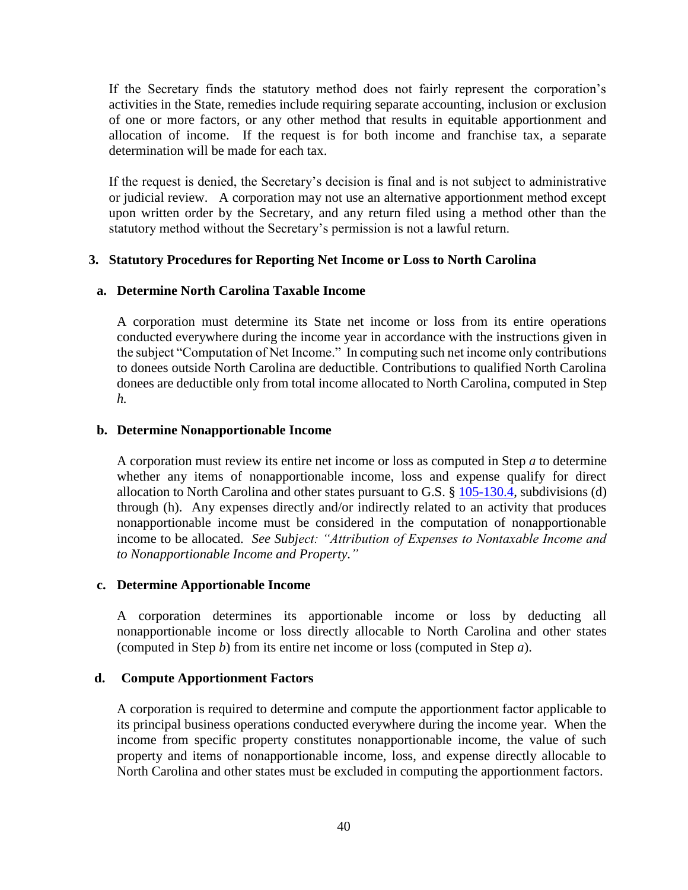If the Secretary finds the statutory method does not fairly represent the corporation's activities in the State, remedies include requiring separate accounting, inclusion or exclusion of one or more factors, or any other method that results in equitable apportionment and allocation of income. If the request is for both income and franchise tax, a separate determination will be made for each tax.

If the request is denied, the Secretary's decision is final and is not subject to administrative or judicial review. A corporation may not use an alternative apportionment method except upon written order by the Secretary, and any return filed using a method other than the statutory method without the Secretary's permission is not a lawful return.

### 3. Statutory Procedures for Reporting Net Income or Loss to North Carolina

#### a. Determine North Carolina Taxable Income

A corporation must determine its State net income or loss from its entire operations conducted everywhere during the income year in accordance with the instructions given in the subject "Computation of Net Income." In computing such net income only contributions to donees outside North Carolina are deductible. Contributions to qualified North Carolina donees are deductible only from total income allocated to North Carolina, computed in Step *h.*

#### b. Determine Nonapportionable Income

A corporation must review its entire net income or loss as computed in Step *a* to determine whether any items of nonapportionable income, loss and expense qualify for direct allocation to North Carolina and other states pursuant to G.S. § 105-130.4, subdivisions (d) through (h). Any expenses directly and/or indirectly related to an activity that produces nonapportionable income must be considered in the computation of nonapportionable income to be allocated. *See Subject: "Attribution of Expenses to Nontaxable Income and to Nonapportionable Income and Property."*

#### c. Determine Apportionable Income

A corporation determines its apportionable income or loss by deducting all nonapportionable income or loss directly allocable to North Carolina and other states (computed in Step *b*) from its entire net income or loss (computed in Step *a*).

#### d. Compute Apportionment Factors

A corporation is required to determine and compute the apportionment factor applicable to its principal business operations conducted everywhere during the income year. When the income from specific property constitutes nonapportionable income, the value of such property and items of nonapportionable income, loss, and expense directly allocable to North Carolina and other states must be excluded in computing the apportionment factors.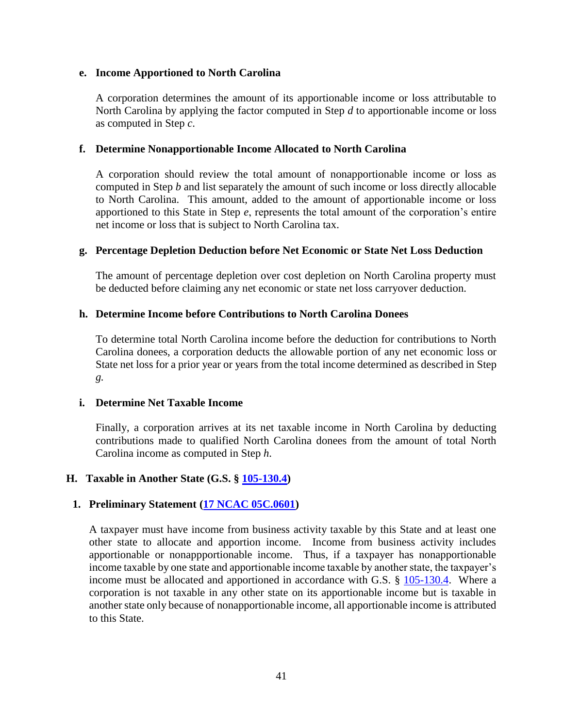#### e. Income Apportioned to North Carolina

A corporation determines the amount of its apportionable income or loss attributable to North Carolina by applying the factor computed in Step *d* to apportionable income or loss as computed in Step *c*.

#### f. Determine Nonapportionable Income Allocated to North Carolina

A corporation should review the total amount of nonapportionable income or loss as computed in Step *b* and list separately the amount of such income or loss directly allocable to North Carolina. This amount, added to the amount of apportionable income or loss apportioned to this State in Step *e*, represents the total amount of the corporation's entire net income or loss that is subject to North Carolina tax.

#### g. Percentage Depletion Deduction before Net Economic or State Net Loss Deduction

The amount of percentage depletion over cost depletion on North Carolina property must be deducted before claiming any net economic or state net loss carryover deduction.

#### h. Determine Income before Contributions to North Carolina Donees

To determine total North Carolina income before the deduction for contributions to North Carolina donees, a corporation deducts the allowable portion of any net economic loss or State net loss for a prior year or years from the total income determined as described in Step *g*.

#### i. Determine Net Taxable Income

Finally, a corporation arrives at its net taxable income in North Carolina by deducting contributions made to qualified North Carolina donees from the amount of total North Carolina income as computed in Step *h*.

## H. Taxable in Another State (G.S. § 105-130.4)

### 1. Preliminary Statement (17 NCAC 05C.0601)

A taxpayer must have income from business activity taxable by this State and at least one other state to allocate and apportion income. Income from business activity includes apportionable or nonappportionable income. Thus, if a taxpayer has nonapportionable income taxable by one state and apportionable income taxable by another state, the taxpayer's income must be allocated and apportioned in accordance with G.S. § 105-130.4. Where a corporation is not taxable in any other state on its apportionable income but is taxable in another state only because of nonapportionable income, all apportionable income is attributed to this State.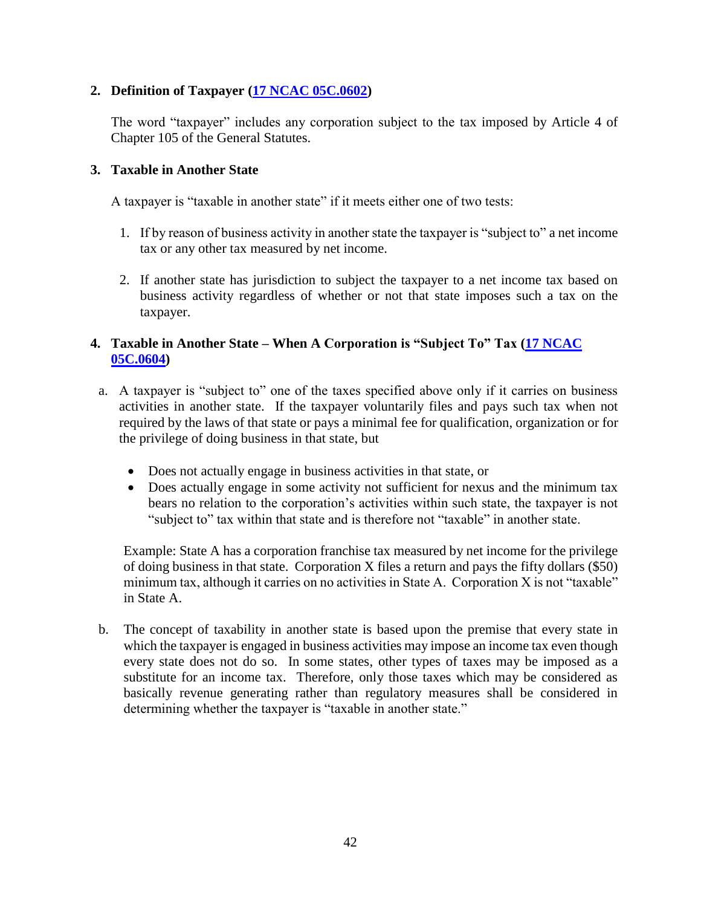## 2. Definition of Taxpayer ([17 NCAC 05C.0602](#))

The word "taxpayer" includes any corporation subject to the tax imposed by Article 4 of Chapter 105 of the General Statutes.

## 3. Taxable in Another State

A taxpayer is "taxable in another state" if it meets either one of two tests:

1. If by reason of business activity in another state the taxpayer is "subject to" a net income tax or any other tax measured by net income.

2. If another state has jurisdiction to subject the taxpayer to a net income tax based on business activity regardless of whether or not that state imposes such a tax on the taxpayer.

## 4. Taxable in Another State – When A Corporation is "Subject To" Tax ([17 NCAC 05C.0604](#))

a. A taxpayer is "subject to" one of the taxes specified above only if it carries on business activities in another state. If the taxpayer voluntarily files and pays such tax when not required by the laws of that state or pays a minimal fee for qualification, organization or for the privilege of doing business in that state, but

   - Does not actually engage in business activities in that state, or
   - Does actually engage in some activity not sufficient for nexus and the minimum tax bears no relation to the corporation's activities within such state, the taxpayer is not "subject to" tax within that state and is therefore not "taxable" in another state.

   Example: State A has a corporation franchise tax measured by net income for the privilege of doing business in that state. Corporation X files a return and pays the fifty dollars ($50) minimum tax, although it carries on no activities in State A. Corporation X is not "taxable" in State A.

b. The concept of taxability in another state is based upon the premise that every state in which the taxpayer is engaged in business activities may impose an income tax even though every state does not do so. In some states, other types of taxes may be imposed as a substitute for an income tax. Therefore, only those taxes which may be considered as basically revenue generating rather than regulatory measures shall be considered in determining whether the taxpayer is "taxable in another state."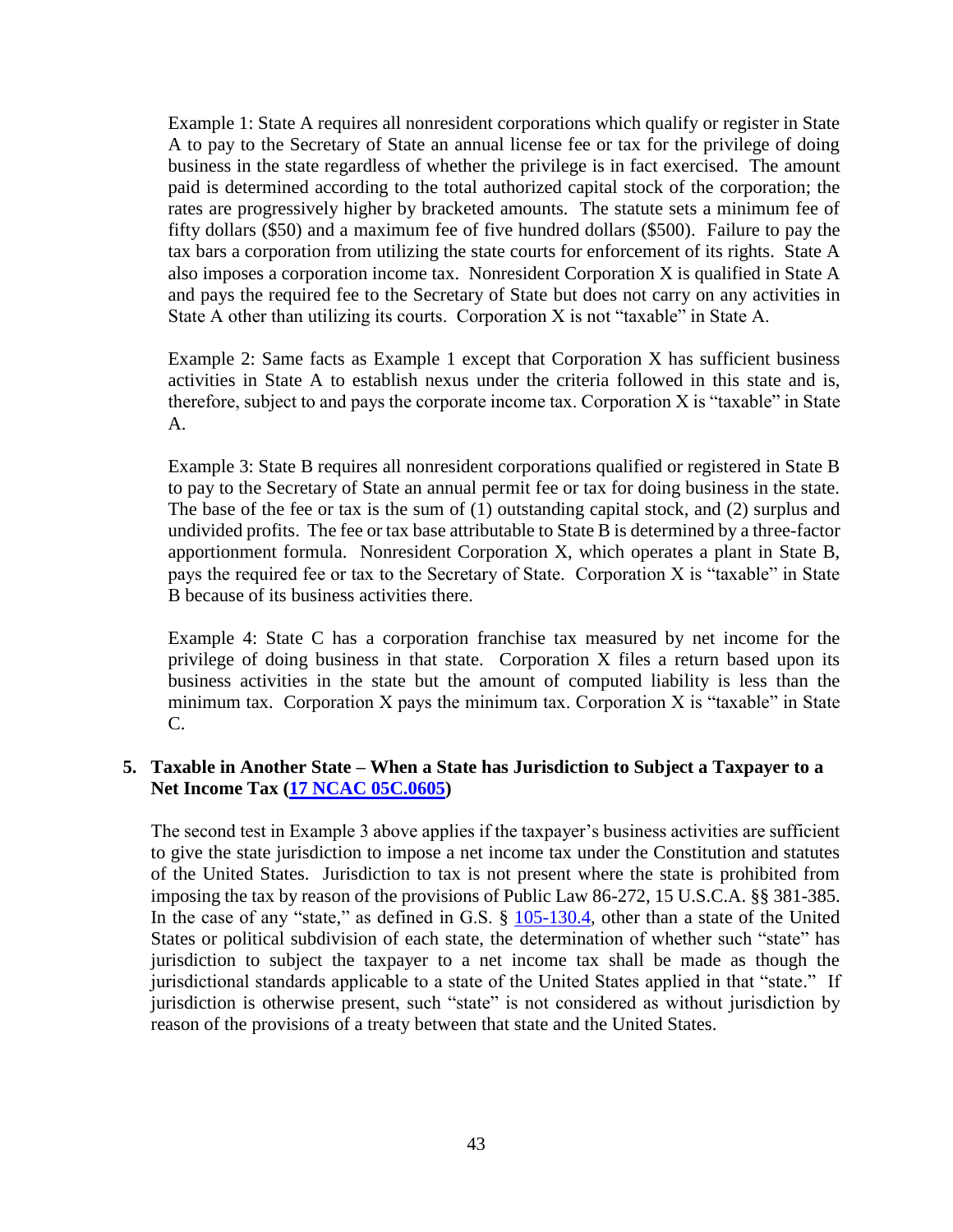Example 1: State A requires all nonresident corporations which qualify or register in State A to pay to the Secretary of State an annual license fee or tax for the privilege of doing business in the state regardless of whether the privilege is in fact exercised. The amount paid is determined according to the total authorized capital stock of the corporation; the rates are progressively higher by bracketed amounts. The statute sets a minimum fee of fifty dollars ($50) and a maximum fee of five hundred dollars ($500). Failure to pay the tax bars a corporation from utilizing the state courts for enforcement of its rights. State A also imposes a corporation income tax. Nonresident Corporation X is qualified in State A and pays the required fee to the Secretary of State but does not carry on any activities in State A other than utilizing its courts. Corporation X is not "taxable" in State A.

Example 2: Same facts as Example 1 except that Corporation X has sufficient business activities in State A to establish nexus under the criteria followed in this state and is, therefore, subject to and pays the corporate income tax. Corporation X is "taxable" in State A.

Example 3: State B requires all nonresident corporations qualified or registered in State B to pay to the Secretary of State an annual permit fee or tax for doing business in the state. The base of the fee or tax is the sum of (1) outstanding capital stock, and (2) surplus and undivided profits. The fee or tax base attributable to State B is determined by a three-factor apportionment formula. Nonresident Corporation X, which operates a plant in State B, pays the required fee or tax to the Secretary of State. Corporation X is "taxable" in State B because of its business activities there.

Example 4: State C has a corporation franchise tax measured by net income for the privilege of doing business in that state. Corporation X files a return based upon its business activities in the state but the amount of computed liability is less than the minimum tax. Corporation X pays the minimum tax. Corporation X is "taxable" in State C.

### 5. Taxable in Another State – When a State has Jurisdiction to Subject a Taxpayer to a Net Income Tax (17 NCAC 05C.0605)

The second test in Example 3 above applies if the taxpayer's business activities are sufficient to give the state jurisdiction to impose a net income tax under the Constitution and statutes of the United States. Jurisdiction to tax is not present where the state is prohibited from imposing the tax by reason of the provisions of Public Law 86-272, 15 U.S.C.A. §§ 381-385. In the case of any "state," as defined in G.S. § 105-130.4, other than a state of the United States or political subdivision of each state, the determination of whether such "state" has jurisdiction to subject the taxpayer to a net income tax shall be made as though the jurisdictional standards applicable to a state of the United States applied in that "state." If jurisdiction is otherwise present, such "state" is not considered as without jurisdiction by reason of the provisions of a treaty between that state and the United States.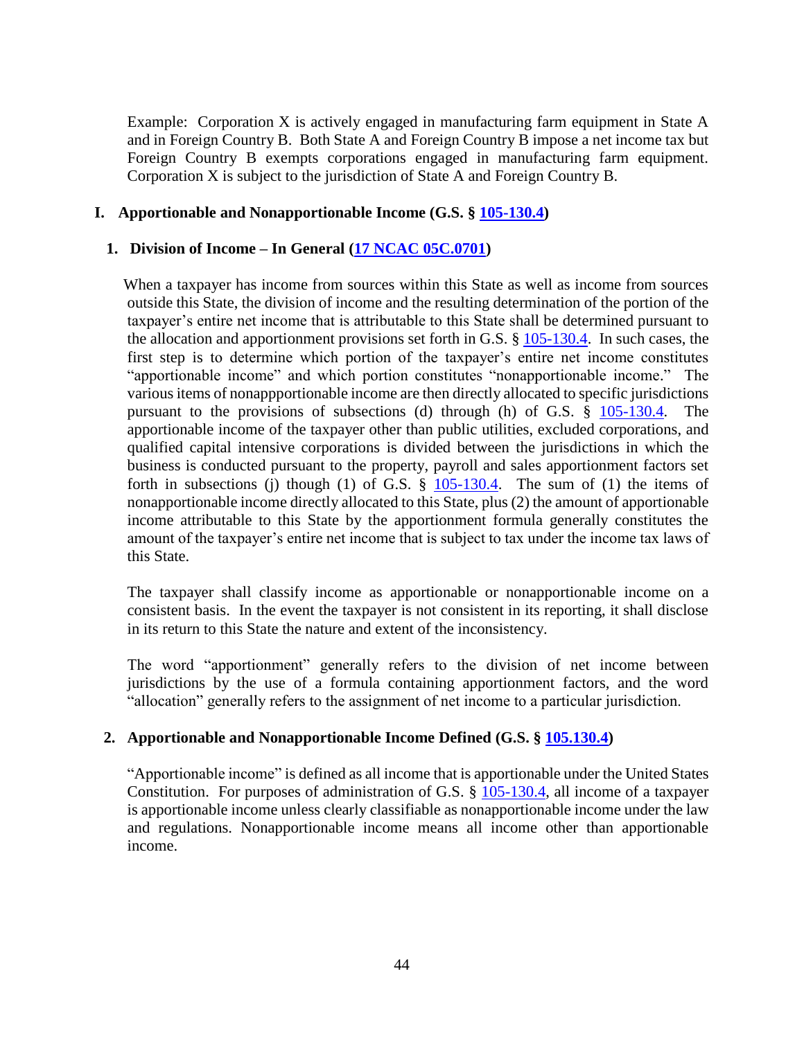Example: Corporation X is actively engaged in manufacturing farm equipment in State A and in Foreign Country B. Both State A and Foreign Country B impose a net income tax but Foreign Country B exempts corporations engaged in manufacturing farm equipment. Corporation X is subject to the jurisdiction of State A and Foreign Country B.

## I. Apportionable and Nonapportionable Income (G.S. § 105-130.4)

### 1. Division of Income – In General (17 NCAC 05C.0701)

When a taxpayer has income from sources within this State as well as income from sources outside this State, the division of income and the resulting determination of the portion of the taxpayer's entire net income that is attributable to this State shall be determined pursuant to the allocation and apportionment provisions set forth in G.S. § 105-130.4. In such cases, the first step is to determine which portion of the taxpayer's entire net income constitutes "apportionable income" and which portion constitutes "nonapportionable income." The various items of nonappportionable income are then directly allocated to specific jurisdictions pursuant to the provisions of subsections (d) through (h) of G.S. § 105-130.4. The apportionable income of the taxpayer other than public utilities, excluded corporations, and qualified capital intensive corporations is divided between the jurisdictions in which the business is conducted pursuant to the property, payroll and sales apportionment factors set forth in subsections (j) though (l) of G.S. § 105-130.4. The sum of (1) the items of nonapportionable income directly allocated to this State, plus (2) the amount of apportionable income attributable to this State by the apportionment formula generally constitutes the amount of the taxpayer's entire net income that is subject to tax under the income tax laws of this State.

The taxpayer shall classify income as apportionable or nonapportionable income on a consistent basis. In the event the taxpayer is not consistent in its reporting, it shall disclose in its return to this State the nature and extent of the inconsistency.

The word "apportionment" generally refers to the division of net income between jurisdictions by the use of a formula containing apportionment factors, and the word "allocation" generally refers to the assignment of net income to a particular jurisdiction.

### 2. Apportionable and Nonapportionable Income Defined (G.S. § 105.130.4)

"Apportionable income" is defined as all income that is apportionable under the United States Constitution. For purposes of administration of G.S. § 105-130.4, all income of a taxpayer is apportionable income unless clearly classifiable as nonapportionable income under the law and regulations. Nonapportionable income means all income other than apportionable income.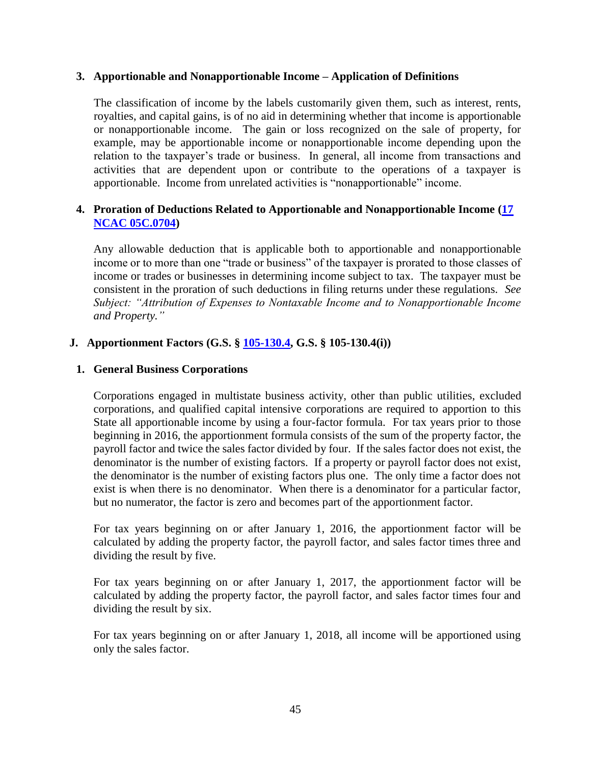### 3. Apportionable and Nonapportionable Income – Application of Definitions

The classification of income by the labels customarily given them, such as interest, rents, royalties, and capital gains, is of no aid in determining whether that income is apportionable or nonapportionable income. The gain or loss recognized on the sale of property, for example, may be apportionable income or nonapportionable income depending upon the relation to the taxpayer's trade or business. In general, all income from transactions and activities that are dependent upon or contribute to the operations of a taxpayer is apportionable. Income from unrelated activities is "nonapportionable" income.

### 4. Proration of Deductions Related to Apportionable and Nonapportionable Income (17 NCAC 05C.0704)

Any allowable deduction that is applicable both to apportionable and nonapportionable income or to more than one "trade or business" of the taxpayer is prorated to those classes of income or trades or businesses in determining income subject to tax. The taxpayer must be consistent in the proration of such deductions in filing returns under these regulations. *See Subject: "Attribution of Expenses to Nontaxable Income and to Nonapportionable Income and Property."*

## J. Apportionment Factors (G.S. § 105-130.4, G.S. § 105-130.4(i))

### 1. General Business Corporations

Corporations engaged in multistate business activity, other than public utilities, excluded corporations, and qualified capital intensive corporations are required to apportion to this State all apportionable income by using a four-factor formula. For tax years prior to those beginning in 2016, the apportionment formula consists of the sum of the property factor, the payroll factor and twice the sales factor divided by four. If the sales factor does not exist, the denominator is the number of existing factors. If a property or payroll factor does not exist, the denominator is the number of existing factors plus one. The only time a factor does not exist is when there is no denominator. When there is a denominator for a particular factor, but no numerator, the factor is zero and becomes part of the apportionment factor.

For tax years beginning on or after January 1, 2016, the apportionment factor will be calculated by adding the property factor, the payroll factor, and sales factor times three and dividing the result by five.

For tax years beginning on or after January 1, 2017, the apportionment factor will be calculated by adding the property factor, the payroll factor, and sales factor times four and dividing the result by six.

For tax years beginning on or after January 1, 2018, all income will be apportioned using only the sales factor.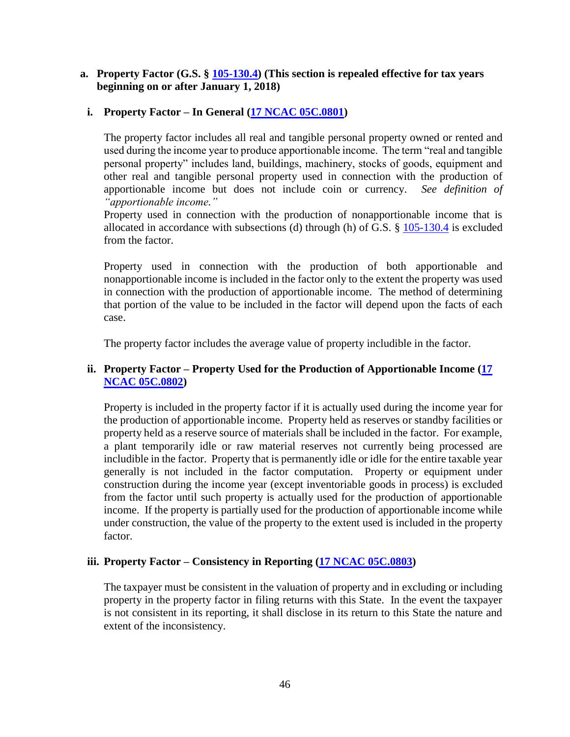**a. Property Factor (G.S. § [105-130.4](105-130.4)) (This section is repealed effective for tax years beginning on or after January 1, 2018)**

**i. Property Factor – In General ([17 NCAC 05C.0801](17 NCAC 05C.0801))**

The property factor includes all real and tangible personal property owned or rented and used during the income year to produce apportionable income. The term "real and tangible personal property" includes land, buildings, machinery, stocks of goods, equipment and other real and tangible personal property used in connection with the production of apportionable income but does not include coin or currency. *See definition of "apportionable income."*

Property used in connection with the production of nonapportionable income that is allocated in accordance with subsections (d) through (h) of G.S. § 105-130.4 is excluded from the factor.

Property used in connection with the production of both apportionable and nonapportionable income is included in the factor only to the extent the property was used in connection with the production of apportionable income. The method of determining that portion of the value to be included in the factor will depend upon the facts of each case.

The property factor includes the average value of property includible in the factor.

**ii. Property Factor – Property Used for the Production of Apportionable Income ([17 NCAC 05C.0802](17 NCAC 05C.0802))**

Property is included in the property factor if it is actually used during the income year for the production of apportionable income. Property held as reserves or standby facilities or property held as a reserve source of materials shall be included in the factor. For example, a plant temporarily idle or raw material reserves not currently being processed are includible in the factor. Property that is permanently idle or idle for the entire taxable year generally is not included in the factor computation. Property or equipment under construction during the income year (except inventoriable goods in process) is excluded from the factor until such property is actually used for the production of apportionable income. If the property is partially used for the production of apportionable income while under construction, the value of the property to the extent used is included in the property factor.

**iii. Property Factor – Consistency in Reporting ([17 NCAC 05C.0803](17 NCAC 05C.0803))**

The taxpayer must be consistent in the valuation of property and in excluding or including property in the property factor in filing returns with this State. In the event the taxpayer is not consistent in its reporting, it shall disclose in its return to this State the nature and extent of the inconsistency.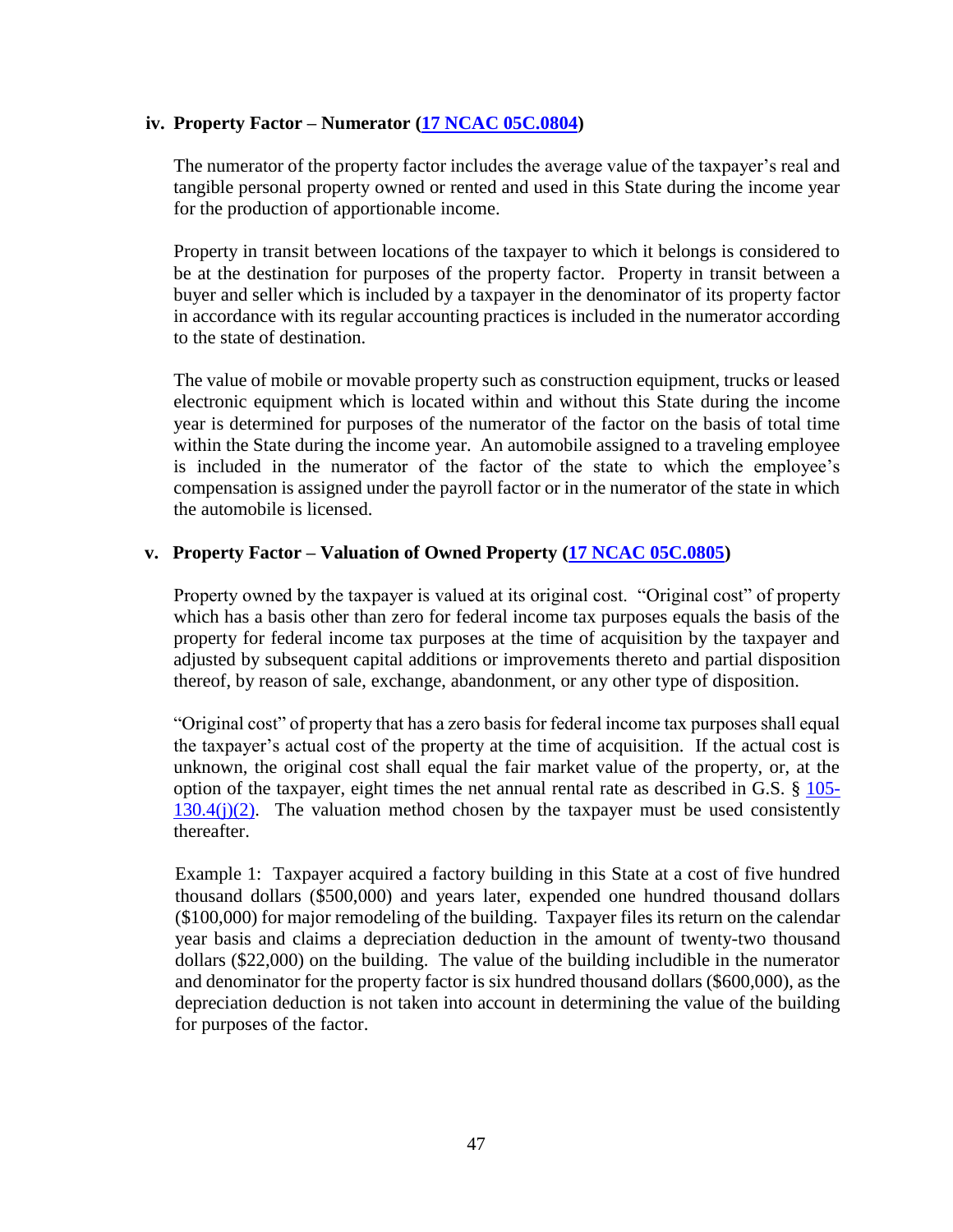#### iv. Property Factor – Numerator ([17 NCAC 05C.0804](#))

The numerator of the property factor includes the average value of the taxpayer's real and tangible personal property owned or rented and used in this State during the income year for the production of apportionable income.

Property in transit between locations of the taxpayer to which it belongs is considered to be at the destination for purposes of the property factor. Property in transit between a buyer and seller which is included by a taxpayer in the denominator of its property factor in accordance with its regular accounting practices is included in the numerator according to the state of destination.

The value of mobile or movable property such as construction equipment, trucks or leased electronic equipment which is located within and without this State during the income year is determined for purposes of the numerator of the factor on the basis of total time within the State during the income year. An automobile assigned to a traveling employee is included in the numerator of the factor of the state to which the employee's compensation is assigned under the payroll factor or in the numerator of the state in which the automobile is licensed.

#### v. Property Factor – Valuation of Owned Property ([17 NCAC 05C.0805](#))

Property owned by the taxpayer is valued at its original cost. "Original cost" of property which has a basis other than zero for federal income tax purposes equals the basis of the property for federal income tax purposes at the time of acquisition by the taxpayer and adjusted by subsequent capital additions or improvements thereto and partial disposition thereof, by reason of sale, exchange, abandonment, or any other type of disposition.

"Original cost" of property that has a zero basis for federal income tax purposes shall equal the taxpayer's actual cost of the property at the time of acquisition. If the actual cost is unknown, the original cost shall equal the fair market value of the property, or, at the option of the taxpayer, eight times the net annual rental rate as described in G.S. § [105-130.4(j)(2)](#). The valuation method chosen by the taxpayer must be used consistently thereafter.

Example 1: Taxpayer acquired a factory building in this State at a cost of five hundred thousand dollars ($500,000) and years later, expended one hundred thousand dollars ($100,000) for major remodeling of the building. Taxpayer files its return on the calendar year basis and claims a depreciation deduction in the amount of twenty-two thousand dollars ($22,000) on the building. The value of the building includible in the numerator and denominator for the property factor is six hundred thousand dollars ($600,000), as the depreciation deduction is not taken into account in determining the value of the building for purposes of the factor.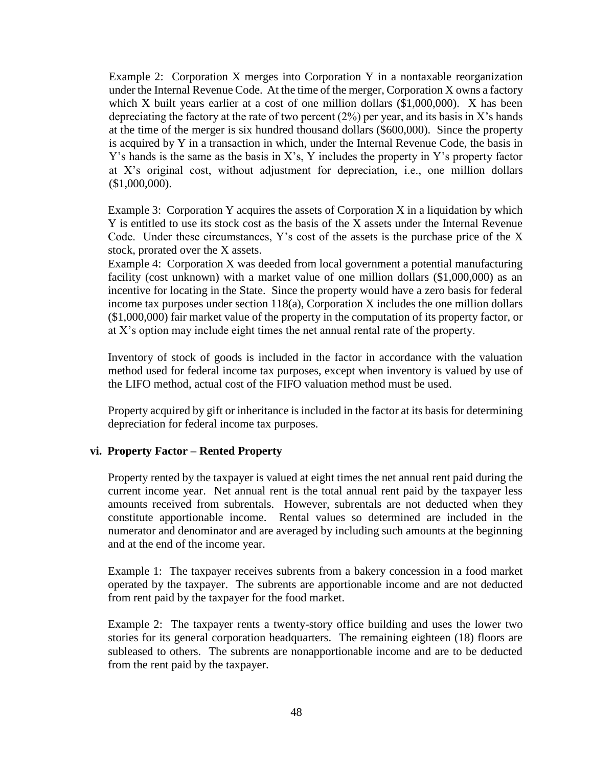Example 2: Corporation X merges into Corporation Y in a nontaxable reorganization under the Internal Revenue Code. At the time of the merger, Corporation X owns a factory which X built years earlier at a cost of one million dollars ($1,000,000). X has been depreciating the factory at the rate of two percent (2%) per year, and its basis in X's hands at the time of the merger is six hundred thousand dollars ($600,000). Since the property is acquired by Y in a transaction in which, under the Internal Revenue Code, the basis in Y's hands is the same as the basis in X's, Y includes the property in Y's property factor at X's original cost, without adjustment for depreciation, i.e., one million dollars ($1,000,000).

Example 3: Corporation Y acquires the assets of Corporation X in a liquidation by which Y is entitled to use its stock cost as the basis of the X assets under the Internal Revenue Code. Under these circumstances, Y's cost of the assets is the purchase price of the X stock, prorated over the X assets.

Example 4: Corporation X was deeded from local government a potential manufacturing facility (cost unknown) with a market value of one million dollars ($1,000,000) as an incentive for locating in the State. Since the property would have a zero basis for federal income tax purposes under section 118(a), Corporation X includes the one million dollars ($1,000,000) fair market value of the property in the computation of its property factor, or at X's option may include eight times the net annual rental rate of the property.

Inventory of stock of goods is included in the factor in accordance with the valuation method used for federal income tax purposes, except when inventory is valued by use of the LIFO method, actual cost of the FIFO valuation method must be used.

Property acquired by gift or inheritance is included in the factor at its basis for determining depreciation for federal income tax purposes.

### vi. Property Factor – Rented Property

Property rented by the taxpayer is valued at eight times the net annual rent paid during the current income year. Net annual rent is the total annual rent paid by the taxpayer less amounts received from subrentals. However, subrentals are not deducted when they constitute apportionable income. Rental values so determined are included in the numerator and denominator and are averaged by including such amounts at the beginning and at the end of the income year.

Example 1: The taxpayer receives subrents from a bakery concession in a food market operated by the taxpayer. The subrents are apportionable income and are not deducted from rent paid by the taxpayer for the food market.

Example 2: The taxpayer rents a twenty-story office building and uses the lower two stories for its general corporation headquarters. The remaining eighteen (18) floors are subleased to others. The subrents are nonapportionable income and are to be deducted from the rent paid by the taxpayer.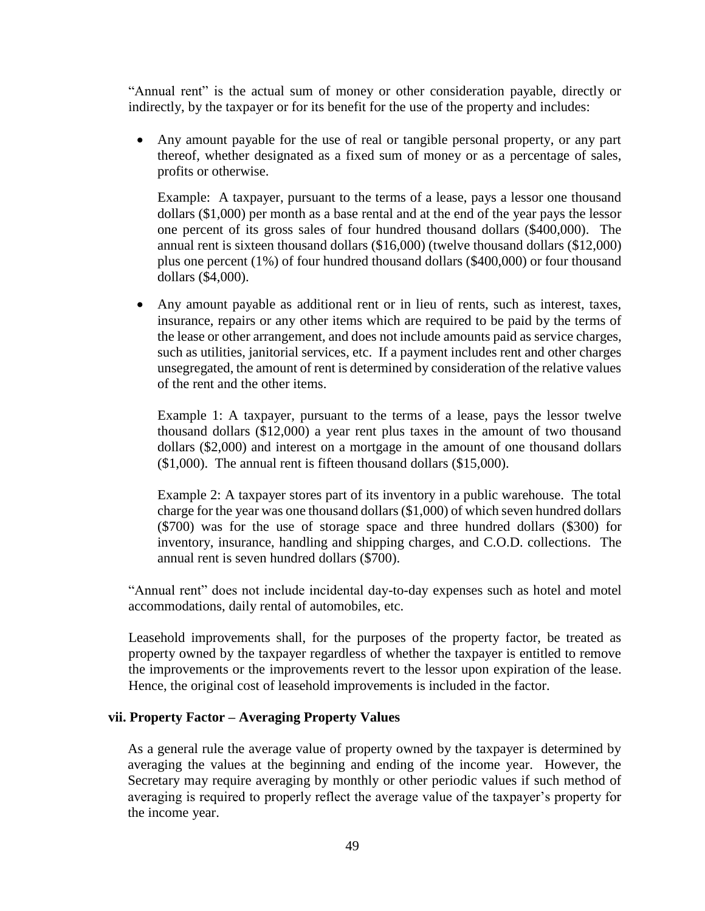"Annual rent" is the actual sum of money or other consideration payable, directly or indirectly, by the taxpayer or for its benefit for the use of the property and includes:

- Any amount payable for the use of real or tangible personal property, or any part thereof, whether designated as a fixed sum of money or as a percentage of sales, profits or otherwise.

  Example: A taxpayer, pursuant to the terms of a lease, pays a lessor one thousand dollars ($1,000) per month as a base rental and at the end of the year pays the lessor one percent of its gross sales of four hundred thousand dollars ($400,000). The annual rent is sixteen thousand dollars ($16,000) (twelve thousand dollars ($12,000) plus one percent (1%) of four hundred thousand dollars ($400,000) or four thousand dollars ($4,000).

- Any amount payable as additional rent or in lieu of rents, such as interest, taxes, insurance, repairs or any other items which are required to be paid by the terms of the lease or other arrangement, and does not include amounts paid as service charges, such as utilities, janitorial services, etc. If a payment includes rent and other charges unsegregated, the amount of rent is determined by consideration of the relative values of the rent and the other items.

  Example 1: A taxpayer, pursuant to the terms of a lease, pays the lessor twelve thousand dollars ($12,000) a year rent plus taxes in the amount of two thousand dollars ($2,000) and interest on a mortgage in the amount of one thousand dollars ($1,000). The annual rent is fifteen thousand dollars ($15,000).

  Example 2: A taxpayer stores part of its inventory in a public warehouse. The total charge for the year was one thousand dollars ($1,000) of which seven hundred dollars ($700) was for the use of storage space and three hundred dollars ($300) for inventory, insurance, handling and shipping charges, and C.O.D. collections. The annual rent is seven hundred dollars ($700).

"Annual rent" does not include incidental day-to-day expenses such as hotel and motel accommodations, daily rental of automobiles, etc.

Leasehold improvements shall, for the purposes of the property factor, be treated as property owned by the taxpayer regardless of whether the taxpayer is entitled to remove the improvements or the improvements revert to the lessor upon expiration of the lease. Hence, the original cost of leasehold improvements is included in the factor.

**vii. Property Factor – Averaging Property Values**

As a general rule the average value of property owned by the taxpayer is determined by averaging the values at the beginning and ending of the income year. However, the Secretary may require averaging by monthly or other periodic values if such method of averaging is required to properly reflect the average value of the taxpayer's property for the income year.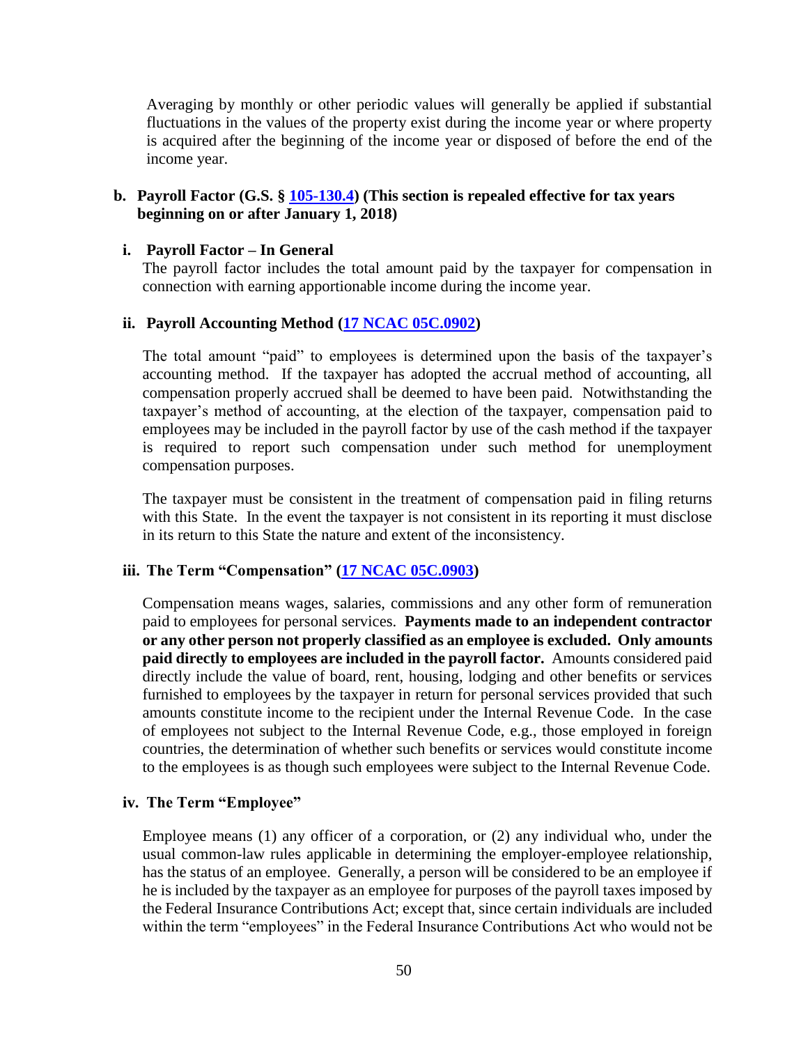Averaging by monthly or other periodic values will generally be applied if substantial fluctuations in the values of the property exist during the income year or where property is acquired after the beginning of the income year or disposed of before the end of the income year.

### b. Payroll Factor (G.S. § 105-130.4) (This section is repealed effective for tax years beginning on or after January 1, 2018)

#### i. Payroll Factor – In General

The payroll factor includes the total amount paid by the taxpayer for compensation in connection with earning apportionable income during the income year.

#### ii. Payroll Accounting Method (17 NCAC 05C.0902)

The total amount "paid" to employees is determined upon the basis of the taxpayer's accounting method. If the taxpayer has adopted the accrual method of accounting, all compensation properly accrued shall be deemed to have been paid. Notwithstanding the taxpayer's method of accounting, at the election of the taxpayer, compensation paid to employees may be included in the payroll factor by use of the cash method if the taxpayer is required to report such compensation under such method for unemployment compensation purposes.

The taxpayer must be consistent in the treatment of compensation paid in filing returns with this State. In the event the taxpayer is not consistent in its reporting it must disclose in its return to this State the nature and extent of the inconsistency.

#### iii. The Term "Compensation" (17 NCAC 05C.0903)

Compensation means wages, salaries, commissions and any other form of remuneration paid to employees for personal services. **Payments made to an independent contractor or any other person not properly classified as an employee is excluded. Only amounts paid directly to employees are included in the payroll factor.** Amounts considered paid directly include the value of board, rent, housing, lodging and other benefits or services furnished to employees by the taxpayer in return for personal services provided that such amounts constitute income to the recipient under the Internal Revenue Code. In the case of employees not subject to the Internal Revenue Code, e.g., those employed in foreign countries, the determination of whether such benefits or services would constitute income to the employees is as though such employees were subject to the Internal Revenue Code.

#### iv. The Term "Employee"

Employee means (1) any officer of a corporation, or (2) any individual who, under the usual common-law rules applicable in determining the employer-employee relationship, has the status of an employee. Generally, a person will be considered to be an employee if he is included by the taxpayer as an employee for purposes of the payroll taxes imposed by the Federal Insurance Contributions Act; except that, since certain individuals are included within the term "employees" in the Federal Insurance Contributions Act who would not be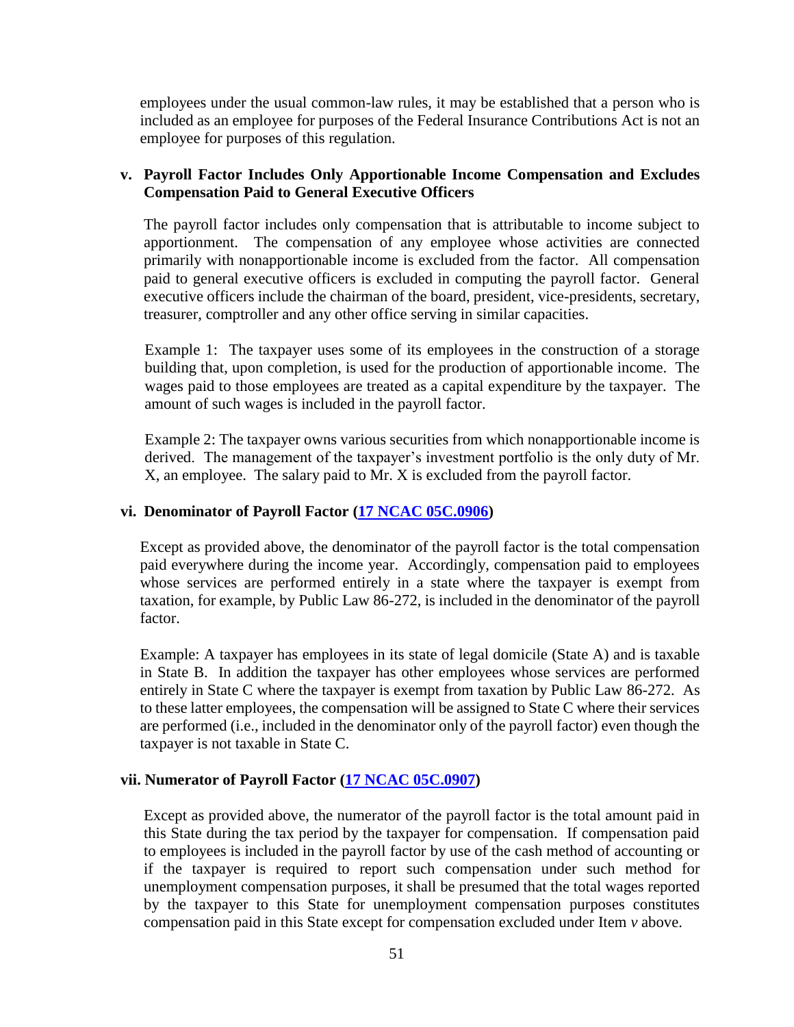employees under the usual common-law rules, it may be established that a person who is included as an employee for purposes of the Federal Insurance Contributions Act is not an employee for purposes of this regulation.

### v. Payroll Factor Includes Only Apportionable Income Compensation and Excludes Compensation Paid to General Executive Officers

The payroll factor includes only compensation that is attributable to income subject to apportionment. The compensation of any employee whose activities are connected primarily with nonapportionable income is excluded from the factor. All compensation paid to general executive officers is excluded in computing the payroll factor. General executive officers include the chairman of the board, president, vice-presidents, secretary, treasurer, comptroller and any other office serving in similar capacities.

Example 1: The taxpayer uses some of its employees in the construction of a storage building that, upon completion, is used for the production of apportionable income. The wages paid to those employees are treated as a capital expenditure by the taxpayer. The amount of such wages is included in the payroll factor.

Example 2: The taxpayer owns various securities from which nonapportionable income is derived. The management of the taxpayer's investment portfolio is the only duty of Mr. X, an employee. The salary paid to Mr. X is excluded from the payroll factor.

### vi. Denominator of Payroll Factor (17 NCAC 05C.0906)

Except as provided above, the denominator of the payroll factor is the total compensation paid everywhere during the income year. Accordingly, compensation paid to employees whose services are performed entirely in a state where the taxpayer is exempt from taxation, for example, by Public Law 86-272, is included in the denominator of the payroll factor.

Example: A taxpayer has employees in its state of legal domicile (State A) and is taxable in State B. In addition the taxpayer has other employees whose services are performed entirely in State C where the taxpayer is exempt from taxation by Public Law 86-272. As to these latter employees, the compensation will be assigned to State C where their services are performed (i.e., included in the denominator only of the payroll factor) even though the taxpayer is not taxable in State C.

### vii. Numerator of Payroll Factor (17 NCAC 05C.0907)

Except as provided above, the numerator of the payroll factor is the total amount paid in this State during the tax period by the taxpayer for compensation. If compensation paid to employees is included in the payroll factor by use of the cash method of accounting or if the taxpayer is required to report such compensation under such method for unemployment compensation purposes, it shall be presumed that the total wages reported by the taxpayer to this State for unemployment compensation purposes constitutes compensation paid in this State except for compensation excluded under Item *v* above.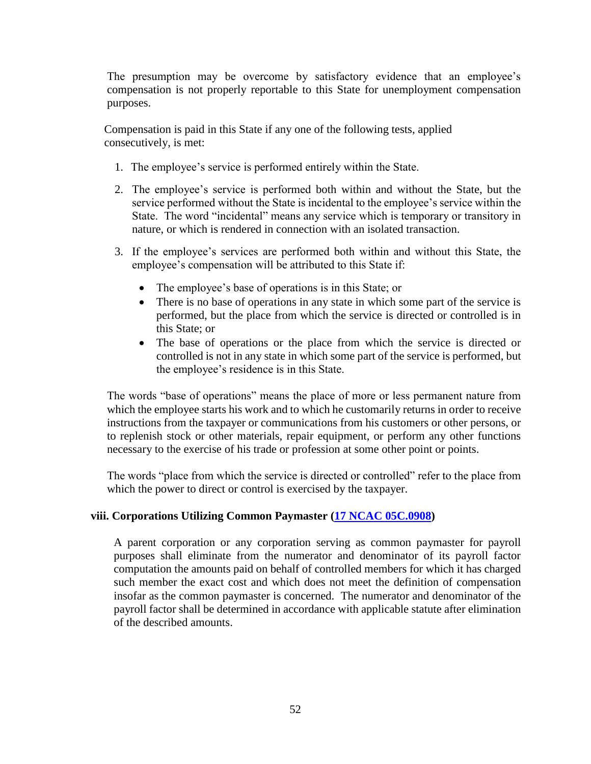The presumption may be overcome by satisfactory evidence that an employee's compensation is not properly reportable to this State for unemployment compensation purposes.

Compensation is paid in this State if any one of the following tests, applied consecutively, is met:

1. The employee's service is performed entirely within the State.
2. The employee's service is performed both within and without the State, but the service performed without the State is incidental to the employee's service within the State. The word "incidental" means any service which is temporary or transitory in nature, or which is rendered in connection with an isolated transaction.
3. If the employee's services are performed both within and without this State, the employee's compensation will be attributed to this State if:
   - The employee's base of operations is in this State; or
   - There is no base of operations in any state in which some part of the service is performed, but the place from which the service is directed or controlled is in this State; or
   - The base of operations or the place from which the service is directed or controlled is not in any state in which some part of the service is performed, but the employee's residence is in this State.

The words "base of operations" means the place of more or less permanent nature from which the employee starts his work and to which he customarily returns in order to receive instructions from the taxpayer or communications from his customers or other persons, or to replenish stock or other materials, repair equipment, or perform any other functions necessary to the exercise of his trade or profession at some other point or points.

The words "place from which the service is directed or controlled" refer to the place from which the power to direct or control is exercised by the taxpayer.

**viii. Corporations Utilizing Common Paymaster (17 NCAC 05C.0908)**

A parent corporation or any corporation serving as common paymaster for payroll purposes shall eliminate from the numerator and denominator of its payroll factor computation the amounts paid on behalf of controlled members for which it has charged such member the exact cost and which does not meet the definition of compensation insofar as the common paymaster is concerned. The numerator and denominator of the payroll factor shall be determined in accordance with applicable statute after elimination of the described amounts.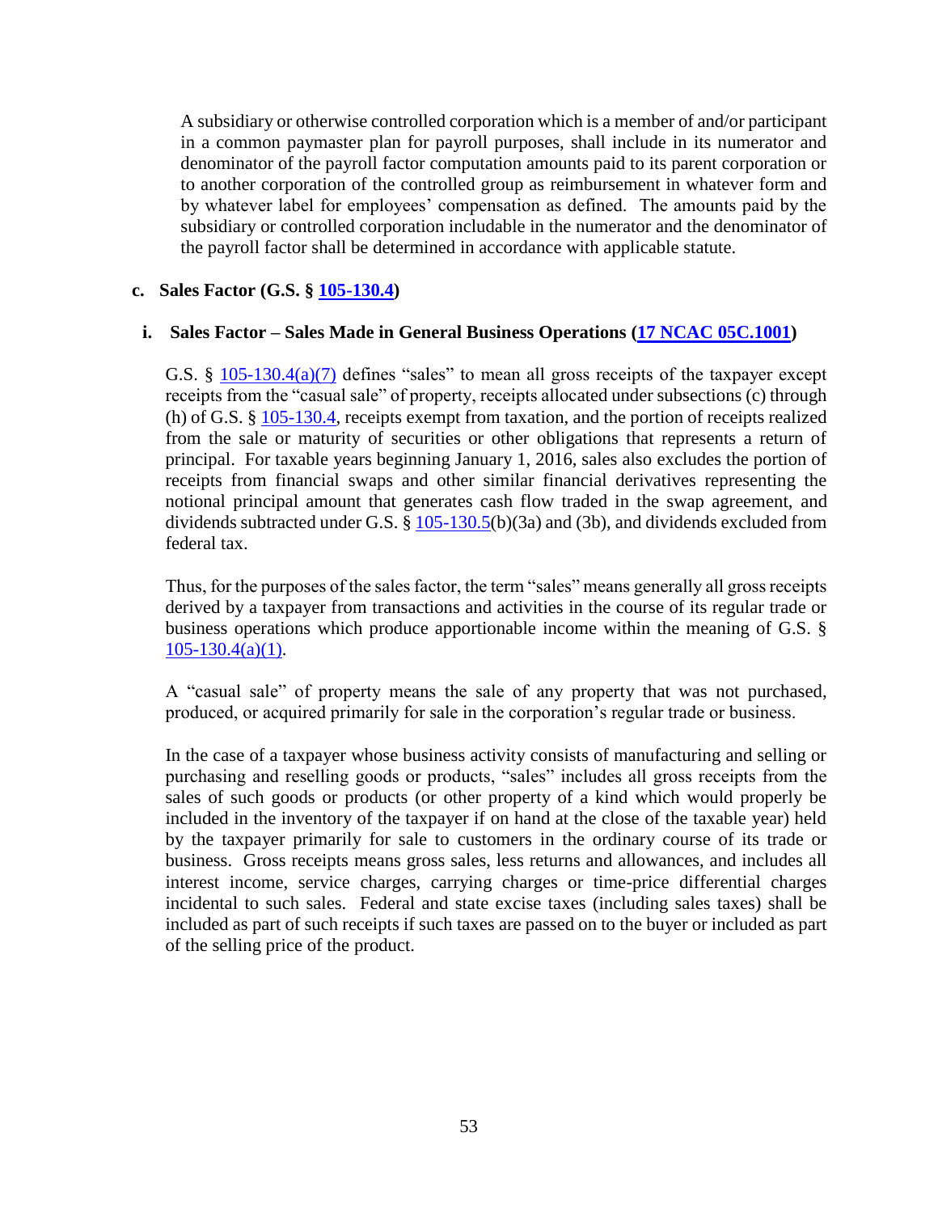A subsidiary or otherwise controlled corporation which is a member of and/or participant in a common paymaster plan for payroll purposes, shall include in its numerator and denominator of the payroll factor computation amounts paid to its parent corporation or to another corporation of the controlled group as reimbursement in whatever form and by whatever label for employees' compensation as defined. The amounts paid by the subsidiary or controlled corporation includable in the numerator and the denominator of the payroll factor shall be determined in accordance with applicable statute.

### c. Sales Factor (G.S. § 105-130.4)

#### i. Sales Factor – Sales Made in General Business Operations (17 NCAC 05C.1001)

G.S. § 105-130.4(a)(7) defines "sales" to mean all gross receipts of the taxpayer except receipts from the "casual sale" of property, receipts allocated under subsections (c) through (h) of G.S. § 105-130.4, receipts exempt from taxation, and the portion of receipts realized from the sale or maturity of securities or other obligations that represents a return of principal. For taxable years beginning January 1, 2016, sales also excludes the portion of receipts from financial swaps and other similar financial derivatives representing the notional principal amount that generates cash flow traded in the swap agreement, and dividends subtracted under G.S. § 105-130.5(b)(3a) and (3b), and dividends excluded from federal tax.

Thus, for the purposes of the sales factor, the term "sales" means generally all gross receipts derived by a taxpayer from transactions and activities in the course of its regular trade or business operations which produce apportionable income within the meaning of G.S. § 105-130.4(a)(1).

A "casual sale" of property means the sale of any property that was not purchased, produced, or acquired primarily for sale in the corporation's regular trade or business.

In the case of a taxpayer whose business activity consists of manufacturing and selling or purchasing and reselling goods or products, "sales" includes all gross receipts from the sales of such goods or products (or other property of a kind which would properly be included in the inventory of the taxpayer if on hand at the close of the taxable year) held by the taxpayer primarily for sale to customers in the ordinary course of its trade or business. Gross receipts means gross sales, less returns and allowances, and includes all interest income, service charges, carrying charges or time-price differential charges incidental to such sales. Federal and state excise taxes (including sales taxes) shall be included as part of such receipts if such taxes are passed on to the buyer or included as part of the selling price of the product.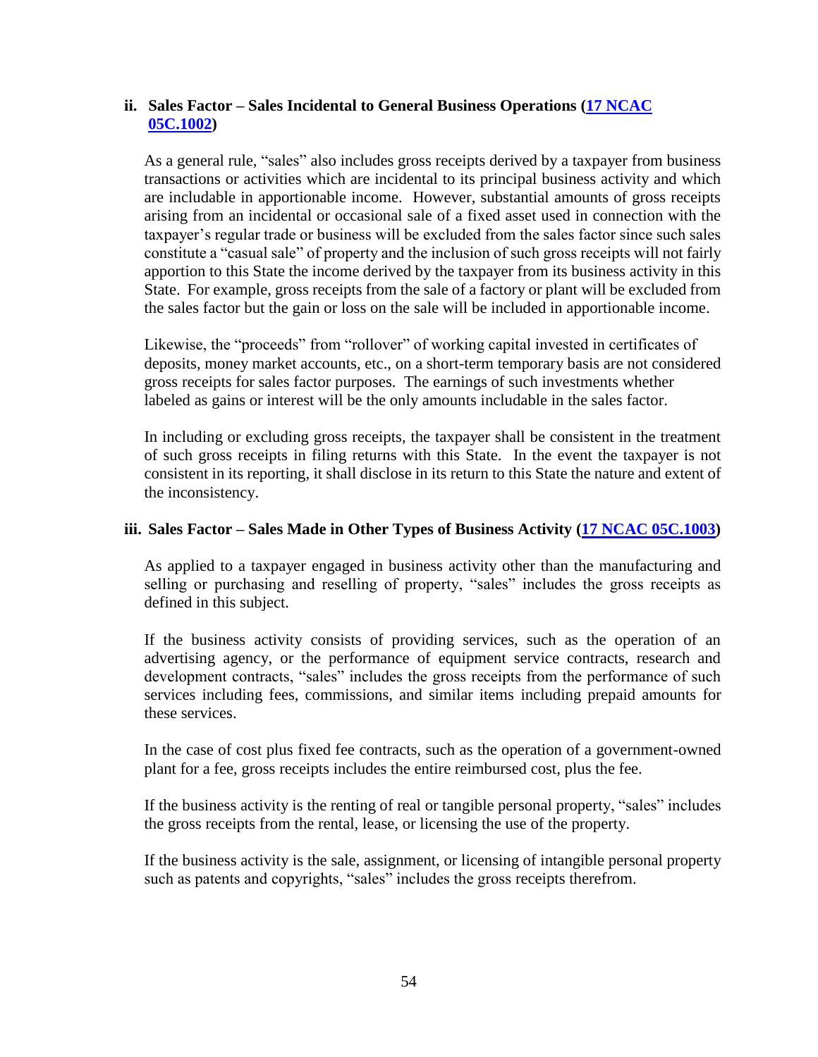### ii. Sales Factor – Sales Incidental to General Business Operations ([17 NCAC 05C.1002](17 NCAC 05C.1002))

As a general rule, "sales" also includes gross receipts derived by a taxpayer from business transactions or activities which are incidental to its principal business activity and which are includable in apportionable income. However, substantial amounts of gross receipts arising from an incidental or occasional sale of a fixed asset used in connection with the taxpayer's regular trade or business will be excluded from the sales factor since such sales constitute a "casual sale" of property and the inclusion of such gross receipts will not fairly apportion to this State the income derived by the taxpayer from its business activity in this State. For example, gross receipts from the sale of a factory or plant will be excluded from the sales factor but the gain or loss on the sale will be included in apportionable income.

Likewise, the "proceeds" from "rollover" of working capital invested in certificates of deposits, money market accounts, etc., on a short-term temporary basis are not considered gross receipts for sales factor purposes. The earnings of such investments whether labeled as gains or interest will be the only amounts includable in the sales factor.

In including or excluding gross receipts, the taxpayer shall be consistent in the treatment of such gross receipts in filing returns with this State. In the event the taxpayer is not consistent in its reporting, it shall disclose in its return to this State the nature and extent of the inconsistency.

### iii. Sales Factor – Sales Made in Other Types of Business Activity ([17 NCAC 05C.1003](17 NCAC 05C.1003))

As applied to a taxpayer engaged in business activity other than the manufacturing and selling or purchasing and reselling of property, "sales" includes the gross receipts as defined in this subject.

If the business activity consists of providing services, such as the operation of an advertising agency, or the performance of equipment service contracts, research and development contracts, "sales" includes the gross receipts from the performance of such services including fees, commissions, and similar items including prepaid amounts for these services.

In the case of cost plus fixed fee contracts, such as the operation of a government-owned plant for a fee, gross receipts includes the entire reimbursed cost, plus the fee.

If the business activity is the renting of real or tangible personal property, "sales" includes the gross receipts from the rental, lease, or licensing the use of the property.

If the business activity is the sale, assignment, or licensing of intangible personal property such as patents and copyrights, "sales" includes the gross receipts therefrom.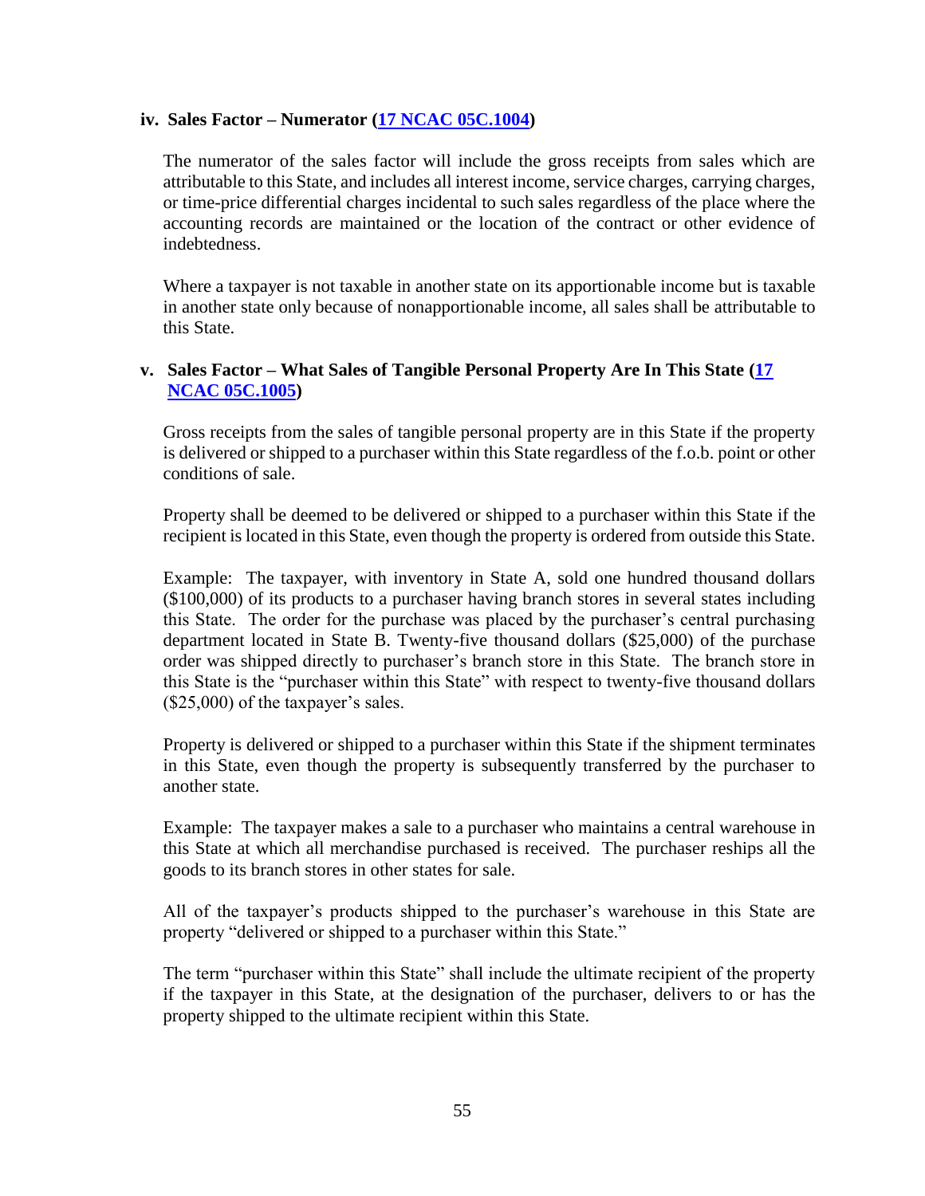#### iv. Sales Factor – Numerator ([17 NCAC 05C.1004](17 NCAC 05C.1004))

The numerator of the sales factor will include the gross receipts from sales which are attributable to this State, and includes all interest income, service charges, carrying charges, or time-price differential charges incidental to such sales regardless of the place where the accounting records are maintained or the location of the contract or other evidence of indebtedness.

Where a taxpayer is not taxable in another state on its apportionable income but is taxable in another state only because of nonapportionable income, all sales shall be attributable to this State.

#### v. Sales Factor – What Sales of Tangible Personal Property Are In This State ([17 NCAC 05C.1005](17 NCAC 05C.1005))

Gross receipts from the sales of tangible personal property are in this State if the property is delivered or shipped to a purchaser within this State regardless of the f.o.b. point or other conditions of sale.

Property shall be deemed to be delivered or shipped to a purchaser within this State if the recipient is located in this State, even though the property is ordered from outside this State.

Example: The taxpayer, with inventory in State A, sold one hundred thousand dollars ($100,000) of its products to a purchaser having branch stores in several states including this State. The order for the purchase was placed by the purchaser's central purchasing department located in State B. Twenty-five thousand dollars ($25,000) of the purchase order was shipped directly to purchaser's branch store in this State. The branch store in this State is the "purchaser within this State" with respect to twenty-five thousand dollars ($25,000) of the taxpayer's sales.

Property is delivered or shipped to a purchaser within this State if the shipment terminates in this State, even though the property is subsequently transferred by the purchaser to another state.

Example: The taxpayer makes a sale to a purchaser who maintains a central warehouse in this State at which all merchandise purchased is received. The purchaser reships all the goods to its branch stores in other states for sale.

All of the taxpayer's products shipped to the purchaser's warehouse in this State are property "delivered or shipped to a purchaser within this State."

The term "purchaser within this State" shall include the ultimate recipient of the property if the taxpayer in this State, at the designation of the purchaser, delivers to or has the property shipped to the ultimate recipient within this State.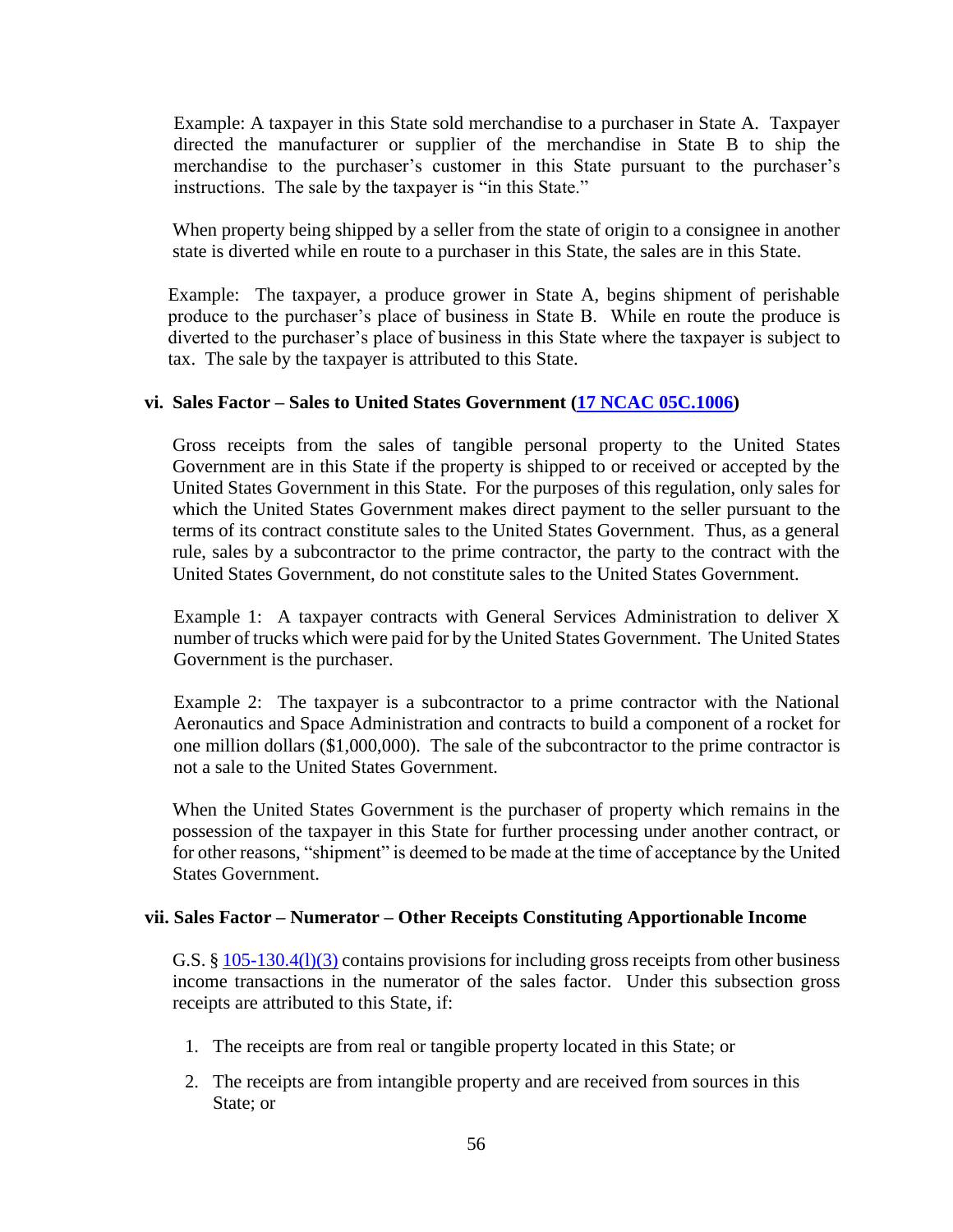Example: A taxpayer in this State sold merchandise to a purchaser in State A. Taxpayer directed the manufacturer or supplier of the merchandise in State B to ship the merchandise to the purchaser's customer in this State pursuant to the purchaser's instructions. The sale by the taxpayer is "in this State."

When property being shipped by a seller from the state of origin to a consignee in another state is diverted while en route to a purchaser in this State, the sales are in this State.

Example: The taxpayer, a produce grower in State A, begins shipment of perishable produce to the purchaser's place of business in State B. While en route the produce is diverted to the purchaser's place of business in this State where the taxpayer is subject to tax. The sale by the taxpayer is attributed to this State.

#### vi. Sales Factor – Sales to United States Government ([17 NCAC 05C.1006](17 NCAC 05C.1006))

Gross receipts from the sales of tangible personal property to the United States Government are in this State if the property is shipped to or received or accepted by the United States Government in this State. For the purposes of this regulation, only sales for which the United States Government makes direct payment to the seller pursuant to the terms of its contract constitute sales to the United States Government. Thus, as a general rule, sales by a subcontractor to the prime contractor, the party to the contract with the United States Government, do not constitute sales to the United States Government.

Example 1: A taxpayer contracts with General Services Administration to deliver X number of trucks which were paid for by the United States Government. The United States Government is the purchaser.

Example 2: The taxpayer is a subcontractor to a prime contractor with the National Aeronautics and Space Administration and contracts to build a component of a rocket for one million dollars ($1,000,000). The sale of the subcontractor to the prime contractor is not a sale to the United States Government.

When the United States Government is the purchaser of property which remains in the possession of the taxpayer in this State for further processing under another contract, or for other reasons, "shipment" is deemed to be made at the time of acceptance by the United States Government.

#### vii. Sales Factor – Numerator – Other Receipts Constituting Apportionable Income

G.S. § [105-130.4(l)(3)](105-130.4(l)(3)) contains provisions for including gross receipts from other business income transactions in the numerator of the sales factor. Under this subsection gross receipts are attributed to this State, if:

1. The receipts are from real or tangible property located in this State; or
2. The receipts are from intangible property and are received from sources in this State; or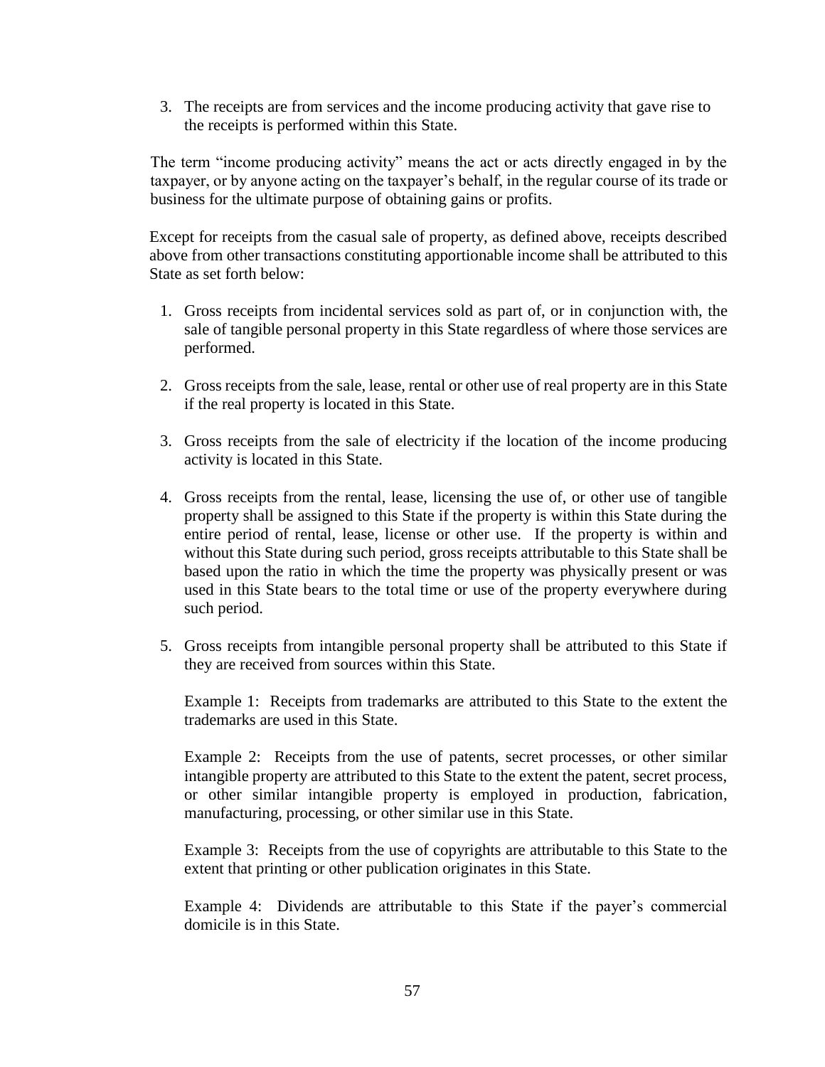3. The receipts are from services and the income producing activity that gave rise to the receipts is performed within this State.

The term "income producing activity" means the act or acts directly engaged in by the taxpayer, or by anyone acting on the taxpayer's behalf, in the regular course of its trade or business for the ultimate purpose of obtaining gains or profits.

Except for receipts from the casual sale of property, as defined above, receipts described above from other transactions constituting apportionable income shall be attributed to this State as set forth below:

1. Gross receipts from incidental services sold as part of, or in conjunction with, the sale of tangible personal property in this State regardless of where those services are performed.

2. Gross receipts from the sale, lease, rental or other use of real property are in this State if the real property is located in this State.

3. Gross receipts from the sale of electricity if the location of the income producing activity is located in this State.

4. Gross receipts from the rental, lease, licensing the use of, or other use of tangible property shall be assigned to this State if the property is within this State during the entire period of rental, lease, license or other use. If the property is within and without this State during such period, gross receipts attributable to this State shall be based upon the ratio in which the time the property was physically present or was used in this State bears to the total time or use of the property everywhere during such period.

5. Gross receipts from intangible personal property shall be attributed to this State if they are received from sources within this State.

   Example 1: Receipts from trademarks are attributed to this State to the extent the trademarks are used in this State.

   Example 2: Receipts from the use of patents, secret processes, or other similar intangible property are attributed to this State to the extent the patent, secret process, or other similar intangible property is employed in production, fabrication, manufacturing, processing, or other similar use in this State.

   Example 3: Receipts from the use of copyrights are attributable to this State to the extent that printing or other publication originates in this State.

   Example 4: Dividends are attributable to this State if the payer's commercial domicile is in this State.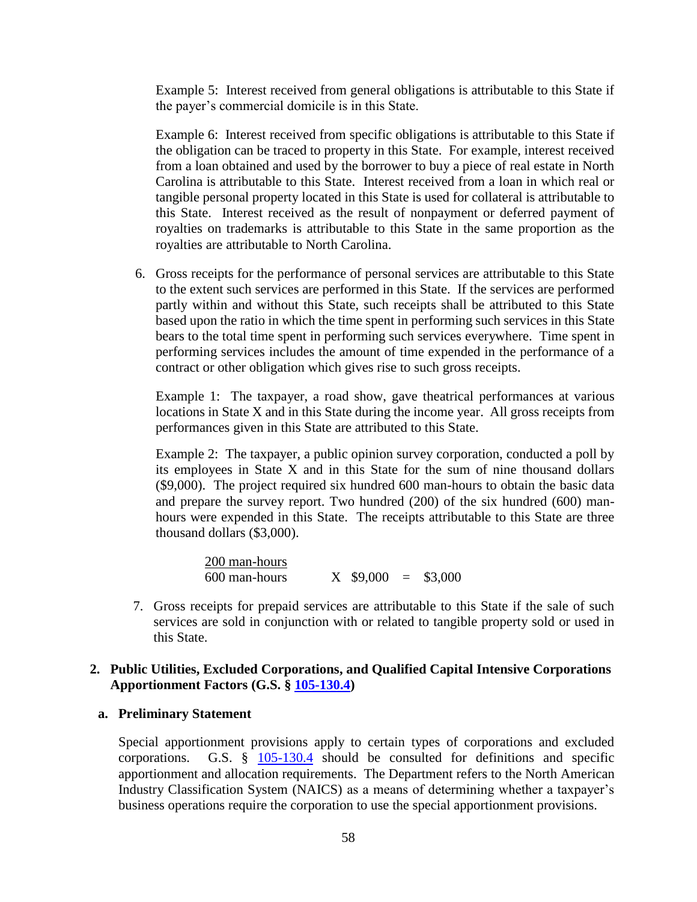Example 5: Interest received from general obligations is attributable to this State if the payer's commercial domicile is in this State.

Example 6: Interest received from specific obligations is attributable to this State if the obligation can be traced to property in this State. For example, interest received from a loan obtained and used by the borrower to buy a piece of real estate in North Carolina is attributable to this State. Interest received from a loan in which real or tangible personal property located in this State is used for collateral is attributable to this State. Interest received as the result of nonpayment or deferred payment of royalties on trademarks is attributable to this State in the same proportion as the royalties are attributable to North Carolina.

6. Gross receipts for the performance of personal services are attributable to this State to the extent such services are performed in this State. If the services are performed partly within and without this State, such receipts shall be attributed to this State based upon the ratio in which the time spent in performing such services in this State bears to the total time spent in performing such services everywhere. Time spent in performing services includes the amount of time expended in the performance of a contract or other obligation which gives rise to such gross receipts.

   Example 1: The taxpayer, a road show, gave theatrical performances at various locations in State X and in this State during the income year. All gross receipts from performances given in this State are attributed to this State.

   Example 2: The taxpayer, a public opinion survey corporation, conducted a poll by its employees in State X and in this State for the sum of nine thousand dollars ($9,000). The project required six hundred 600 man-hours to obtain the basic data and prepare the survey report. Two hundred (200) of the six hundred (600) man-hours were expended in this State. The receipts attributable to this State are three thousand dollars ($3,000).

   $$\frac{200 \text{ man-hours}}{600 \text{ man-hours}} \times \$9{,}000 = \$3{,}000$$

7. Gross receipts for prepaid services are attributable to this State if the sale of such services are sold in conjunction with or related to tangible property sold or used in this State.

## 2. Public Utilities, Excluded Corporations, and Qualified Capital Intensive Corporations Apportionment Factors (G.S. § 105-130.4)

### a. Preliminary Statement

Special apportionment provisions apply to certain types of corporations and excluded corporations. G.S. § 105-130.4 should be consulted for definitions and specific apportionment and allocation requirements. The Department refers to the North American Industry Classification System (NAICS) as a means of determining whether a taxpayer's business operations require the corporation to use the special apportionment provisions.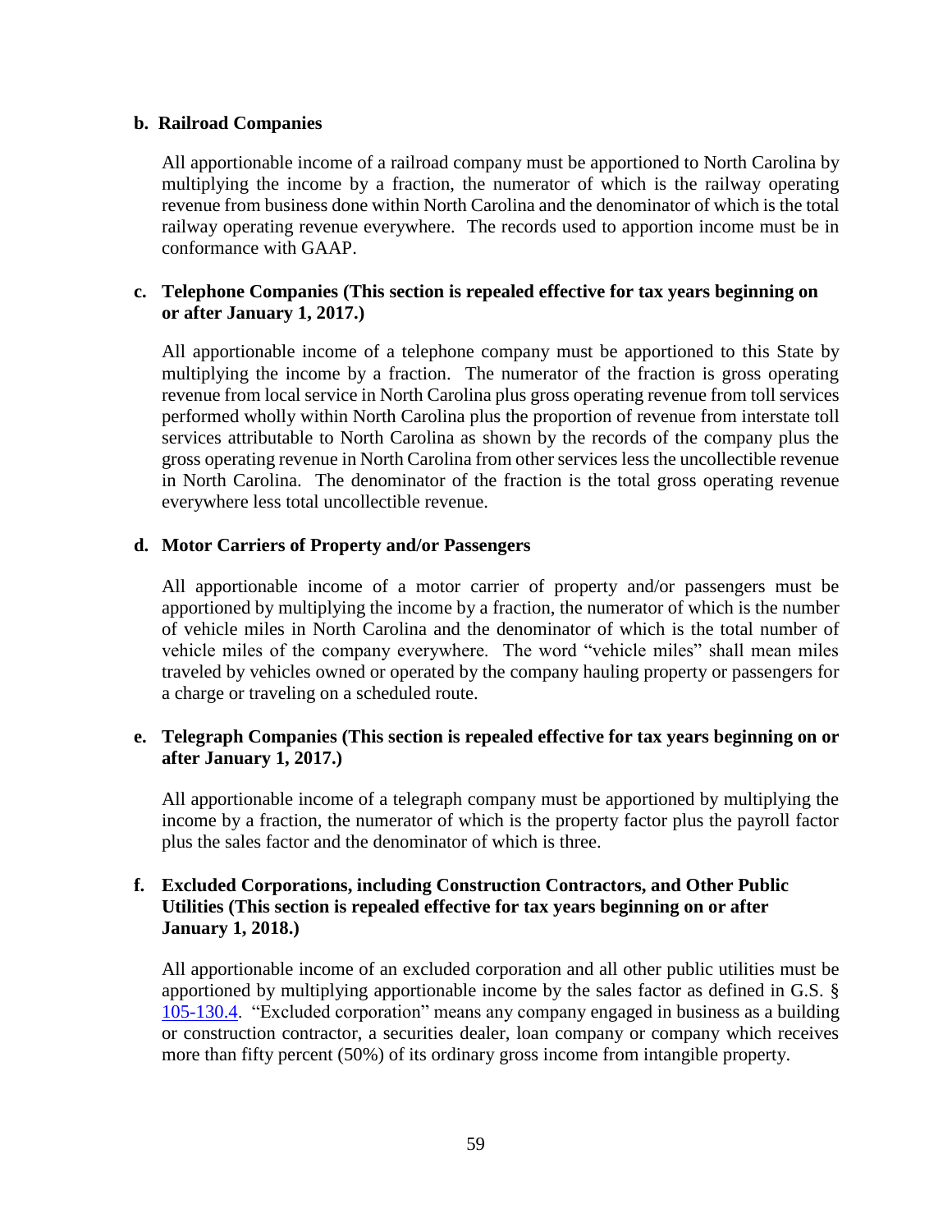**b. Railroad Companies**

All apportionable income of a railroad company must be apportioned to North Carolina by multiplying the income by a fraction, the numerator of which is the railway operating revenue from business done within North Carolina and the denominator of which is the total railway operating revenue everywhere. The records used to apportion income must be in conformance with GAAP.

**c. Telephone Companies (This section is repealed effective for tax years beginning on or after January 1, 2017.)**

All apportionable income of a telephone company must be apportioned to this State by multiplying the income by a fraction. The numerator of the fraction is gross operating revenue from local service in North Carolina plus gross operating revenue from toll services performed wholly within North Carolina plus the proportion of revenue from interstate toll services attributable to North Carolina as shown by the records of the company plus the gross operating revenue in North Carolina from other services less the uncollectible revenue in North Carolina. The denominator of the fraction is the total gross operating revenue everywhere less total uncollectible revenue.

**d. Motor Carriers of Property and/or Passengers**

All apportionable income of a motor carrier of property and/or passengers must be apportioned by multiplying the income by a fraction, the numerator of which is the number of vehicle miles in North Carolina and the denominator of which is the total number of vehicle miles of the company everywhere. The word "vehicle miles" shall mean miles traveled by vehicles owned or operated by the company hauling property or passengers for a charge or traveling on a scheduled route.

**e. Telegraph Companies (This section is repealed effective for tax years beginning on or after January 1, 2017.)**

All apportionable income of a telegraph company must be apportioned by multiplying the income by a fraction, the numerator of which is the property factor plus the payroll factor plus the sales factor and the denominator of which is three.

**f. Excluded Corporations, including Construction Contractors, and Other Public Utilities (This section is repealed effective for tax years beginning on or after January 1, 2018.)**

All apportionable income of an excluded corporation and all other public utilities must be apportioned by multiplying apportionable income by the sales factor as defined in G.S. § 105-130.4. "Excluded corporation" means any company engaged in business as a building or construction contractor, a securities dealer, loan company or company which receives more than fifty percent (50%) of its ordinary gross income from intangible property.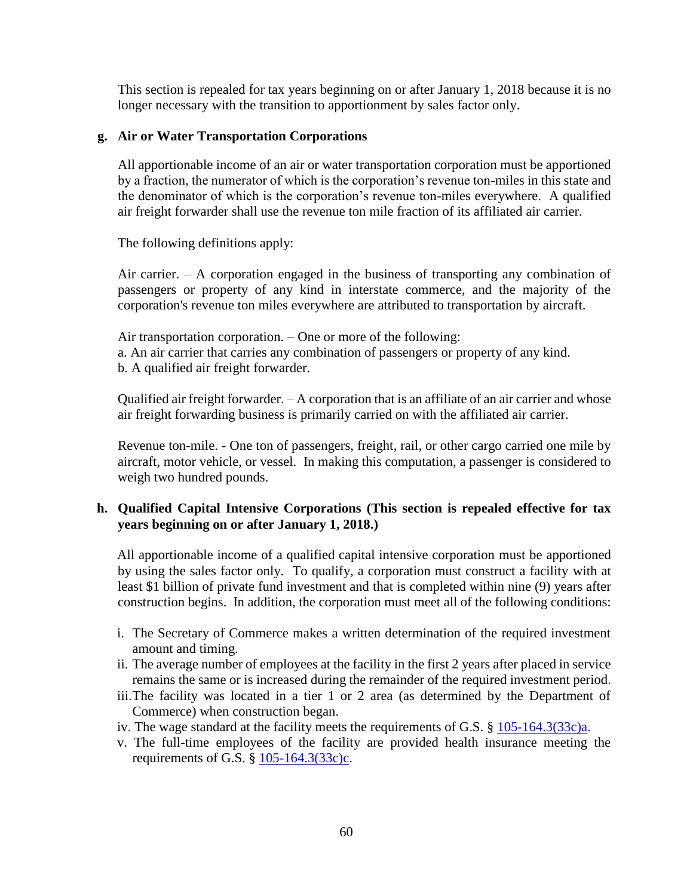This section is repealed for tax years beginning on or after January 1, 2018 because it is no longer necessary with the transition to apportionment by sales factor only.

**g. Air or Water Transportation Corporations**

All apportionable income of an air or water transportation corporation must be apportioned by a fraction, the numerator of which is the corporation's revenue ton-miles in this state and the denominator of which is the corporation's revenue ton-miles everywhere. A qualified air freight forwarder shall use the revenue ton mile fraction of its affiliated air carrier.

The following definitions apply:

Air carrier. – A corporation engaged in the business of transporting any combination of passengers or property of any kind in interstate commerce, and the majority of the corporation's revenue ton miles everywhere are attributed to transportation by aircraft.

Air transportation corporation. – One or more of the following:
a. An air carrier that carries any combination of passengers or property of any kind.
b. A qualified air freight forwarder.

Qualified air freight forwarder. – A corporation that is an affiliate of an air carrier and whose air freight forwarding business is primarily carried on with the affiliated air carrier.

Revenue ton-mile. - One ton of passengers, freight, rail, or other cargo carried one mile by aircraft, motor vehicle, or vessel. In making this computation, a passenger is considered to weigh two hundred pounds.

**h. Qualified Capital Intensive Corporations (This section is repealed effective for tax years beginning on or after January 1, 2018.)**

All apportionable income of a qualified capital intensive corporation must be apportioned by using the sales factor only. To qualify, a corporation must construct a facility with at least $1 billion of private fund investment and that is completed within nine (9) years after construction begins. In addition, the corporation must meet all of the following conditions:

i. The Secretary of Commerce makes a written determination of the required investment amount and timing.
ii. The average number of employees at the facility in the first 2 years after placed in service remains the same or is increased during the remainder of the required investment period.
iii. The facility was located in a tier 1 or 2 area (as determined by the Department of Commerce) when construction began.
iv. The wage standard at the facility meets the requirements of G.S. § 105-164.3(33c)a.
v. The full-time employees of the facility are provided health insurance meeting the requirements of G.S. § 105-164.3(33c)c.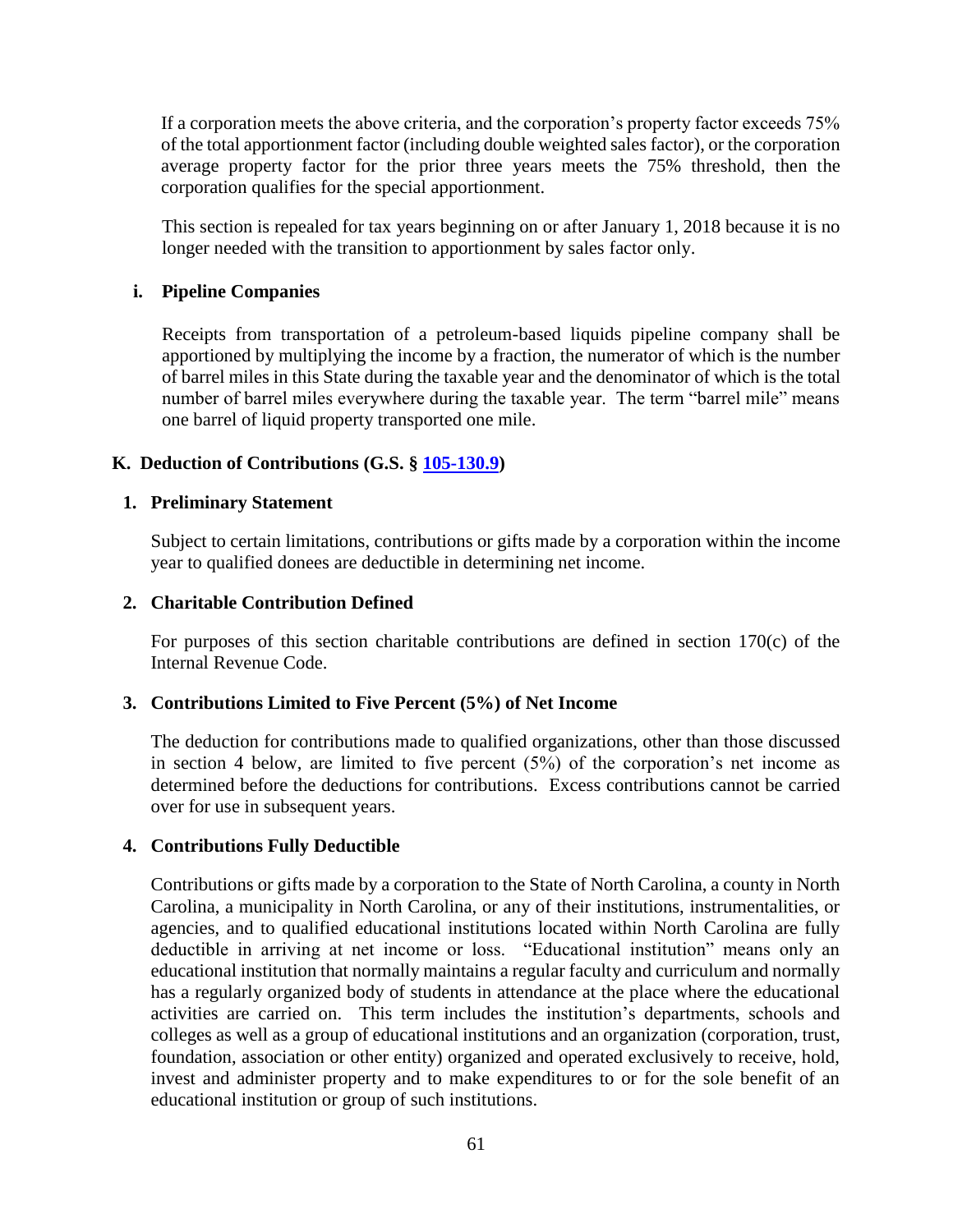If a corporation meets the above criteria, and the corporation's property factor exceeds 75% of the total apportionment factor (including double weighted sales factor), or the corporation average property factor for the prior three years meets the 75% threshold, then the corporation qualifies for the special apportionment.

This section is repealed for tax years beginning on or after January 1, 2018 because it is no longer needed with the transition to apportionment by sales factor only.

**i. Pipeline Companies**

Receipts from transportation of a petroleum-based liquids pipeline company shall be apportioned by multiplying the income by a fraction, the numerator of which is the number of barrel miles in this State during the taxable year and the denominator of which is the total number of barrel miles everywhere during the taxable year. The term "barrel mile" means one barrel of liquid property transported one mile.

## K. Deduction of Contributions (G.S. § [105-130.9](105-130.9))

### 1. Preliminary Statement

Subject to certain limitations, contributions or gifts made by a corporation within the income year to qualified donees are deductible in determining net income.

### 2. Charitable Contribution Defined

For purposes of this section charitable contributions are defined in section 170(c) of the Internal Revenue Code.

### 3. Contributions Limited to Five Percent (5%) of Net Income

The deduction for contributions made to qualified organizations, other than those discussed in section 4 below, are limited to five percent (5%) of the corporation's net income as determined before the deductions for contributions. Excess contributions cannot be carried over for use in subsequent years.

### 4. Contributions Fully Deductible

Contributions or gifts made by a corporation to the State of North Carolina, a county in North Carolina, a municipality in North Carolina, or any of their institutions, instrumentalities, or agencies, and to qualified educational institutions located within North Carolina are fully deductible in arriving at net income or loss. "Educational institution" means only an educational institution that normally maintains a regular faculty and curriculum and normally has a regularly organized body of students in attendance at the place where the educational activities are carried on. This term includes the institution's departments, schools and colleges as well as a group of educational institutions and an organization (corporation, trust, foundation, association or other entity) organized and operated exclusively to receive, hold, invest and administer property and to make expenditures to or for the sole benefit of an educational institution or group of such institutions.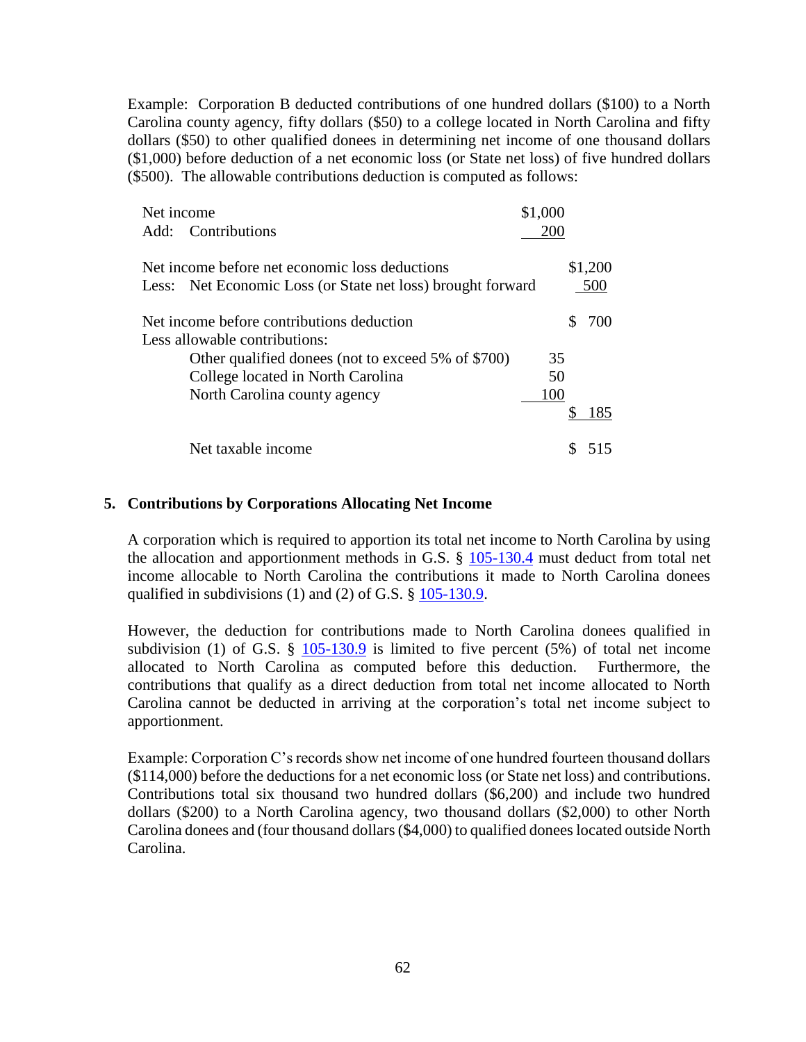Example: Corporation B deducted contributions of one hundred dollars ($100) to a North Carolina county agency, fifty dollars ($50) to a college located in North Carolina and fifty dollars ($50) to other qualified donees in determining net income of one thousand dollars ($1,000) before deduction of a net economic loss (or State net loss) of five hundred dollars ($500). The allowable contributions deduction is computed as follows:

| | | |
|---|---|---|
| Net income | $1,000 | |
| Add: Contributions | 200 | |
| Net income before net economic loss deductions | | $1,200 |
| Less: Net Economic Loss (or State net loss) brought forward | | 500 |
| Net income before contributions deduction | | $ 700 |
| Less allowable contributions: | | |
| Other qualified donees (not to exceed 5% of $700) | 35 | |
| College located in North Carolina | 50 | |
| North Carolina county agency | 100 | |
| | | $ 185 |
| Net taxable income | | $ 515 |

## 5. Contributions by Corporations Allocating Net Income

A corporation which is required to apportion its total net income to North Carolina by using the allocation and apportionment methods in G.S. § 105-130.4 must deduct from total net income allocable to North Carolina the contributions it made to North Carolina donees qualified in subdivisions (1) and (2) of G.S. § 105-130.9.

However, the deduction for contributions made to North Carolina donees qualified in subdivision (1) of G.S. § 105-130.9 is limited to five percent (5%) of total net income allocated to North Carolina as computed before this deduction. Furthermore, the contributions that qualify as a direct deduction from total net income allocated to North Carolina cannot be deducted in arriving at the corporation's total net income subject to apportionment.

Example: Corporation C's records show net income of one hundred fourteen thousand dollars ($114,000) before the deductions for a net economic loss (or State net loss) and contributions. Contributions total six thousand two hundred dollars ($6,200) and include two hundred dollars ($200) to a North Carolina agency, two thousand dollars ($2,000) to other North Carolina donees and (four thousand dollars ($4,000) to qualified donees located outside North Carolina.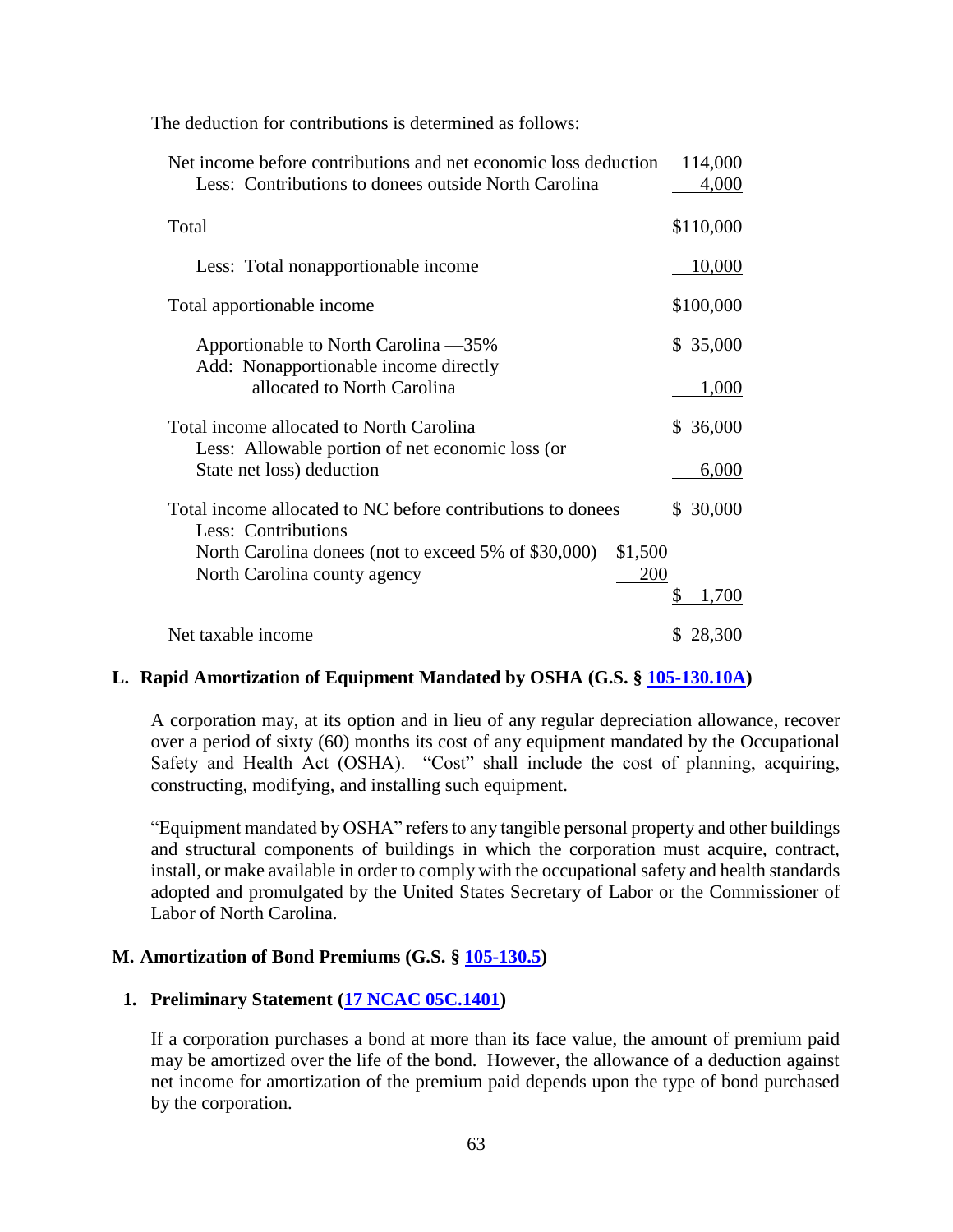The deduction for contributions is determined as follows:

| | | |
|---|---|---|
| Net income before contributions and net economic loss deduction | | 114,000 |
| Less: Contributions to donees outside North Carolina | | 4,000 |
| Total | | $110,000 |
| Less: Total nonapportionable income | | 10,000 |
| Total apportionable income | | $100,000 |
| Apportionable to North Carolina —35% | | $ 35,000 |
| Add: Nonapportionable income directly allocated to North Carolina | | 1,000 |
| Total income allocated to North Carolina | | $ 36,000 |
| Less: Allowable portion of net economic loss (or State net loss) deduction | | 6,000 |
| Total income allocated to NC before contributions to donees | | $ 30,000 |
| Less: Contributions | | |
| North Carolina donees (not to exceed 5% of $30,000) | $1,500 | |
| North Carolina county agency | 200 | |
| | | $ 1,700 |
| Net taxable income | | $ 28,300 |

### L. Rapid Amortization of Equipment Mandated by OSHA (G.S. § 105-130.10A)

A corporation may, at its option and in lieu of any regular depreciation allowance, recover over a period of sixty (60) months its cost of any equipment mandated by the Occupational Safety and Health Act (OSHA). "Cost" shall include the cost of planning, acquiring, constructing, modifying, and installing such equipment.

"Equipment mandated by OSHA" refers to any tangible personal property and other buildings and structural components of buildings in which the corporation must acquire, contract, install, or make available in order to comply with the occupational safety and health standards adopted and promulgated by the United States Secretary of Labor or the Commissioner of Labor of North Carolina.

### M. Amortization of Bond Premiums (G.S. § 105-130.5)

#### 1. Preliminary Statement (17 NCAC 05C.1401)

If a corporation purchases a bond at more than its face value, the amount of premium paid may be amortized over the life of the bond. However, the allowance of a deduction against net income for amortization of the premium paid depends upon the type of bond purchased by the corporation.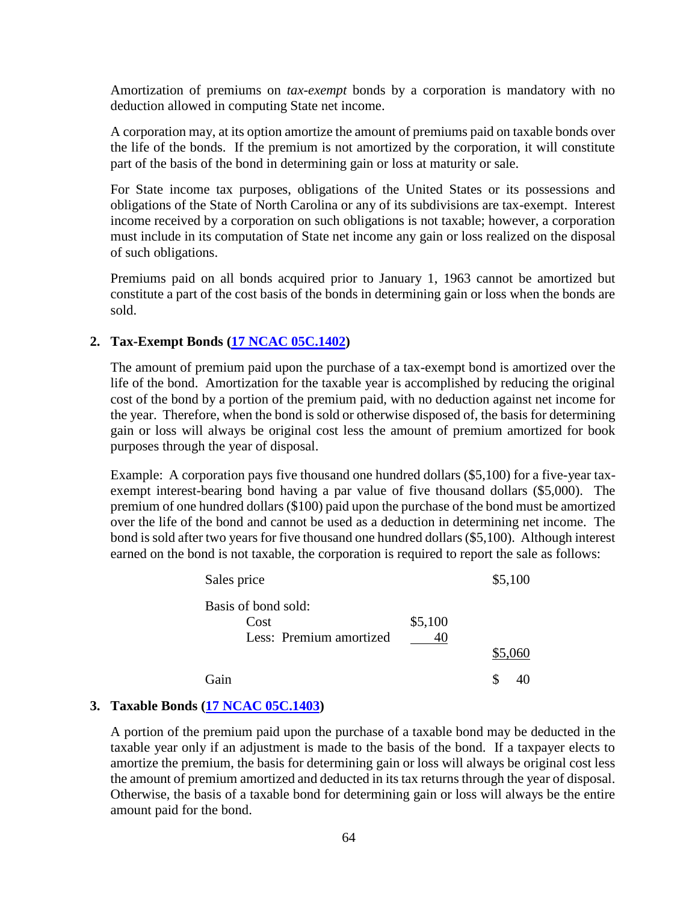Amortization of premiums on *tax-exempt* bonds by a corporation is mandatory with no deduction allowed in computing State net income.

A corporation may, at its option amortize the amount of premiums paid on taxable bonds over the life of the bonds. If the premium is not amortized by the corporation, it will constitute part of the basis of the bond in determining gain or loss at maturity or sale.

For State income tax purposes, obligations of the United States or its possessions and obligations of the State of North Carolina or any of its subdivisions are tax-exempt. Interest income received by a corporation on such obligations is not taxable; however, a corporation must include in its computation of State net income any gain or loss realized on the disposal of such obligations.

Premiums paid on all bonds acquired prior to January 1, 1963 cannot be amortized but constitute a part of the cost basis of the bonds in determining gain or loss when the bonds are sold.

### 2. Tax-Exempt Bonds ([17 NCAC 05C.1402](17 NCAC 05C.1402))

The amount of premium paid upon the purchase of a tax-exempt bond is amortized over the life of the bond. Amortization for the taxable year is accomplished by reducing the original cost of the bond by a portion of the premium paid, with no deduction against net income for the year. Therefore, when the bond is sold or otherwise disposed of, the basis for determining gain or loss will always be original cost less the amount of premium amortized for book purposes through the year of disposal.

Example: A corporation pays five thousand one hundred dollars ($5,100) for a five-year tax-exempt interest-bearing bond having a par value of five thousand dollars ($5,000). The premium of one hundred dollars ($100) paid upon the purchase of the bond must be amortized over the life of the bond and cannot be used as a deduction in determining net income. The bond is sold after two years for five thousand one hundred dollars ($5,100). Although interest earned on the bond is not taxable, the corporation is required to report the sale as follows:

| | | |
|---|---|---|
| Sales price | | $5,100 |
| Basis of bond sold: | | |
| Cost | $5,100 | |
| Less: Premium amortized | 40 | |
| | | $5,060 |
| Gain | | $ 40 |

### 3. Taxable Bonds ([17 NCAC 05C.1403](17 NCAC 05C.1403))

A portion of the premium paid upon the purchase of a taxable bond may be deducted in the taxable year only if an adjustment is made to the basis of the bond. If a taxpayer elects to amortize the premium, the basis for determining gain or loss will always be original cost less the amount of premium amortized and deducted in its tax returns through the year of disposal. Otherwise, the basis of a taxable bond for determining gain or loss will always be the entire amount paid for the bond.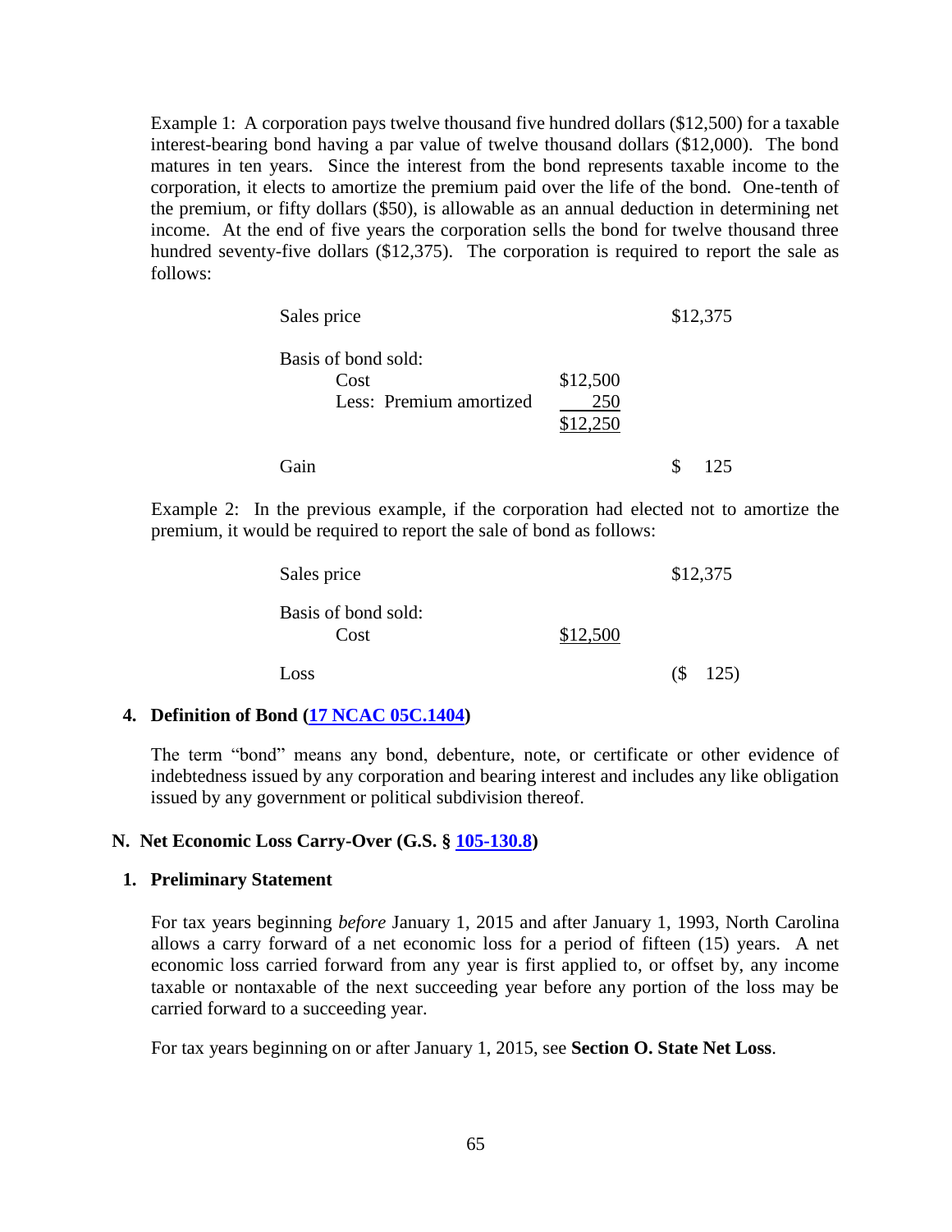Example 1: A corporation pays twelve thousand five hundred dollars ($12,500) for a taxable interest-bearing bond having a par value of twelve thousand dollars ($12,000). The bond matures in ten years. Since the interest from the bond represents taxable income to the corporation, it elects to amortize the premium paid over the life of the bond. One-tenth of the premium, or fifty dollars ($50), is allowable as an annual deduction in determining net income. At the end of five years the corporation sells the bond for twelve thousand three hundred seventy-five dollars ($12,375). The corporation is required to report the sale as follows:

| | | |
|---|---|---|
| Sales price | | $12,375 |
| Basis of bond sold: | | |
| Cost | $12,500 | |
| Less: Premium amortized | 250 | |
| | $12,250 | |
| Gain | | $ 125 |

Example 2: In the previous example, if the corporation had elected not to amortize the premium, it would be required to report the sale of bond as follows:

| | | |
|---|---|---|
| Sales price | | $12,375 |
| Basis of bond sold: | | |
| Cost | $12,500 | |
| Loss | | ($ 125) |

### 4. Definition of Bond (17 NCAC 05C.1404)

The term "bond" means any bond, debenture, note, or certificate or other evidence of indebtedness issued by any corporation and bearing interest and includes any like obligation issued by any government or political subdivision thereof.

## N. Net Economic Loss Carry-Over (G.S. § 105-130.8)

### 1. Preliminary Statement

For tax years beginning *before* January 1, 2015 and after January 1, 1993, North Carolina allows a carry forward of a net economic loss for a period of fifteen (15) years. A net economic loss carried forward from any year is first applied to, or offset by, any income taxable or nontaxable of the next succeeding year before any portion of the loss may be carried forward to a succeeding year.

For tax years beginning on or after January 1, 2015, see **Section O. State Net Loss**.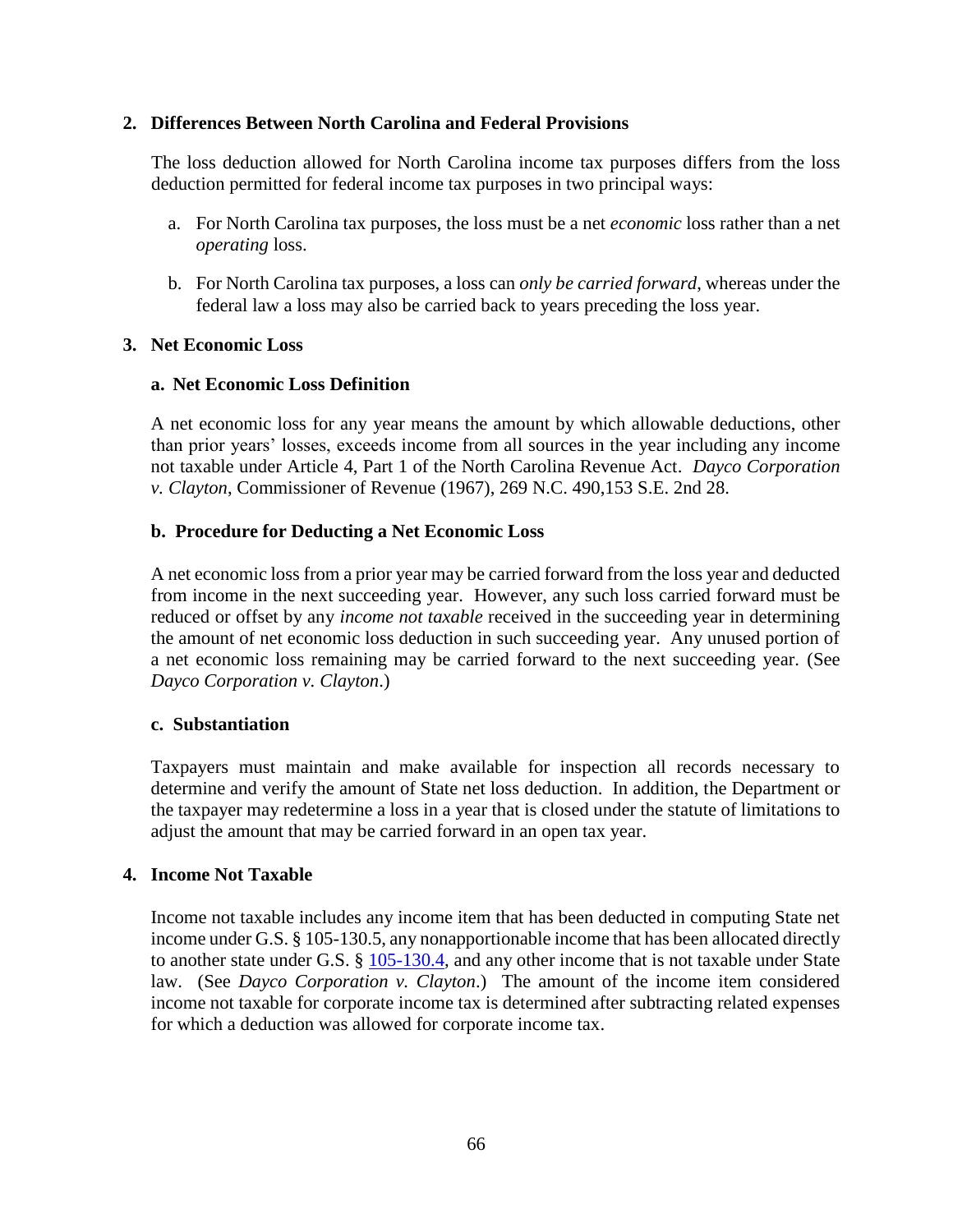## 2. Differences Between North Carolina and Federal Provisions

The loss deduction allowed for North Carolina income tax purposes differs from the loss deduction permitted for federal income tax purposes in two principal ways:

a. For North Carolina tax purposes, the loss must be a net *economic* loss rather than a net *operating* loss.

b. For North Carolina tax purposes, a loss can *only be carried forward*, whereas under the federal law a loss may also be carried back to years preceding the loss year.

## 3. Net Economic Loss

### a. Net Economic Loss Definition

A net economic loss for any year means the amount by which allowable deductions, other than prior years' losses, exceeds income from all sources in the year including any income not taxable under Article 4, Part 1 of the North Carolina Revenue Act. *Dayco Corporation v. Clayton*, Commissioner of Revenue (1967), 269 N.C. 490,153 S.E. 2nd 28.

### b. Procedure for Deducting a Net Economic Loss

A net economic loss from a prior year may be carried forward from the loss year and deducted from income in the next succeeding year. However, any such loss carried forward must be reduced or offset by any *income not taxable* received in the succeeding year in determining the amount of net economic loss deduction in such succeeding year. Any unused portion of a net economic loss remaining may be carried forward to the next succeeding year. (See *Dayco Corporation v. Clayton*.)

### c. Substantiation

Taxpayers must maintain and make available for inspection all records necessary to determine and verify the amount of State net loss deduction. In addition, the Department or the taxpayer may redetermine a loss in a year that is closed under the statute of limitations to adjust the amount that may be carried forward in an open tax year.

## 4. Income Not Taxable

Income not taxable includes any income item that has been deducted in computing State net income under G.S. § 105-130.5, any nonapportionable income that has been allocated directly to another state under G.S. § 105-130.4, and any other income that is not taxable under State law. (See *Dayco Corporation v. Clayton*.) The amount of the income item considered income not taxable for corporate income tax is determined after subtracting related expenses for which a deduction was allowed for corporate income tax.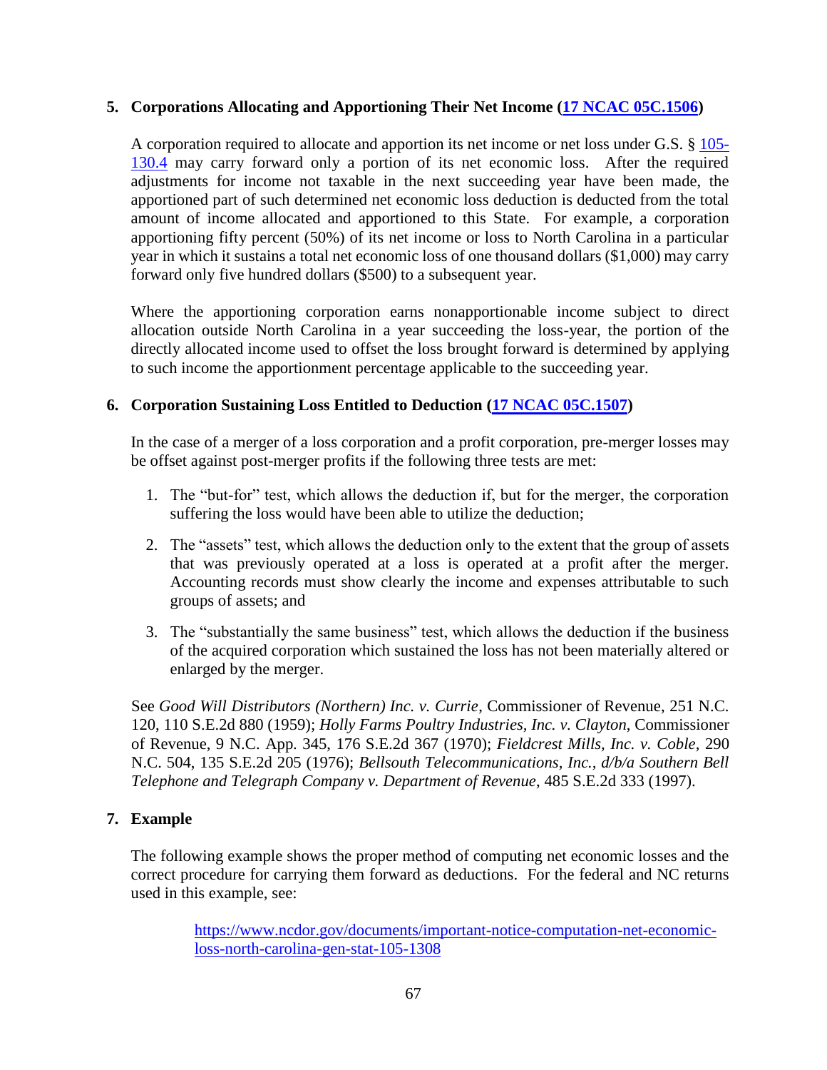### 5. Corporations Allocating and Apportioning Their Net Income ([17 NCAC 05C.1506](#))

A corporation required to allocate and apportion its net income or net loss under G.S. § [105-130.4](#) may carry forward only a portion of its net economic loss. After the required adjustments for income not taxable in the next succeeding year have been made, the apportioned part of such determined net economic loss deduction is deducted from the total amount of income allocated and apportioned to this State. For example, a corporation apportioning fifty percent (50%) of its net income or loss to North Carolina in a particular year in which it sustains a total net economic loss of one thousand dollars ($1,000) may carry forward only five hundred dollars ($500) to a subsequent year.

Where the apportioning corporation earns nonapportionable income subject to direct allocation outside North Carolina in a year succeeding the loss-year, the portion of the directly allocated income used to offset the loss brought forward is determined by applying to such income the apportionment percentage applicable to the succeeding year.

### 6. Corporation Sustaining Loss Entitled to Deduction ([17 NCAC 05C.1507](#))

In the case of a merger of a loss corporation and a profit corporation, pre-merger losses may be offset against post-merger profits if the following three tests are met:

1. The "but-for" test, which allows the deduction if, but for the merger, the corporation suffering the loss would have been able to utilize the deduction;
2. The "assets" test, which allows the deduction only to the extent that the group of assets that was previously operated at a loss is operated at a profit after the merger. Accounting records must show clearly the income and expenses attributable to such groups of assets; and
3. The "substantially the same business" test, which allows the deduction if the business of the acquired corporation which sustained the loss has not been materially altered or enlarged by the merger.

See *Good Will Distributors (Northern) Inc. v. Currie*, Commissioner of Revenue, 251 N.C. 120, 110 S.E.2d 880 (1959); *Holly Farms Poultry Industries, Inc. v. Clayton*, Commissioner of Revenue, 9 N.C. App. 345, 176 S.E.2d 367 (1970); *Fieldcrest Mills, Inc. v. Coble*, 290 N.C. 504, 135 S.E.2d 205 (1976); *Bellsouth Telecommunications, Inc., d/b/a Southern Bell Telephone and Telegraph Company v. Department of Revenue*, 485 S.E.2d 333 (1997).

### 7. Example

The following example shows the proper method of computing net economic losses and the correct procedure for carrying them forward as deductions. For the federal and NC returns used in this example, see:

> [https://www.ncdor.gov/documents/important-notice-computation-net-economic-loss-north-carolina-gen-stat-105-1308](https://www.ncdor.gov/documents/important-notice-computation-net-economic-loss-north-carolina-gen-stat-105-1308)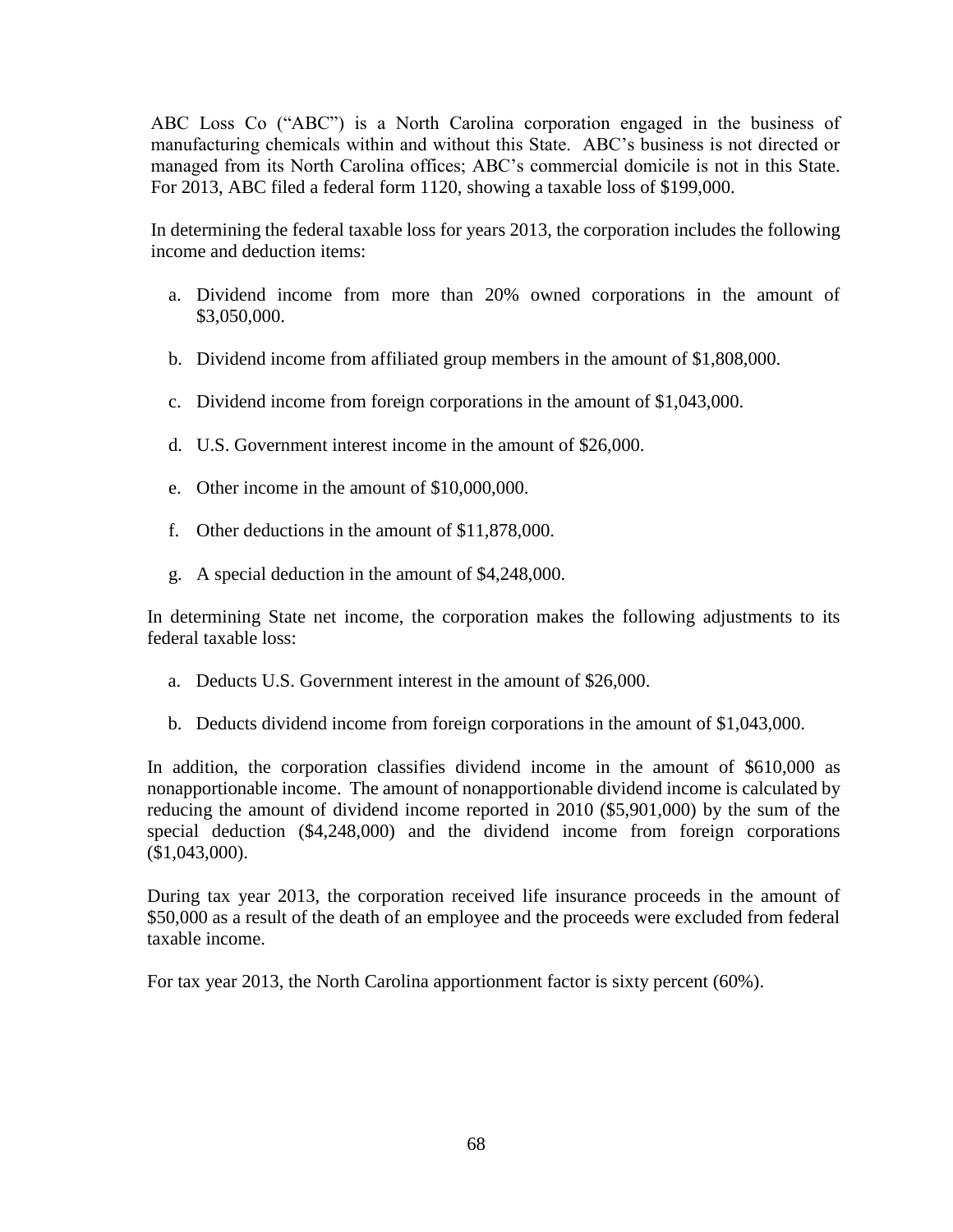ABC Loss Co ("ABC") is a North Carolina corporation engaged in the business of manufacturing chemicals within and without this State. ABC's business is not directed or managed from its North Carolina offices; ABC's commercial domicile is not in this State. For 2013, ABC filed a federal form 1120, showing a taxable loss of $199,000.

In determining the federal taxable loss for years 2013, the corporation includes the following income and deduction items:

a. Dividend income from more than 20% owned corporations in the amount of $3,050,000.

b. Dividend income from affiliated group members in the amount of $1,808,000.

c. Dividend income from foreign corporations in the amount of $1,043,000.

d. U.S. Government interest income in the amount of $26,000.

e. Other income in the amount of $10,000,000.

f. Other deductions in the amount of $11,878,000.

g. A special deduction in the amount of $4,248,000.

In determining State net income, the corporation makes the following adjustments to its federal taxable loss:

a. Deducts U.S. Government interest in the amount of $26,000.

b. Deducts dividend income from foreign corporations in the amount of $1,043,000.

In addition, the corporation classifies dividend income in the amount of $610,000 as nonapportionable income. The amount of nonapportionable dividend income is calculated by reducing the amount of dividend income reported in 2010 ($5,901,000) by the sum of the special deduction ($4,248,000) and the dividend income from foreign corporations ($1,043,000).

During tax year 2013, the corporation received life insurance proceeds in the amount of $50,000 as a result of the death of an employee and the proceeds were excluded from federal taxable income.

For tax year 2013, the North Carolina apportionment factor is sixty percent (60%).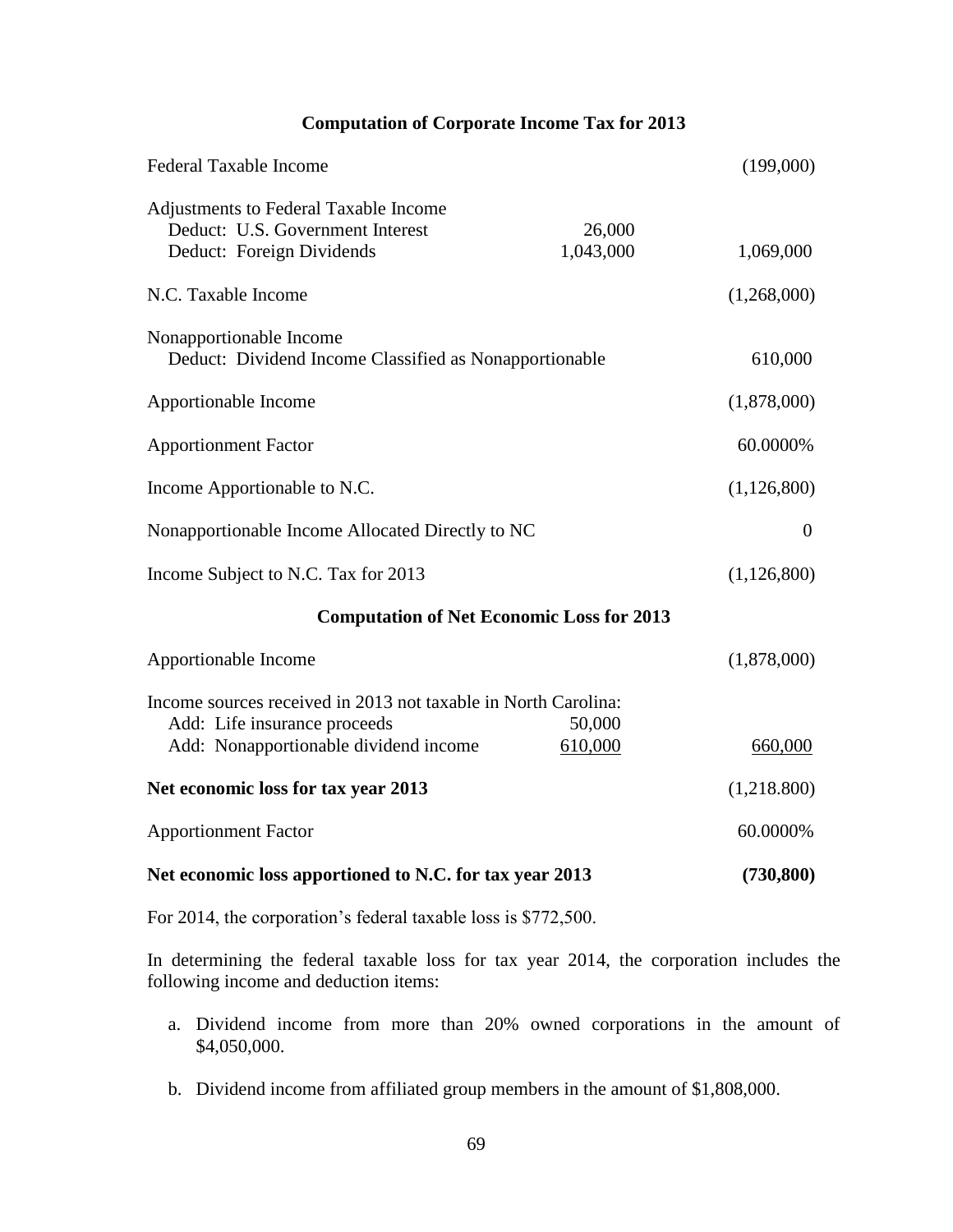### Computation of Corporate Income Tax for 2013

| | | |
|---|---|---|
| Federal Taxable Income | | (199,000) |
| Adjustments to Federal Taxable Income | | |
| Deduct: U.S. Government Interest | 26,000 | |
| Deduct: Foreign Dividends | 1,043,000 | 1,069,000 |
| N.C. Taxable Income | | (1,268,000) |
| Nonapportionable Income | | |
| Deduct: Dividend Income Classified as Nonapportionable | | 610,000 |
| Apportionable Income | | (1,878,000) |
| Apportionment Factor | | 60.0000% |
| Income Apportionable to N.C. | | (1,126,800) |
| Nonapportionable Income Allocated Directly to NC | | 0 |
| Income Subject to N.C. Tax for 2013 | | (1,126,800) |

### Computation of Net Economic Loss for 2013

| | | |
|---|---|---|
| Apportionable Income | | (1,878,000) |
| Income sources received in 2013 not taxable in North Carolina: | | |
| Add: Life insurance proceeds | 50,000 | |
| Add: Nonapportionable dividend income | 610,000 | 660,000 |
| **Net economic loss for tax year 2013** | | (1,218.800) |
| Apportionment Factor | | 60.0000% |
| **Net economic loss apportioned to N.C. for tax year 2013** | | **(730,800)** |

For 2014, the corporation's federal taxable loss is $772,500.

In determining the federal taxable loss for tax year 2014, the corporation includes the following income and deduction items:

a. Dividend income from more than 20% owned corporations in the amount of $4,050,000.

b. Dividend income from affiliated group members in the amount of $1,808,000.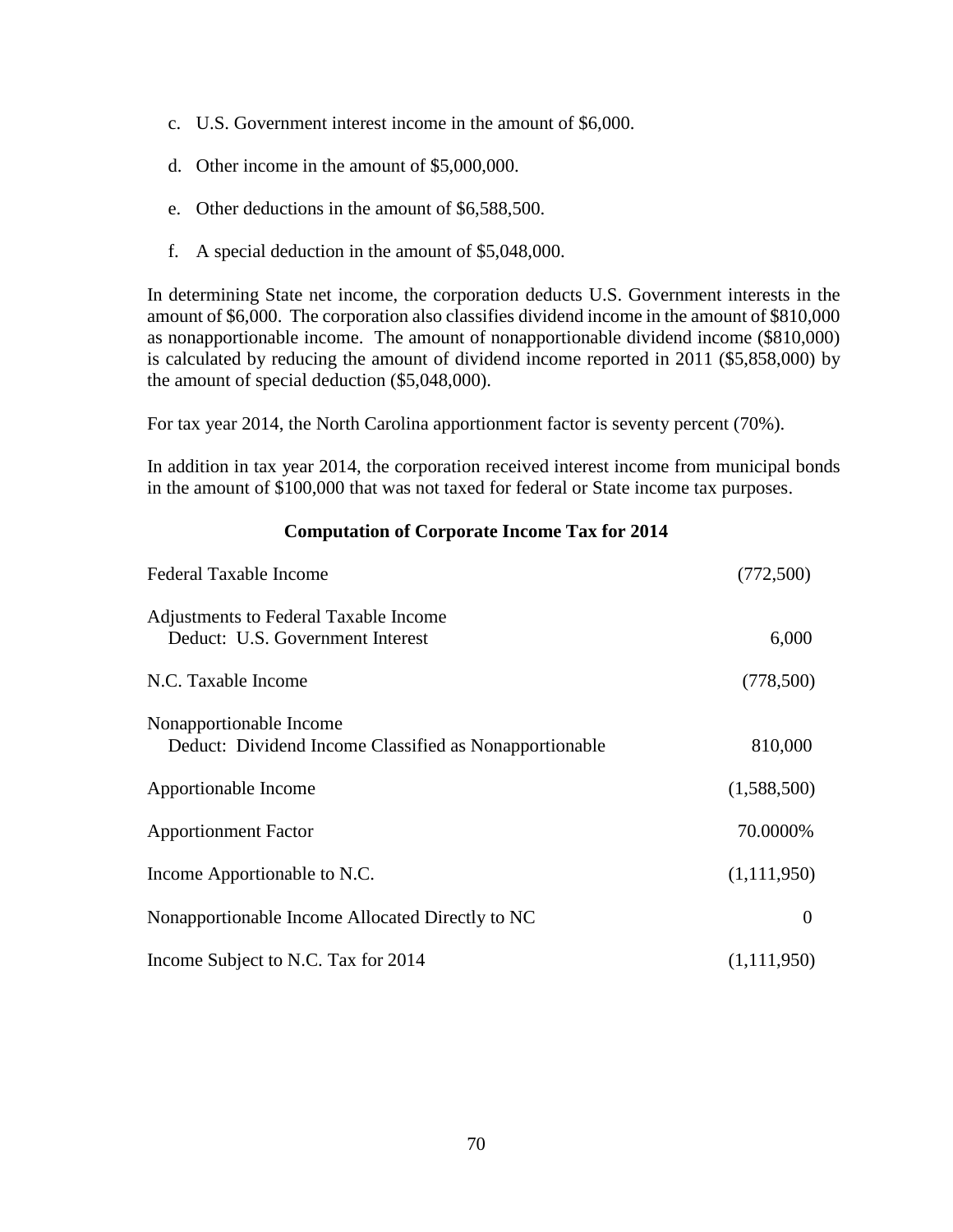c. U.S. Government interest income in the amount of $6,000.

d. Other income in the amount of $5,000,000.

e. Other deductions in the amount of $6,588,500.

f. A special deduction in the amount of $5,048,000.

In determining State net income, the corporation deducts U.S. Government interests in the amount of $6,000. The corporation also classifies dividend income in the amount of $810,000 as nonapportionable income. The amount of nonapportionable dividend income ($810,000) is calculated by reducing the amount of dividend income reported in 2011 ($5,858,000) by the amount of special deduction ($5,048,000).

For tax year 2014, the North Carolina apportionment factor is seventy percent (70%).

In addition in tax year 2014, the corporation received interest income from municipal bonds in the amount of $100,000 that was not taxed for federal or State income tax purposes.

**Computation of Corporate Income Tax for 2014**

| | |
|---|---|
| Federal Taxable Income | (772,500) |
| Adjustments to Federal Taxable Income<br>Deduct: U.S. Government Interest | 6,000 |
| N.C. Taxable Income | (778,500) |
| Nonapportionable Income<br>Deduct: Dividend Income Classified as Nonapportionable | 810,000 |
| Apportionable Income | (1,588,500) |
| Apportionment Factor | 70.0000% |
| Income Apportionable to N.C. | (1,111,950) |
| Nonapportionable Income Allocated Directly to NC | 0 |
| Income Subject to N.C. Tax for 2014 | (1,111,950) |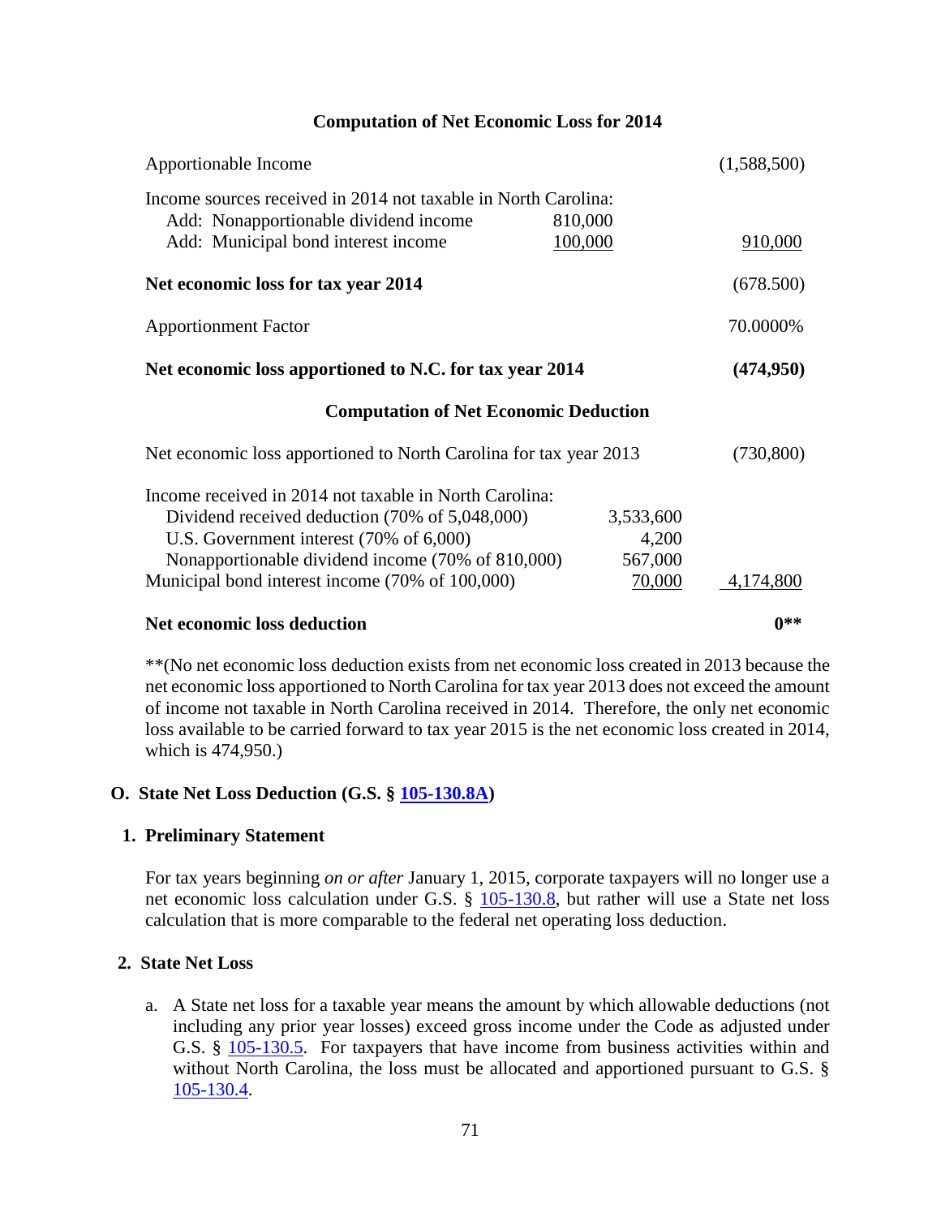**Computation of Net Economic Loss for 2014**

| | | |
|---|---|---|
| Apportionable Income | | (1,588,500) |
| Income sources received in 2014 not taxable in North Carolina: | | |
| Add: Nonapportionable dividend income | 810,000 | |
| Add: Municipal bond interest income | 100,000 | 910,000 |
| **Net economic loss for tax year 2014** | | (678.500) |
| Apportionment Factor | | 70.0000% |
| **Net economic loss apportioned to N.C. for tax year 2014** | | **(474,950)** |

**Computation of Net Economic Deduction**

| | | |
|---|---|---|
| Net economic loss apportioned to North Carolina for tax year 2013 | | (730,800) |
| Income received in 2014 not taxable in North Carolina: | | |
| Dividend received deduction (70% of 5,048,000) | 3,533,600 | |
| U.S. Government interest (70% of 6,000) | 4,200 | |
| Nonapportionable dividend income (70% of 810,000) | 567,000 | |
| Municipal bond interest income (70% of 100,000) | 70,000 | 4,174,800 |
| **Net economic loss deduction** | | **0**** |

**(No net economic loss deduction exists from net economic loss created in 2013 because the net economic loss apportioned to North Carolina for tax year 2013 does not exceed the amount of income not taxable in North Carolina received in 2014. Therefore, the only net economic loss available to be carried forward to tax year 2015 is the net economic loss created in 2014, which is 474,950.)

## O. State Net Loss Deduction (G.S. § 105-130.8A)

### 1. Preliminary Statement

For tax years beginning *on or after* January 1, 2015, corporate taxpayers will no longer use a net economic loss calculation under G.S. § 105-130.8, but rather will use a State net loss calculation that is more comparable to the federal net operating loss deduction.

### 2. State Net Loss

a. A State net loss for a taxable year means the amount by which allowable deductions (not including any prior year losses) exceed gross income under the Code as adjusted under G.S. § 105-130.5. For taxpayers that have income from business activities within and without North Carolina, the loss must be allocated and apportioned pursuant to G.S. § 105-130.4.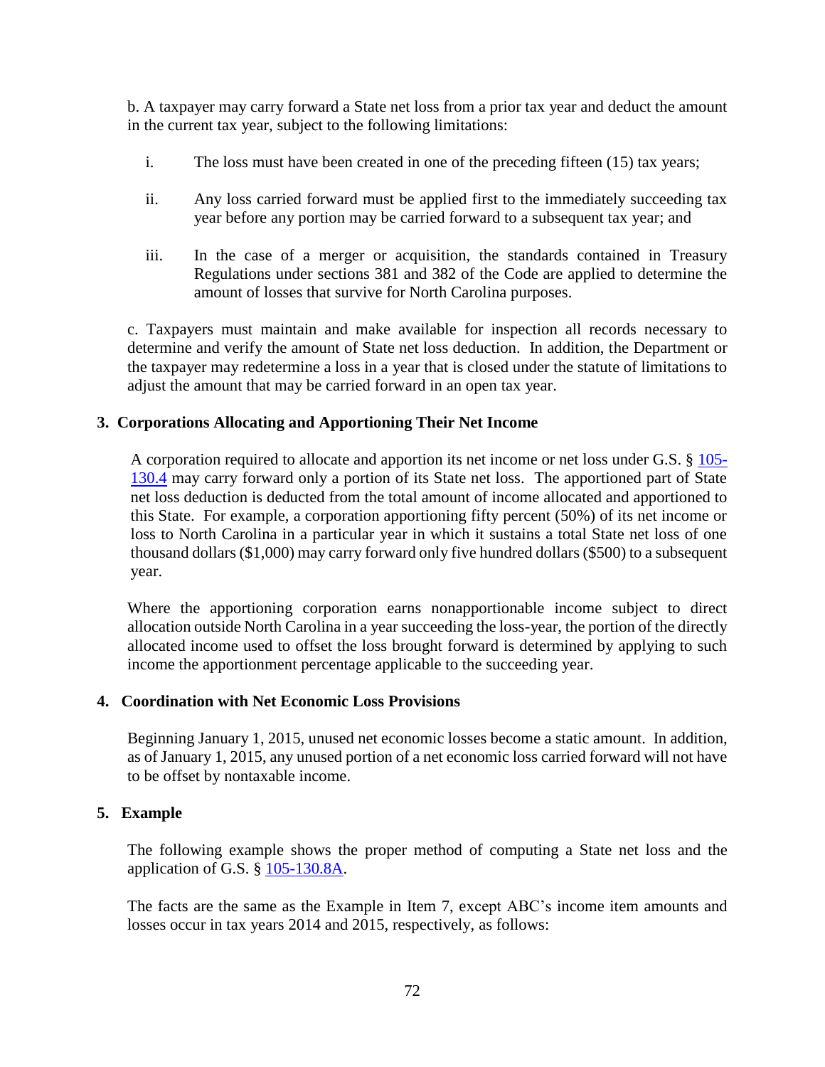b. A taxpayer may carry forward a State net loss from a prior tax year and deduct the amount in the current tax year, subject to the following limitations:

i. The loss must have been created in one of the preceding fifteen (15) tax years;

ii. Any loss carried forward must be applied first to the immediately succeeding tax year before any portion may be carried forward to a subsequent tax year; and

iii. In the case of a merger or acquisition, the standards contained in Treasury Regulations under sections 381 and 382 of the Code are applied to determine the amount of losses that survive for North Carolina purposes.

c. Taxpayers must maintain and make available for inspection all records necessary to determine and verify the amount of State net loss deduction. In addition, the Department or the taxpayer may redetermine a loss in a year that is closed under the statute of limitations to adjust the amount that may be carried forward in an open tax year.

### 3. Corporations Allocating and Apportioning Their Net Income

A corporation required to allocate and apportion its net income or net loss under G.S. § 105-130.4 may carry forward only a portion of its State net loss. The apportioned part of State net loss deduction is deducted from the total amount of income allocated and apportioned to this State. For example, a corporation apportioning fifty percent (50%) of its net income or loss to North Carolina in a particular year in which it sustains a total State net loss of one thousand dollars ($1,000) may carry forward only five hundred dollars ($500) to a subsequent year.

Where the apportioning corporation earns nonapportionable income subject to direct allocation outside North Carolina in a year succeeding the loss-year, the portion of the directly allocated income used to offset the loss brought forward is determined by applying to such income the apportionment percentage applicable to the succeeding year.

### 4. Coordination with Net Economic Loss Provisions

Beginning January 1, 2015, unused net economic losses become a static amount. In addition, as of January 1, 2015, any unused portion of a net economic loss carried forward will not have to be offset by nontaxable income.

### 5. Example

The following example shows the proper method of computing a State net loss and the application of G.S. § 105-130.8A.

The facts are the same as the Example in Item 7, except ABC's income item amounts and losses occur in tax years 2014 and 2015, respectively, as follows: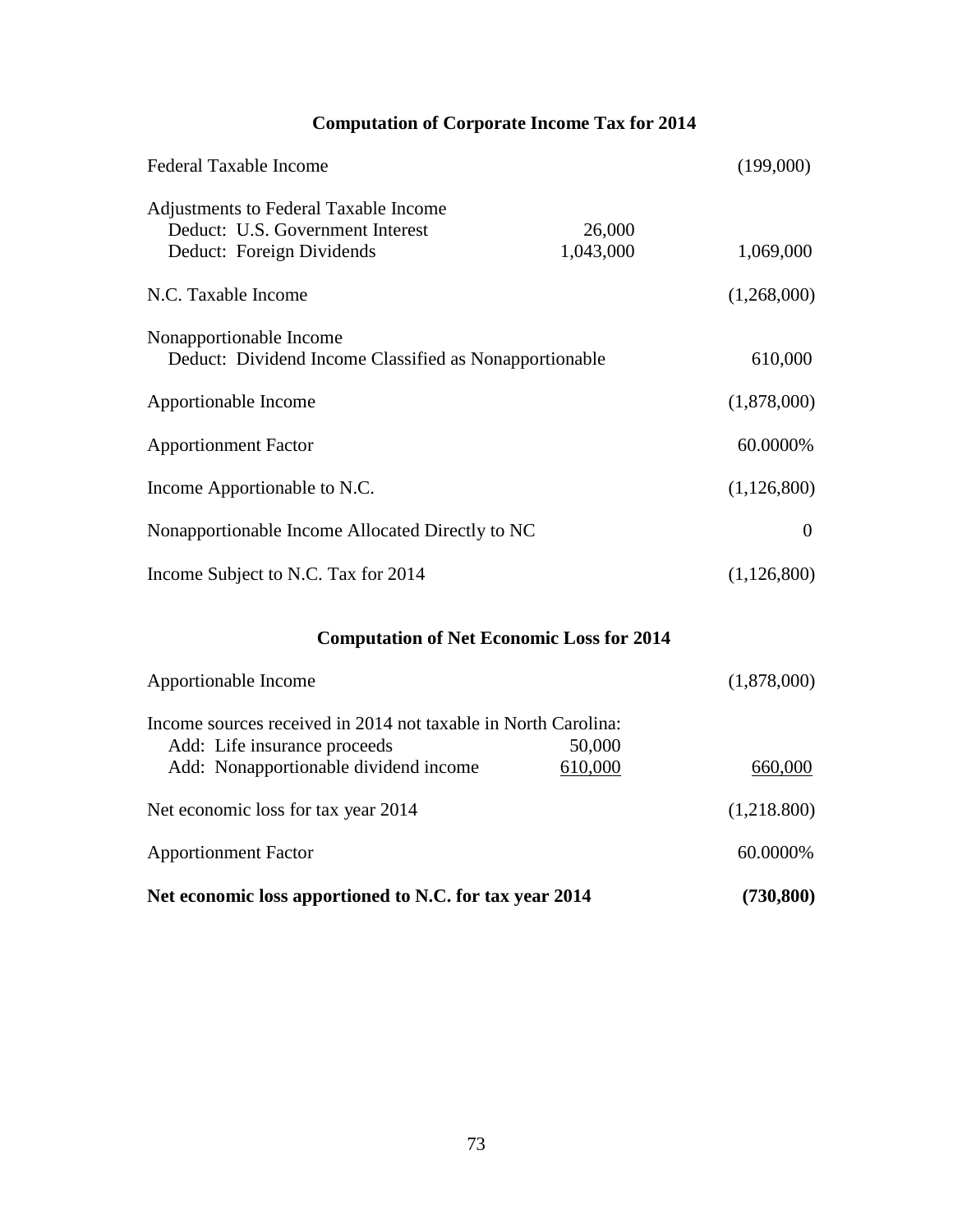### Computation of Corporate Income Tax for 2014

| | | |
|---|---|---|
| Federal Taxable Income | | (199,000) |
| Adjustments to Federal Taxable Income | | |
| Deduct: U.S. Government Interest | 26,000 | |
| Deduct: Foreign Dividends | 1,043,000 | 1,069,000 |
| N.C. Taxable Income | | (1,268,000) |
| Nonapportionable Income | | |
| Deduct: Dividend Income Classified as Nonapportionable | | 610,000 |
| Apportionable Income | | (1,878,000) |
| Apportionment Factor | | 60.0000% |
| Income Apportionable to N.C. | | (1,126,800) |
| Nonapportionable Income Allocated Directly to NC | | 0 |
| Income Subject to N.C. Tax for 2014 | | (1,126,800) |

### Computation of Net Economic Loss for 2014

| | | |
|---|---|---|
| Apportionable Income | | (1,878,000) |
| Income sources received in 2014 not taxable in North Carolina: | | |
| Add: Life insurance proceeds | 50,000 | |
| Add: Nonapportionable dividend income | 610,000 | 660,000 |
| Net economic loss for tax year 2014 | | (1,218.800) |
| Apportionment Factor | | 60.0000% |
| **Net economic loss apportioned to N.C. for tax year 2014** | | **(730,800)** |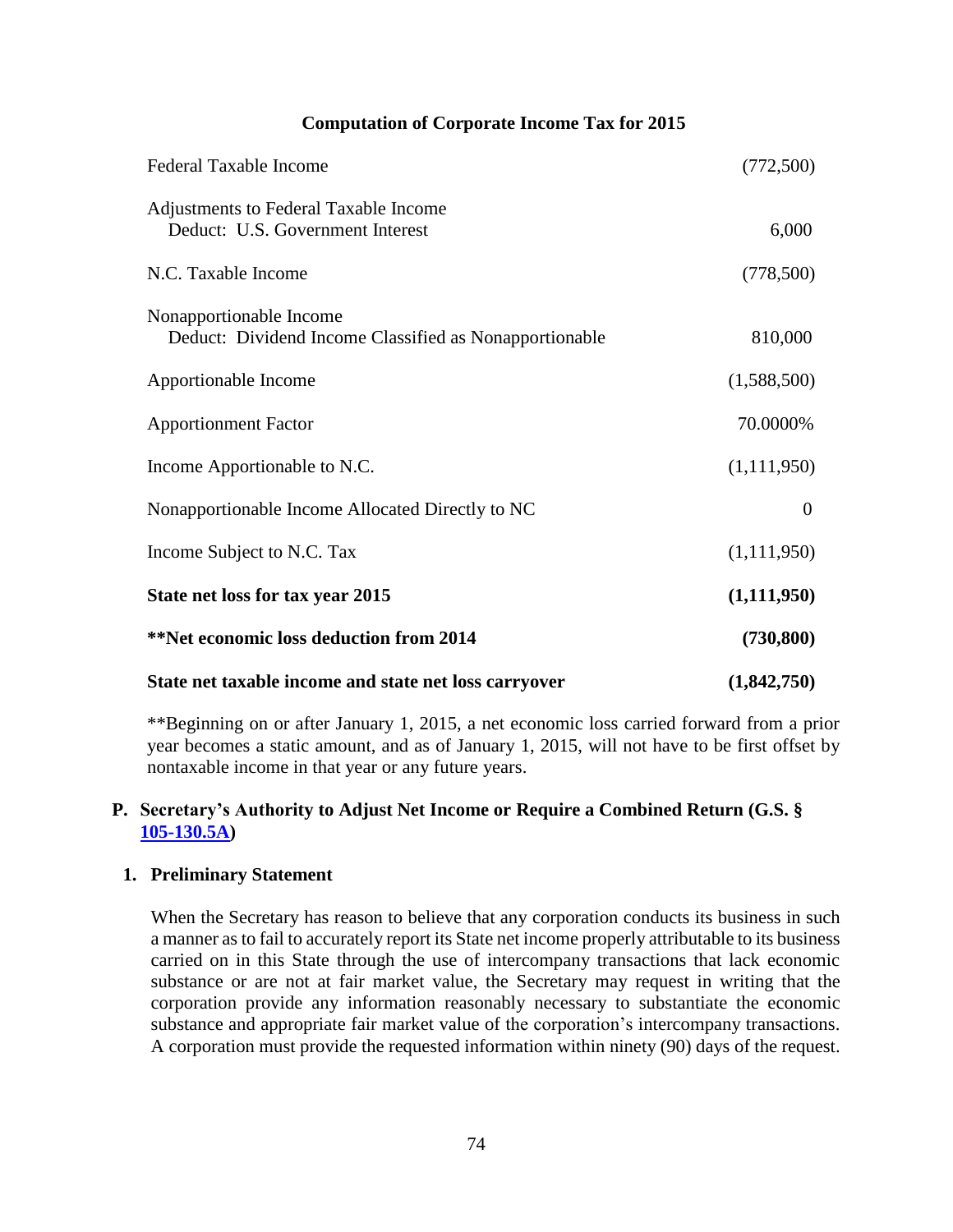**Computation of Corporate Income Tax for 2015**

| | |
|---|---|
| Federal Taxable Income | (772,500) |
| Adjustments to Federal Taxable Income<br>Deduct: U.S. Government Interest | 6,000 |
| N.C. Taxable Income | (778,500) |
| Nonapportionable Income<br>Deduct: Dividend Income Classified as Nonapportionable | 810,000 |
| Apportionable Income | (1,588,500) |
| Apportionment Factor | 70.0000% |
| Income Apportionable to N.C. | (1,111,950) |
| Nonapportionable Income Allocated Directly to NC | 0 |
| Income Subject to N.C. Tax | (1,111,950) |
| **State net loss for tax year 2015** | **(1,111,950)** |
| **\*\*Net economic loss deduction from 2014** | **(730,800)** |
| **State net taxable income and state net loss carryover** | **(1,842,750)** |

**Beginning on or after January 1, 2015, a net economic loss carried forward from a prior year becomes a static amount, and as of January 1, 2015, will not have to be first offset by nontaxable income in that year or any future years.

## P. Secretary's Authority to Adjust Net Income or Require a Combined Return (G.S. § 105-130.5A)

### 1. Preliminary Statement

When the Secretary has reason to believe that any corporation conducts its business in such a manner as to fail to accurately report its State net income properly attributable to its business carried on in this State through the use of intercompany transactions that lack economic substance or are not at fair market value, the Secretary may request in writing that the corporation provide any information reasonably necessary to substantiate the economic substance and appropriate fair market value of the corporation's intercompany transactions. A corporation must provide the requested information within ninety (90) days of the request.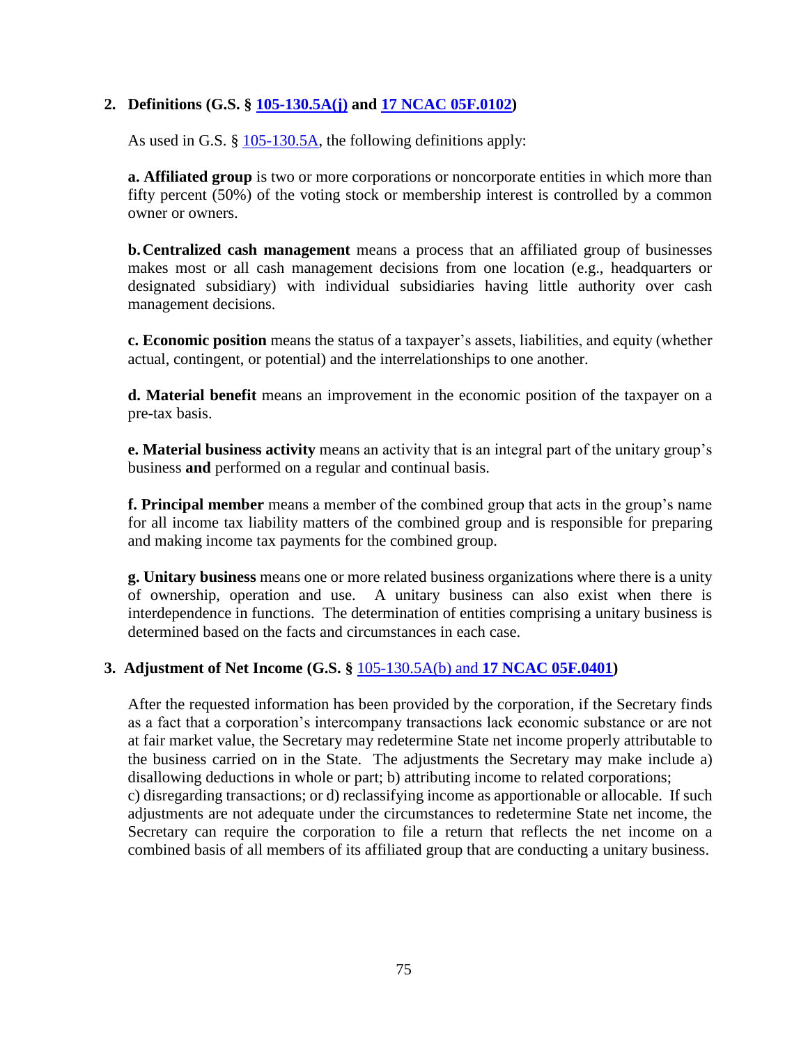## 2. Definitions (G.S. § 105-130.5A(j) and 17 NCAC 05F.0102)

As used in G.S. § 105-130.5A, the following definitions apply:

**a. Affiliated group** is two or more corporations or noncorporate entities in which more than fifty percent (50%) of the voting stock or membership interest is controlled by a common owner or owners.

**b. Centralized cash management** means a process that an affiliated group of businesses makes most or all cash management decisions from one location (e.g., headquarters or designated subsidiary) with individual subsidiaries having little authority over cash management decisions.

**c. Economic position** means the status of a taxpayer's assets, liabilities, and equity (whether actual, contingent, or potential) and the interrelationships to one another.

**d. Material benefit** means an improvement in the economic position of the taxpayer on a pre-tax basis.

**e. Material business activity** means an activity that is an integral part of the unitary group's business **and** performed on a regular and continual basis.

**f. Principal member** means a member of the combined group that acts in the group's name for all income tax liability matters of the combined group and is responsible for preparing and making income tax payments for the combined group.

**g. Unitary business** means one or more related business organizations where there is a unity of ownership, operation and use. A unitary business can also exist when there is interdependence in functions. The determination of entities comprising a unitary business is determined based on the facts and circumstances in each case.

## 3. Adjustment of Net Income (G.S. § 105-130.5A(b) and 17 NCAC 05F.0401)

After the requested information has been provided by the corporation, if the Secretary finds as a fact that a corporation's intercompany transactions lack economic substance or are not at fair market value, the Secretary may redetermine State net income properly attributable to the business carried on in the State. The adjustments the Secretary may make include a) disallowing deductions in whole or part; b) attributing income to related corporations; c) disregarding transactions; or d) reclassifying income as apportionable or allocable. If such adjustments are not adequate under the circumstances to redetermine State net income, the Secretary can require the corporation to file a return that reflects the net income on a combined basis of all members of its affiliated group that are conducting a unitary business.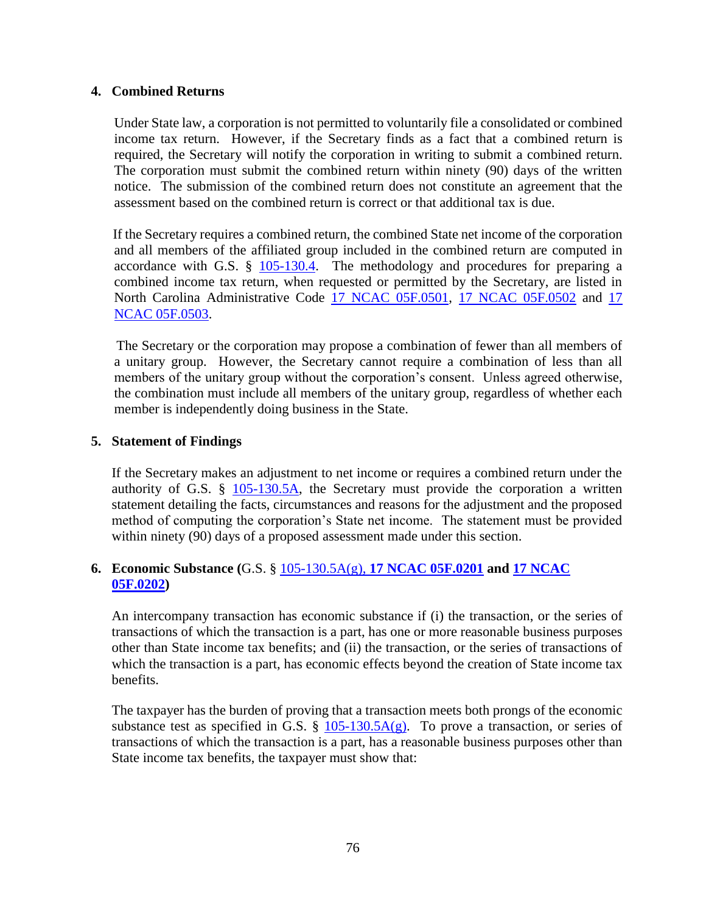## 4. Combined Returns

Under State law, a corporation is not permitted to voluntarily file a consolidated or combined income tax return. However, if the Secretary finds as a fact that a combined return is required, the Secretary will notify the corporation in writing to submit a combined return. The corporation must submit the combined return within ninety (90) days of the written notice. The submission of the combined return does not constitute an agreement that the assessment based on the combined return is correct or that additional tax is due.

If the Secretary requires a combined return, the combined State net income of the corporation and all members of the affiliated group included in the combined return are computed in accordance with G.S. § 105-130.4. The methodology and procedures for preparing a combined income tax return, when requested or permitted by the Secretary, are listed in North Carolina Administrative Code 17 NCAC 05F.0501, 17 NCAC 05F.0502 and 17 NCAC 05F.0503.

The Secretary or the corporation may propose a combination of fewer than all members of a unitary group. However, the Secretary cannot require a combination of less than all members of the unitary group without the corporation's consent. Unless agreed otherwise, the combination must include all members of the unitary group, regardless of whether each member is independently doing business in the State.

## 5. Statement of Findings

If the Secretary makes an adjustment to net income or requires a combined return under the authority of G.S. § 105-130.5A, the Secretary must provide the corporation a written statement detailing the facts, circumstances and reasons for the adjustment and the proposed method of computing the corporation's State net income. The statement must be provided within ninety (90) days of a proposed assessment made under this section.

## 6. Economic Substance (G.S. § 105-130.5A(g), 17 NCAC 05F.0201 and 17 NCAC 05F.0202)

An intercompany transaction has economic substance if (i) the transaction, or the series of transactions of which the transaction is a part, has one or more reasonable business purposes other than State income tax benefits; and (ii) the transaction, or the series of transactions of which the transaction is a part, has economic effects beyond the creation of State income tax benefits.

The taxpayer has the burden of proving that a transaction meets both prongs of the economic substance test as specified in G.S. § 105-130.5A(g). To prove a transaction, or series of transactions of which the transaction is a part, has a reasonable business purposes other than State income tax benefits, the taxpayer must show that: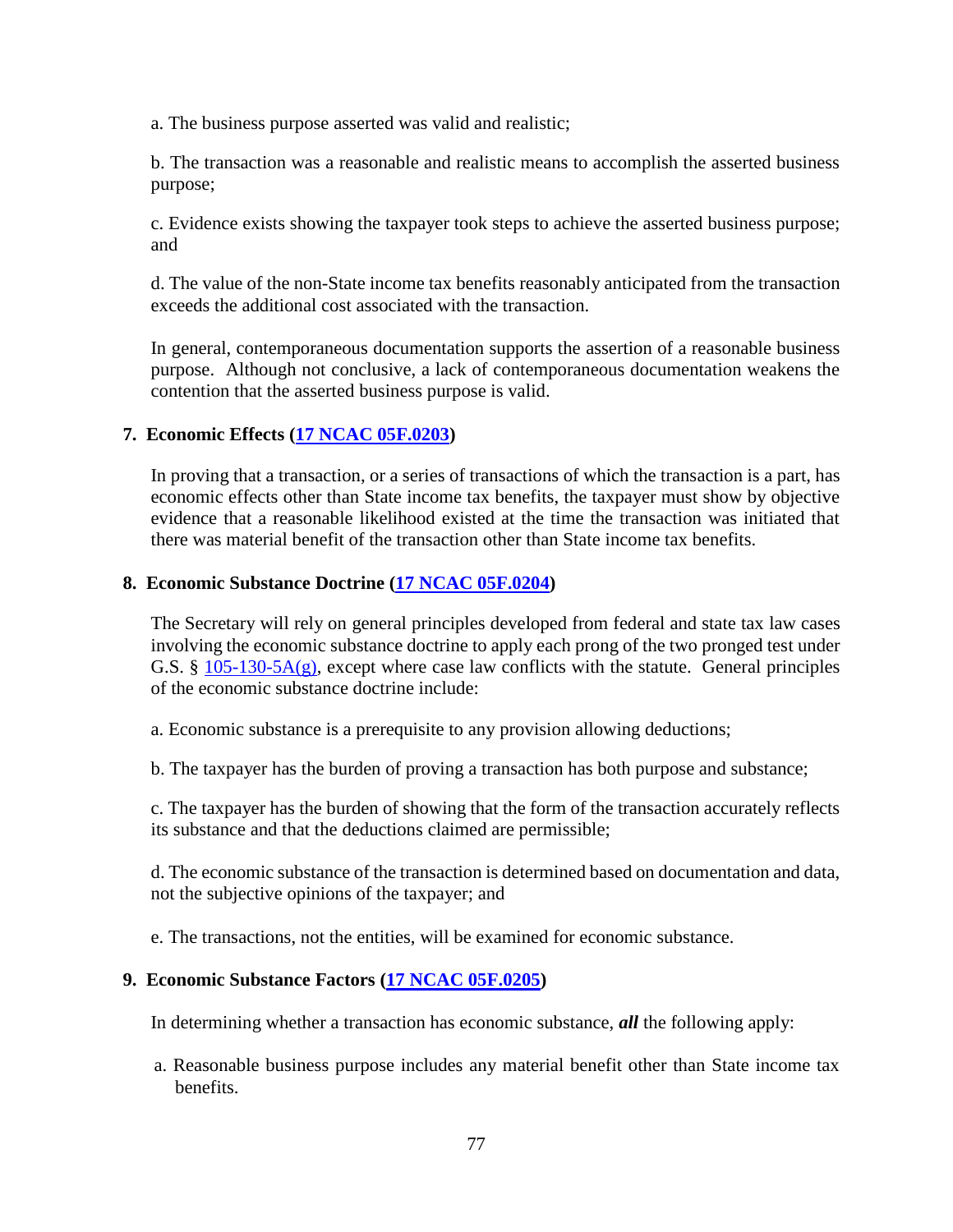a. The business purpose asserted was valid and realistic;

b. The transaction was a reasonable and realistic means to accomplish the asserted business purpose;

c. Evidence exists showing the taxpayer took steps to achieve the asserted business purpose; and

d. The value of the non-State income tax benefits reasonably anticipated from the transaction exceeds the additional cost associated with the transaction.

In general, contemporaneous documentation supports the assertion of a reasonable business purpose. Although not conclusive, a lack of contemporaneous documentation weakens the contention that the asserted business purpose is valid.

### 7. Economic Effects ([17 NCAC 05F.0203](17 NCAC 05F.0203))

In proving that a transaction, or a series of transactions of which the transaction is a part, has economic effects other than State income tax benefits, the taxpayer must show by objective evidence that a reasonable likelihood existed at the time the transaction was initiated that there was material benefit of the transaction other than State income tax benefits.

### 8. Economic Substance Doctrine ([17 NCAC 05F.0204](17 NCAC 05F.0204))

The Secretary will rely on general principles developed from federal and state tax law cases involving the economic substance doctrine to apply each prong of the two pronged test under G.S. § [105-130-5A(g)](105-130-5A(g)), except where case law conflicts with the statute. General principles of the economic substance doctrine include:

a. Economic substance is a prerequisite to any provision allowing deductions;

b. The taxpayer has the burden of proving a transaction has both purpose and substance;

c. The taxpayer has the burden of showing that the form of the transaction accurately reflects its substance and that the deductions claimed are permissible;

d. The economic substance of the transaction is determined based on documentation and data, not the subjective opinions of the taxpayer; and

e. The transactions, not the entities, will be examined for economic substance.

### 9. Economic Substance Factors ([17 NCAC 05F.0205](17 NCAC 05F.0205))

In determining whether a transaction has economic substance, ***all*** the following apply:

a. Reasonable business purpose includes any material benefit other than State income tax benefits.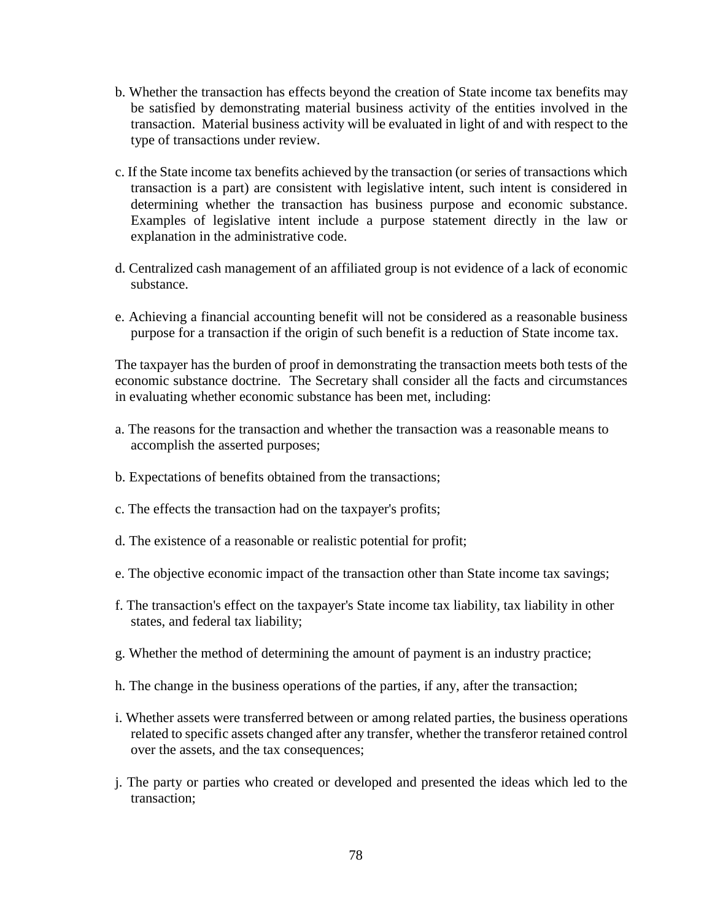b. Whether the transaction has effects beyond the creation of State income tax benefits may be satisfied by demonstrating material business activity of the entities involved in the transaction. Material business activity will be evaluated in light of and with respect to the type of transactions under review.

c. If the State income tax benefits achieved by the transaction (or series of transactions which transaction is a part) are consistent with legislative intent, such intent is considered in determining whether the transaction has business purpose and economic substance. Examples of legislative intent include a purpose statement directly in the law or explanation in the administrative code.

d. Centralized cash management of an affiliated group is not evidence of a lack of economic substance.

e. Achieving a financial accounting benefit will not be considered as a reasonable business purpose for a transaction if the origin of such benefit is a reduction of State income tax.

The taxpayer has the burden of proof in demonstrating the transaction meets both tests of the economic substance doctrine. The Secretary shall consider all the facts and circumstances in evaluating whether economic substance has been met, including:

a. The reasons for the transaction and whether the transaction was a reasonable means to accomplish the asserted purposes;

b. Expectations of benefits obtained from the transactions;

c. The effects the transaction had on the taxpayer's profits;

d. The existence of a reasonable or realistic potential for profit;

e. The objective economic impact of the transaction other than State income tax savings;

f. The transaction's effect on the taxpayer's State income tax liability, tax liability in other states, and federal tax liability;

g. Whether the method of determining the amount of payment is an industry practice;

h. The change in the business operations of the parties, if any, after the transaction;

i. Whether assets were transferred between or among related parties, the business operations related to specific assets changed after any transfer, whether the transferor retained control over the assets, and the tax consequences;

j. The party or parties who created or developed and presented the ideas which led to the transaction;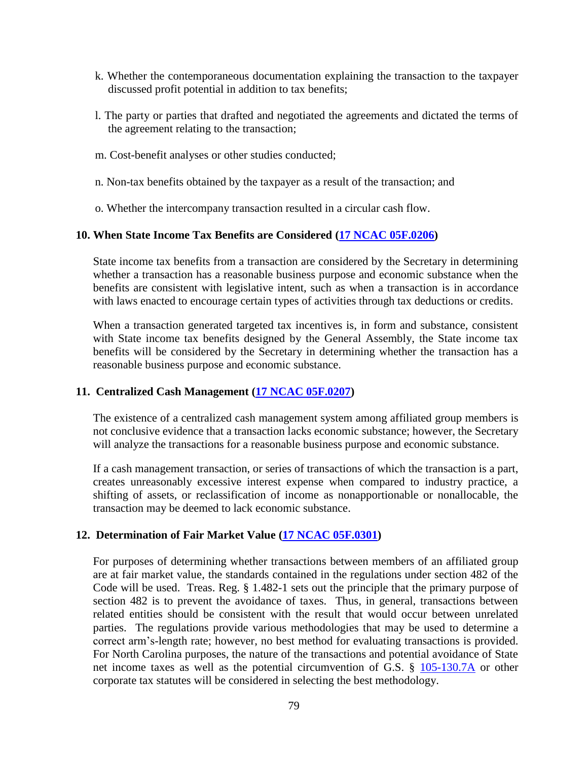k. Whether the contemporaneous documentation explaining the transaction to the taxpayer discussed profit potential in addition to tax benefits;

l. The party or parties that drafted and negotiated the agreements and dictated the terms of the agreement relating to the transaction;

m. Cost-benefit analyses or other studies conducted;

n. Non-tax benefits obtained by the taxpayer as a result of the transaction; and

o. Whether the intercompany transaction resulted in a circular cash flow.

### 10. When State Income Tax Benefits are Considered (17 NCAC 05F.0206)

State income tax benefits from a transaction are considered by the Secretary in determining whether a transaction has a reasonable business purpose and economic substance when the benefits are consistent with legislative intent, such as when a transaction is in accordance with laws enacted to encourage certain types of activities through tax deductions or credits.

When a transaction generated targeted tax incentives is, in form and substance, consistent with State income tax benefits designed by the General Assembly, the State income tax benefits will be considered by the Secretary in determining whether the transaction has a reasonable business purpose and economic substance.

### 11. Centralized Cash Management (17 NCAC 05F.0207)

The existence of a centralized cash management system among affiliated group members is not conclusive evidence that a transaction lacks economic substance; however, the Secretary will analyze the transactions for a reasonable business purpose and economic substance.

If a cash management transaction, or series of transactions of which the transaction is a part, creates unreasonably excessive interest expense when compared to industry practice, a shifting of assets, or reclassification of income as nonapportionable or nonallocable, the transaction may be deemed to lack economic substance.

### 12. Determination of Fair Market Value (17 NCAC 05F.0301)

For purposes of determining whether transactions between members of an affiliated group are at fair market value, the standards contained in the regulations under section 482 of the Code will be used. Treas. Reg. § 1.482-1 sets out the principle that the primary purpose of section 482 is to prevent the avoidance of taxes. Thus, in general, transactions between related entities should be consistent with the result that would occur between unrelated parties. The regulations provide various methodologies that may be used to determine a correct arm's-length rate; however, no best method for evaluating transactions is provided. For North Carolina purposes, the nature of the transactions and potential avoidance of State net income taxes as well as the potential circumvention of G.S. § 105-130.7A or other corporate tax statutes will be considered in selecting the best methodology.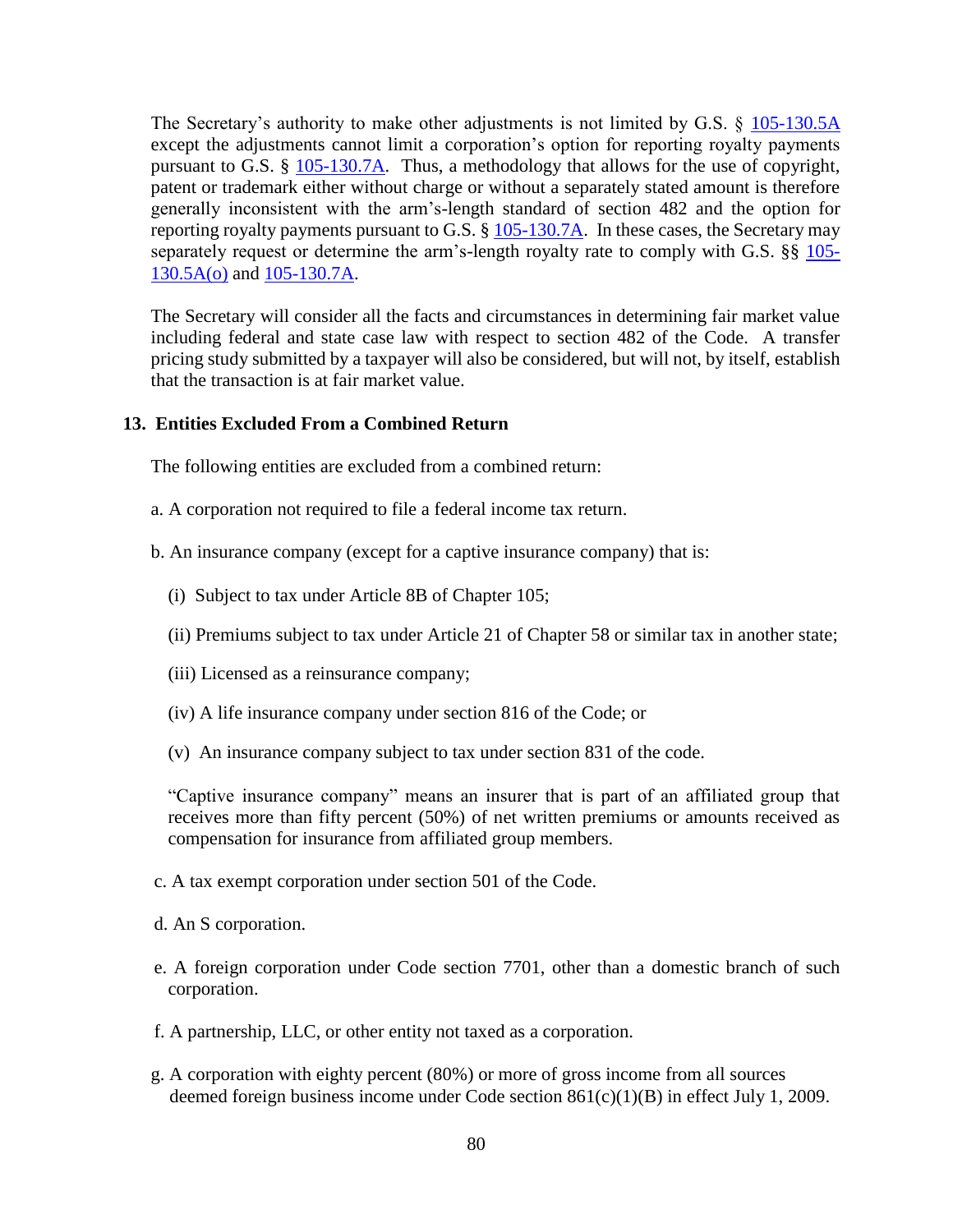The Secretary's authority to make other adjustments is not limited by G.S. § 105-130.5A except the adjustments cannot limit a corporation's option for reporting royalty payments pursuant to G.S. § 105-130.7A. Thus, a methodology that allows for the use of copyright, patent or trademark either without charge or without a separately stated amount is therefore generally inconsistent with the arm's-length standard of section 482 and the option for reporting royalty payments pursuant to G.S. § 105-130.7A. In these cases, the Secretary may separately request or determine the arm's-length royalty rate to comply with G.S. §§ 105-130.5A(o) and 105-130.7A.

The Secretary will consider all the facts and circumstances in determining fair market value including federal and state case law with respect to section 482 of the Code. A transfer pricing study submitted by a taxpayer will also be considered, but will not, by itself, establish that the transaction is at fair market value.

### 13. Entities Excluded From a Combined Return

The following entities are excluded from a combined return:

a. A corporation not required to file a federal income tax return.

b. An insurance company (except for a captive insurance company) that is:

(i) Subject to tax under Article 8B of Chapter 105;

(ii) Premiums subject to tax under Article 21 of Chapter 58 or similar tax in another state;

(iii) Licensed as a reinsurance company;

(iv) A life insurance company under section 816 of the Code; or

(v) An insurance company subject to tax under section 831 of the code.

"Captive insurance company" means an insurer that is part of an affiliated group that receives more than fifty percent (50%) of net written premiums or amounts received as compensation for insurance from affiliated group members.

c. A tax exempt corporation under section 501 of the Code.

d. An S corporation.

e. A foreign corporation under Code section 7701, other than a domestic branch of such corporation.

f. A partnership, LLC, or other entity not taxed as a corporation.

g. A corporation with eighty percent (80%) or more of gross income from all sources deemed foreign business income under Code section 861(c)(1)(B) in effect July 1, 2009.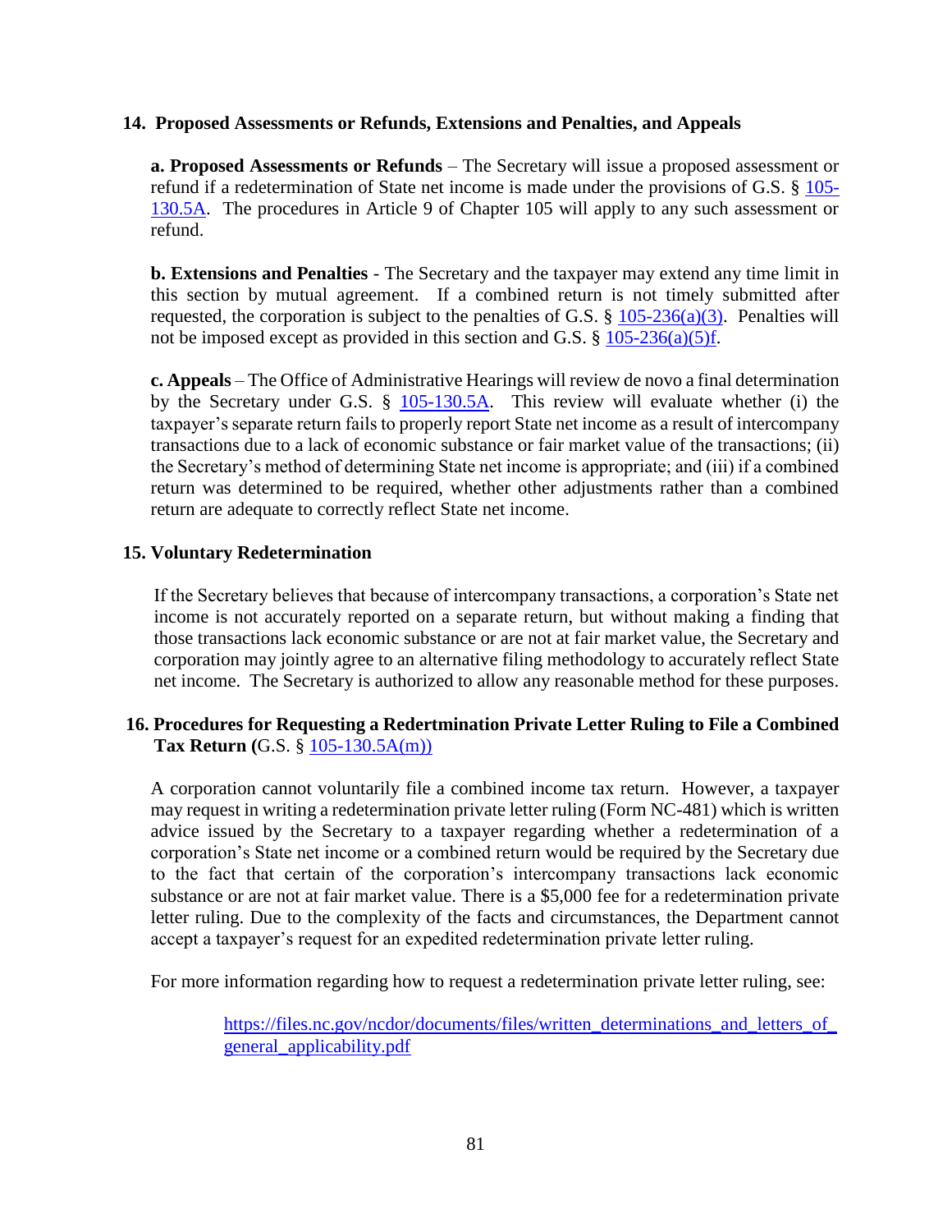### 14. Proposed Assessments or Refunds, Extensions and Penalties, and Appeals

**a. Proposed Assessments or Refunds** – The Secretary will issue a proposed assessment or refund if a redetermination of State net income is made under the provisions of G.S. § 105-130.5A. The procedures in Article 9 of Chapter 105 will apply to any such assessment or refund.

**b. Extensions and Penalties** - The Secretary and the taxpayer may extend any time limit in this section by mutual agreement. If a combined return is not timely submitted after requested, the corporation is subject to the penalties of G.S. § 105-236(a)(3). Penalties will not be imposed except as provided in this section and G.S. § 105-236(a)(5)f.

**c. Appeals** – The Office of Administrative Hearings will review de novo a final determination by the Secretary under G.S. § 105-130.5A. This review will evaluate whether (i) the taxpayer's separate return fails to properly report State net income as a result of intercompany transactions due to a lack of economic substance or fair market value of the transactions; (ii) the Secretary's method of determining State net income is appropriate; and (iii) if a combined return was determined to be required, whether other adjustments rather than a combined return are adequate to correctly reflect State net income.

### 15. Voluntary Redetermination

If the Secretary believes that because of intercompany transactions, a corporation's State net income is not accurately reported on a separate return, but without making a finding that those transactions lack economic substance or are not at fair market value, the Secretary and corporation may jointly agree to an alternative filing methodology to accurately reflect State net income. The Secretary is authorized to allow any reasonable method for these purposes.

### 16. Procedures for Requesting a Redertmination Private Letter Ruling to File a Combined Tax Return (G.S. § 105-130.5A(m))

A corporation cannot voluntarily file a combined income tax return. However, a taxpayer may request in writing a redetermination private letter ruling (Form NC-481) which is written advice issued by the Secretary to a taxpayer regarding whether a redetermination of a corporation's State net income or a combined return would be required by the Secretary due to the fact that certain of the corporation's intercompany transactions lack economic substance or are not at fair market value. There is a $5,000 fee for a redetermination private letter ruling. Due to the complexity of the facts and circumstances, the Department cannot accept a taxpayer's request for an expedited redetermination private letter ruling.

For more information regarding how to request a redetermination private letter ruling, see:

https://files.nc.gov/ncdor/documents/files/written_determinations_and_letters_of_general_applicability.pdf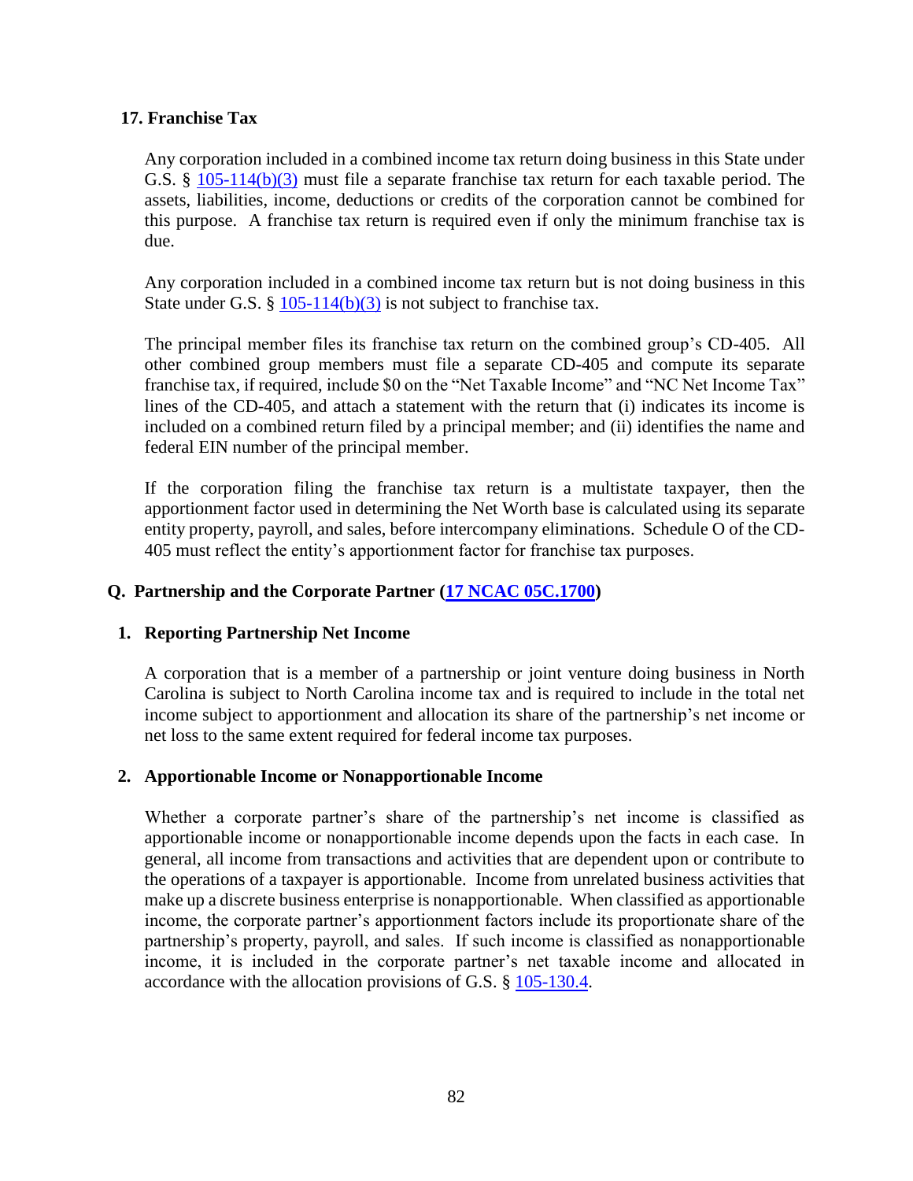### 17. Franchise Tax

Any corporation included in a combined income tax return doing business in this State under G.S. § 105-114(b)(3) must file a separate franchise tax return for each taxable period. The assets, liabilities, income, deductions or credits of the corporation cannot be combined for this purpose. A franchise tax return is required even if only the minimum franchise tax is due.

Any corporation included in a combined income tax return but is not doing business in this State under G.S. § 105-114(b)(3) is not subject to franchise tax.

The principal member files its franchise tax return on the combined group's CD-405. All other combined group members must file a separate CD-405 and compute its separate franchise tax, if required, include $0 on the "Net Taxable Income" and "NC Net Income Tax" lines of the CD-405, and attach a statement with the return that (i) indicates its income is included on a combined return filed by a principal member; and (ii) identifies the name and federal EIN number of the principal member.

If the corporation filing the franchise tax return is a multistate taxpayer, then the apportionment factor used in determining the Net Worth base is calculated using its separate entity property, payroll, and sales, before intercompany eliminations. Schedule O of the CD-405 must reflect the entity's apportionment factor for franchise tax purposes.

## Q. Partnership and the Corporate Partner (17 NCAC 05C.1700)

### 1. Reporting Partnership Net Income

A corporation that is a member of a partnership or joint venture doing business in North Carolina is subject to North Carolina income tax and is required to include in the total net income subject to apportionment and allocation its share of the partnership's net income or net loss to the same extent required for federal income tax purposes.

### 2. Apportionable Income or Nonapportionable Income

Whether a corporate partner's share of the partnership's net income is classified as apportionable income or nonapportionable income depends upon the facts in each case. In general, all income from transactions and activities that are dependent upon or contribute to the operations of a taxpayer is apportionable. Income from unrelated business activities that make up a discrete business enterprise is nonapportionable. When classified as apportionable income, the corporate partner's apportionment factors include its proportionate share of the partnership's property, payroll, and sales. If such income is classified as nonapportionable income, it is included in the corporate partner's net taxable income and allocated in accordance with the allocation provisions of G.S. § 105-130.4.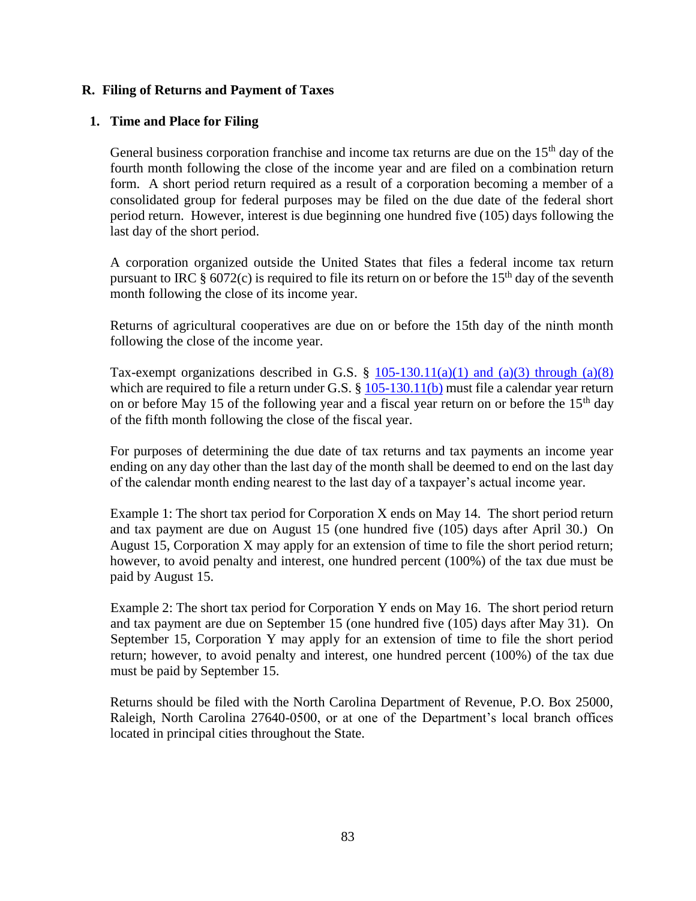## R. Filing of Returns and Payment of Taxes

### 1. Time and Place for Filing

General business corporation franchise and income tax returns are due on the 15th day of the fourth month following the close of the income year and are filed on a combination return form. A short period return required as a result of a corporation becoming a member of a consolidated group for federal purposes may be filed on the due date of the federal short period return. However, interest is due beginning one hundred five (105) days following the last day of the short period.

A corporation organized outside the United States that files a federal income tax return pursuant to IRC § 6072(c) is required to file its return on or before the 15th day of the seventh month following the close of its income year.

Returns of agricultural cooperatives are due on or before the 15th day of the ninth month following the close of the income year.

Tax-exempt organizations described in G.S. § 105-130.11(a)(1) and (a)(3) through (a)(8) which are required to file a return under G.S. § 105-130.11(b) must file a calendar year return on or before May 15 of the following year and a fiscal year return on or before the 15th day of the fifth month following the close of the fiscal year.

For purposes of determining the due date of tax returns and tax payments an income year ending on any day other than the last day of the month shall be deemed to end on the last day of the calendar month ending nearest to the last day of a taxpayer's actual income year.

Example 1: The short tax period for Corporation X ends on May 14. The short period return and tax payment are due on August 15 (one hundred five (105) days after April 30.) On August 15, Corporation X may apply for an extension of time to file the short period return; however, to avoid penalty and interest, one hundred percent (100%) of the tax due must be paid by August 15.

Example 2: The short tax period for Corporation Y ends on May 16. The short period return and tax payment are due on September 15 (one hundred five (105) days after May 31). On September 15, Corporation Y may apply for an extension of time to file the short period return; however, to avoid penalty and interest, one hundred percent (100%) of the tax due must be paid by September 15.

Returns should be filed with the North Carolina Department of Revenue, P.O. Box 25000, Raleigh, North Carolina 27640-0500, or at one of the Department's local branch offices located in principal cities throughout the State.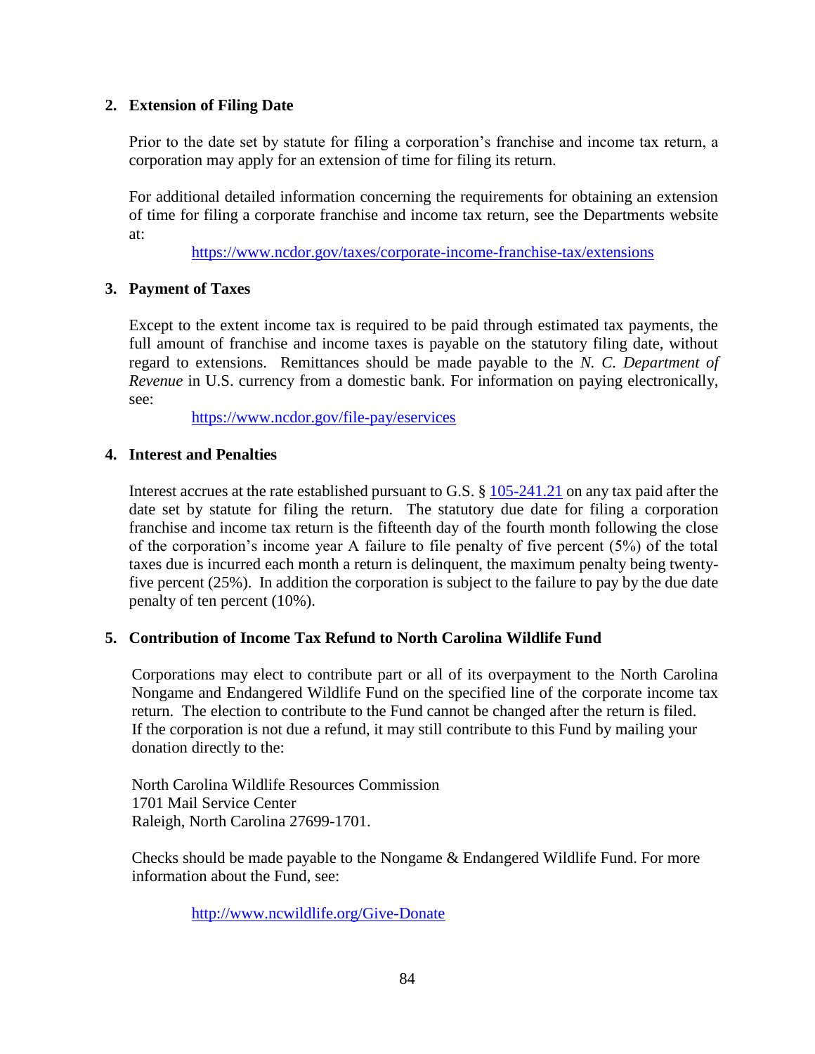## 2. Extension of Filing Date

Prior to the date set by statute for filing a corporation's franchise and income tax return, a corporation may apply for an extension of time for filing its return.

For additional detailed information concerning the requirements for obtaining an extension of time for filing a corporate franchise and income tax return, see the Departments website at:

https://www.ncdor.gov/taxes/corporate-income-franchise-tax/extensions

## 3. Payment of Taxes

Except to the extent income tax is required to be paid through estimated tax payments, the full amount of franchise and income taxes is payable on the statutory filing date, without regard to extensions. Remittances should be made payable to the *N. C. Department of Revenue* in U.S. currency from a domestic bank. For information on paying electronically, see:

https://www.ncdor.gov/file-pay/eservices

## 4. Interest and Penalties

Interest accrues at the rate established pursuant to G.S. § 105-241.21 on any tax paid after the date set by statute for filing the return. The statutory due date for filing a corporation franchise and income tax return is the fifteenth day of the fourth month following the close of the corporation's income year A failure to file penalty of five percent (5%) of the total taxes due is incurred each month a return is delinquent, the maximum penalty being twenty-five percent (25%). In addition the corporation is subject to the failure to pay by the due date penalty of ten percent (10%).

## 5. Contribution of Income Tax Refund to North Carolina Wildlife Fund

Corporations may elect to contribute part or all of its overpayment to the North Carolina Nongame and Endangered Wildlife Fund on the specified line of the corporate income tax return. The election to contribute to the Fund cannot be changed after the return is filed. If the corporation is not due a refund, it may still contribute to this Fund by mailing your donation directly to the:

North Carolina Wildlife Resources Commission
1701 Mail Service Center
Raleigh, North Carolina 27699-1701.

Checks should be made payable to the Nongame & Endangered Wildlife Fund. For more information about the Fund, see:

http://www.ncwildlife.org/Give-Donate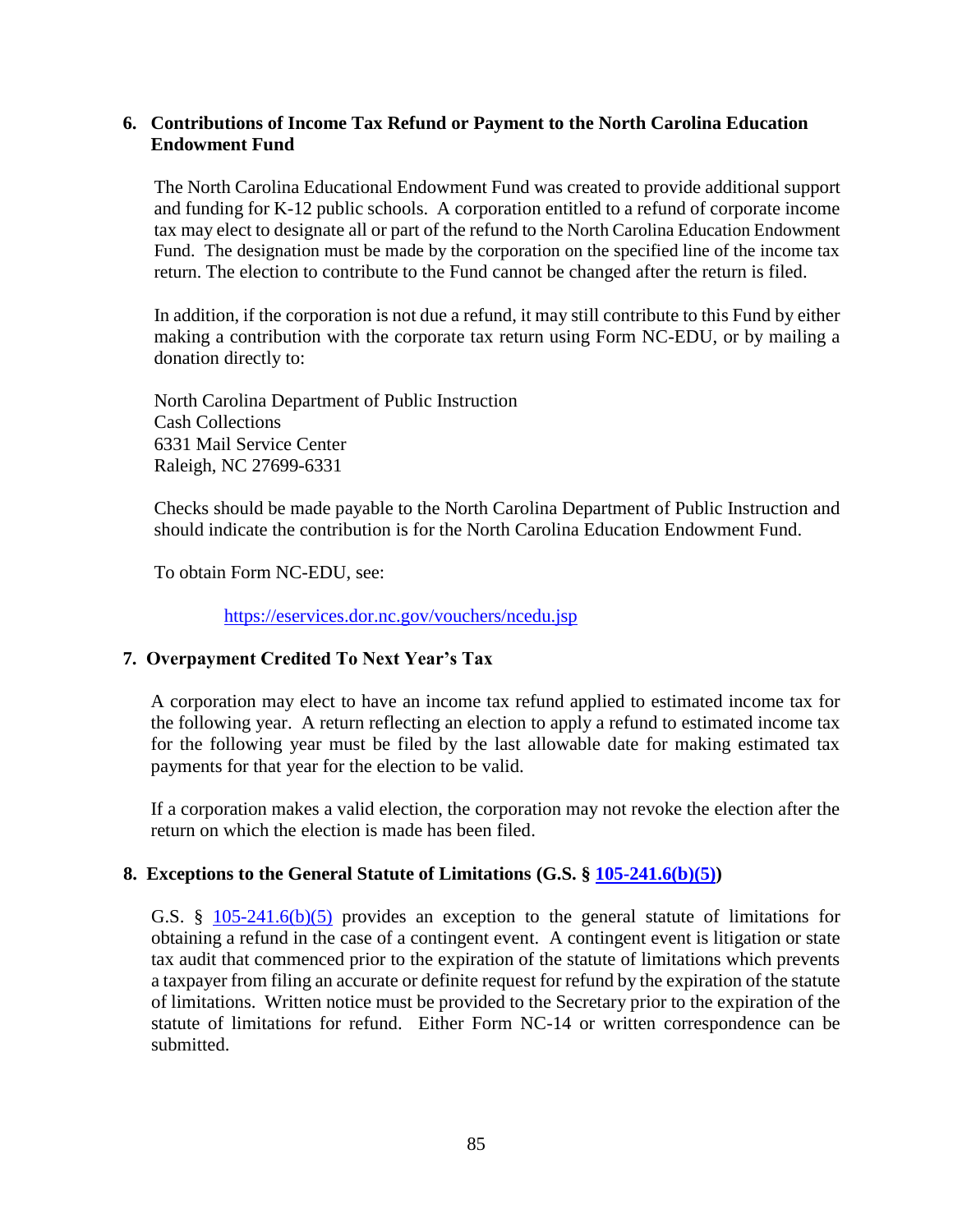### 6. Contributions of Income Tax Refund or Payment to the North Carolina Education Endowment Fund

The North Carolina Educational Endowment Fund was created to provide additional support and funding for K-12 public schools. A corporation entitled to a refund of corporate income tax may elect to designate all or part of the refund to the North Carolina Education Endowment Fund. The designation must be made by the corporation on the specified line of the income tax return. The election to contribute to the Fund cannot be changed after the return is filed.

In addition, if the corporation is not due a refund, it may still contribute to this Fund by either making a contribution with the corporate tax return using Form NC-EDU, or by mailing a donation directly to:

North Carolina Department of Public Instruction
Cash Collections
6331 Mail Service Center
Raleigh, NC 27699-6331

Checks should be made payable to the North Carolina Department of Public Instruction and should indicate the contribution is for the North Carolina Education Endowment Fund.

To obtain Form NC-EDU, see:

https://eservices.dor.nc.gov/vouchers/ncedu.jsp

### 7. Overpayment Credited To Next Year's Tax

A corporation may elect to have an income tax refund applied to estimated income tax for the following year. A return reflecting an election to apply a refund to estimated income tax for the following year must be filed by the last allowable date for making estimated tax payments for that year for the election to be valid.

If a corporation makes a valid election, the corporation may not revoke the election after the return on which the election is made has been filed.

### 8. Exceptions to the General Statute of Limitations (G.S. § 105-241.6(b)(5))

G.S. § 105-241.6(b)(5) provides an exception to the general statute of limitations for obtaining a refund in the case of a contingent event. A contingent event is litigation or state tax audit that commenced prior to the expiration of the statute of limitations which prevents a taxpayer from filing an accurate or definite request for refund by the expiration of the statute of limitations. Written notice must be provided to the Secretary prior to the expiration of the statute of limitations for refund. Either Form NC-14 or written correspondence can be submitted.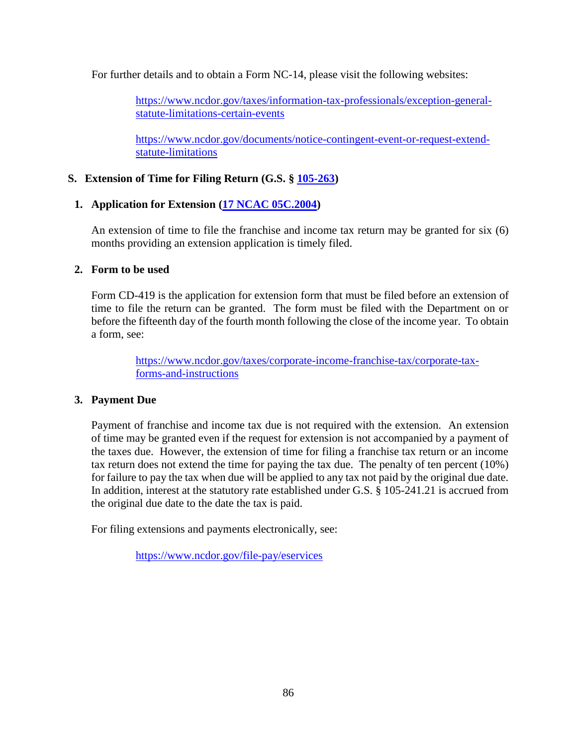For further details and to obtain a Form NC-14, please visit the following websites:

> [https://www.ncdor.gov/taxes/information-tax-professionals/exception-general-statute-limitations-certain-events](https://www.ncdor.gov/taxes/information-tax-professionals/exception-general-statute-limitations-certain-events)
>
> [https://www.ncdor.gov/documents/notice-contingent-event-or-request-extend-statute-limitations](https://www.ncdor.gov/documents/notice-contingent-event-or-request-extend-statute-limitations)

## S. Extension of Time for Filing Return (G.S. § [105-263](#))

### 1. Application for Extension ([17 NCAC 05C.2004](#))

An extension of time to file the franchise and income tax return may be granted for six (6) months providing an extension application is timely filed.

### 2. Form to be used

Form CD-419 is the application for extension form that must be filed before an extension of time to file the return can be granted. The form must be filed with the Department on or before the fifteenth day of the fourth month following the close of the income year. To obtain a form, see:

> [https://www.ncdor.gov/taxes/corporate-income-franchise-tax/corporate-tax-forms-and-instructions](https://www.ncdor.gov/taxes/corporate-income-franchise-tax/corporate-tax-forms-and-instructions)

### 3. Payment Due

Payment of franchise and income tax due is not required with the extension. An extension of time may be granted even if the request for extension is not accompanied by a payment of the taxes due. However, the extension of time for filing a franchise tax return or an income tax return does not extend the time for paying the tax due. The penalty of ten percent (10%) for failure to pay the tax when due will be applied to any tax not paid by the original due date. In addition, interest at the statutory rate established under G.S. § 105-241.21 is accrued from the original due date to the date the tax is paid.

For filing extensions and payments electronically, see:

> [https://www.ncdor.gov/file-pay/eservices](https://www.ncdor.gov/file-pay/eservices)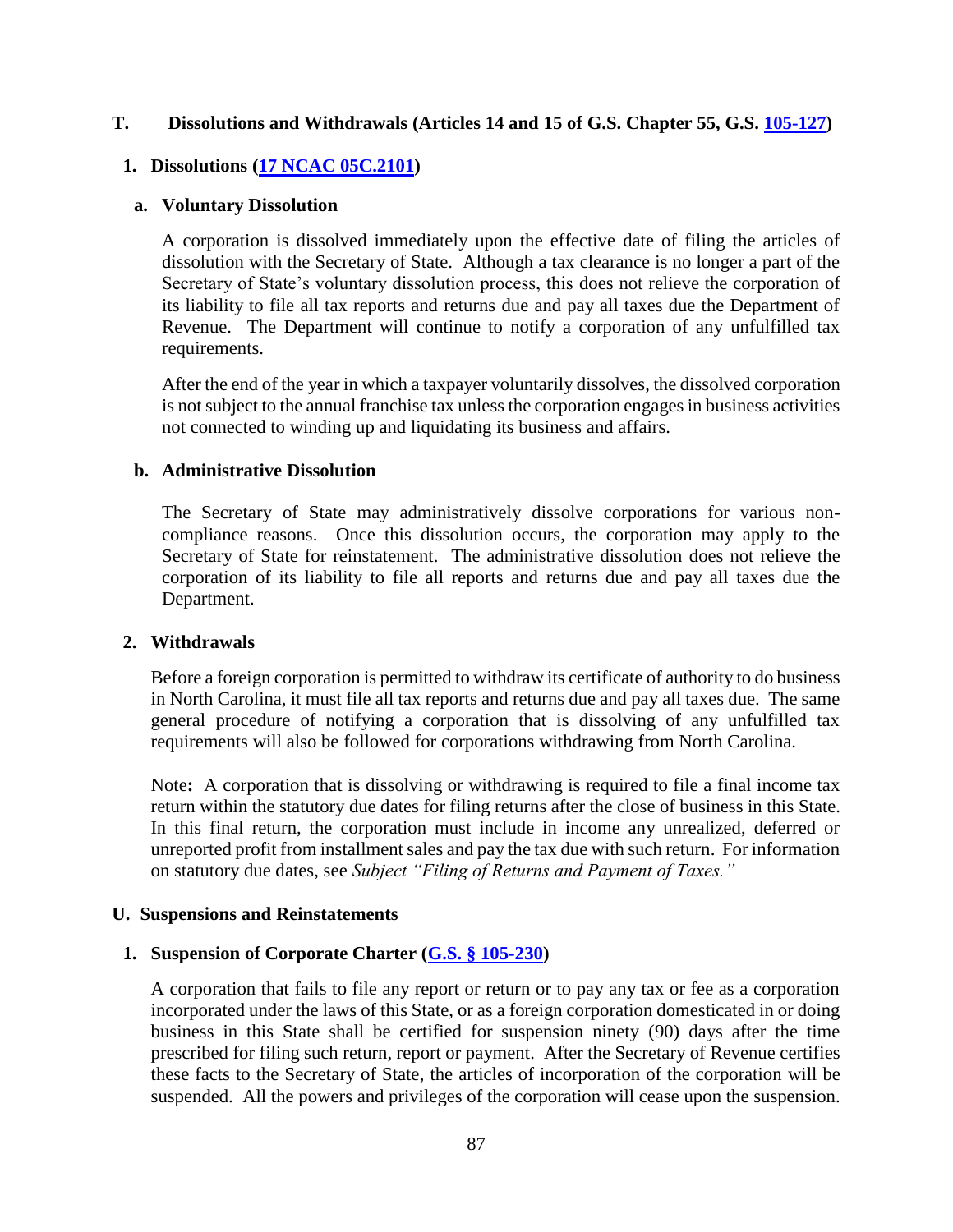## T. Dissolutions and Withdrawals (Articles 14 and 15 of G.S. Chapter 55, G.S. [105-127](105-127))

### 1. Dissolutions ([17 NCAC 05C.2101](17 NCAC 05C.2101))

#### a. Voluntary Dissolution

A corporation is dissolved immediately upon the effective date of filing the articles of dissolution with the Secretary of State. Although a tax clearance is no longer a part of the Secretary of State's voluntary dissolution process, this does not relieve the corporation of its liability to file all tax reports and returns due and pay all taxes due the Department of Revenue. The Department will continue to notify a corporation of any unfulfilled tax requirements.

After the end of the year in which a taxpayer voluntarily dissolves, the dissolved corporation is not subject to the annual franchise tax unless the corporation engages in business activities not connected to winding up and liquidating its business and affairs.

#### b. Administrative Dissolution

The Secretary of State may administratively dissolve corporations for various non-compliance reasons. Once this dissolution occurs, the corporation may apply to the Secretary of State for reinstatement. The administrative dissolution does not relieve the corporation of its liability to file all reports and returns due and pay all taxes due the Department.

### 2. Withdrawals

Before a foreign corporation is permitted to withdraw its certificate of authority to do business in North Carolina, it must file all tax reports and returns due and pay all taxes due. The same general procedure of notifying a corporation that is dissolving of any unfulfilled tax requirements will also be followed for corporations withdrawing from North Carolina.

Note**:** A corporation that is dissolving or withdrawing is required to file a final income tax return within the statutory due dates for filing returns after the close of business in this State. In this final return, the corporation must include in income any unrealized, deferred or unreported profit from installment sales and pay the tax due with such return. For information on statutory due dates, see *Subject "Filing of Returns and Payment of Taxes."*

## U. Suspensions and Reinstatements

### 1. Suspension of Corporate Charter ([G.S. § 105-230](G.S. § 105-230))

A corporation that fails to file any report or return or to pay any tax or fee as a corporation incorporated under the laws of this State, or as a foreign corporation domesticated in or doing business in this State shall be certified for suspension ninety (90) days after the time prescribed for filing such return, report or payment. After the Secretary of Revenue certifies these facts to the Secretary of State, the articles of incorporation of the corporation will be suspended. All the powers and privileges of the corporation will cease upon the suspension.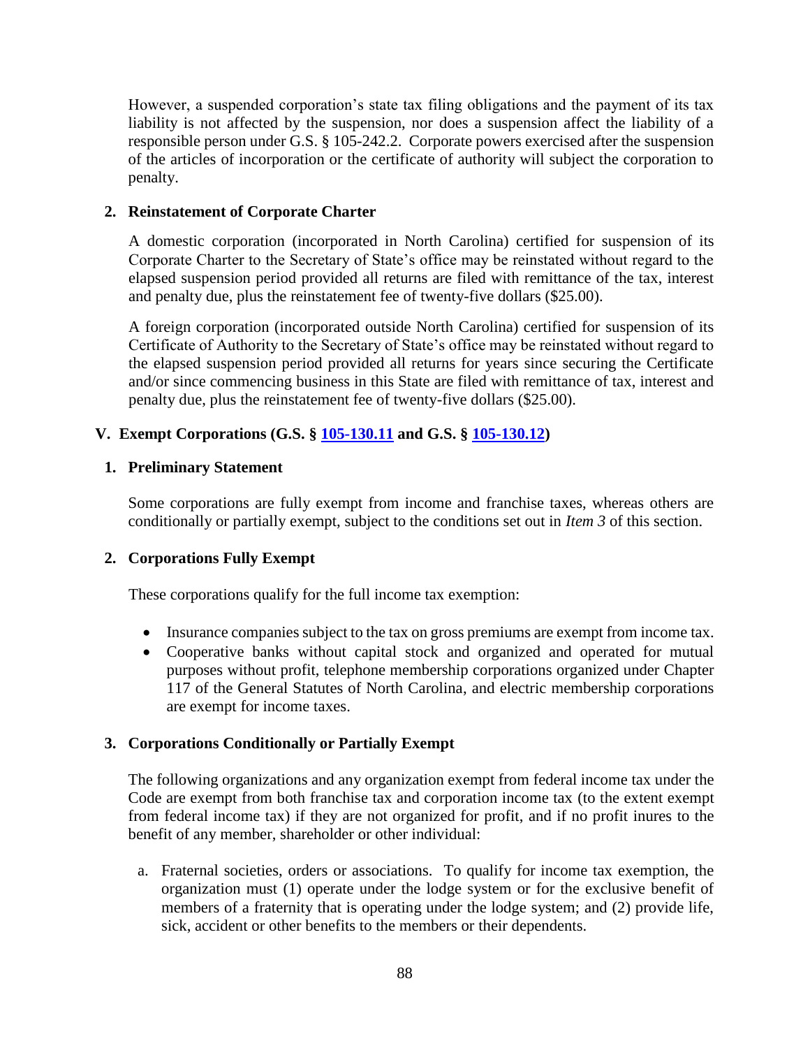However, a suspended corporation's state tax filing obligations and the payment of its tax liability is not affected by the suspension, nor does a suspension affect the liability of a responsible person under G.S. § 105-242.2. Corporate powers exercised after the suspension of the articles of incorporation or the certificate of authority will subject the corporation to penalty.

### 2. Reinstatement of Corporate Charter

A domestic corporation (incorporated in North Carolina) certified for suspension of its Corporate Charter to the Secretary of State's office may be reinstated without regard to the elapsed suspension period provided all returns are filed with remittance of the tax, interest and penalty due, plus the reinstatement fee of twenty-five dollars ($25.00).

A foreign corporation (incorporated outside North Carolina) certified for suspension of its Certificate of Authority to the Secretary of State's office may be reinstated without regard to the elapsed suspension period provided all returns for years since securing the Certificate and/or since commencing business in this State are filed with remittance of tax, interest and penalty due, plus the reinstatement fee of twenty-five dollars ($25.00).

## V. Exempt Corporations (G.S. § 105-130.11 and G.S. § 105-130.12)

### 1. Preliminary Statement

Some corporations are fully exempt from income and franchise taxes, whereas others are conditionally or partially exempt, subject to the conditions set out in *Item 3* of this section.

### 2. Corporations Fully Exempt

These corporations qualify for the full income tax exemption:

- Insurance companies subject to the tax on gross premiums are exempt from income tax.
- Cooperative banks without capital stock and organized and operated for mutual purposes without profit, telephone membership corporations organized under Chapter 117 of the General Statutes of North Carolina, and electric membership corporations are exempt for income taxes.

### 3. Corporations Conditionally or Partially Exempt

The following organizations and any organization exempt from federal income tax under the Code are exempt from both franchise tax and corporation income tax (to the extent exempt from federal income tax) if they are not organized for profit, and if no profit inures to the benefit of any member, shareholder or other individual:

a. Fraternal societies, orders or associations. To qualify for income tax exemption, the organization must (1) operate under the lodge system or for the exclusive benefit of members of a fraternity that is operating under the lodge system; and (2) provide life, sick, accident or other benefits to the members or their dependents.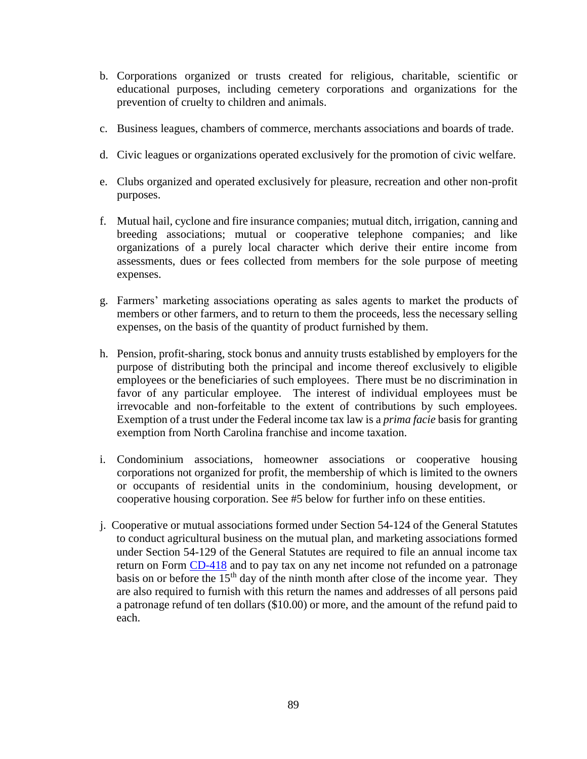b. Corporations organized or trusts created for religious, charitable, scientific or educational purposes, including cemetery corporations and organizations for the prevention of cruelty to children and animals.

c. Business leagues, chambers of commerce, merchants associations and boards of trade.

d. Civic leagues or organizations operated exclusively for the promotion of civic welfare.

e. Clubs organized and operated exclusively for pleasure, recreation and other non-profit purposes.

f. Mutual hail, cyclone and fire insurance companies; mutual ditch, irrigation, canning and breeding associations; mutual or cooperative telephone companies; and like organizations of a purely local character which derive their entire income from assessments, dues or fees collected from members for the sole purpose of meeting expenses.

g. Farmers' marketing associations operating as sales agents to market the products of members or other farmers, and to return to them the proceeds, less the necessary selling expenses, on the basis of the quantity of product furnished by them.

h. Pension, profit-sharing, stock bonus and annuity trusts established by employers for the purpose of distributing both the principal and income thereof exclusively to eligible employees or the beneficiaries of such employees. There must be no discrimination in favor of any particular employee. The interest of individual employees must be irrevocable and non-forfeitable to the extent of contributions by such employees. Exemption of a trust under the Federal income tax law is a *prima facie* basis for granting exemption from North Carolina franchise and income taxation.

i. Condominium associations, homeowner associations or cooperative housing corporations not organized for profit, the membership of which is limited to the owners or occupants of residential units in the condominium, housing development, or cooperative housing corporation. See #5 below for further info on these entities.

j. Cooperative or mutual associations formed under Section 54-124 of the General Statutes to conduct agricultural business on the mutual plan, and marketing associations formed under Section 54-129 of the General Statutes are required to file an annual income tax return on Form CD-418 and to pay tax on any net income not refunded on a patronage basis on or before the 15th day of the ninth month after close of the income year. They are also required to furnish with this return the names and addresses of all persons paid a patronage refund of ten dollars ($10.00) or more, and the amount of the refund paid to each.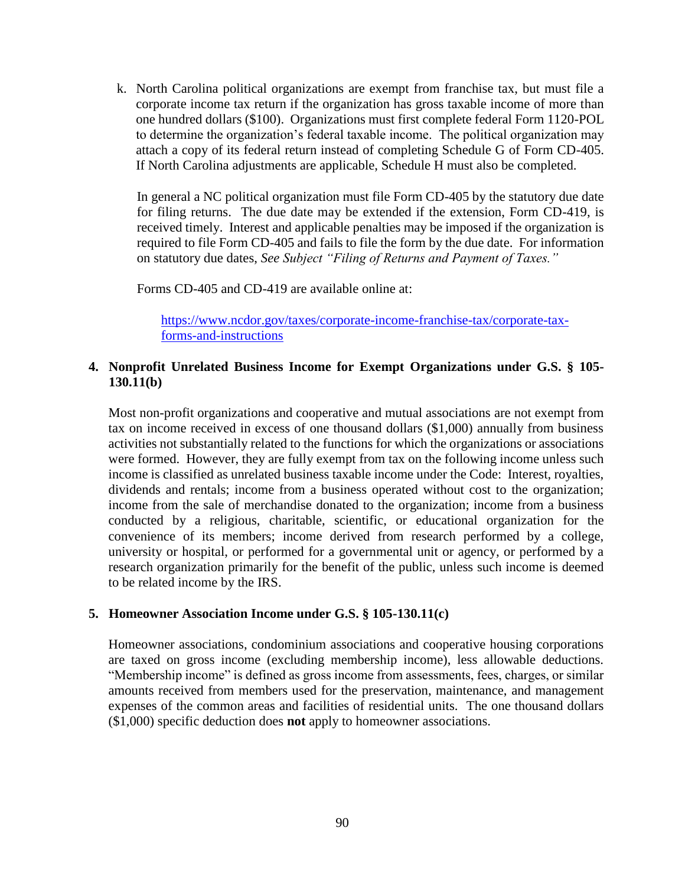k. North Carolina political organizations are exempt from franchise tax, but must file a corporate income tax return if the organization has gross taxable income of more than one hundred dollars ($100). Organizations must first complete federal Form 1120-POL to determine the organization's federal taxable income. The political organization may attach a copy of its federal return instead of completing Schedule G of Form CD-405. If North Carolina adjustments are applicable, Schedule H must also be completed.

   In general a NC political organization must file Form CD-405 by the statutory due date for filing returns. The due date may be extended if the extension, Form CD-419, is received timely. Interest and applicable penalties may be imposed if the organization is required to file Form CD-405 and fails to file the form by the due date. For information on statutory due dates, *See Subject "Filing of Returns and Payment of Taxes."*

   Forms CD-405 and CD-419 are available online at:

   [https://www.ncdor.gov/taxes/corporate-income-franchise-tax/corporate-tax-forms-and-instructions](https://www.ncdor.gov/taxes/corporate-income-franchise-tax/corporate-tax-forms-and-instructions)

### 4. Nonprofit Unrelated Business Income for Exempt Organizations under G.S. § 105-130.11(b)

Most non-profit organizations and cooperative and mutual associations are not exempt from tax on income received in excess of one thousand dollars ($1,000) annually from business activities not substantially related to the functions for which the organizations or associations were formed. However, they are fully exempt from tax on the following income unless such income is classified as unrelated business taxable income under the Code: Interest, royalties, dividends and rentals; income from a business operated without cost to the organization; income from the sale of merchandise donated to the organization; income from a business conducted by a religious, charitable, scientific, or educational organization for the convenience of its members; income derived from research performed by a college, university or hospital, or performed for a governmental unit or agency, or performed by a research organization primarily for the benefit of the public, unless such income is deemed to be related income by the IRS.

### 5. Homeowner Association Income under G.S. § 105-130.11(c)

Homeowner associations, condominium associations and cooperative housing corporations are taxed on gross income (excluding membership income), less allowable deductions. "Membership income" is defined as gross income from assessments, fees, charges, or similar amounts received from members used for the preservation, maintenance, and management expenses of the common areas and facilities of residential units. The one thousand dollars ($1,000) specific deduction does **not** apply to homeowner associations.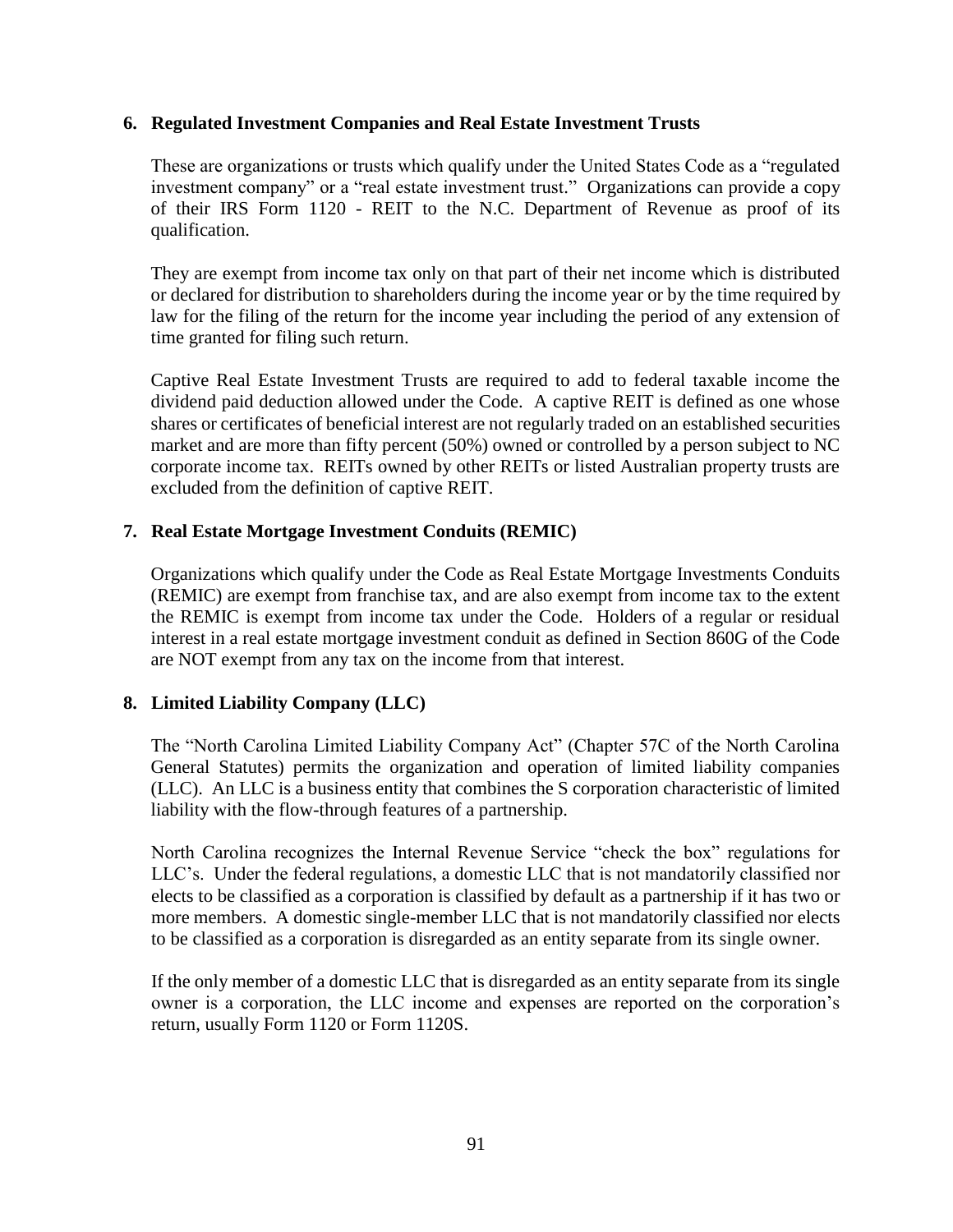### 6. Regulated Investment Companies and Real Estate Investment Trusts

These are organizations or trusts which qualify under the United States Code as a "regulated investment company" or a "real estate investment trust." Organizations can provide a copy of their IRS Form 1120 - REIT to the N.C. Department of Revenue as proof of its qualification.

They are exempt from income tax only on that part of their net income which is distributed or declared for distribution to shareholders during the income year or by the time required by law for the filing of the return for the income year including the period of any extension of time granted for filing such return.

Captive Real Estate Investment Trusts are required to add to federal taxable income the dividend paid deduction allowed under the Code. A captive REIT is defined as one whose shares or certificates of beneficial interest are not regularly traded on an established securities market and are more than fifty percent (50%) owned or controlled by a person subject to NC corporate income tax. REITs owned by other REITs or listed Australian property trusts are excluded from the definition of captive REIT.

### 7. Real Estate Mortgage Investment Conduits (REMIC)

Organizations which qualify under the Code as Real Estate Mortgage Investments Conduits (REMIC) are exempt from franchise tax, and are also exempt from income tax to the extent the REMIC is exempt from income tax under the Code. Holders of a regular or residual interest in a real estate mortgage investment conduit as defined in Section 860G of the Code are NOT exempt from any tax on the income from that interest.

### 8. Limited Liability Company (LLC)

The "North Carolina Limited Liability Company Act" (Chapter 57C of the North Carolina General Statutes) permits the organization and operation of limited liability companies (LLC). An LLC is a business entity that combines the S corporation characteristic of limited liability with the flow-through features of a partnership.

North Carolina recognizes the Internal Revenue Service "check the box" regulations for LLC's. Under the federal regulations, a domestic LLC that is not mandatorily classified nor elects to be classified as a corporation is classified by default as a partnership if it has two or more members. A domestic single-member LLC that is not mandatorily classified nor elects to be classified as a corporation is disregarded as an entity separate from its single owner.

If the only member of a domestic LLC that is disregarded as an entity separate from its single owner is a corporation, the LLC income and expenses are reported on the corporation's return, usually Form 1120 or Form 1120S.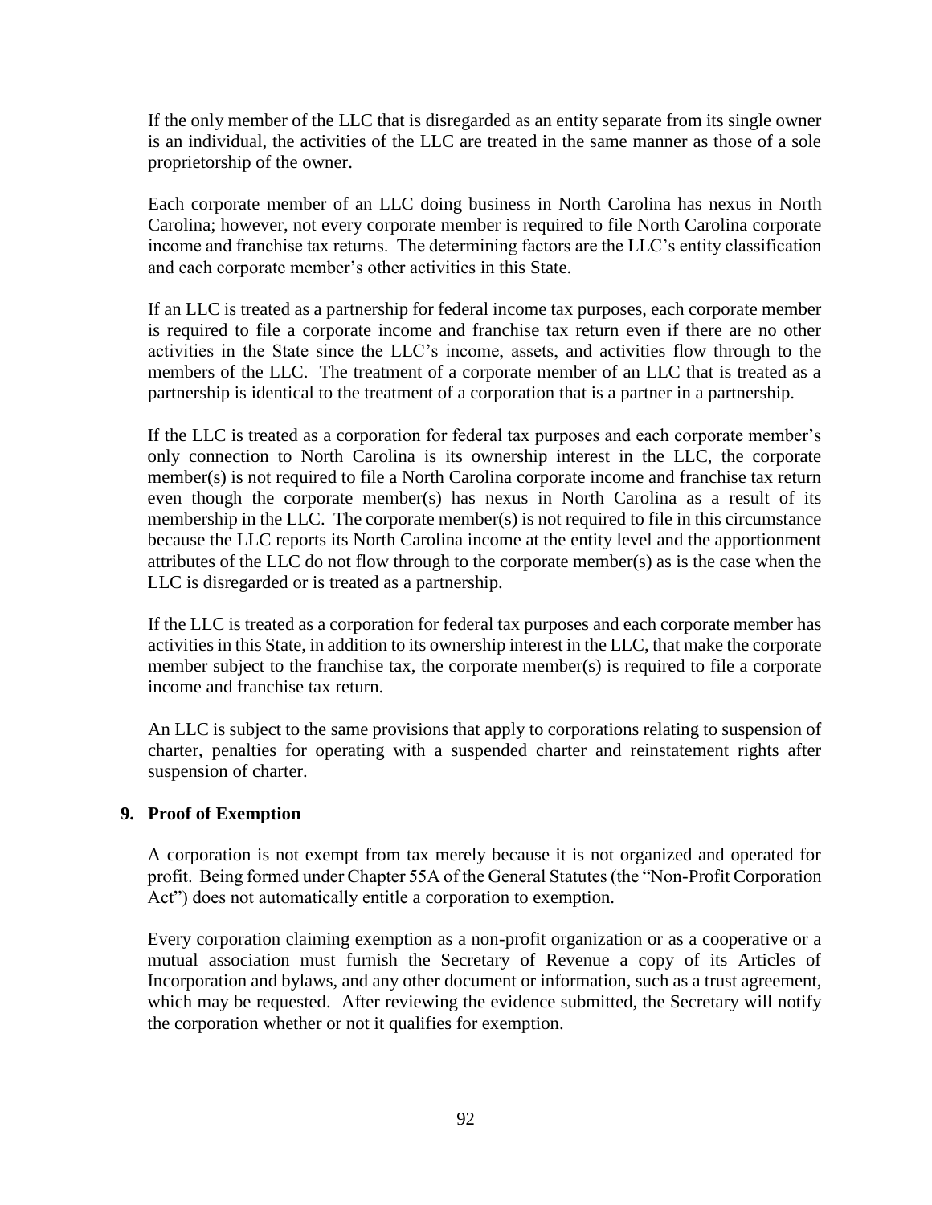If the only member of the LLC that is disregarded as an entity separate from its single owner is an individual, the activities of the LLC are treated in the same manner as those of a sole proprietorship of the owner.

Each corporate member of an LLC doing business in North Carolina has nexus in North Carolina; however, not every corporate member is required to file North Carolina corporate income and franchise tax returns. The determining factors are the LLC's entity classification and each corporate member's other activities in this State.

If an LLC is treated as a partnership for federal income tax purposes, each corporate member is required to file a corporate income and franchise tax return even if there are no other activities in the State since the LLC's income, assets, and activities flow through to the members of the LLC. The treatment of a corporate member of an LLC that is treated as a partnership is identical to the treatment of a corporation that is a partner in a partnership.

If the LLC is treated as a corporation for federal tax purposes and each corporate member's only connection to North Carolina is its ownership interest in the LLC, the corporate member(s) is not required to file a North Carolina corporate income and franchise tax return even though the corporate member(s) has nexus in North Carolina as a result of its membership in the LLC. The corporate member(s) is not required to file in this circumstance because the LLC reports its North Carolina income at the entity level and the apportionment attributes of the LLC do not flow through to the corporate member(s) as is the case when the LLC is disregarded or is treated as a partnership.

If the LLC is treated as a corporation for federal tax purposes and each corporate member has activities in this State, in addition to its ownership interest in the LLC, that make the corporate member subject to the franchise tax, the corporate member(s) is required to file a corporate income and franchise tax return.

An LLC is subject to the same provisions that apply to corporations relating to suspension of charter, penalties for operating with a suspended charter and reinstatement rights after suspension of charter.

### 9. Proof of Exemption

A corporation is not exempt from tax merely because it is not organized and operated for profit. Being formed under Chapter 55A of the General Statutes (the "Non-Profit Corporation Act") does not automatically entitle a corporation to exemption.

Every corporation claiming exemption as a non-profit organization or as a cooperative or a mutual association must furnish the Secretary of Revenue a copy of its Articles of Incorporation and bylaws, and any other document or information, such as a trust agreement, which may be requested. After reviewing the evidence submitted, the Secretary will notify the corporation whether or not it qualifies for exemption.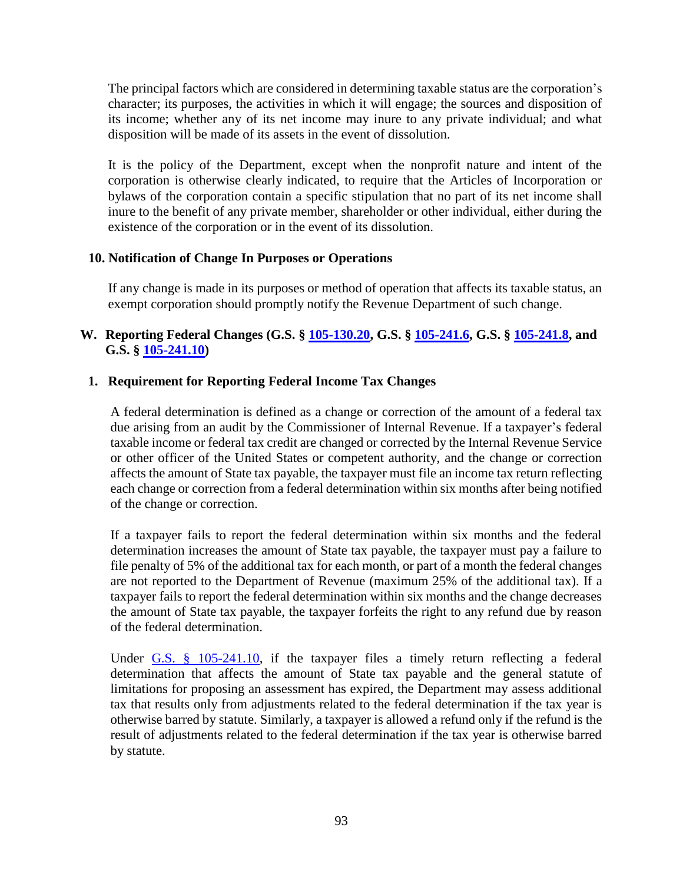The principal factors which are considered in determining taxable status are the corporation's character; its purposes, the activities in which it will engage; the sources and disposition of its income; whether any of its net income may inure to any private individual; and what disposition will be made of its assets in the event of dissolution.

It is the policy of the Department, except when the nonprofit nature and intent of the corporation is otherwise clearly indicated, to require that the Articles of Incorporation or bylaws of the corporation contain a specific stipulation that no part of its net income shall inure to the benefit of any private member, shareholder or other individual, either during the existence of the corporation or in the event of its dissolution.

#### 10. Notification of Change In Purposes or Operations

If any change is made in its purposes or method of operation that affects its taxable status, an exempt corporation should promptly notify the Revenue Department of such change.

## W. Reporting Federal Changes (G.S. § 105-130.20, G.S. § 105-241.6, G.S. § 105-241.8, and G.S. § 105-241.10)

#### 1. Requirement for Reporting Federal Income Tax Changes

A federal determination is defined as a change or correction of the amount of a federal tax due arising from an audit by the Commissioner of Internal Revenue. If a taxpayer's federal taxable income or federal tax credit are changed or corrected by the Internal Revenue Service or other officer of the United States or competent authority, and the change or correction affects the amount of State tax payable, the taxpayer must file an income tax return reflecting each change or correction from a federal determination within six months after being notified of the change or correction.

If a taxpayer fails to report the federal determination within six months and the federal determination increases the amount of State tax payable, the taxpayer must pay a failure to file penalty of 5% of the additional tax for each month, or part of a month the federal changes are not reported to the Department of Revenue (maximum 25% of the additional tax). If a taxpayer fails to report the federal determination within six months and the change decreases the amount of State tax payable, the taxpayer forfeits the right to any refund due by reason of the federal determination.

Under G.S. § 105-241.10, if the taxpayer files a timely return reflecting a federal determination that affects the amount of State tax payable and the general statute of limitations for proposing an assessment has expired, the Department may assess additional tax that results only from adjustments related to the federal determination if the tax year is otherwise barred by statute. Similarly, a taxpayer is allowed a refund only if the refund is the result of adjustments related to the federal determination if the tax year is otherwise barred by statute.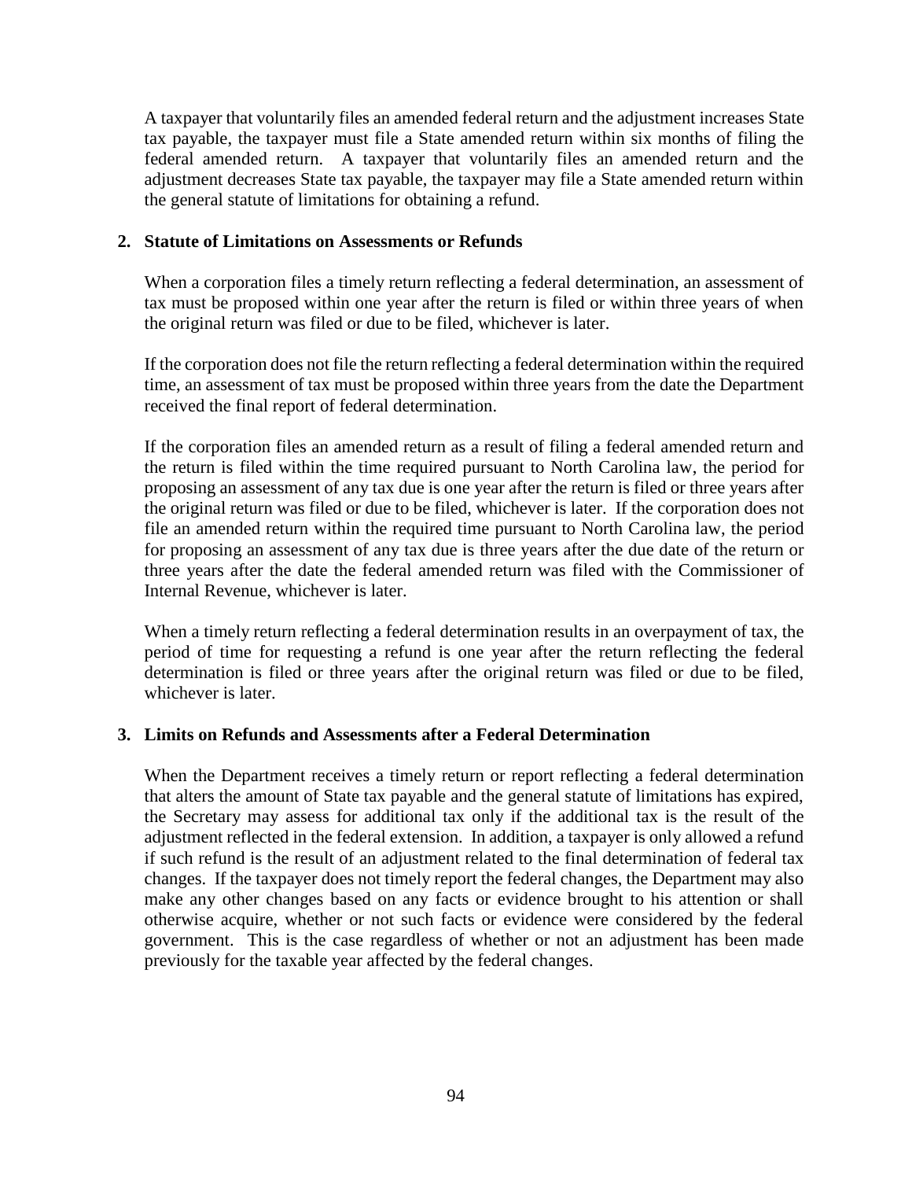A taxpayer that voluntarily files an amended federal return and the adjustment increases State tax payable, the taxpayer must file a State amended return within six months of filing the federal amended return. A taxpayer that voluntarily files an amended return and the adjustment decreases State tax payable, the taxpayer may file a State amended return within the general statute of limitations for obtaining a refund.

**2. Statute of Limitations on Assessments or Refunds**

When a corporation files a timely return reflecting a federal determination, an assessment of tax must be proposed within one year after the return is filed or within three years of when the original return was filed or due to be filed, whichever is later.

If the corporation does not file the return reflecting a federal determination within the required time, an assessment of tax must be proposed within three years from the date the Department received the final report of federal determination.

If the corporation files an amended return as a result of filing a federal amended return and the return is filed within the time required pursuant to North Carolina law, the period for proposing an assessment of any tax due is one year after the return is filed or three years after the original return was filed or due to be filed, whichever is later. If the corporation does not file an amended return within the required time pursuant to North Carolina law, the period for proposing an assessment of any tax due is three years after the due date of the return or three years after the date the federal amended return was filed with the Commissioner of Internal Revenue, whichever is later.

When a timely return reflecting a federal determination results in an overpayment of tax, the period of time for requesting a refund is one year after the return reflecting the federal determination is filed or three years after the original return was filed or due to be filed, whichever is later.

**3. Limits on Refunds and Assessments after a Federal Determination**

When the Department receives a timely return or report reflecting a federal determination that alters the amount of State tax payable and the general statute of limitations has expired, the Secretary may assess for additional tax only if the additional tax is the result of the adjustment reflected in the federal extension. In addition, a taxpayer is only allowed a refund if such refund is the result of an adjustment related to the final determination of federal tax changes. If the taxpayer does not timely report the federal changes, the Department may also make any other changes based on any facts or evidence brought to his attention or shall otherwise acquire, whether or not such facts or evidence were considered by the federal government. This is the case regardless of whether or not an adjustment has been made previously for the taxable year affected by the federal changes.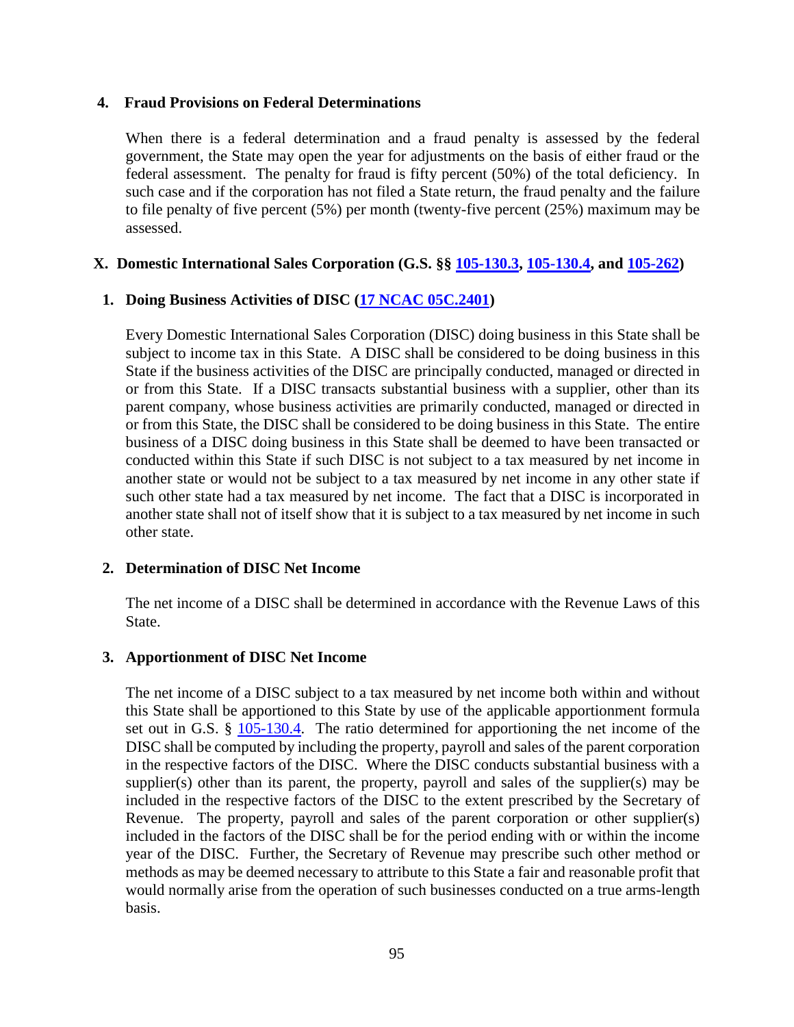### 4. Fraud Provisions on Federal Determinations

When there is a federal determination and a fraud penalty is assessed by the federal government, the State may open the year for adjustments on the basis of either fraud or the federal assessment. The penalty for fraud is fifty percent (50%) of the total deficiency. In such case and if the corporation has not filed a State return, the fraud penalty and the failure to file penalty of five percent (5%) per month (twenty-five percent (25%) maximum may be assessed.

## X. Domestic International Sales Corporation (G.S. §§ 105-130.3, 105-130.4, and 105-262)

### 1. Doing Business Activities of DISC (17 NCAC 05C.2401)

Every Domestic International Sales Corporation (DISC) doing business in this State shall be subject to income tax in this State. A DISC shall be considered to be doing business in this State if the business activities of the DISC are principally conducted, managed or directed in or from this State. If a DISC transacts substantial business with a supplier, other than its parent company, whose business activities are primarily conducted, managed or directed in or from this State, the DISC shall be considered to be doing business in this State. The entire business of a DISC doing business in this State shall be deemed to have been transacted or conducted within this State if such DISC is not subject to a tax measured by net income in another state or would not be subject to a tax measured by net income in any other state if such other state had a tax measured by net income. The fact that a DISC is incorporated in another state shall not of itself show that it is subject to a tax measured by net income in such other state.

### 2. Determination of DISC Net Income

The net income of a DISC shall be determined in accordance with the Revenue Laws of this State.

### 3. Apportionment of DISC Net Income

The net income of a DISC subject to a tax measured by net income both within and without this State shall be apportioned to this State by use of the applicable apportionment formula set out in G.S. § 105-130.4. The ratio determined for apportioning the net income of the DISC shall be computed by including the property, payroll and sales of the parent corporation in the respective factors of the DISC. Where the DISC conducts substantial business with a supplier(s) other than its parent, the property, payroll and sales of the supplier(s) may be included in the respective factors of the DISC to the extent prescribed by the Secretary of Revenue. The property, payroll and sales of the parent corporation or other supplier(s) included in the factors of the DISC shall be for the period ending with or within the income year of the DISC. Further, the Secretary of Revenue may prescribe such other method or methods as may be deemed necessary to attribute to this State a fair and reasonable profit that would normally arise from the operation of such businesses conducted on a true arms-length basis.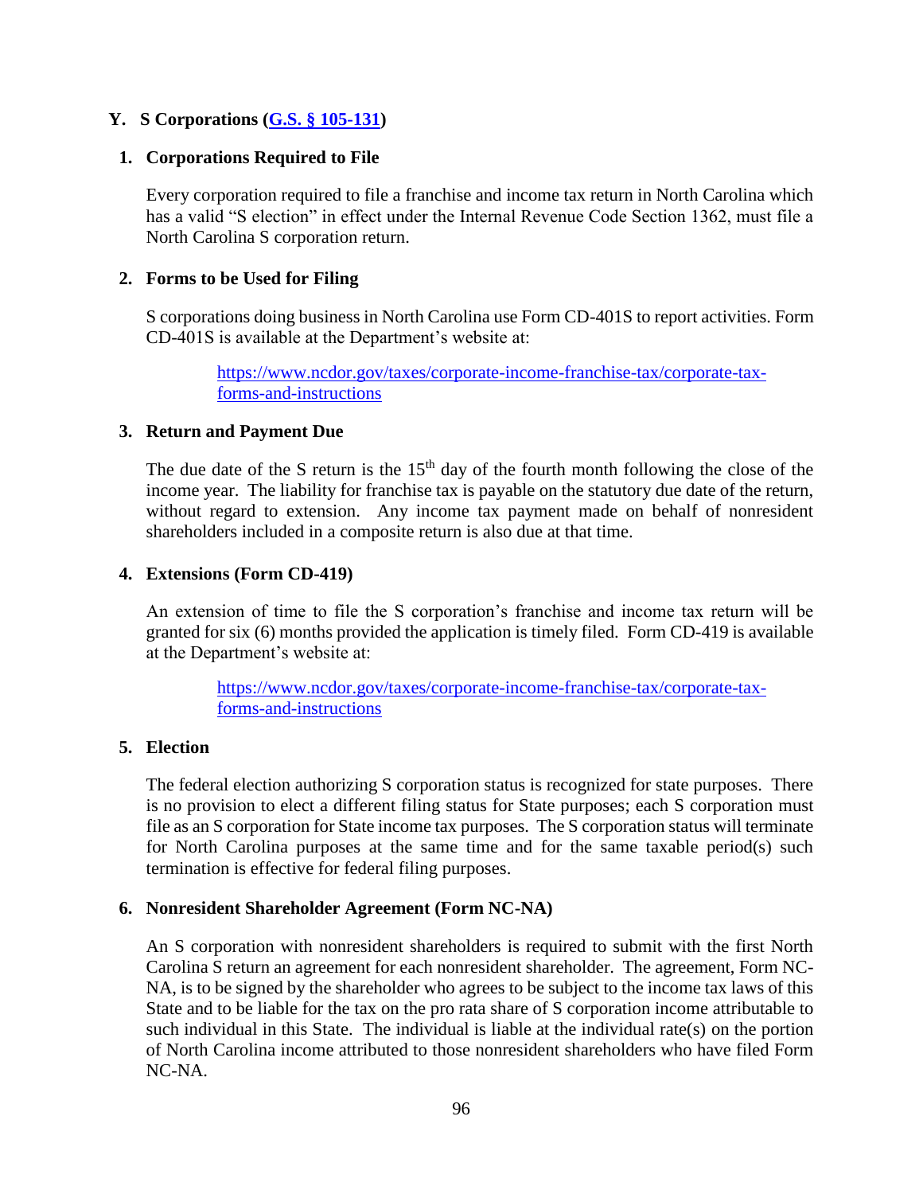## Y. S Corporations ([G.S. § 105-131](#))

### 1. Corporations Required to File

Every corporation required to file a franchise and income tax return in North Carolina which has a valid "S election" in effect under the Internal Revenue Code Section 1362, must file a North Carolina S corporation return.

### 2. Forms to be Used for Filing

S corporations doing business in North Carolina use Form CD-401S to report activities. Form CD-401S is available at the Department's website at:

> [https://www.ncdor.gov/taxes/corporate-income-franchise-tax/corporate-tax-forms-and-instructions](https://www.ncdor.gov/taxes/corporate-income-franchise-tax/corporate-tax-forms-and-instructions)

### 3. Return and Payment Due

The due date of the S return is the 15th day of the fourth month following the close of the income year. The liability for franchise tax is payable on the statutory due date of the return, without regard to extension. Any income tax payment made on behalf of nonresident shareholders included in a composite return is also due at that time.

### 4. Extensions (Form CD-419)

An extension of time to file the S corporation's franchise and income tax return will be granted for six (6) months provided the application is timely filed. Form CD-419 is available at the Department's website at:

> [https://www.ncdor.gov/taxes/corporate-income-franchise-tax/corporate-tax-forms-and-instructions](https://www.ncdor.gov/taxes/corporate-income-franchise-tax/corporate-tax-forms-and-instructions)

### 5. Election

The federal election authorizing S corporation status is recognized for state purposes. There is no provision to elect a different filing status for State purposes; each S corporation must file as an S corporation for State income tax purposes. The S corporation status will terminate for North Carolina purposes at the same time and for the same taxable period(s) such termination is effective for federal filing purposes.

### 6. Nonresident Shareholder Agreement (Form NC-NA)

An S corporation with nonresident shareholders is required to submit with the first North Carolina S return an agreement for each nonresident shareholder. The agreement, Form NC-NA, is to be signed by the shareholder who agrees to be subject to the income tax laws of this State and to be liable for the tax on the pro rata share of S corporation income attributable to such individual in this State. The individual is liable at the individual rate(s) on the portion of North Carolina income attributed to those nonresident shareholders who have filed Form NC-NA.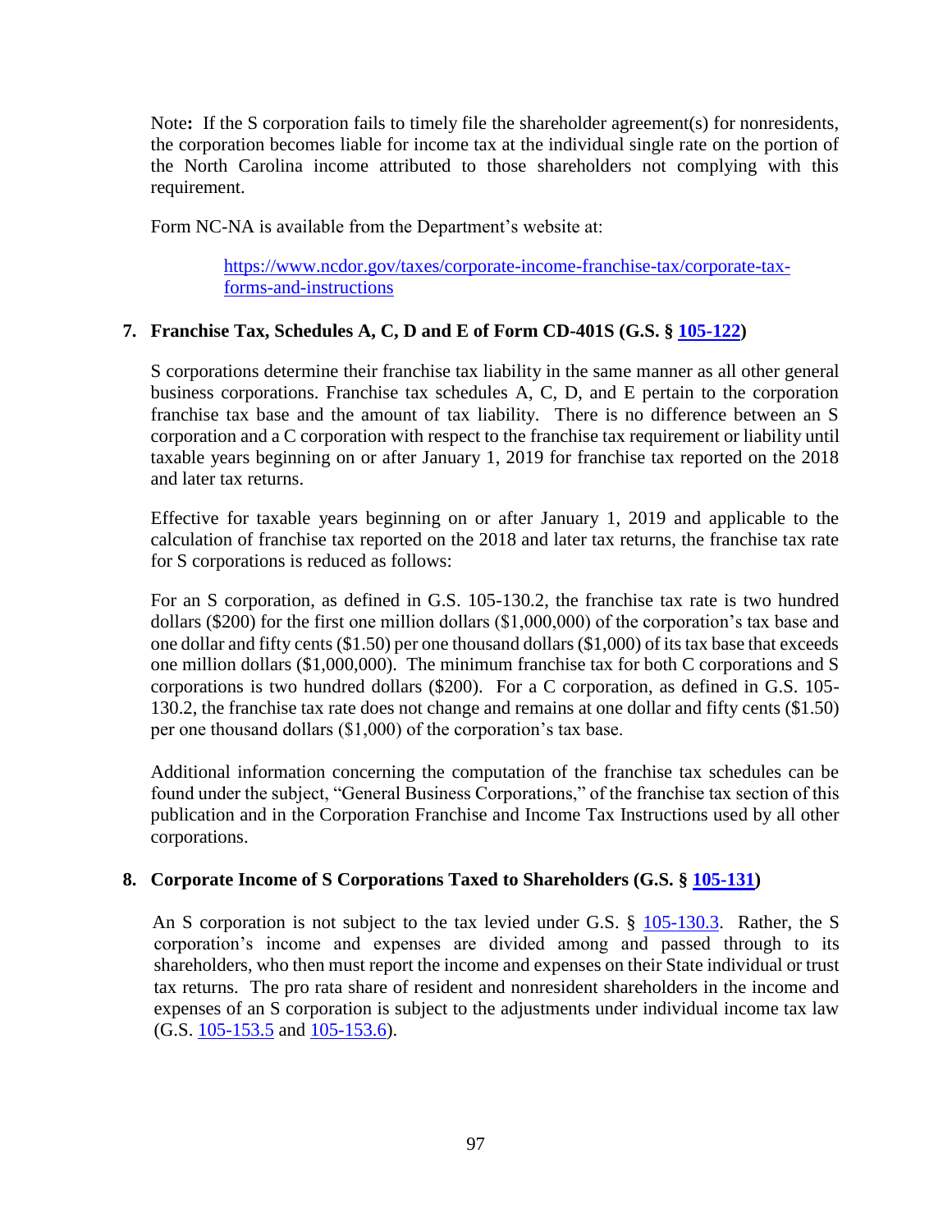Note**:** If the S corporation fails to timely file the shareholder agreement(s) for nonresidents, the corporation becomes liable for income tax at the individual single rate on the portion of the North Carolina income attributed to those shareholders not complying with this requirement.

Form NC-NA is available from the Department's website at:

> [https://www.ncdor.gov/taxes/corporate-income-franchise-tax/corporate-tax-forms-and-instructions](https://www.ncdor.gov/taxes/corporate-income-franchise-tax/corporate-tax-forms-and-instructions)

### 7. Franchise Tax, Schedules A, C, D and E of Form CD-401S (G.S. § 105-122)

S corporations determine their franchise tax liability in the same manner as all other general business corporations. Franchise tax schedules A, C, D, and E pertain to the corporation franchise tax base and the amount of tax liability. There is no difference between an S corporation and a C corporation with respect to the franchise tax requirement or liability until taxable years beginning on or after January 1, 2019 for franchise tax reported on the 2018 and later tax returns.

Effective for taxable years beginning on or after January 1, 2019 and applicable to the calculation of franchise tax reported on the 2018 and later tax returns, the franchise tax rate for S corporations is reduced as follows:

For an S corporation, as defined in G.S. 105-130.2, the franchise tax rate is two hundred dollars ($200) for the first one million dollars ($1,000,000) of the corporation's tax base and one dollar and fifty cents ($1.50) per one thousand dollars ($1,000) of its tax base that exceeds one million dollars ($1,000,000). The minimum franchise tax for both C corporations and S corporations is two hundred dollars ($200). For a C corporation, as defined in G.S. 105-130.2, the franchise tax rate does not change and remains at one dollar and fifty cents ($1.50) per one thousand dollars ($1,000) of the corporation's tax base.

Additional information concerning the computation of the franchise tax schedules can be found under the subject, "General Business Corporations," of the franchise tax section of this publication and in the Corporation Franchise and Income Tax Instructions used by all other corporations.

### 8. Corporate Income of S Corporations Taxed to Shareholders (G.S. § 105-131)

An S corporation is not subject to the tax levied under G.S. § 105-130.3. Rather, the S corporation's income and expenses are divided among and passed through to its shareholders, who then must report the income and expenses on their State individual or trust tax returns. The pro rata share of resident and nonresident shareholders in the income and expenses of an S corporation is subject to the adjustments under individual income tax law (G.S. 105-153.5 and 105-153.6).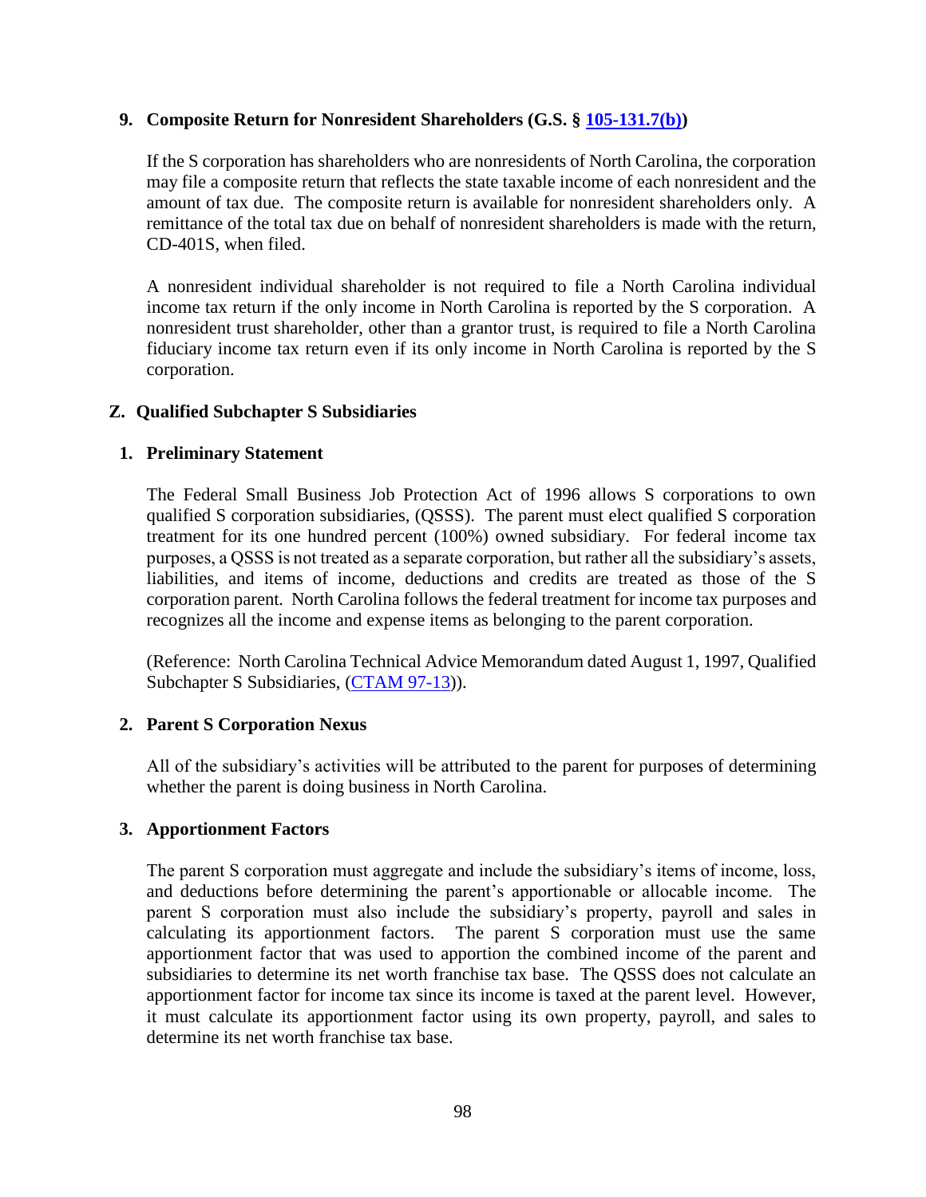### 9. Composite Return for Nonresident Shareholders (G.S. § 105-131.7(b))

If the S corporation has shareholders who are nonresidents of North Carolina, the corporation may file a composite return that reflects the state taxable income of each nonresident and the amount of tax due. The composite return is available for nonresident shareholders only. A remittance of the total tax due on behalf of nonresident shareholders is made with the return, CD-401S, when filed.

A nonresident individual shareholder is not required to file a North Carolina individual income tax return if the only income in North Carolina is reported by the S corporation. A nonresident trust shareholder, other than a grantor trust, is required to file a North Carolina fiduciary income tax return even if its only income in North Carolina is reported by the S corporation.

## Z. Qualified Subchapter S Subsidiaries

### 1. Preliminary Statement

The Federal Small Business Job Protection Act of 1996 allows S corporations to own qualified S corporation subsidiaries, (QSSS). The parent must elect qualified S corporation treatment for its one hundred percent (100%) owned subsidiary. For federal income tax purposes, a QSSS is not treated as a separate corporation, but rather all the subsidiary's assets, liabilities, and items of income, deductions and credits are treated as those of the S corporation parent. North Carolina follows the federal treatment for income tax purposes and recognizes all the income and expense items as belonging to the parent corporation.

(Reference: North Carolina Technical Advice Memorandum dated August 1, 1997, Qualified Subchapter S Subsidiaries, (CTAM 97-13)).

### 2. Parent S Corporation Nexus

All of the subsidiary's activities will be attributed to the parent for purposes of determining whether the parent is doing business in North Carolina.

### 3. Apportionment Factors

The parent S corporation must aggregate and include the subsidiary's items of income, loss, and deductions before determining the parent's apportionable or allocable income. The parent S corporation must also include the subsidiary's property, payroll and sales in calculating its apportionment factors. The parent S corporation must use the same apportionment factor that was used to apportion the combined income of the parent and subsidiaries to determine its net worth franchise tax base. The QSSS does not calculate an apportionment factor for income tax since its income is taxed at the parent level. However, it must calculate its apportionment factor using its own property, payroll, and sales to determine its net worth franchise tax base.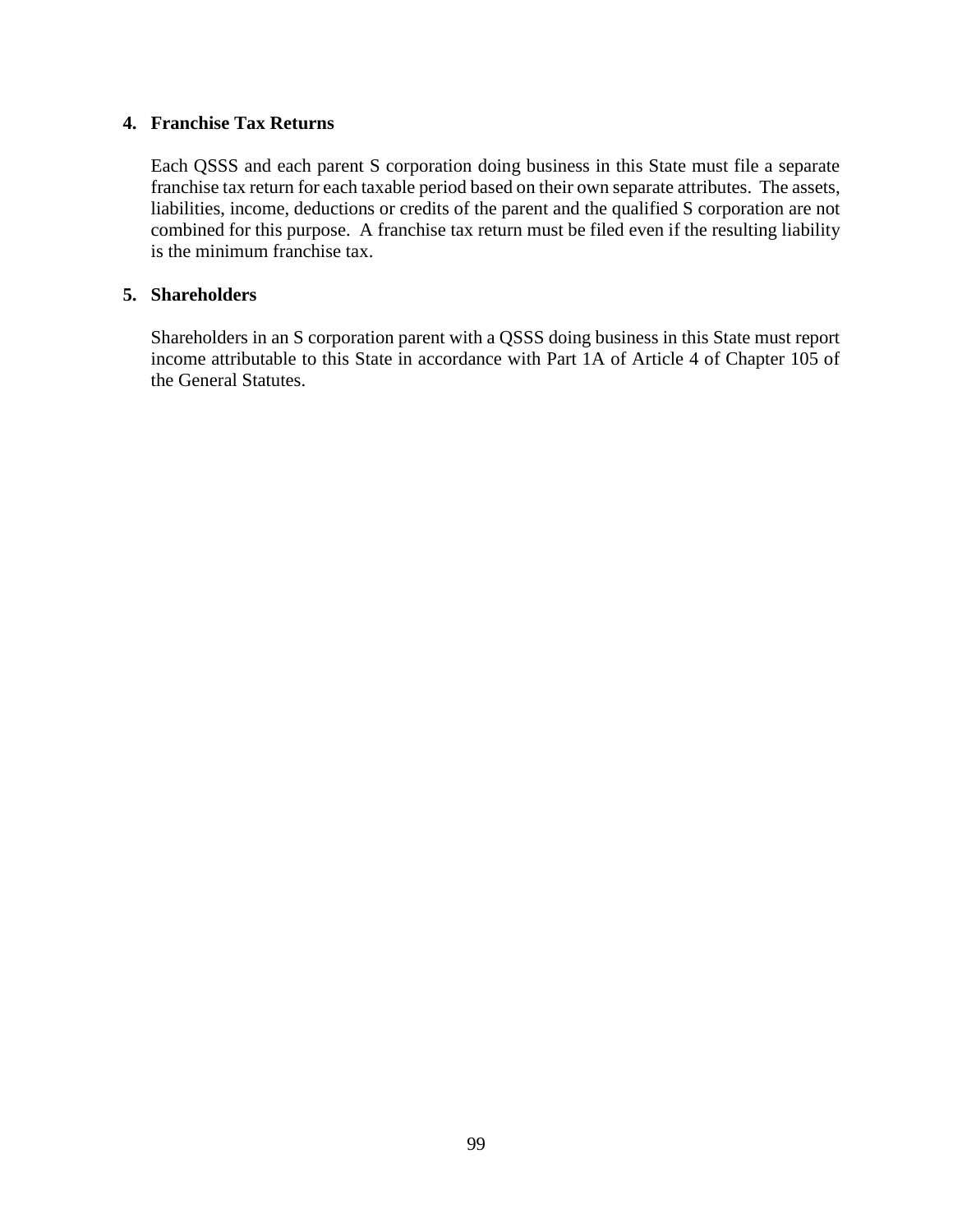#### 4. Franchise Tax Returns

Each QSSS and each parent S corporation doing business in this State must file a separate franchise tax return for each taxable period based on their own separate attributes. The assets, liabilities, income, deductions or credits of the parent and the qualified S corporation are not combined for this purpose. A franchise tax return must be filed even if the resulting liability is the minimum franchise tax.

#### 5. Shareholders

Shareholders in an S corporation parent with a QSSS doing business in this State must report income attributable to this State in accordance with Part 1A of Article 4 of Chapter 105 of the General Statutes.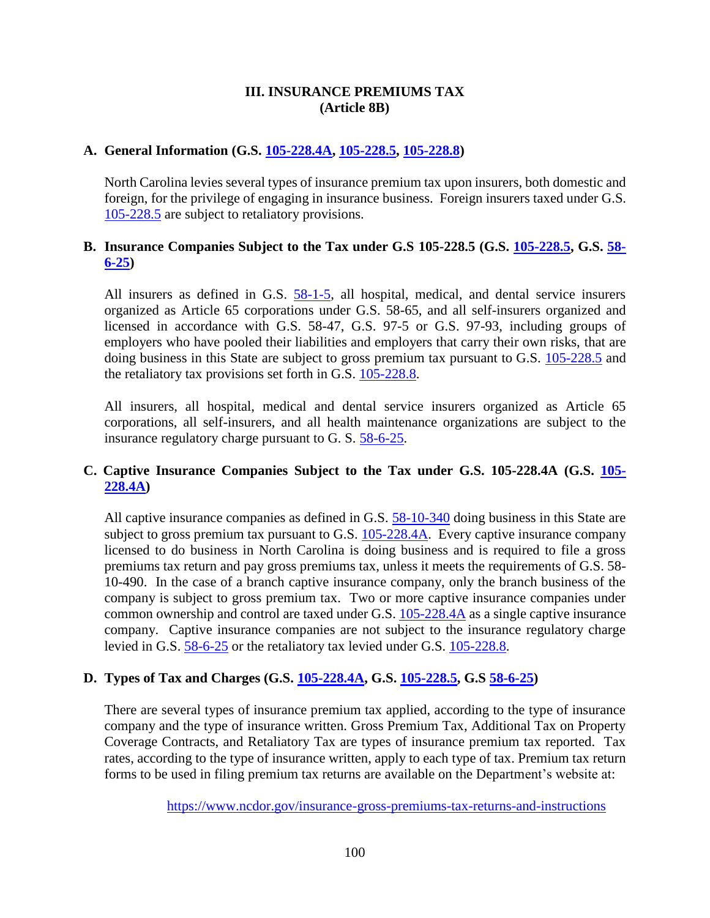## III. INSURANCE PREMIUMS TAX
## (Article 8B)

### A. General Information (G.S. 105-228.4A, 105-228.5, 105-228.8)

North Carolina levies several types of insurance premium tax upon insurers, both domestic and foreign, for the privilege of engaging in insurance business. Foreign insurers taxed under G.S. 105-228.5 are subject to retaliatory provisions.

### B. Insurance Companies Subject to the Tax under G.S 105-228.5 (G.S. 105-228.5, G.S. 58-6-25)

All insurers as defined in G.S. 58-1-5, all hospital, medical, and dental service insurers organized as Article 65 corporations under G.S. 58-65, and all self-insurers organized and licensed in accordance with G.S. 58-47, G.S. 97-5 or G.S. 97-93, including groups of employers who have pooled their liabilities and employers that carry their own risks, that are doing business in this State are subject to gross premium tax pursuant to G.S. 105-228.5 and the retaliatory tax provisions set forth in G.S. 105-228.8.

All insurers, all hospital, medical and dental service insurers organized as Article 65 corporations, all self-insurers, and all health maintenance organizations are subject to the insurance regulatory charge pursuant to G. S. 58-6-25.

### C. Captive Insurance Companies Subject to the Tax under G.S. 105-228.4A (G.S. 105-228.4A)

All captive insurance companies as defined in G.S. 58-10-340 doing business in this State are subject to gross premium tax pursuant to G.S. 105-228.4A. Every captive insurance company licensed to do business in North Carolina is doing business and is required to file a gross premiums tax return and pay gross premiums tax, unless it meets the requirements of G.S. 58-10-490. In the case of a branch captive insurance company, only the branch business of the company is subject to gross premium tax. Two or more captive insurance companies under common ownership and control are taxed under G.S. 105-228.4A as a single captive insurance company. Captive insurance companies are not subject to the insurance regulatory charge levied in G.S. 58-6-25 or the retaliatory tax levied under G.S. 105-228.8.

### D. Types of Tax and Charges (G.S. 105-228.4A, G.S. 105-228.5, G.S 58-6-25)

There are several types of insurance premium tax applied, according to the type of insurance company and the type of insurance written. Gross Premium Tax, Additional Tax on Property Coverage Contracts, and Retaliatory Tax are types of insurance premium tax reported. Tax rates, according to the type of insurance written, apply to each type of tax. Premium tax return forms to be used in filing premium tax returns are available on the Department's website at:

https://www.ncdor.gov/insurance-gross-premiums-tax-returns-and-instructions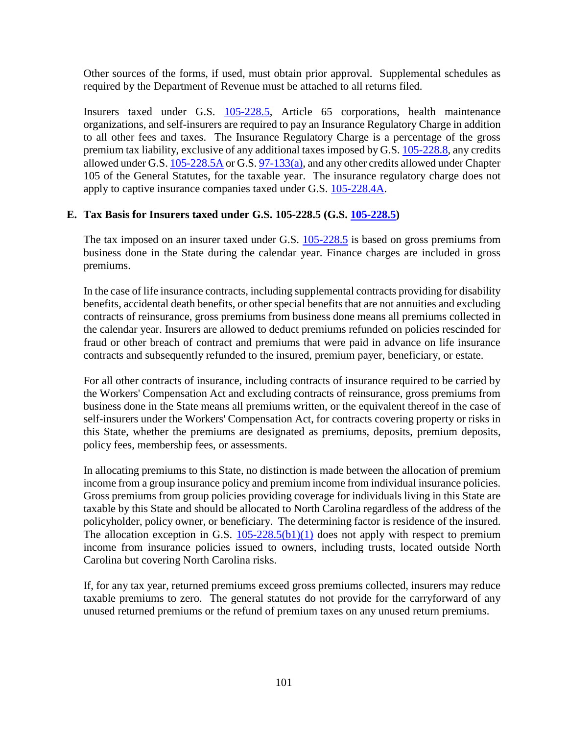Other sources of the forms, if used, must obtain prior approval. Supplemental schedules as required by the Department of Revenue must be attached to all returns filed.

Insurers taxed under G.S. 105-228.5, Article 65 corporations, health maintenance organizations, and self-insurers are required to pay an Insurance Regulatory Charge in addition to all other fees and taxes. The Insurance Regulatory Charge is a percentage of the gross premium tax liability, exclusive of any additional taxes imposed by G.S. 105-228.8, any credits allowed under G.S. 105-228.5A or G.S. 97-133(a), and any other credits allowed under Chapter 105 of the General Statutes, for the taxable year. The insurance regulatory charge does not apply to captive insurance companies taxed under G.S. 105-228.4A.

### E. Tax Basis for Insurers taxed under G.S. 105-228.5 (G.S. 105-228.5)

The tax imposed on an insurer taxed under G.S. 105-228.5 is based on gross premiums from business done in the State during the calendar year. Finance charges are included in gross premiums.

In the case of life insurance contracts, including supplemental contracts providing for disability benefits, accidental death benefits, or other special benefits that are not annuities and excluding contracts of reinsurance, gross premiums from business done means all premiums collected in the calendar year. Insurers are allowed to deduct premiums refunded on policies rescinded for fraud or other breach of contract and premiums that were paid in advance on life insurance contracts and subsequently refunded to the insured, premium payer, beneficiary, or estate.

For all other contracts of insurance, including contracts of insurance required to be carried by the Workers' Compensation Act and excluding contracts of reinsurance, gross premiums from business done in the State means all premiums written, or the equivalent thereof in the case of self-insurers under the Workers' Compensation Act, for contracts covering property or risks in this State, whether the premiums are designated as premiums, deposits, premium deposits, policy fees, membership fees, or assessments.

In allocating premiums to this State, no distinction is made between the allocation of premium income from a group insurance policy and premium income from individual insurance policies. Gross premiums from group policies providing coverage for individuals living in this State are taxable by this State and should be allocated to North Carolina regardless of the address of the policyholder, policy owner, or beneficiary. The determining factor is residence of the insured. The allocation exception in G.S. 105-228.5(b1)(1) does not apply with respect to premium income from insurance policies issued to owners, including trusts, located outside North Carolina but covering North Carolina risks.

If, for any tax year, returned premiums exceed gross premiums collected, insurers may reduce taxable premiums to zero. The general statutes do not provide for the carryforward of any unused returned premiums or the refund of premium taxes on any unused return premiums.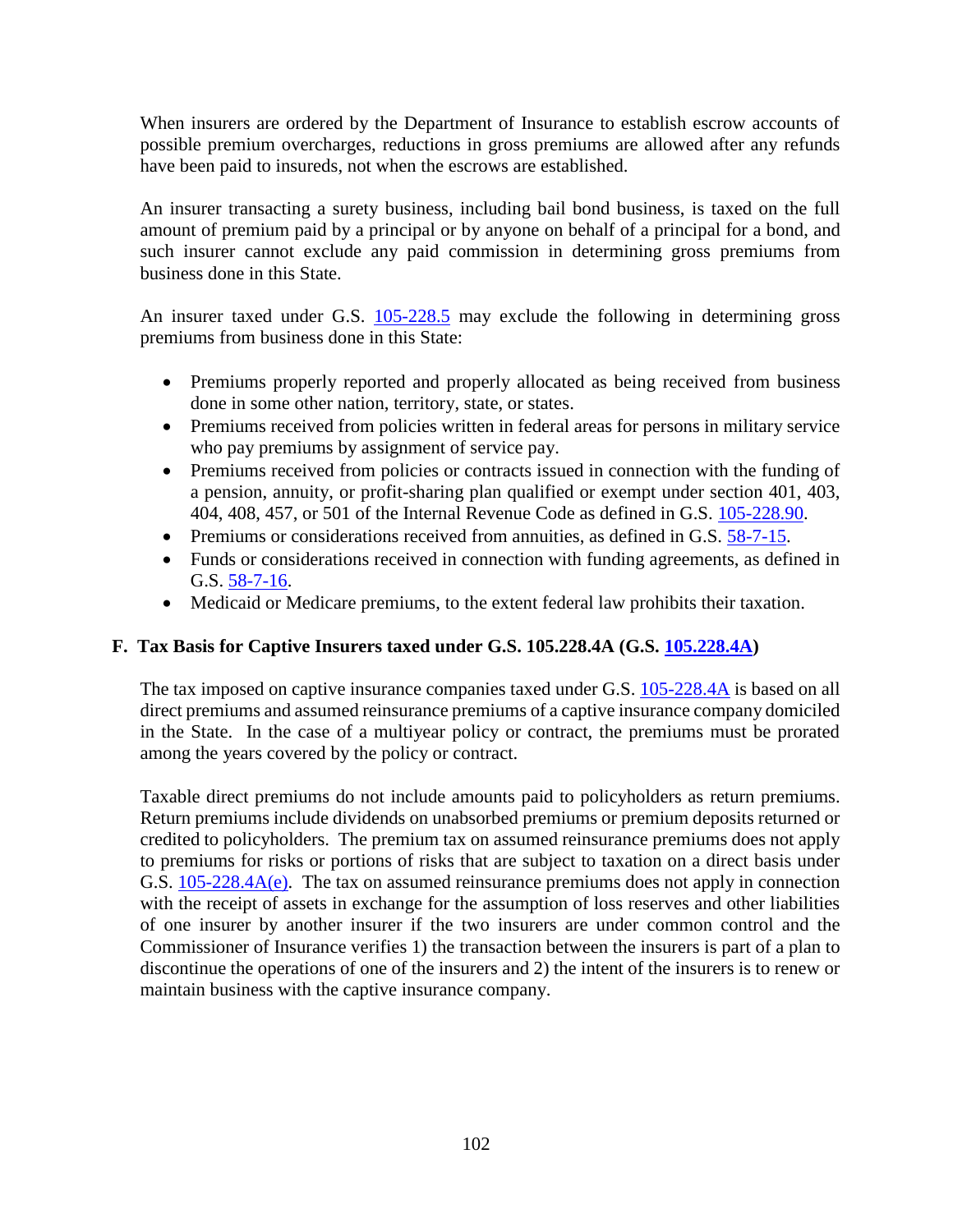When insurers are ordered by the Department of Insurance to establish escrow accounts of possible premium overcharges, reductions in gross premiums are allowed after any refunds have been paid to insureds, not when the escrows are established.

An insurer transacting a surety business, including bail bond business, is taxed on the full amount of premium paid by a principal or by anyone on behalf of a principal for a bond, and such insurer cannot exclude any paid commission in determining gross premiums from business done in this State.

An insurer taxed under G.S. 105-228.5 may exclude the following in determining gross premiums from business done in this State:

- Premiums properly reported and properly allocated as being received from business done in some other nation, territory, state, or states.
- Premiums received from policies written in federal areas for persons in military service who pay premiums by assignment of service pay.
- Premiums received from policies or contracts issued in connection with the funding of a pension, annuity, or profit-sharing plan qualified or exempt under section 401, 403, 404, 408, 457, or 501 of the Internal Revenue Code as defined in G.S. 105-228.90.
- Premiums or considerations received from annuities, as defined in G.S. 58-7-15.
- Funds or considerations received in connection with funding agreements, as defined in G.S. 58-7-16.
- Medicaid or Medicare premiums, to the extent federal law prohibits their taxation.

## F. Tax Basis for Captive Insurers taxed under G.S. 105.228.4A (G.S. 105.228.4A)

The tax imposed on captive insurance companies taxed under G.S. 105-228.4A is based on all direct premiums and assumed reinsurance premiums of a captive insurance company domiciled in the State. In the case of a multiyear policy or contract, the premiums must be prorated among the years covered by the policy or contract.

Taxable direct premiums do not include amounts paid to policyholders as return premiums. Return premiums include dividends on unabsorbed premiums or premium deposits returned or credited to policyholders. The premium tax on assumed reinsurance premiums does not apply to premiums for risks or portions of risks that are subject to taxation on a direct basis under G.S. 105-228.4A(e). The tax on assumed reinsurance premiums does not apply in connection with the receipt of assets in exchange for the assumption of loss reserves and other liabilities of one insurer by another insurer if the two insurers are under common control and the Commissioner of Insurance verifies 1) the transaction between the insurers is part of a plan to discontinue the operations of one of the insurers and 2) the intent of the insurers is to renew or maintain business with the captive insurance company.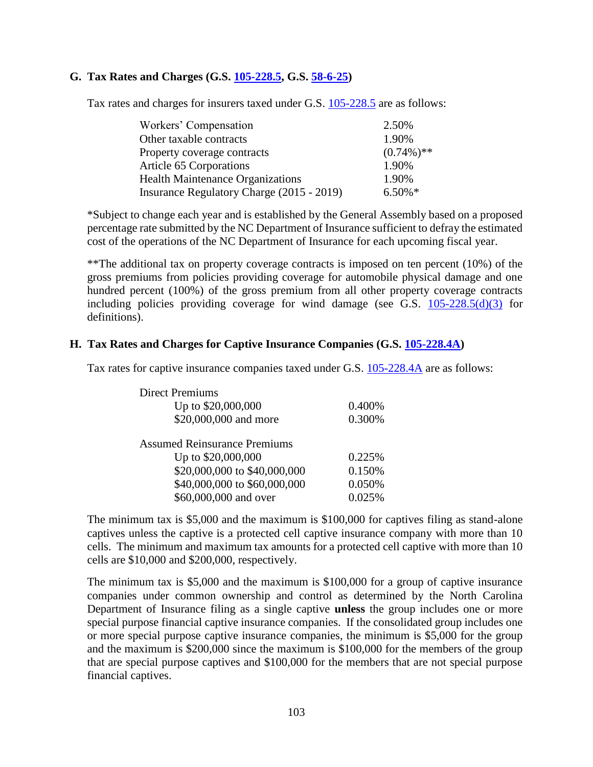### G. Tax Rates and Charges (G.S. 105-228.5, G.S. 58-6-25)

Tax rates and charges for insurers taxed under G.S. 105-228.5 are as follows:

| | |
|---|---|
| Workers' Compensation | 2.50% |
| Other taxable contracts | 1.90% |
| Property coverage contracts | (0.74%)** |
| Article 65 Corporations | 1.90% |
| Health Maintenance Organizations | 1.90% |
| Insurance Regulatory Charge (2015 - 2019) | 6.50%* |

*Subject to change each year and is established by the General Assembly based on a proposed percentage rate submitted by the NC Department of Insurance sufficient to defray the estimated cost of the operations of the NC Department of Insurance for each upcoming fiscal year.

**The additional tax on property coverage contracts is imposed on ten percent (10%) of the gross premiums from policies providing coverage for automobile physical damage and one hundred percent (100%) of the gross premium from all other property coverage contracts including policies providing coverage for wind damage (see G.S. 105-228.5(d)(3) for definitions).

### H. Tax Rates and Charges for Captive Insurance Companies (G.S. 105-228.4A)

Tax rates for captive insurance companies taxed under G.S. 105-228.4A are as follows:

| | |
|---|---|
| **Direct Premiums** | |
| Up to $20,000,000 | 0.400% |
| $20,000,000 and more | 0.300% |
| **Assumed Reinsurance Premiums** | |
| Up to $20,000,000 | 0.225% |
| $20,000,000 to $40,000,000 | 0.150% |
| $40,000,000 to $60,000,000 | 0.050% |
| $60,000,000 and over | 0.025% |

The minimum tax is $5,000 and the maximum is $100,000 for captives filing as stand-alone captives unless the captive is a protected cell captive insurance company with more than 10 cells. The minimum and maximum tax amounts for a protected cell captive with more than 10 cells are $10,000 and $200,000, respectively.

The minimum tax is $5,000 and the maximum is $100,000 for a group of captive insurance companies under common ownership and control as determined by the North Carolina Department of Insurance filing as a single captive **unless** the group includes one or more special purpose financial captive insurance companies. If the consolidated group includes one or more special purpose captive insurance companies, the minimum is $5,000 for the group and the maximum is $200,000 since the maximum is $100,000 for the members of the group that are special purpose captives and $100,000 for the members that are not special purpose financial captives.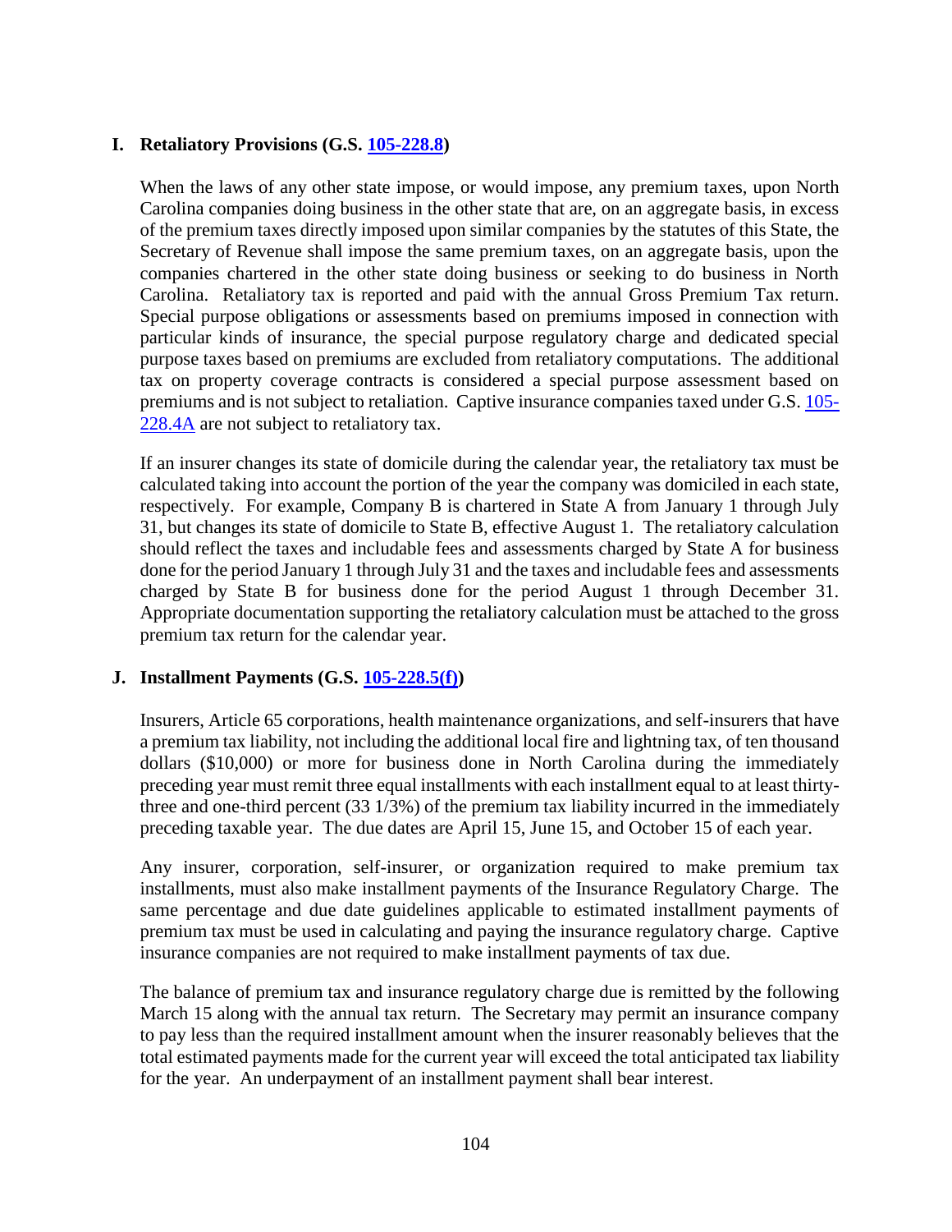## I. Retaliatory Provisions (G.S. [105-228.8](105-228.8))

When the laws of any other state impose, or would impose, any premium taxes, upon North Carolina companies doing business in the other state that are, on an aggregate basis, in excess of the premium taxes directly imposed upon similar companies by the statutes of this State, the Secretary of Revenue shall impose the same premium taxes, on an aggregate basis, upon the companies chartered in the other state doing business or seeking to do business in North Carolina. Retaliatory tax is reported and paid with the annual Gross Premium Tax return. Special purpose obligations or assessments based on premiums imposed in connection with particular kinds of insurance, the special purpose regulatory charge and dedicated special purpose taxes based on premiums are excluded from retaliatory computations. The additional tax on property coverage contracts is considered a special purpose assessment based on premiums and is not subject to retaliation. Captive insurance companies taxed under G.S. 105-228.4A are not subject to retaliatory tax.

If an insurer changes its state of domicile during the calendar year, the retaliatory tax must be calculated taking into account the portion of the year the company was domiciled in each state, respectively. For example, Company B is chartered in State A from January 1 through July 31, but changes its state of domicile to State B, effective August 1. The retaliatory calculation should reflect the taxes and includable fees and assessments charged by State A for business done for the period January 1 through July 31 and the taxes and includable fees and assessments charged by State B for business done for the period August 1 through December 31. Appropriate documentation supporting the retaliatory calculation must be attached to the gross premium tax return for the calendar year.

## J. Installment Payments (G.S. 105-228.5(f))

Insurers, Article 65 corporations, health maintenance organizations, and self-insurers that have a premium tax liability, not including the additional local fire and lightning tax, of ten thousand dollars ($10,000) or more for business done in North Carolina during the immediately preceding year must remit three equal installments with each installment equal to at least thirty-three and one-third percent (33 1/3%) of the premium tax liability incurred in the immediately preceding taxable year. The due dates are April 15, June 15, and October 15 of each year.

Any insurer, corporation, self-insurer, or organization required to make premium tax installments, must also make installment payments of the Insurance Regulatory Charge. The same percentage and due date guidelines applicable to estimated installment payments of premium tax must be used in calculating and paying the insurance regulatory charge. Captive insurance companies are not required to make installment payments of tax due.

The balance of premium tax and insurance regulatory charge due is remitted by the following March 15 along with the annual tax return. The Secretary may permit an insurance company to pay less than the required installment amount when the insurer reasonably believes that the total estimated payments made for the current year will exceed the total anticipated tax liability for the year. An underpayment of an installment payment shall bear interest.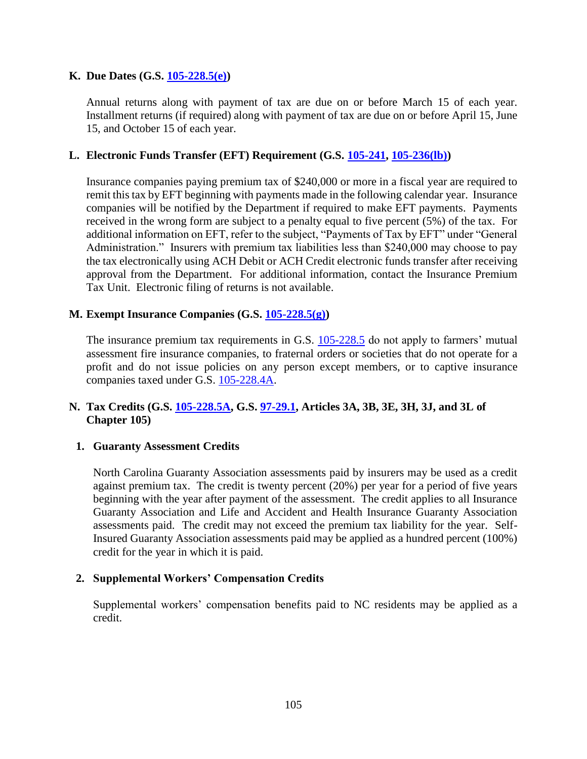### K. Due Dates (G.S. 105-228.5(e))

Annual returns along with payment of tax are due on or before March 15 of each year. Installment returns (if required) along with payment of tax are due on or before April 15, June 15, and October 15 of each year.

### L. Electronic Funds Transfer (EFT) Requirement (G.S. 105-241, 105-236(lb))

Insurance companies paying premium tax of $240,000 or more in a fiscal year are required to remit this tax by EFT beginning with payments made in the following calendar year. Insurance companies will be notified by the Department if required to make EFT payments. Payments received in the wrong form are subject to a penalty equal to five percent (5%) of the tax. For additional information on EFT, refer to the subject, "Payments of Tax by EFT" under "General Administration." Insurers with premium tax liabilities less than $240,000 may choose to pay the tax electronically using ACH Debit or ACH Credit electronic funds transfer after receiving approval from the Department. For additional information, contact the Insurance Premium Tax Unit. Electronic filing of returns is not available.

### M. Exempt Insurance Companies (G.S. 105-228.5(g))

The insurance premium tax requirements in G.S. 105-228.5 do not apply to farmers' mutual assessment fire insurance companies, to fraternal orders or societies that do not operate for a profit and do not issue policies on any person except members, or to captive insurance companies taxed under G.S. 105-228.4A.

### N. Tax Credits (G.S. 105-228.5A, G.S. 97-29.1, Articles 3A, 3B, 3E, 3H, 3J, and 3L of Chapter 105)

#### 1. Guaranty Assessment Credits

North Carolina Guaranty Association assessments paid by insurers may be used as a credit against premium tax. The credit is twenty percent (20%) per year for a period of five years beginning with the year after payment of the assessment. The credit applies to all Insurance Guaranty Association and Life and Accident and Health Insurance Guaranty Association assessments paid. The credit may not exceed the premium tax liability for the year. Self-Insured Guaranty Association assessments paid may be applied as a hundred percent (100%) credit for the year in which it is paid.

#### 2. Supplemental Workers' Compensation Credits

Supplemental workers' compensation benefits paid to NC residents may be applied as a credit.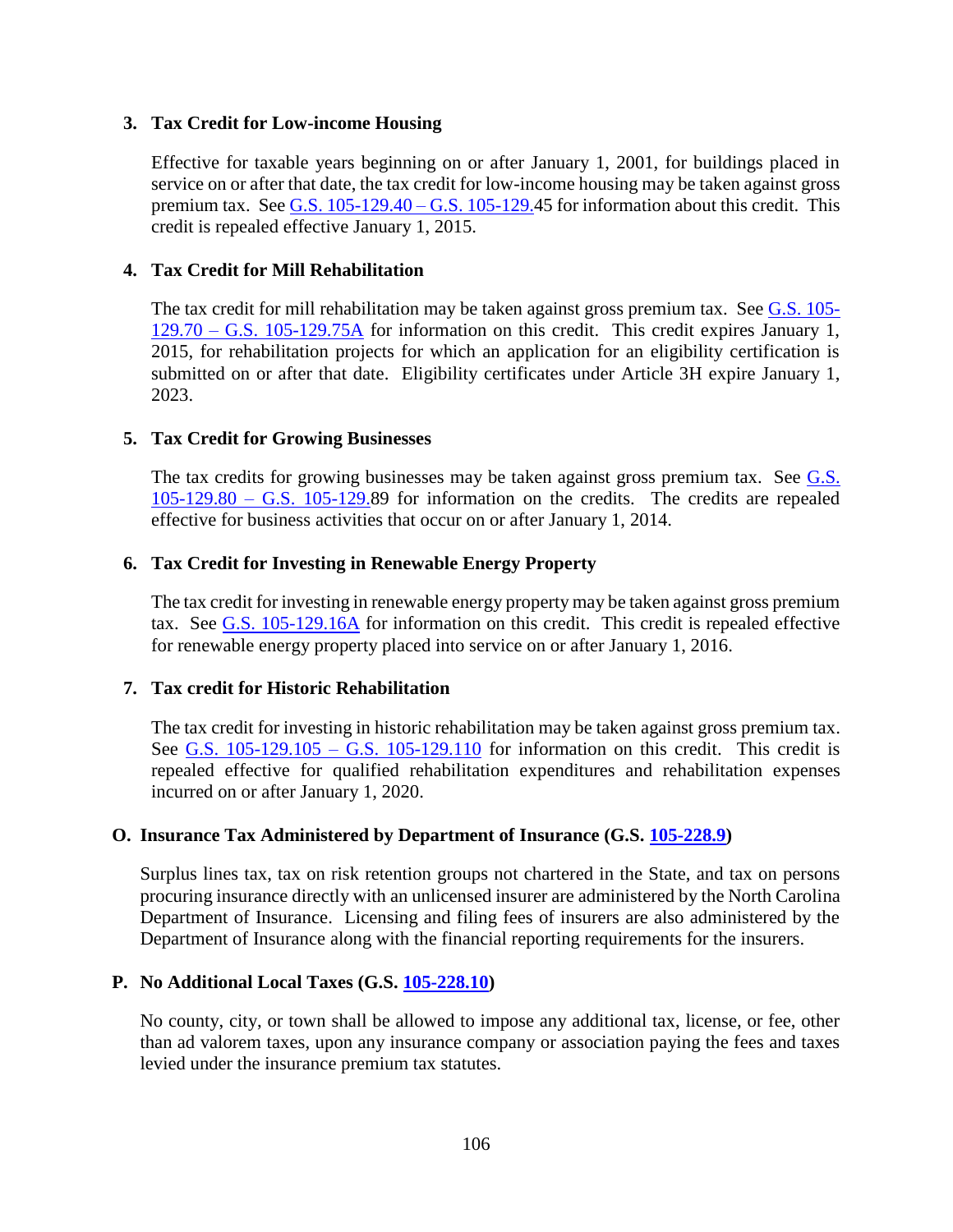### 3. Tax Credit for Low-income Housing

Effective for taxable years beginning on or after January 1, 2001, for buildings placed in service on or after that date, the tax credit for low-income housing may be taken against gross premium tax. See G.S. 105-129.40 – G.S. 105-129.45 for information about this credit. This credit is repealed effective January 1, 2015.

### 4. Tax Credit for Mill Rehabilitation

The tax credit for mill rehabilitation may be taken against gross premium tax. See G.S. 105-129.70 – G.S. 105-129.75A for information on this credit. This credit expires January 1, 2015, for rehabilitation projects for which an application for an eligibility certification is submitted on or after that date. Eligibility certificates under Article 3H expire January 1, 2023.

### 5. Tax Credit for Growing Businesses

The tax credits for growing businesses may be taken against gross premium tax. See G.S. 105-129.80 – G.S. 105-129.89 for information on the credits. The credits are repealed effective for business activities that occur on or after January 1, 2014.

### 6. Tax Credit for Investing in Renewable Energy Property

The tax credit for investing in renewable energy property may be taken against gross premium tax. See G.S. 105-129.16A for information on this credit. This credit is repealed effective for renewable energy property placed into service on or after January 1, 2016.

### 7. Tax credit for Historic Rehabilitation

The tax credit for investing in historic rehabilitation may be taken against gross premium tax. See G.S. 105-129.105 – G.S. 105-129.110 for information on this credit. This credit is repealed effective for qualified rehabilitation expenditures and rehabilitation expenses incurred on or after January 1, 2020.

## O. Insurance Tax Administered by Department of Insurance (G.S. 105-228.9)

Surplus lines tax, tax on risk retention groups not chartered in the State, and tax on persons procuring insurance directly with an unlicensed insurer are administered by the North Carolina Department of Insurance. Licensing and filing fees of insurers are also administered by the Department of Insurance along with the financial reporting requirements for the insurers.

## P. No Additional Local Taxes (G.S. 105-228.10)

No county, city, or town shall be allowed to impose any additional tax, license, or fee, other than ad valorem taxes, upon any insurance company or association paying the fees and taxes levied under the insurance premium tax statutes.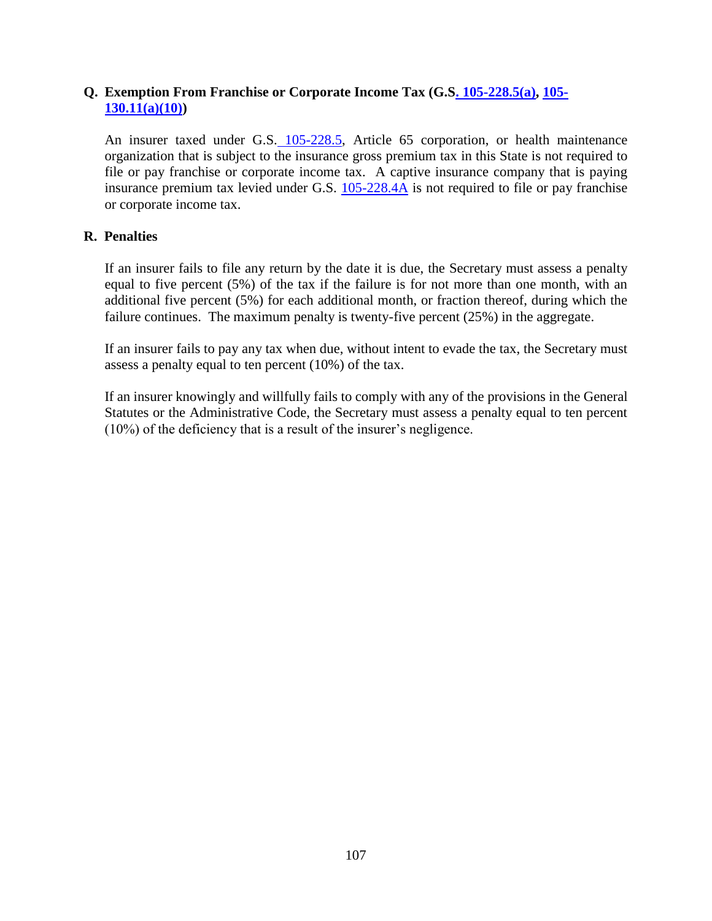### Q. Exemption From Franchise or Corporate Income Tax (G.S. 105-228.5(a), 105-130.11(a)(10))

An insurer taxed under G.S. 105-228.5, Article 65 corporation, or health maintenance organization that is subject to the insurance gross premium tax in this State is not required to file or pay franchise or corporate income tax. A captive insurance company that is paying insurance premium tax levied under G.S. 105-228.4A is not required to file or pay franchise or corporate income tax.

### R. Penalties

If an insurer fails to file any return by the date it is due, the Secretary must assess a penalty equal to five percent (5%) of the tax if the failure is for not more than one month, with an additional five percent (5%) for each additional month, or fraction thereof, during which the failure continues. The maximum penalty is twenty-five percent (25%) in the aggregate.

If an insurer fails to pay any tax when due, without intent to evade the tax, the Secretary must assess a penalty equal to ten percent (10%) of the tax.

If an insurer knowingly and willfully fails to comply with any of the provisions in the General Statutes or the Administrative Code, the Secretary must assess a penalty equal to ten percent (10%) of the deficiency that is a result of the insurer's negligence.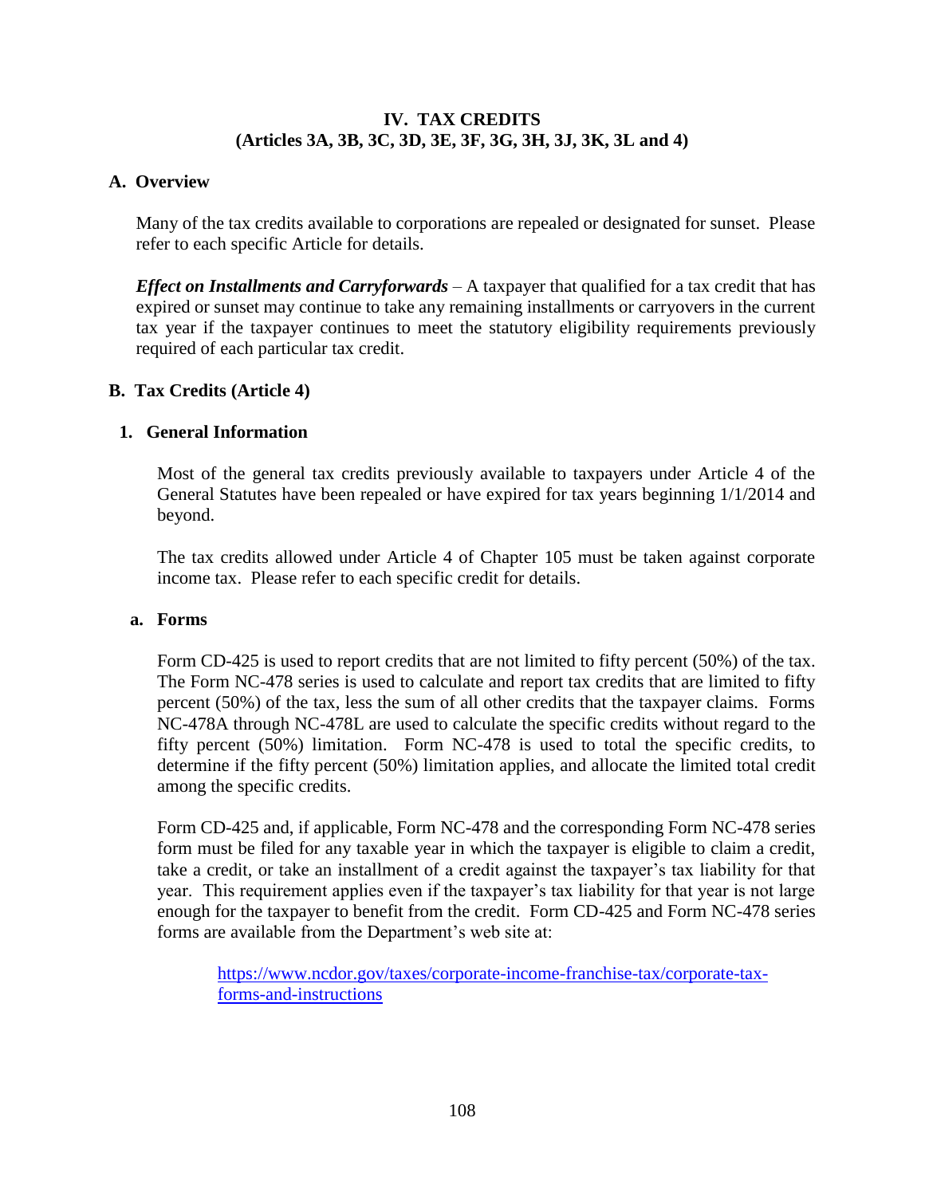# IV. TAX CREDITS
**(Articles 3A, 3B, 3C, 3D, 3E, 3F, 3G, 3H, 3J, 3K, 3L and 4)**

## A. Overview

Many of the tax credits available to corporations are repealed or designated for sunset. Please refer to each specific Article for details.

***Effect on Installments and Carryforwards*** – A taxpayer that qualified for a tax credit that has expired or sunset may continue to take any remaining installments or carryovers in the current tax year if the taxpayer continues to meet the statutory eligibility requirements previously required of each particular tax credit.

## B. Tax Credits (Article 4)

### 1. General Information

Most of the general tax credits previously available to taxpayers under Article 4 of the General Statutes have been repealed or have expired for tax years beginning 1/1/2014 and beyond.

The tax credits allowed under Article 4 of Chapter 105 must be taken against corporate income tax. Please refer to each specific credit for details.

#### a. Forms

Form CD-425 is used to report credits that are not limited to fifty percent (50%) of the tax. The Form NC-478 series is used to calculate and report tax credits that are limited to fifty percent (50%) of the tax, less the sum of all other credits that the taxpayer claims. Forms NC-478A through NC-478L are used to calculate the specific credits without regard to the fifty percent (50%) limitation. Form NC-478 is used to total the specific credits, to determine if the fifty percent (50%) limitation applies, and allocate the limited total credit among the specific credits.

Form CD-425 and, if applicable, Form NC-478 and the corresponding Form NC-478 series form must be filed for any taxable year in which the taxpayer is eligible to claim a credit, take a credit, or take an installment of a credit against the taxpayer's tax liability for that year. This requirement applies even if the taxpayer's tax liability for that year is not large enough for the taxpayer to benefit from the credit. Form CD-425 and Form NC-478 series forms are available from the Department's web site at:

> [https://www.ncdor.gov/taxes/corporate-income-franchise-tax/corporate-tax-forms-and-instructions](https://www.ncdor.gov/taxes/corporate-income-franchise-tax/corporate-tax-forms-and-instructions)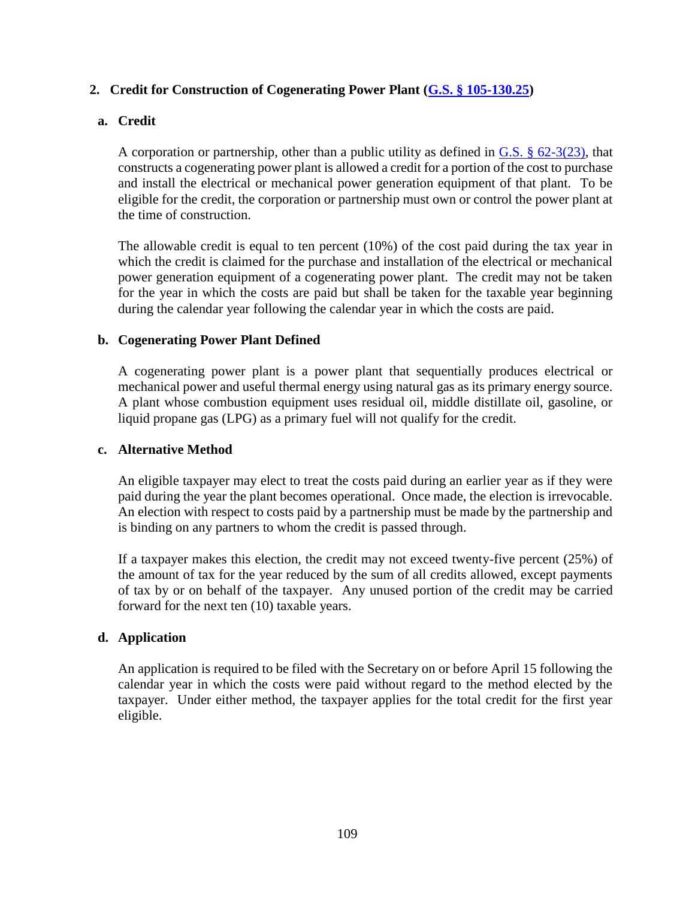## 2. Credit for Construction of Cogenerating Power Plant ([G.S. § 105-130.25](#))

### a. Credit

A corporation or partnership, other than a public utility as defined in [G.S. § 62-3(23)](#), that constructs a cogenerating power plant is allowed a credit for a portion of the cost to purchase and install the electrical or mechanical power generation equipment of that plant. To be eligible for the credit, the corporation or partnership must own or control the power plant at the time of construction.

The allowable credit is equal to ten percent (10%) of the cost paid during the tax year in which the credit is claimed for the purchase and installation of the electrical or mechanical power generation equipment of a cogenerating power plant. The credit may not be taken for the year in which the costs are paid but shall be taken for the taxable year beginning during the calendar year following the calendar year in which the costs are paid.

### b. Cogenerating Power Plant Defined

A cogenerating power plant is a power plant that sequentially produces electrical or mechanical power and useful thermal energy using natural gas as its primary energy source. A plant whose combustion equipment uses residual oil, middle distillate oil, gasoline, or liquid propane gas (LPG) as a primary fuel will not qualify for the credit.

### c. Alternative Method

An eligible taxpayer may elect to treat the costs paid during an earlier year as if they were paid during the year the plant becomes operational. Once made, the election is irrevocable. An election with respect to costs paid by a partnership must be made by the partnership and is binding on any partners to whom the credit is passed through.

If a taxpayer makes this election, the credit may not exceed twenty-five percent (25%) of the amount of tax for the year reduced by the sum of all credits allowed, except payments of tax by or on behalf of the taxpayer. Any unused portion of the credit may be carried forward for the next ten (10) taxable years.

### d. Application

An application is required to be filed with the Secretary on or before April 15 following the calendar year in which the costs were paid without regard to the method elected by the taxpayer. Under either method, the taxpayer applies for the total credit for the first year eligible.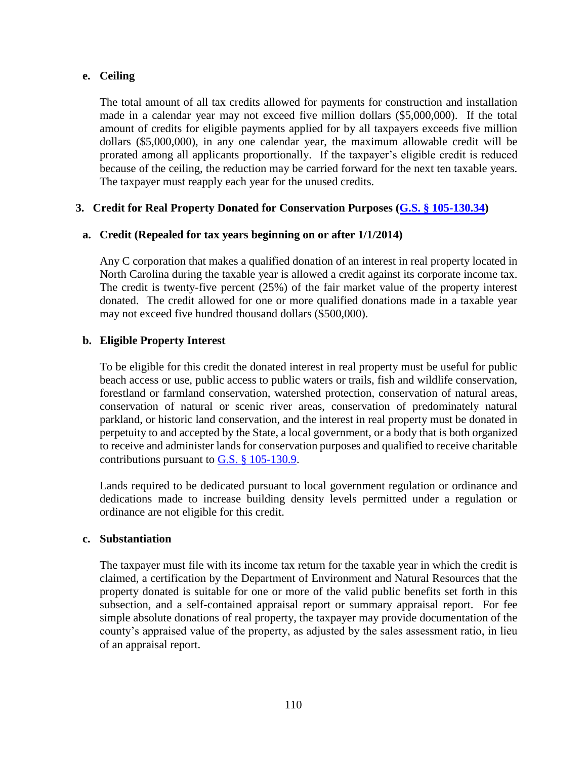#### e. Ceiling

The total amount of all tax credits allowed for payments for construction and installation made in a calendar year may not exceed five million dollars ($5,000,000). If the total amount of credits for eligible payments applied for by all taxpayers exceeds five million dollars ($5,000,000), in any one calendar year, the maximum allowable credit will be prorated among all applicants proportionally. If the taxpayer's eligible credit is reduced because of the ceiling, the reduction may be carried forward for the next ten taxable years. The taxpayer must reapply each year for the unused credits.

### 3. Credit for Real Property Donated for Conservation Purposes (G.S. § 105-130.34)

#### a. Credit (Repealed for tax years beginning on or after 1/1/2014)

Any C corporation that makes a qualified donation of an interest in real property located in North Carolina during the taxable year is allowed a credit against its corporate income tax. The credit is twenty-five percent (25%) of the fair market value of the property interest donated. The credit allowed for one or more qualified donations made in a taxable year may not exceed five hundred thousand dollars ($500,000).

#### b. Eligible Property Interest

To be eligible for this credit the donated interest in real property must be useful for public beach access or use, public access to public waters or trails, fish and wildlife conservation, forestland or farmland conservation, watershed protection, conservation of natural areas, conservation of natural or scenic river areas, conservation of predominately natural parkland, or historic land conservation, and the interest in real property must be donated in perpetuity to and accepted by the State, a local government, or a body that is both organized to receive and administer lands for conservation purposes and qualified to receive charitable contributions pursuant to G.S. § 105-130.9.

Lands required to be dedicated pursuant to local government regulation or ordinance and dedications made to increase building density levels permitted under a regulation or ordinance are not eligible for this credit.

#### c. Substantiation

The taxpayer must file with its income tax return for the taxable year in which the credit is claimed, a certification by the Department of Environment and Natural Resources that the property donated is suitable for one or more of the valid public benefits set forth in this subsection, and a self-contained appraisal report or summary appraisal report. For fee simple absolute donations of real property, the taxpayer may provide documentation of the county's appraised value of the property, as adjusted by the sales assessment ratio, in lieu of an appraisal report.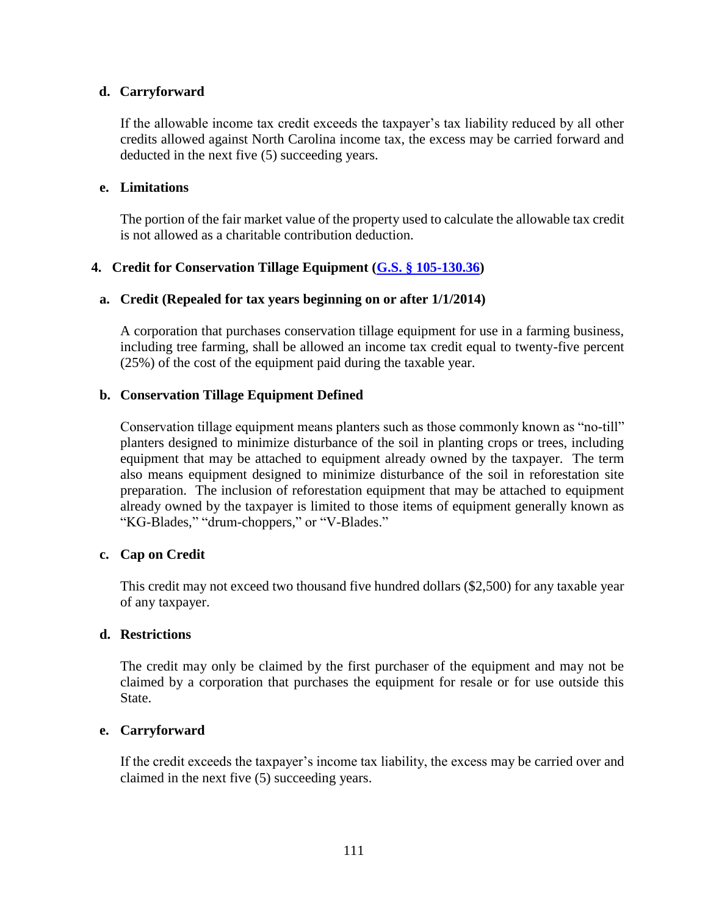**d. Carryforward**

If the allowable income tax credit exceeds the taxpayer's tax liability reduced by all other credits allowed against North Carolina income tax, the excess may be carried forward and deducted in the next five (5) succeeding years.

**e. Limitations**

The portion of the fair market value of the property used to calculate the allowable tax credit is not allowed as a charitable contribution deduction.

**4. Credit for Conservation Tillage Equipment (G.S. § 105-130.36)**

**a. Credit (Repealed for tax years beginning on or after 1/1/2014)**

A corporation that purchases conservation tillage equipment for use in a farming business, including tree farming, shall be allowed an income tax credit equal to twenty-five percent (25%) of the cost of the equipment paid during the taxable year.

**b. Conservation Tillage Equipment Defined**

Conservation tillage equipment means planters such as those commonly known as "no-till" planters designed to minimize disturbance of the soil in planting crops or trees, including equipment that may be attached to equipment already owned by the taxpayer. The term also means equipment designed to minimize disturbance of the soil in reforestation site preparation. The inclusion of reforestation equipment that may be attached to equipment already owned by the taxpayer is limited to those items of equipment generally known as "KG-Blades," "drum-choppers," or "V-Blades."

**c. Cap on Credit**

This credit may not exceed two thousand five hundred dollars ($2,500) for any taxable year of any taxpayer.

**d. Restrictions**

The credit may only be claimed by the first purchaser of the equipment and may not be claimed by a corporation that purchases the equipment for resale or for use outside this State.

**e. Carryforward**

If the credit exceeds the taxpayer's income tax liability, the excess may be carried over and claimed in the next five (5) succeeding years.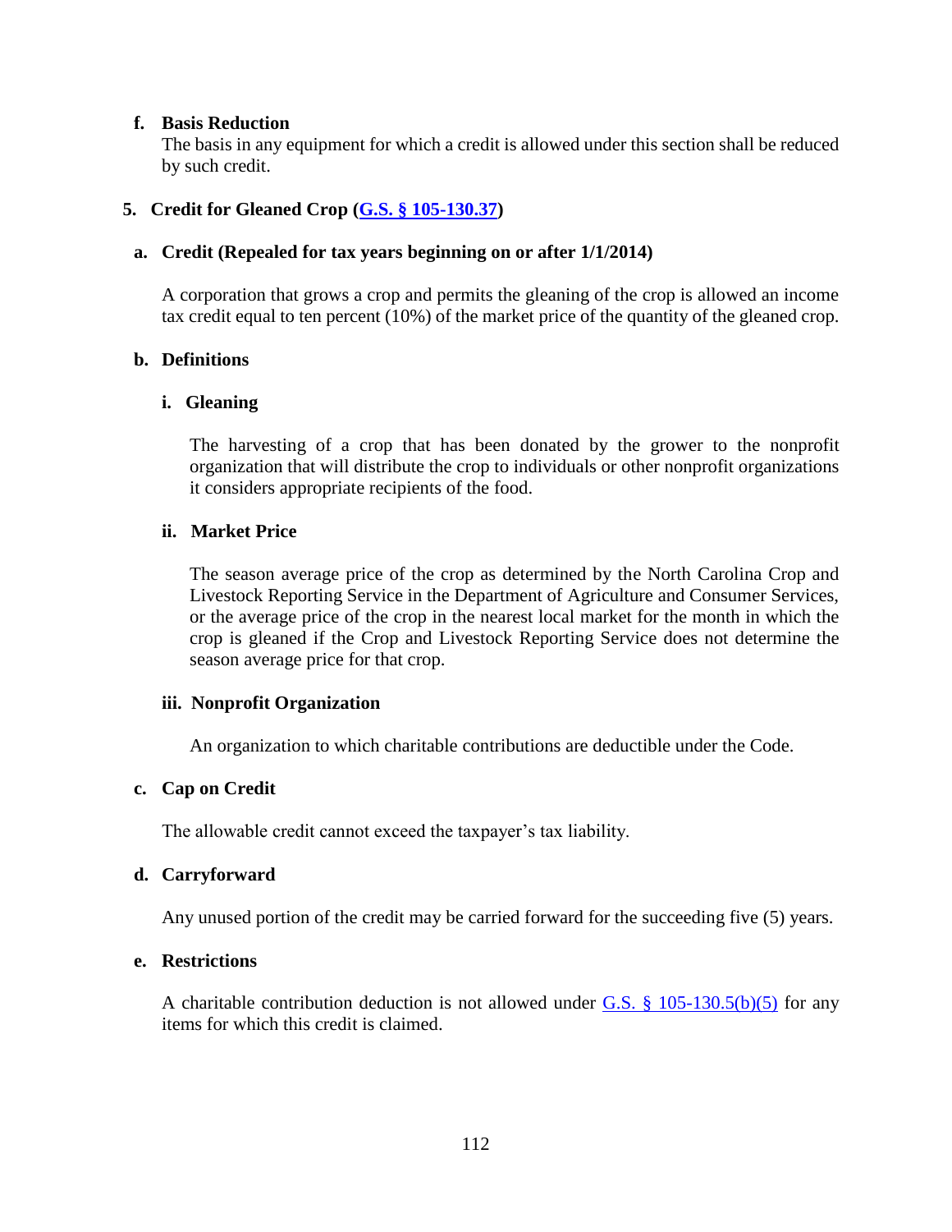#### f. Basis Reduction

The basis in any equipment for which a credit is allowed under this section shall be reduced by such credit.

### 5. Credit for Gleaned Crop ([G.S. § 105-130.37]())

#### a. Credit (Repealed for tax years beginning on or after 1/1/2014)

A corporation that grows a crop and permits the gleaning of the crop is allowed an income tax credit equal to ten percent (10%) of the market price of the quantity of the gleaned crop.

#### b. Definitions

##### i. Gleaning

The harvesting of a crop that has been donated by the grower to the nonprofit organization that will distribute the crop to individuals or other nonprofit organizations it considers appropriate recipients of the food.

##### ii. Market Price

The season average price of the crop as determined by the North Carolina Crop and Livestock Reporting Service in the Department of Agriculture and Consumer Services, or the average price of the crop in the nearest local market for the month in which the crop is gleaned if the Crop and Livestock Reporting Service does not determine the season average price for that crop.

##### iii. Nonprofit Organization

An organization to which charitable contributions are deductible under the Code.

#### c. Cap on Credit

The allowable credit cannot exceed the taxpayer's tax liability.

#### d. Carryforward

Any unused portion of the credit may be carried forward for the succeeding five (5) years.

#### e. Restrictions

A charitable contribution deduction is not allowed under [G.S. § 105-130.5(b)(5)]() for any items for which this credit is claimed.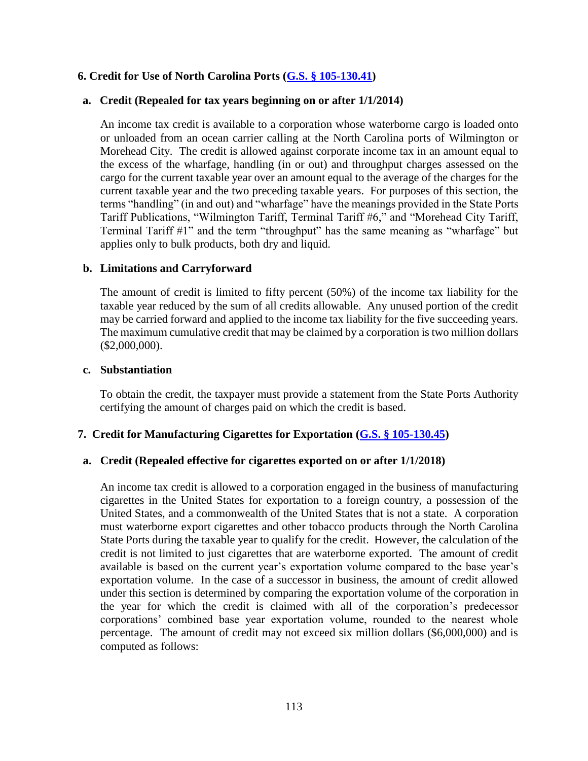### 6. Credit for Use of North Carolina Ports ([G.S. § 105-130.41](#))

#### a. Credit (Repealed for tax years beginning on or after 1/1/2014)

An income tax credit is available to a corporation whose waterborne cargo is loaded onto or unloaded from an ocean carrier calling at the North Carolina ports of Wilmington or Morehead City. The credit is allowed against corporate income tax in an amount equal to the excess of the wharfage, handling (in or out) and throughput charges assessed on the cargo for the current taxable year over an amount equal to the average of the charges for the current taxable year and the two preceding taxable years. For purposes of this section, the terms "handling" (in and out) and "wharfage" have the meanings provided in the State Ports Tariff Publications, "Wilmington Tariff, Terminal Tariff #6," and "Morehead City Tariff, Terminal Tariff #1" and the term "throughput" has the same meaning as "wharfage" but applies only to bulk products, both dry and liquid.

#### b. Limitations and Carryforward

The amount of credit is limited to fifty percent (50%) of the income tax liability for the taxable year reduced by the sum of all credits allowable. Any unused portion of the credit may be carried forward and applied to the income tax liability for the five succeeding years. The maximum cumulative credit that may be claimed by a corporation is two million dollars ($2,000,000).

#### c. Substantiation

To obtain the credit, the taxpayer must provide a statement from the State Ports Authority certifying the amount of charges paid on which the credit is based.

### 7. Credit for Manufacturing Cigarettes for Exportation ([G.S. § 105-130.45](#))

#### a. Credit (Repealed effective for cigarettes exported on or after 1/1/2018)

An income tax credit is allowed to a corporation engaged in the business of manufacturing cigarettes in the United States for exportation to a foreign country, a possession of the United States, and a commonwealth of the United States that is not a state. A corporation must waterborne export cigarettes and other tobacco products through the North Carolina State Ports during the taxable year to qualify for the credit. However, the calculation of the credit is not limited to just cigarettes that are waterborne exported. The amount of credit available is based on the current year's exportation volume compared to the base year's exportation volume. In the case of a successor in business, the amount of credit allowed under this section is determined by comparing the exportation volume of the corporation in the year for which the credit is claimed with all of the corporation's predecessor corporations' combined base year exportation volume, rounded to the nearest whole percentage. The amount of credit may not exceed six million dollars ($6,000,000) and is computed as follows: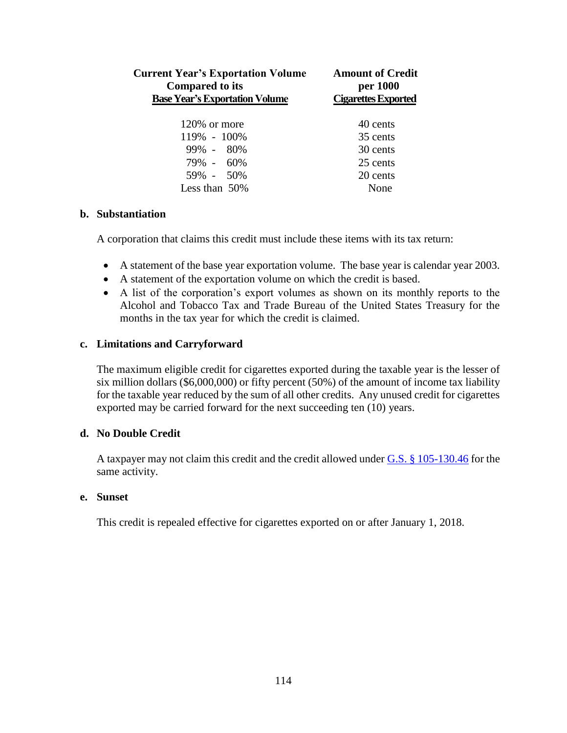| Current Year's Exportation Volume Compared to its Base Year's Exportation Volume | Amount of Credit per 1000 Cigarettes Exported |
|---|---|
| 120% or more | 40 cents |
| 119% - 100% | 35 cents |
| 99% - 80% | 30 cents |
| 79% - 60% | 25 cents |
| 59% - 50% | 20 cents |
| Less than 50% | None |

**b. Substantiation**

A corporation that claims this credit must include these items with its tax return:

- A statement of the base year exportation volume. The base year is calendar year 2003.
- A statement of the exportation volume on which the credit is based.
- A list of the corporation's export volumes as shown on its monthly reports to the Alcohol and Tobacco Tax and Trade Bureau of the United States Treasury for the months in the tax year for which the credit is claimed.

**c. Limitations and Carryforward**

The maximum eligible credit for cigarettes exported during the taxable year is the lesser of six million dollars ($6,000,000) or fifty percent (50%) of the amount of income tax liability for the taxable year reduced by the sum of all other credits. Any unused credit for cigarettes exported may be carried forward for the next succeeding ten (10) years.

**d. No Double Credit**

A taxpayer may not claim this credit and the credit allowed under G.S. § 105-130.46 for the same activity.

**e. Sunset**

This credit is repealed effective for cigarettes exported on or after January 1, 2018.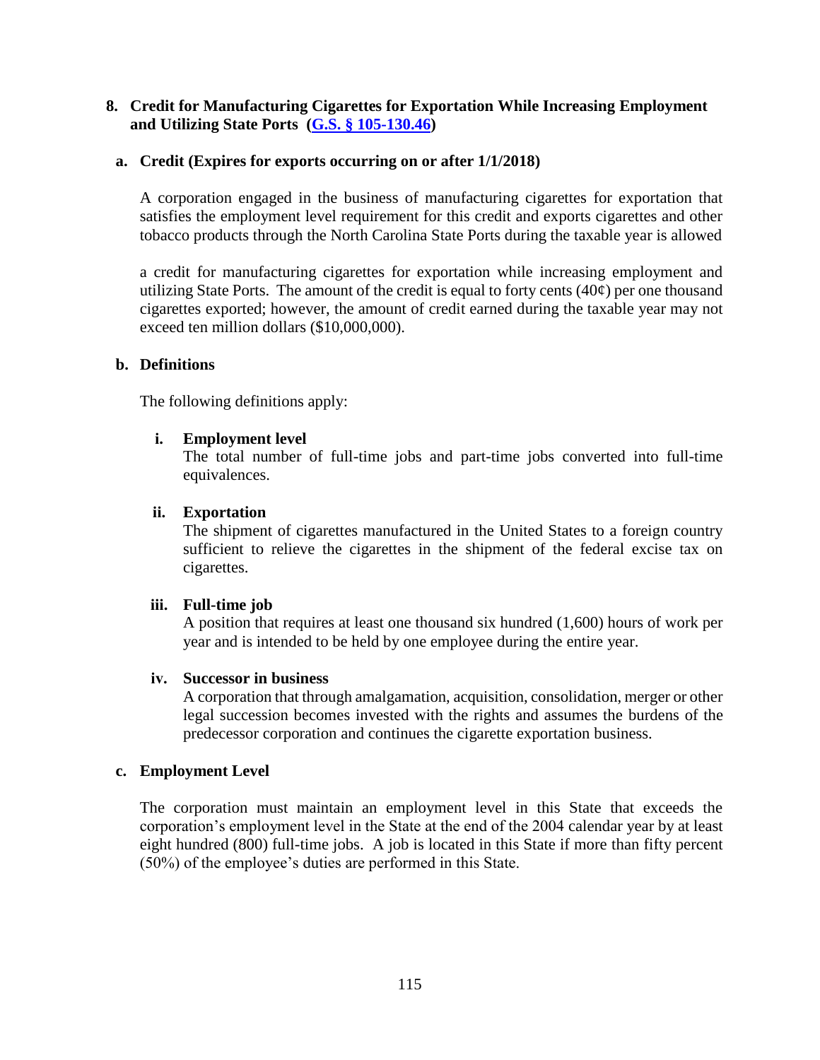## 8. Credit for Manufacturing Cigarettes for Exportation While Increasing Employment and Utilizing State Ports ([G.S. § 105-130.46])

### a. Credit (Expires for exports occurring on or after 1/1/2018)

A corporation engaged in the business of manufacturing cigarettes for exportation that satisfies the employment level requirement for this credit and exports cigarettes and other tobacco products through the North Carolina State Ports during the taxable year is allowed

a credit for manufacturing cigarettes for exportation while increasing employment and utilizing State Ports. The amount of the credit is equal to forty cents (40¢) per one thousand cigarettes exported; however, the amount of credit earned during the taxable year may not exceed ten million dollars ($10,000,000).

### b. Definitions

The following definitions apply:

**i. Employment level**
The total number of full-time jobs and part-time jobs converted into full-time equivalences.

**ii. Exportation**
The shipment of cigarettes manufactured in the United States to a foreign country sufficient to relieve the cigarettes in the shipment of the federal excise tax on cigarettes.

**iii. Full-time job**
A position that requires at least one thousand six hundred (1,600) hours of work per year and is intended to be held by one employee during the entire year.

**iv. Successor in business**
A corporation that through amalgamation, acquisition, consolidation, merger or other legal succession becomes invested with the rights and assumes the burdens of the predecessor corporation and continues the cigarette exportation business.

### c. Employment Level

The corporation must maintain an employment level in this State that exceeds the corporation's employment level in the State at the end of the 2004 calendar year by at least eight hundred (800) full-time jobs. A job is located in this State if more than fifty percent (50%) of the employee's duties are performed in this State.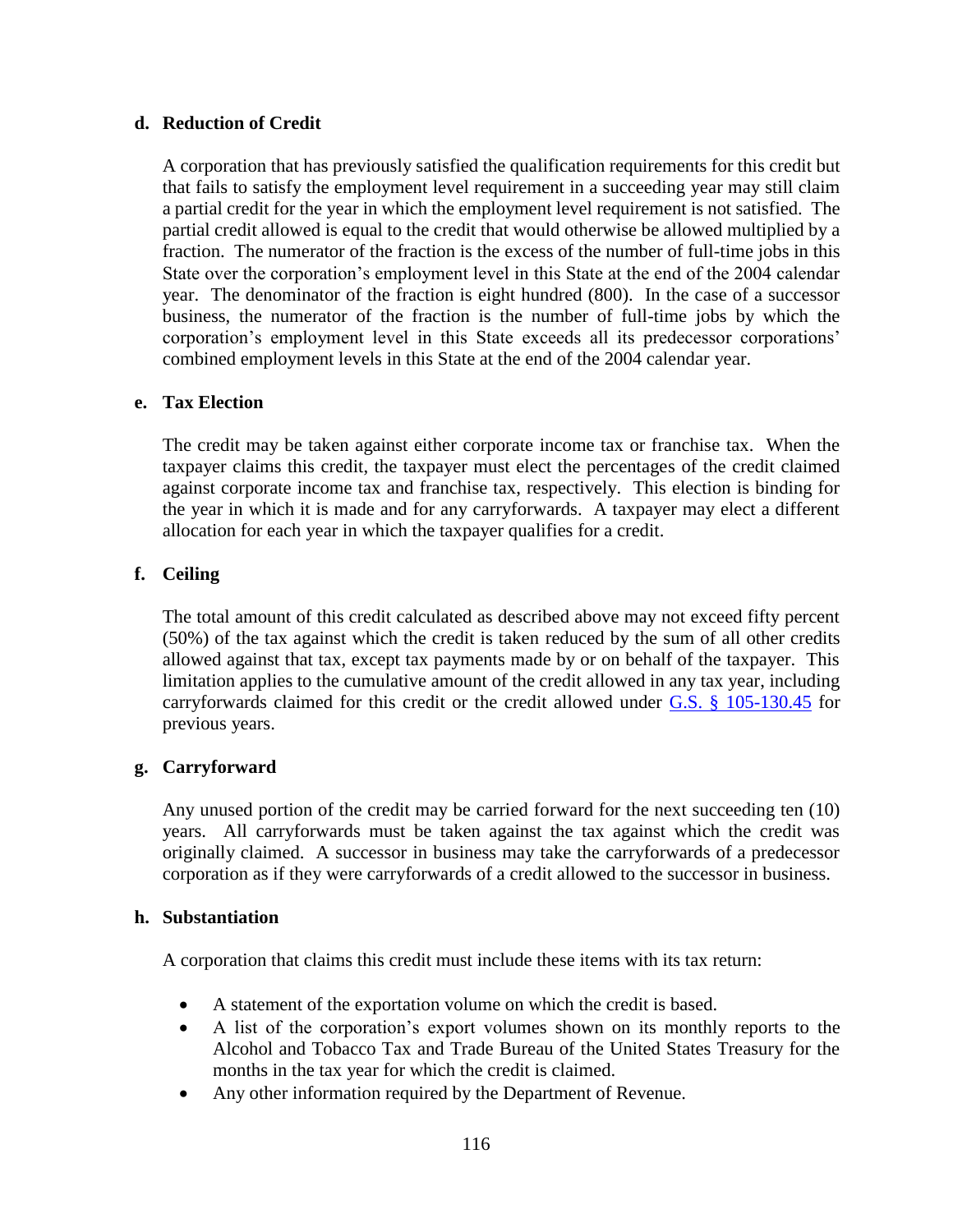#### d. Reduction of Credit

A corporation that has previously satisfied the qualification requirements for this credit but that fails to satisfy the employment level requirement in a succeeding year may still claim a partial credit for the year in which the employment level requirement is not satisfied. The partial credit allowed is equal to the credit that would otherwise be allowed multiplied by a fraction. The numerator of the fraction is the excess of the number of full-time jobs in this State over the corporation's employment level in this State at the end of the 2004 calendar year. The denominator of the fraction is eight hundred (800). In the case of a successor business, the numerator of the fraction is the number of full-time jobs by which the corporation's employment level in this State exceeds all its predecessor corporations' combined employment levels in this State at the end of the 2004 calendar year.

#### e. Tax Election

The credit may be taken against either corporate income tax or franchise tax. When the taxpayer claims this credit, the taxpayer must elect the percentages of the credit claimed against corporate income tax and franchise tax, respectively. This election is binding for the year in which it is made and for any carryforwards. A taxpayer may elect a different allocation for each year in which the taxpayer qualifies for a credit.

#### f. Ceiling

The total amount of this credit calculated as described above may not exceed fifty percent (50%) of the tax against which the credit is taken reduced by the sum of all other credits allowed against that tax, except tax payments made by or on behalf of the taxpayer. This limitation applies to the cumulative amount of the credit allowed in any tax year, including carryforwards claimed for this credit or the credit allowed under G.S. § 105-130.45 for previous years.

#### g. Carryforward

Any unused portion of the credit may be carried forward for the next succeeding ten (10) years. All carryforwards must be taken against the tax against which the credit was originally claimed. A successor in business may take the carryforwards of a predecessor corporation as if they were carryforwards of a credit allowed to the successor in business.

#### h. Substantiation

A corporation that claims this credit must include these items with its tax return:

- A statement of the exportation volume on which the credit is based.
- A list of the corporation's export volumes shown on its monthly reports to the Alcohol and Tobacco Tax and Trade Bureau of the United States Treasury for the months in the tax year for which the credit is claimed.
- Any other information required by the Department of Revenue.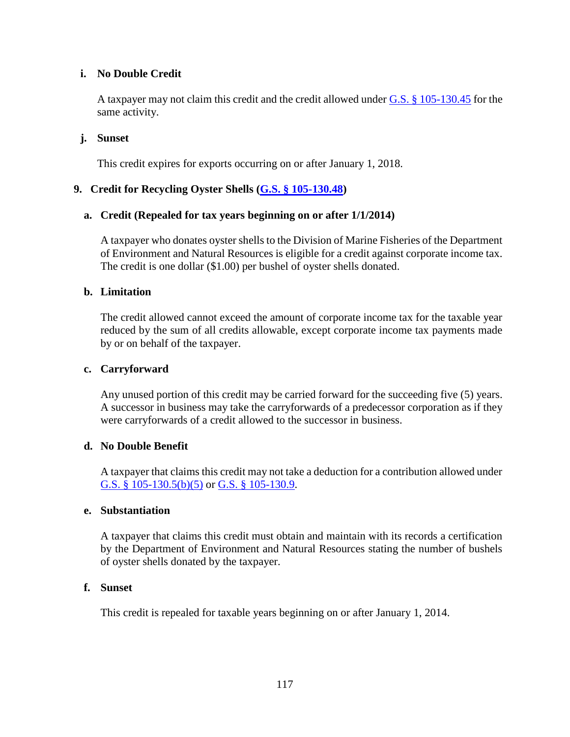#### i. No Double Credit

A taxpayer may not claim this credit and the credit allowed under G.S. § 105-130.45 for the same activity.

#### j. Sunset

This credit expires for exports occurring on or after January 1, 2018.

### 9. Credit for Recycling Oyster Shells (G.S. § 105-130.48)

#### a. Credit (Repealed for tax years beginning on or after 1/1/2014)

A taxpayer who donates oyster shells to the Division of Marine Fisheries of the Department of Environment and Natural Resources is eligible for a credit against corporate income tax. The credit is one dollar ($1.00) per bushel of oyster shells donated.

#### b. Limitation

The credit allowed cannot exceed the amount of corporate income tax for the taxable year reduced by the sum of all credits allowable, except corporate income tax payments made by or on behalf of the taxpayer.

#### c. Carryforward

Any unused portion of this credit may be carried forward for the succeeding five (5) years. A successor in business may take the carryforwards of a predecessor corporation as if they were carryforwards of a credit allowed to the successor in business.

#### d. No Double Benefit

A taxpayer that claims this credit may not take a deduction for a contribution allowed under G.S. § 105-130.5(b)(5) or G.S. § 105-130.9.

#### e. Substantiation

A taxpayer that claims this credit must obtain and maintain with its records a certification by the Department of Environment and Natural Resources stating the number of bushels of oyster shells donated by the taxpayer.

#### f. Sunset

This credit is repealed for taxable years beginning on or after January 1, 2014.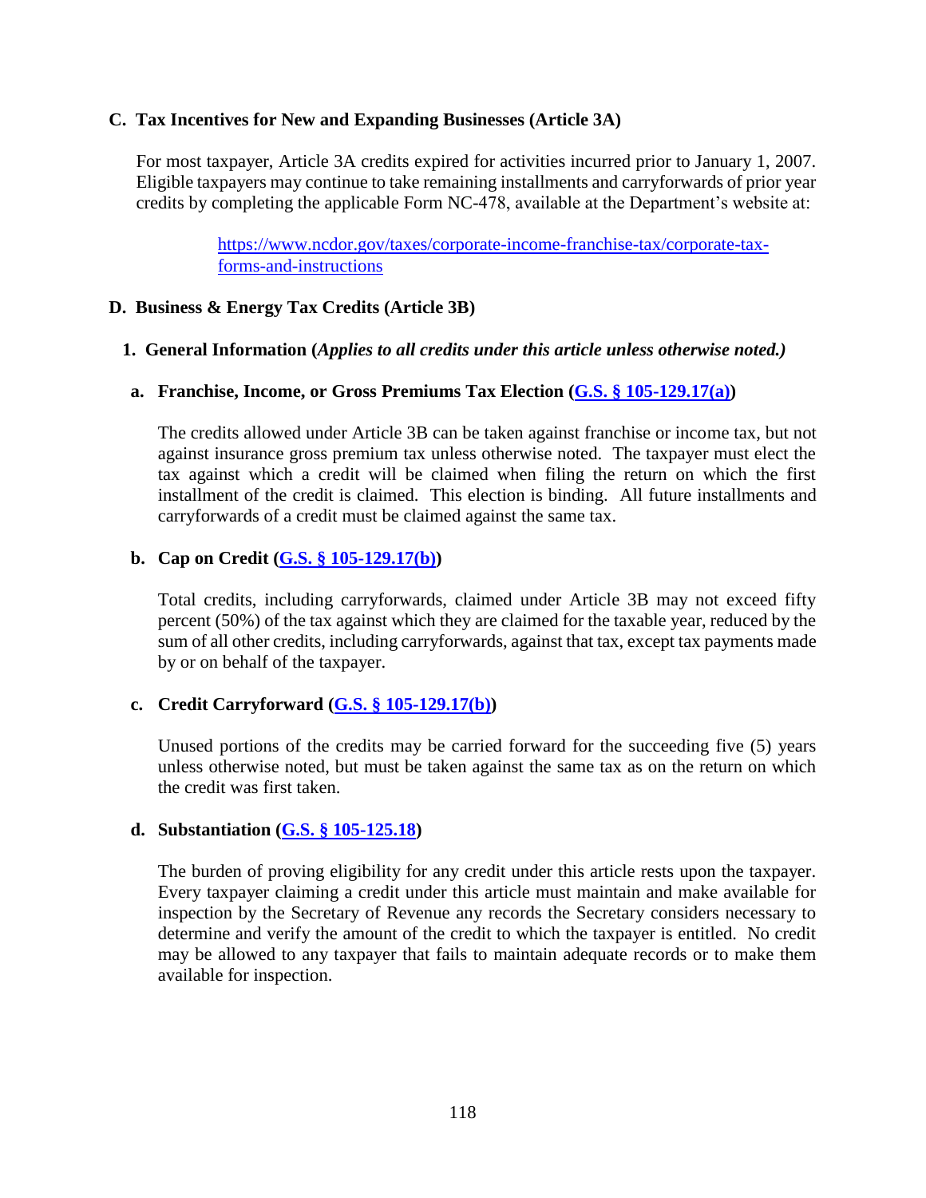## C. Tax Incentives for New and Expanding Businesses (Article 3A)

For most taxpayer, Article 3A credits expired for activities incurred prior to January 1, 2007. Eligible taxpayers may continue to take remaining installments and carryforwards of prior year credits by completing the applicable Form NC-478, available at the Department's website at:

> [https://www.ncdor.gov/taxes/corporate-income-franchise-tax/corporate-tax-forms-and-instructions](https://www.ncdor.gov/taxes/corporate-income-franchise-tax/corporate-tax-forms-and-instructions)

## D. Business & Energy Tax Credits (Article 3B)

### 1. General Information (*Applies to all credits under this article unless otherwise noted.)*

#### a. Franchise, Income, or Gross Premiums Tax Election (G.S. § 105-129.17(a))

The credits allowed under Article 3B can be taken against franchise or income tax, but not against insurance gross premium tax unless otherwise noted. The taxpayer must elect the tax against which a credit will be claimed when filing the return on which the first installment of the credit is claimed. This election is binding. All future installments and carryforwards of a credit must be claimed against the same tax.

#### b. Cap on Credit (G.S. § 105-129.17(b))

Total credits, including carryforwards, claimed under Article 3B may not exceed fifty percent (50%) of the tax against which they are claimed for the taxable year, reduced by the sum of all other credits, including carryforwards, against that tax, except tax payments made by or on behalf of the taxpayer.

#### c. Credit Carryforward (G.S. § 105-129.17(b))

Unused portions of the credits may be carried forward for the succeeding five (5) years unless otherwise noted, but must be taken against the same tax as on the return on which the credit was first taken.

#### d. Substantiation (G.S. § 105-125.18)

The burden of proving eligibility for any credit under this article rests upon the taxpayer. Every taxpayer claiming a credit under this article must maintain and make available for inspection by the Secretary of Revenue any records the Secretary considers necessary to determine and verify the amount of the credit to which the taxpayer is entitled. No credit may be allowed to any taxpayer that fails to maintain adequate records or to make them available for inspection.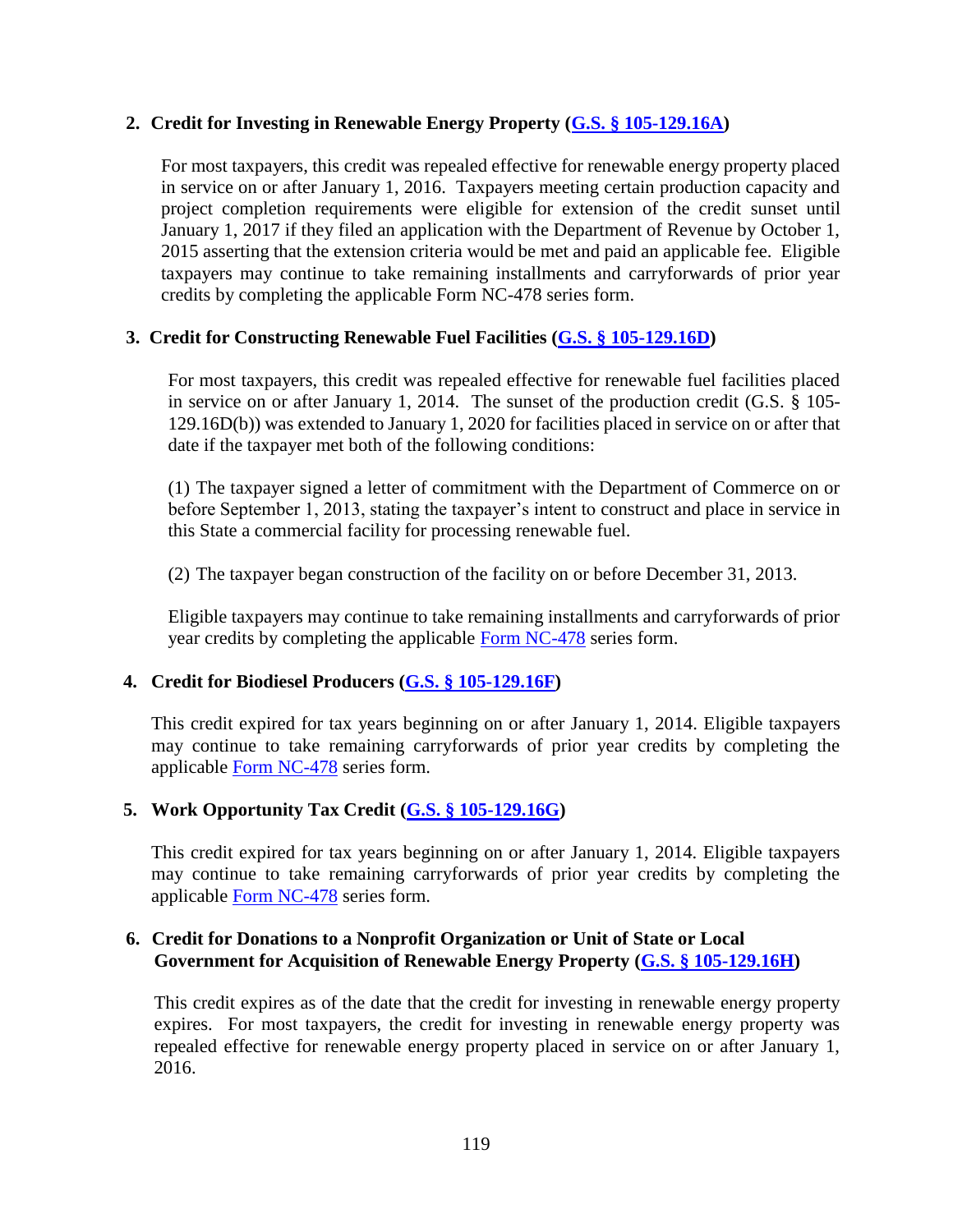**2. Credit for Investing in Renewable Energy Property ([G.S. § 105-129.16A](#))**

For most taxpayers, this credit was repealed effective for renewable energy property placed in service on or after January 1, 2016. Taxpayers meeting certain production capacity and project completion requirements were eligible for extension of the credit sunset until January 1, 2017 if they filed an application with the Department of Revenue by October 1, 2015 asserting that the extension criteria would be met and paid an applicable fee. Eligible taxpayers may continue to take remaining installments and carryforwards of prior year credits by completing the applicable Form NC-478 series form.

**3. Credit for Constructing Renewable Fuel Facilities ([G.S. § 105-129.16D](#))**

For most taxpayers, this credit was repealed effective for renewable fuel facilities placed in service on or after January 1, 2014. The sunset of the production credit (G.S. § 105-129.16D(b)) was extended to January 1, 2020 for facilities placed in service on or after that date if the taxpayer met both of the following conditions:

(1) The taxpayer signed a letter of commitment with the Department of Commerce on or before September 1, 2013, stating the taxpayer's intent to construct and place in service in this State a commercial facility for processing renewable fuel.

(2) The taxpayer began construction of the facility on or before December 31, 2013.

Eligible taxpayers may continue to take remaining installments and carryforwards of prior year credits by completing the applicable [Form NC-478](#) series form.

**4. Credit for Biodiesel Producers ([G.S. § 105-129.16F](#))**

This credit expired for tax years beginning on or after January 1, 2014. Eligible taxpayers may continue to take remaining carryforwards of prior year credits by completing the applicable [Form NC-478](#) series form.

**5. Work Opportunity Tax Credit ([G.S. § 105-129.16G](#))**

This credit expired for tax years beginning on or after January 1, 2014. Eligible taxpayers may continue to take remaining carryforwards of prior year credits by completing the applicable [Form NC-478](#) series form.

**6. Credit for Donations to a Nonprofit Organization or Unit of State or Local Government for Acquisition of Renewable Energy Property ([G.S. § 105-129.16H](#))**

This credit expires as of the date that the credit for investing in renewable energy property expires. For most taxpayers, the credit for investing in renewable energy property was repealed effective for renewable energy property placed in service on or after January 1, 2016.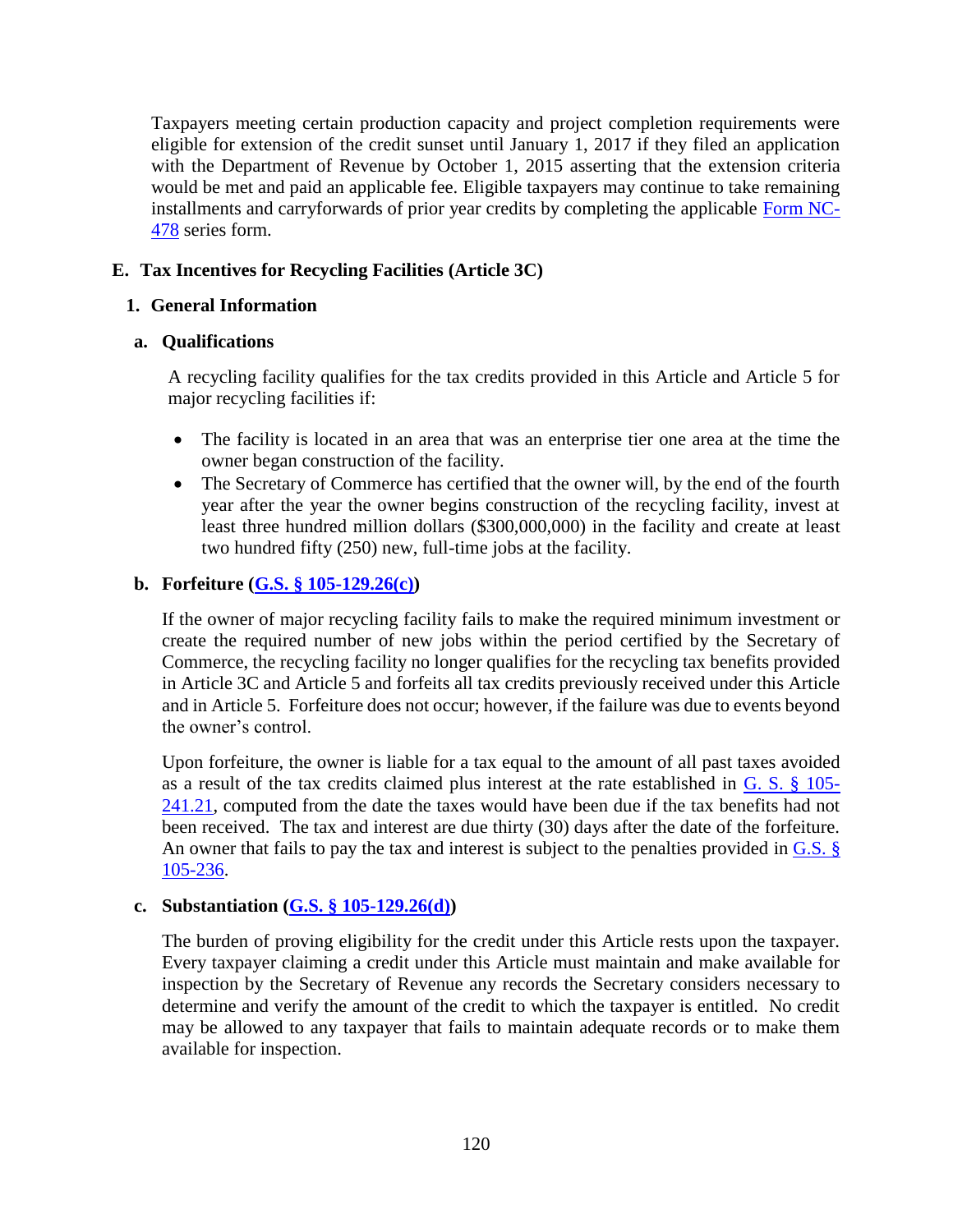Taxpayers meeting certain production capacity and project completion requirements were eligible for extension of the credit sunset until January 1, 2017 if they filed an application with the Department of Revenue by October 1, 2015 asserting that the extension criteria would be met and paid an applicable fee. Eligible taxpayers may continue to take remaining installments and carryforwards of prior year credits by completing the applicable Form NC-478 series form.

## E. Tax Incentives for Recycling Facilities (Article 3C)

### 1. General Information

#### a. Qualifications

A recycling facility qualifies for the tax credits provided in this Article and Article 5 for major recycling facilities if:

- The facility is located in an area that was an enterprise tier one area at the time the owner began construction of the facility.
- The Secretary of Commerce has certified that the owner will, by the end of the fourth year after the year the owner begins construction of the recycling facility, invest at least three hundred million dollars ($300,000,000) in the facility and create at least two hundred fifty (250) new, full-time jobs at the facility.

#### b. Forfeiture (G.S. § 105-129.26(c))

If the owner of major recycling facility fails to make the required minimum investment or create the required number of new jobs within the period certified by the Secretary of Commerce, the recycling facility no longer qualifies for the recycling tax benefits provided in Article 3C and Article 5 and forfeits all tax credits previously received under this Article and in Article 5. Forfeiture does not occur; however, if the failure was due to events beyond the owner's control.

Upon forfeiture, the owner is liable for a tax equal to the amount of all past taxes avoided as a result of the tax credits claimed plus interest at the rate established in G. S. § 105-241.21, computed from the date the taxes would have been due if the tax benefits had not been received. The tax and interest are due thirty (30) days after the date of the forfeiture. An owner that fails to pay the tax and interest is subject to the penalties provided in G.S. § 105-236.

#### c. Substantiation (G.S. § 105-129.26(d))

The burden of proving eligibility for the credit under this Article rests upon the taxpayer. Every taxpayer claiming a credit under this Article must maintain and make available for inspection by the Secretary of Revenue any records the Secretary considers necessary to determine and verify the amount of the credit to which the taxpayer is entitled. No credit may be allowed to any taxpayer that fails to maintain adequate records or to make them available for inspection.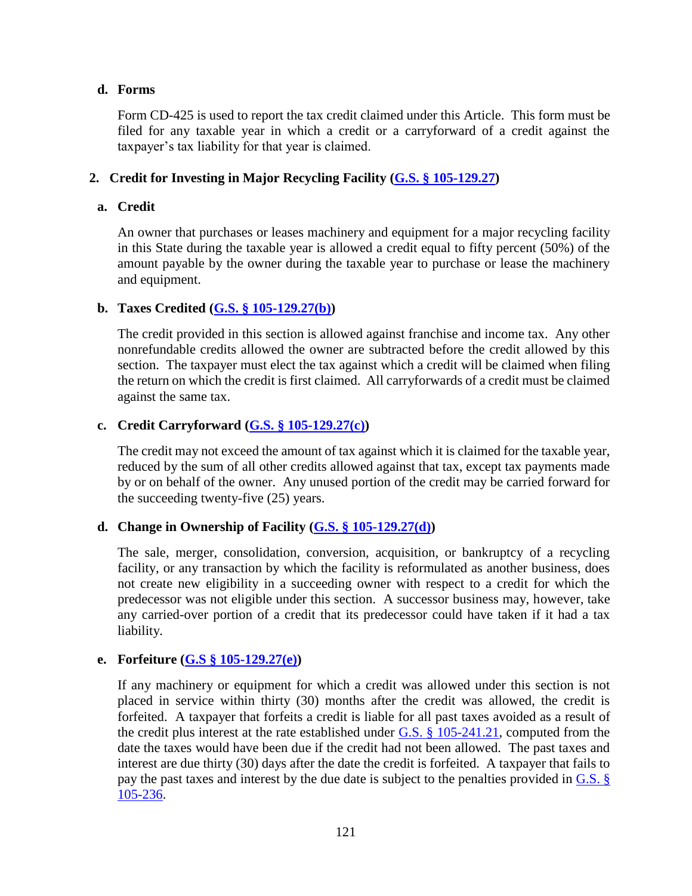#### d. Forms

Form CD-425 is used to report the tax credit claimed under this Article. This form must be filed for any taxable year in which a credit or a carryforward of a credit against the taxpayer's tax liability for that year is claimed.

### 2. Credit for Investing in Major Recycling Facility (G.S. § 105-129.27)

#### a. Credit

An owner that purchases or leases machinery and equipment for a major recycling facility in this State during the taxable year is allowed a credit equal to fifty percent (50%) of the amount payable by the owner during the taxable year to purchase or lease the machinery and equipment.

#### b. Taxes Credited (G.S. § 105-129.27(b))

The credit provided in this section is allowed against franchise and income tax. Any other nonrefundable credits allowed the owner are subtracted before the credit allowed by this section. The taxpayer must elect the tax against which a credit will be claimed when filing the return on which the credit is first claimed. All carryforwards of a credit must be claimed against the same tax.

#### c. Credit Carryforward (G.S. § 105-129.27(c))

The credit may not exceed the amount of tax against which it is claimed for the taxable year, reduced by the sum of all other credits allowed against that tax, except tax payments made by or on behalf of the owner. Any unused portion of the credit may be carried forward for the succeeding twenty-five (25) years.

#### d. Change in Ownership of Facility (G.S. § 105-129.27(d))

The sale, merger, consolidation, conversion, acquisition, or bankruptcy of a recycling facility, or any transaction by which the facility is reformulated as another business, does not create new eligibility in a succeeding owner with respect to a credit for which the predecessor was not eligible under this section. A successor business may, however, take any carried-over portion of a credit that its predecessor could have taken if it had a tax liability.

#### e. Forfeiture (G.S § 105-129.27(e))

If any machinery or equipment for which a credit was allowed under this section is not placed in service within thirty (30) months after the credit was allowed, the credit is forfeited. A taxpayer that forfeits a credit is liable for all past taxes avoided as a result of the credit plus interest at the rate established under G.S. § 105-241.21, computed from the date the taxes would have been due if the credit had not been allowed. The past taxes and interest are due thirty (30) days after the date the credit is forfeited. A taxpayer that fails to pay the past taxes and interest by the due date is subject to the penalties provided in G.S. § 105-236.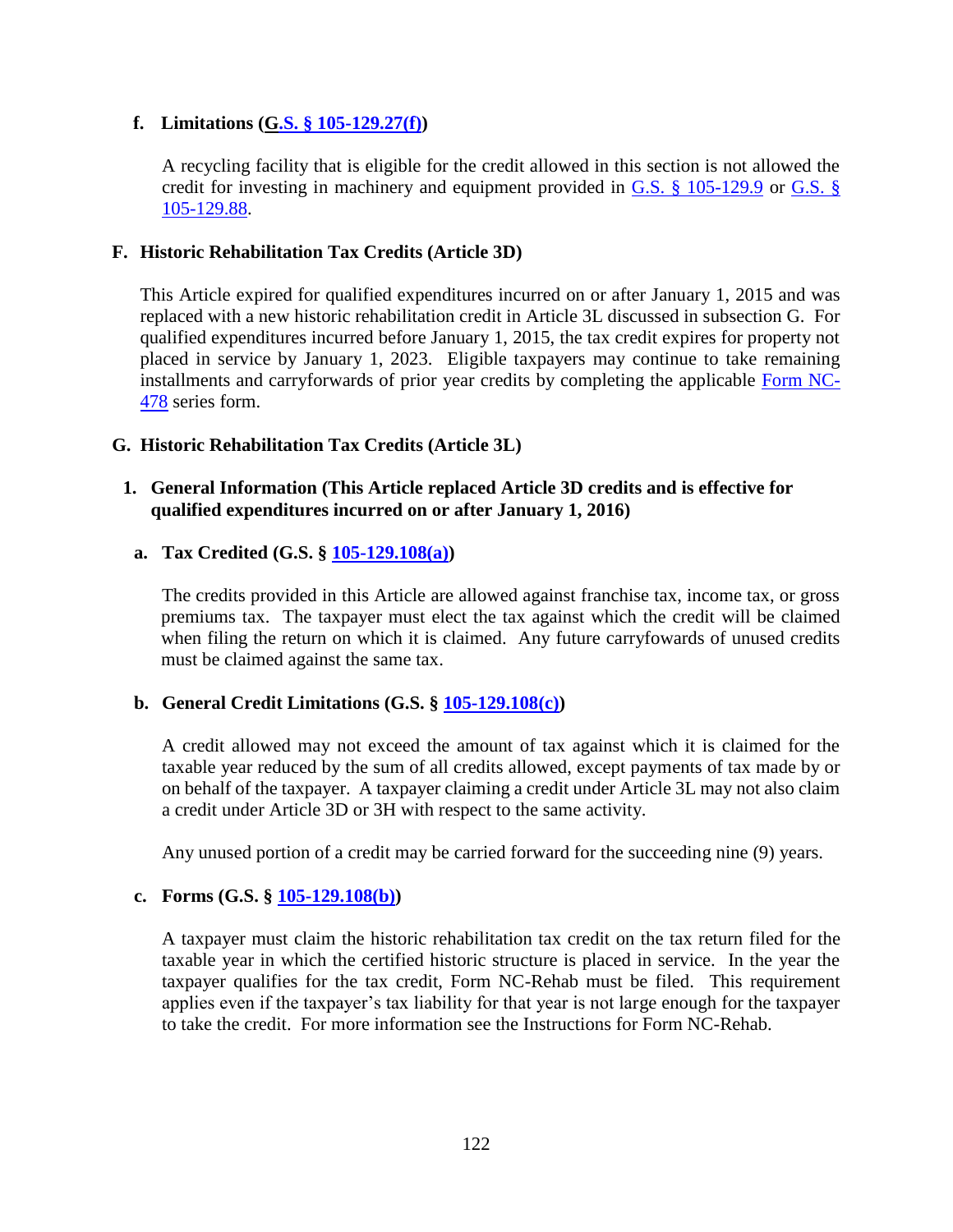#### f. Limitations (G.S. § 105-129.27(f))

A recycling facility that is eligible for the credit allowed in this section is not allowed the credit for investing in machinery and equipment provided in G.S. § 105-129.9 or G.S. § 105-129.88.

## F. Historic Rehabilitation Tax Credits (Article 3D)

This Article expired for qualified expenditures incurred on or after January 1, 2015 and was replaced with a new historic rehabilitation credit in Article 3L discussed in subsection G. For qualified expenditures incurred before January 1, 2015, the tax credit expires for property not placed in service by January 1, 2023. Eligible taxpayers may continue to take remaining installments and carryforwards of prior year credits by completing the applicable Form NC-478 series form.

## G. Historic Rehabilitation Tax Credits (Article 3L)

### 1. General Information (This Article replaced Article 3D credits and is effective for qualified expenditures incurred on or after January 1, 2016)

#### a. Tax Credited (G.S. § 105-129.108(a))

The credits provided in this Article are allowed against franchise tax, income tax, or gross premiums tax. The taxpayer must elect the tax against which the credit will be claimed when filing the return on which it is claimed. Any future carryfowards of unused credits must be claimed against the same tax.

#### b. General Credit Limitations (G.S. § 105-129.108(c))

A credit allowed may not exceed the amount of tax against which it is claimed for the taxable year reduced by the sum of all credits allowed, except payments of tax made by or on behalf of the taxpayer. A taxpayer claiming a credit under Article 3L may not also claim a credit under Article 3D or 3H with respect to the same activity.

Any unused portion of a credit may be carried forward for the succeeding nine (9) years.

#### c. Forms (G.S. § 105-129.108(b))

A taxpayer must claim the historic rehabilitation tax credit on the tax return filed for the taxable year in which the certified historic structure is placed in service. In the year the taxpayer qualifies for the tax credit, Form NC-Rehab must be filed. This requirement applies even if the taxpayer's tax liability for that year is not large enough for the taxpayer to take the credit. For more information see the Instructions for Form NC-Rehab.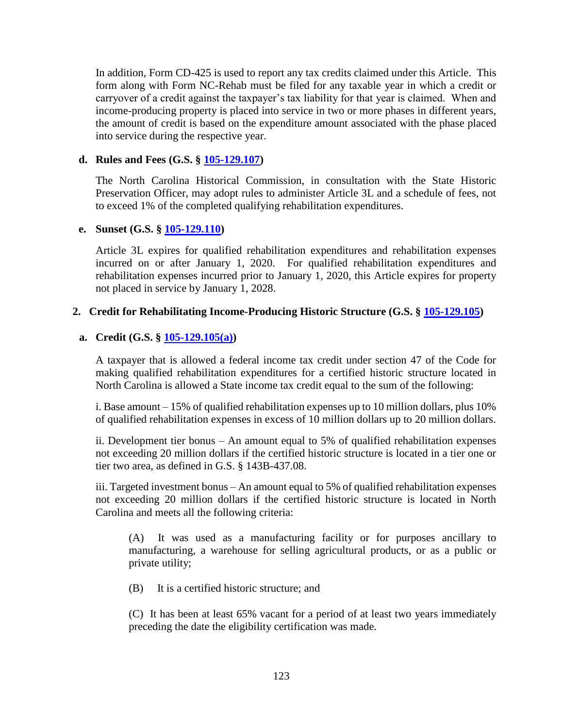In addition, Form CD-425 is used to report any tax credits claimed under this Article. This form along with Form NC-Rehab must be filed for any taxable year in which a credit or carryover of a credit against the taxpayer's tax liability for that year is claimed. When and income-producing property is placed into service in two or more phases in different years, the amount of credit is based on the expenditure amount associated with the phase placed into service during the respective year.

#### d. Rules and Fees (G.S. § [105-129.107](#))

The North Carolina Historical Commission, in consultation with the State Historic Preservation Officer, may adopt rules to administer Article 3L and a schedule of fees, not to exceed 1% of the completed qualifying rehabilitation expenditures.

#### e. Sunset (G.S. § [105-129.110](#))

Article 3L expires for qualified rehabilitation expenditures and rehabilitation expenses incurred on or after January 1, 2020. For qualified rehabilitation expenditures and rehabilitation expenses incurred prior to January 1, 2020, this Article expires for property not placed in service by January 1, 2028.

### 2. Credit for Rehabilitating Income-Producing Historic Structure (G.S. § [105-129.105](#))

#### a. Credit (G.S. § [105-129.105(a)](#))

A taxpayer that is allowed a federal income tax credit under section 47 of the Code for making qualified rehabilitation expenditures for a certified historic structure located in North Carolina is allowed a State income tax credit equal to the sum of the following:

i. Base amount – 15% of qualified rehabilitation expenses up to 10 million dollars, plus 10% of qualified rehabilitation expenses in excess of 10 million dollars up to 20 million dollars.

ii. Development tier bonus – An amount equal to 5% of qualified rehabilitation expenses not exceeding 20 million dollars if the certified historic structure is located in a tier one or tier two area, as defined in G.S. § 143B-437.08.

iii. Targeted investment bonus – An amount equal to 5% of qualified rehabilitation expenses not exceeding 20 million dollars if the certified historic structure is located in North Carolina and meets all the following criteria:

> (A) It was used as a manufacturing facility or for purposes ancillary to manufacturing, a warehouse for selling agricultural products, or as a public or private utility;
>
> (B) It is a certified historic structure; and
>
> (C) It has been at least 65% vacant for a period of at least two years immediately preceding the date the eligibility certification was made.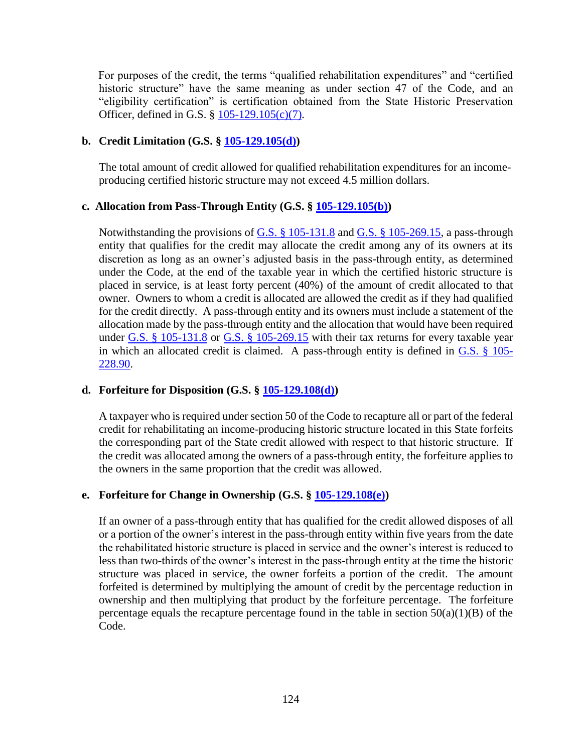For purposes of the credit, the terms "qualified rehabilitation expenditures" and "certified historic structure" have the same meaning as under section 47 of the Code, and an "eligibility certification" is certification obtained from the State Historic Preservation Officer, defined in G.S. § 105-129.105(c)(7).

**b. Credit Limitation (G.S. § 105-129.105(d))**

The total amount of credit allowed for qualified rehabilitation expenditures for an income-producing certified historic structure may not exceed 4.5 million dollars.

**c. Allocation from Pass-Through Entity (G.S. § 105-129.105(b))**

Notwithstanding the provisions of G.S. § 105-131.8 and G.S. § 105-269.15, a pass-through entity that qualifies for the credit may allocate the credit among any of its owners at its discretion as long as an owner's adjusted basis in the pass-through entity, as determined under the Code, at the end of the taxable year in which the certified historic structure is placed in service, is at least forty percent (40%) of the amount of credit allocated to that owner. Owners to whom a credit is allocated are allowed the credit as if they had qualified for the credit directly. A pass-through entity and its owners must include a statement of the allocation made by the pass-through entity and the allocation that would have been required under G.S. § 105-131.8 or G.S. § 105-269.15 with their tax returns for every taxable year in which an allocated credit is claimed. A pass-through entity is defined in G.S. § 105-228.90.

**d. Forfeiture for Disposition (G.S. § 105-129.108(d))**

A taxpayer who is required under section 50 of the Code to recapture all or part of the federal credit for rehabilitating an income-producing historic structure located in this State forfeits the corresponding part of the State credit allowed with respect to that historic structure. If the credit was allocated among the owners of a pass-through entity, the forfeiture applies to the owners in the same proportion that the credit was allowed.

**e. Forfeiture for Change in Ownership (G.S. § 105-129.108(e))**

If an owner of a pass-through entity that has qualified for the credit allowed disposes of all or a portion of the owner's interest in the pass-through entity within five years from the date the rehabilitated historic structure is placed in service and the owner's interest is reduced to less than two-thirds of the owner's interest in the pass-through entity at the time the historic structure was placed in service, the owner forfeits a portion of the credit. The amount forfeited is determined by multiplying the amount of credit by the percentage reduction in ownership and then multiplying that product by the forfeiture percentage. The forfeiture percentage equals the recapture percentage found in the table in section 50(a)(1)(B) of the Code.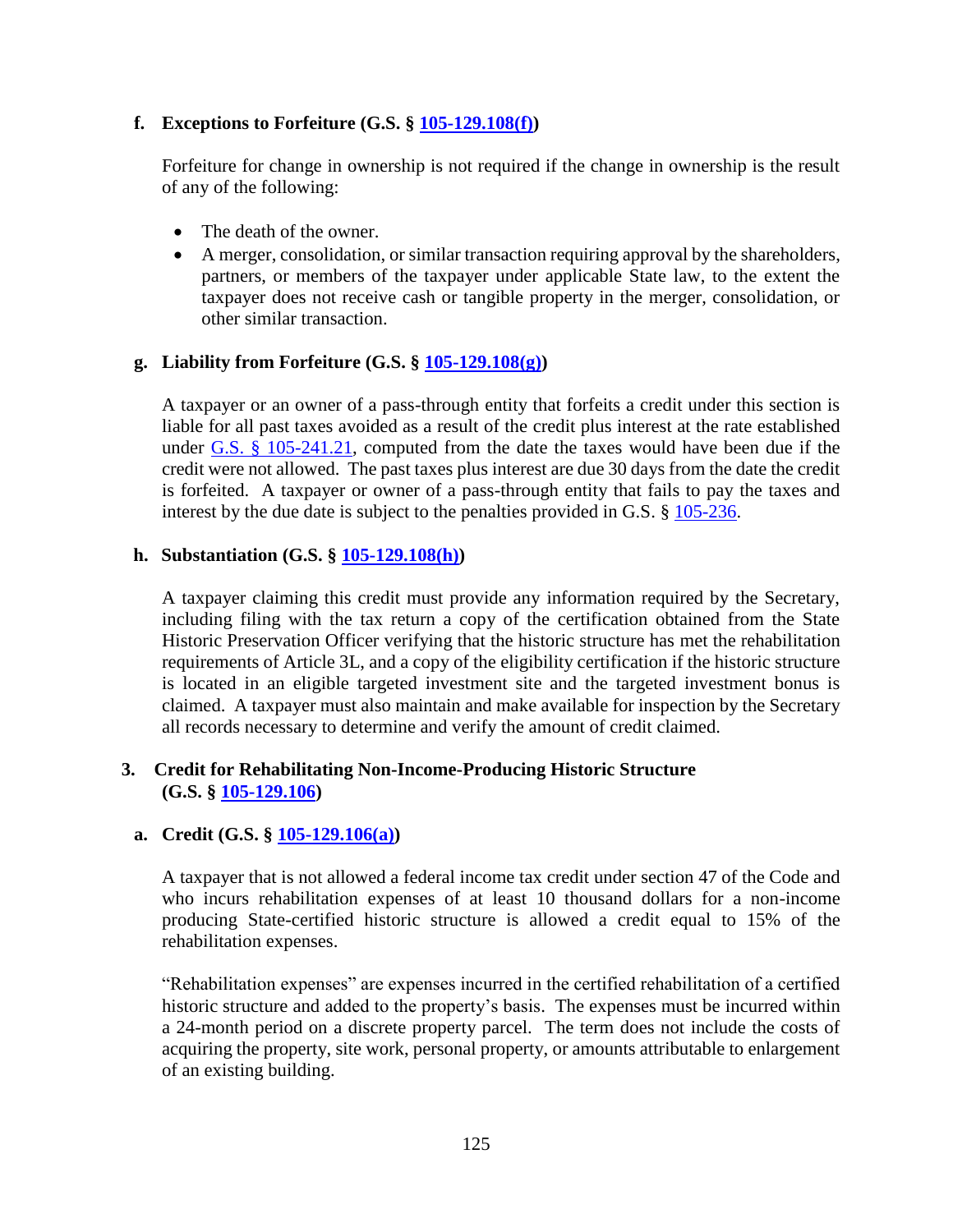#### f. Exceptions to Forfeiture (G.S. § 105-129.108(f))

Forfeiture for change in ownership is not required if the change in ownership is the result of any of the following:

- The death of the owner.
- A merger, consolidation, or similar transaction requiring approval by the shareholders, partners, or members of the taxpayer under applicable State law, to the extent the taxpayer does not receive cash or tangible property in the merger, consolidation, or other similar transaction.

#### g. Liability from Forfeiture (G.S. § 105-129.108(g))

A taxpayer or an owner of a pass-through entity that forfeits a credit under this section is liable for all past taxes avoided as a result of the credit plus interest at the rate established under G.S. § 105-241.21, computed from the date the taxes would have been due if the credit were not allowed. The past taxes plus interest are due 30 days from the date the credit is forfeited. A taxpayer or owner of a pass-through entity that fails to pay the taxes and interest by the due date is subject to the penalties provided in G.S. § 105-236.

#### h. Substantiation (G.S. § 105-129.108(h))

A taxpayer claiming this credit must provide any information required by the Secretary, including filing with the tax return a copy of the certification obtained from the State Historic Preservation Officer verifying that the historic structure has met the rehabilitation requirements of Article 3L, and a copy of the eligibility certification if the historic structure is located in an eligible targeted investment site and the targeted investment bonus is claimed. A taxpayer must also maintain and make available for inspection by the Secretary all records necessary to determine and verify the amount of credit claimed.

### 3. Credit for Rehabilitating Non-Income-Producing Historic Structure (G.S. § 105-129.106)

#### a. Credit (G.S. § 105-129.106(a))

A taxpayer that is not allowed a federal income tax credit under section 47 of the Code and who incurs rehabilitation expenses of at least 10 thousand dollars for a non-income producing State-certified historic structure is allowed a credit equal to 15% of the rehabilitation expenses.

"Rehabilitation expenses" are expenses incurred in the certified rehabilitation of a certified historic structure and added to the property's basis. The expenses must be incurred within a 24-month period on a discrete property parcel. The term does not include the costs of acquiring the property, site work, personal property, or amounts attributable to enlargement of an existing building.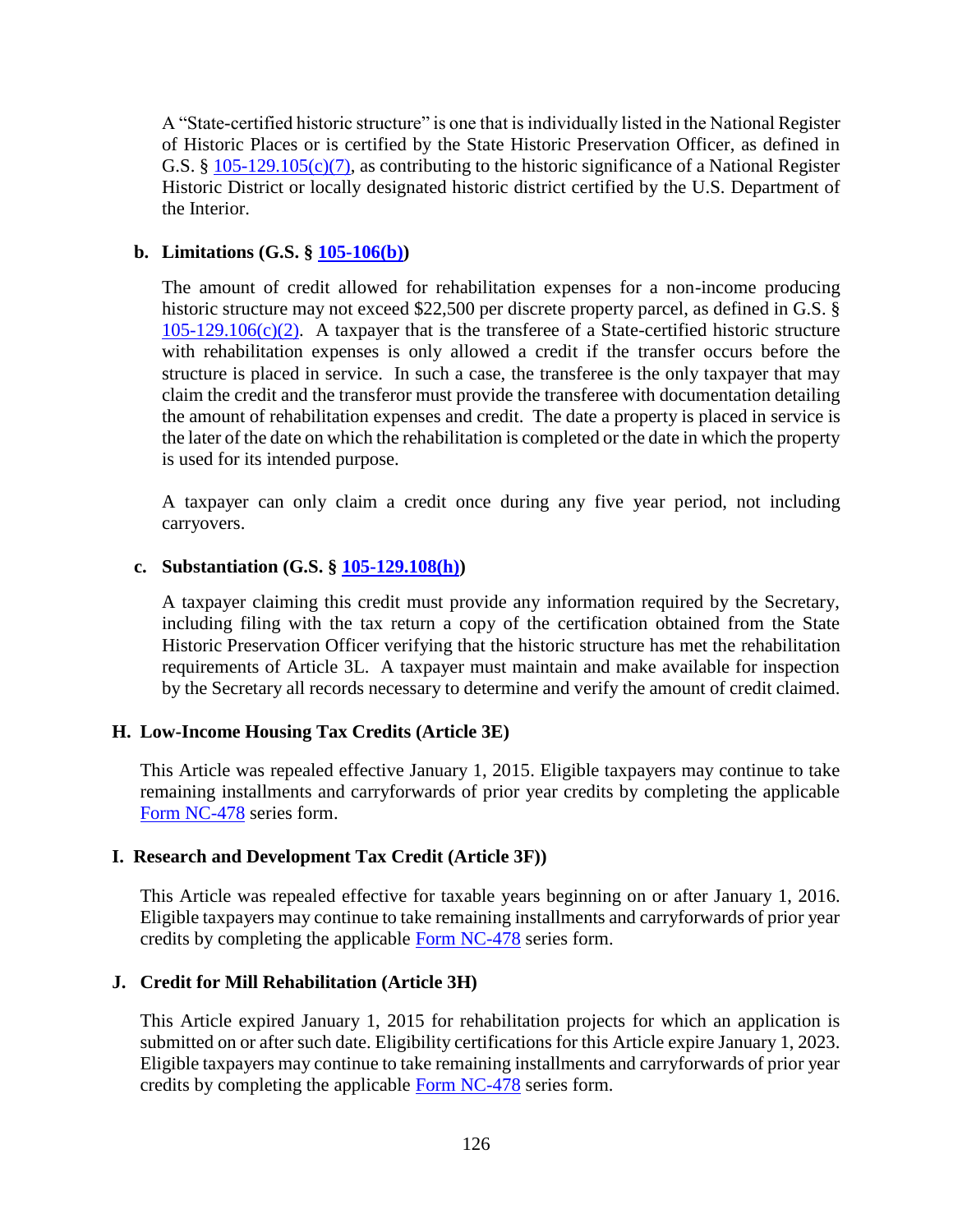A "State-certified historic structure" is one that is individually listed in the National Register of Historic Places or is certified by the State Historic Preservation Officer, as defined in G.S. § 105-129.105(c)(7), as contributing to the historic significance of a National Register Historic District or locally designated historic district certified by the U.S. Department of the Interior.

**b. Limitations (G.S. § 105-106(b))**

The amount of credit allowed for rehabilitation expenses for a non-income producing historic structure may not exceed $22,500 per discrete property parcel, as defined in G.S. § 105-129.106(c)(2). A taxpayer that is the transferee of a State-certified historic structure with rehabilitation expenses is only allowed a credit if the transfer occurs before the structure is placed in service. In such a case, the transferee is the only taxpayer that may claim the credit and the transferor must provide the transferee with documentation detailing the amount of rehabilitation expenses and credit. The date a property is placed in service is the later of the date on which the rehabilitation is completed or the date in which the property is used for its intended purpose.

A taxpayer can only claim a credit once during any five year period, not including carryovers.

**c. Substantiation (G.S. § 105-129.108(h))**

A taxpayer claiming this credit must provide any information required by the Secretary, including filing with the tax return a copy of the certification obtained from the State Historic Preservation Officer verifying that the historic structure has met the rehabilitation requirements of Article 3L. A taxpayer must maintain and make available for inspection by the Secretary all records necessary to determine and verify the amount of credit claimed.

**H. Low-Income Housing Tax Credits (Article 3E)**

This Article was repealed effective January 1, 2015. Eligible taxpayers may continue to take remaining installments and carryforwards of prior year credits by completing the applicable Form NC-478 series form.

**I. Research and Development Tax Credit (Article 3F))**

This Article was repealed effective for taxable years beginning on or after January 1, 2016. Eligible taxpayers may continue to take remaining installments and carryforwards of prior year credits by completing the applicable Form NC-478 series form.

**J. Credit for Mill Rehabilitation (Article 3H)**

This Article expired January 1, 2015 for rehabilitation projects for which an application is submitted on or after such date. Eligibility certifications for this Article expire January 1, 2023. Eligible taxpayers may continue to take remaining installments and carryforwards of prior year credits by completing the applicable Form NC-478 series form.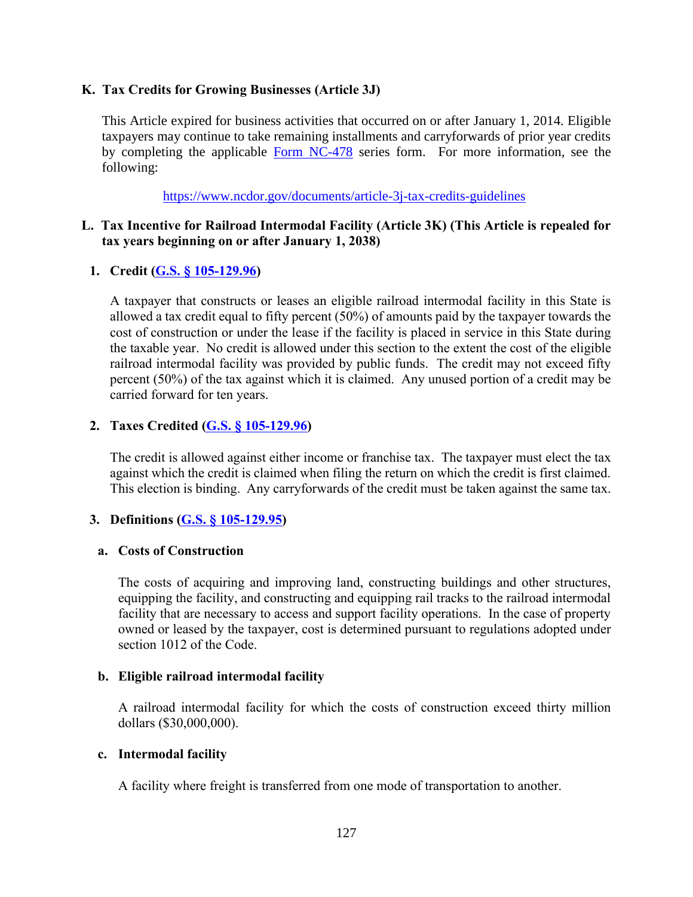### K. Tax Credits for Growing Businesses (Article 3J)

This Article expired for business activities that occurred on or after January 1, 2014. Eligible taxpayers may continue to take remaining installments and carryforwards of prior year credits by completing the applicable Form NC-478 series form. For more information, see the following:

https://www.ncdor.gov/documents/article-3j-tax-credits-guidelines

### L. Tax Incentive for Railroad Intermodal Facility (Article 3K) (This Article is repealed for tax years beginning on or after January 1, 2038)

#### 1. Credit (G.S. § 105-129.96)

A taxpayer that constructs or leases an eligible railroad intermodal facility in this State is allowed a tax credit equal to fifty percent (50%) of amounts paid by the taxpayer towards the cost of construction or under the lease if the facility is placed in service in this State during the taxable year. No credit is allowed under this section to the extent the cost of the eligible railroad intermodal facility was provided by public funds. The credit may not exceed fifty percent (50%) of the tax against which it is claimed. Any unused portion of a credit may be carried forward for ten years.

#### 2. Taxes Credited (G.S. § 105-129.96)

The credit is allowed against either income or franchise tax. The taxpayer must elect the tax against which the credit is claimed when filing the return on which the credit is first claimed. This election is binding. Any carryforwards of the credit must be taken against the same tax.

#### 3. Definitions (G.S. § 105-129.95)

##### a. Costs of Construction

The costs of acquiring and improving land, constructing buildings and other structures, equipping the facility, and constructing and equipping rail tracks to the railroad intermodal facility that are necessary to access and support facility operations. In the case of property owned or leased by the taxpayer, cost is determined pursuant to regulations adopted under section 1012 of the Code.

##### b. Eligible railroad intermodal facility

A railroad intermodal facility for which the costs of construction exceed thirty million dollars ($30,000,000).

##### c. Intermodal facility

A facility where freight is transferred from one mode of transportation to another.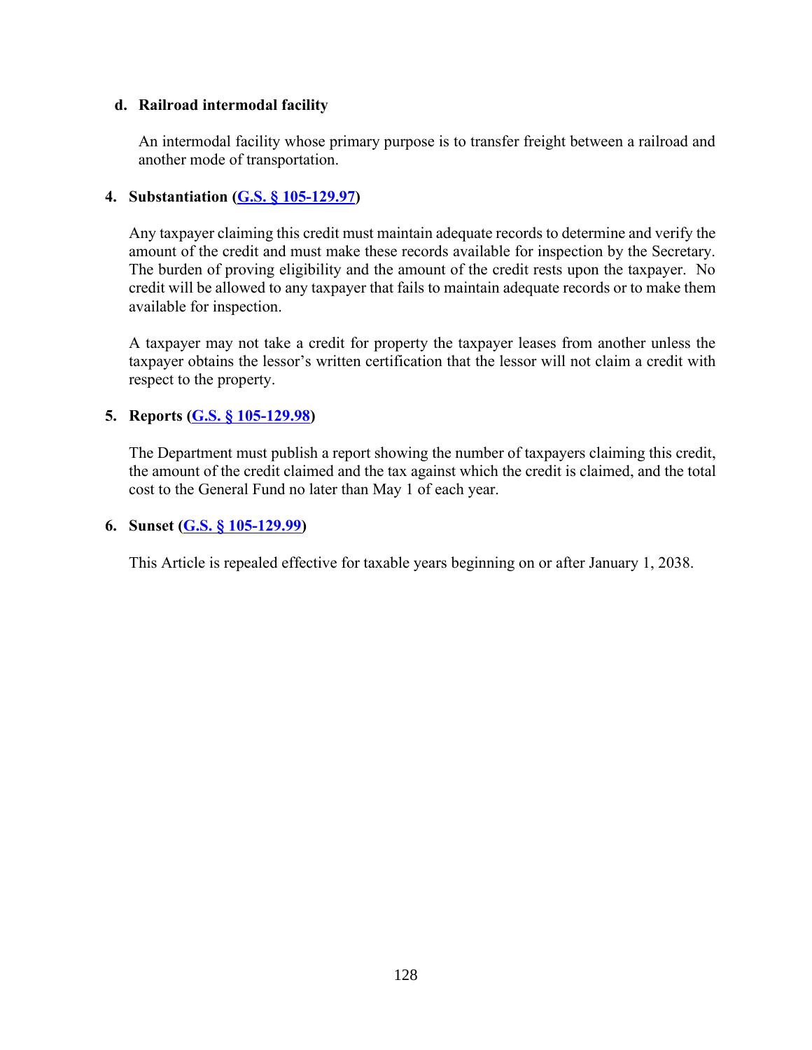**d. Railroad intermodal facility**

An intermodal facility whose primary purpose is to transfer freight between a railroad and another mode of transportation.

**4. Substantiation (G.S. § 105-129.97)**

Any taxpayer claiming this credit must maintain adequate records to determine and verify the amount of the credit and must make these records available for inspection by the Secretary. The burden of proving eligibility and the amount of the credit rests upon the taxpayer. No credit will be allowed to any taxpayer that fails to maintain adequate records or to make them available for inspection.

A taxpayer may not take a credit for property the taxpayer leases from another unless the taxpayer obtains the lessor's written certification that the lessor will not claim a credit with respect to the property.

**5. Reports (G.S. § 105-129.98)**

The Department must publish a report showing the number of taxpayers claiming this credit, the amount of the credit claimed and the tax against which the credit is claimed, and the total cost to the General Fund no later than May 1 of each year.

**6. Sunset (G.S. § 105-129.99)**

This Article is repealed effective for taxable years beginning on or after January 1, 2038.